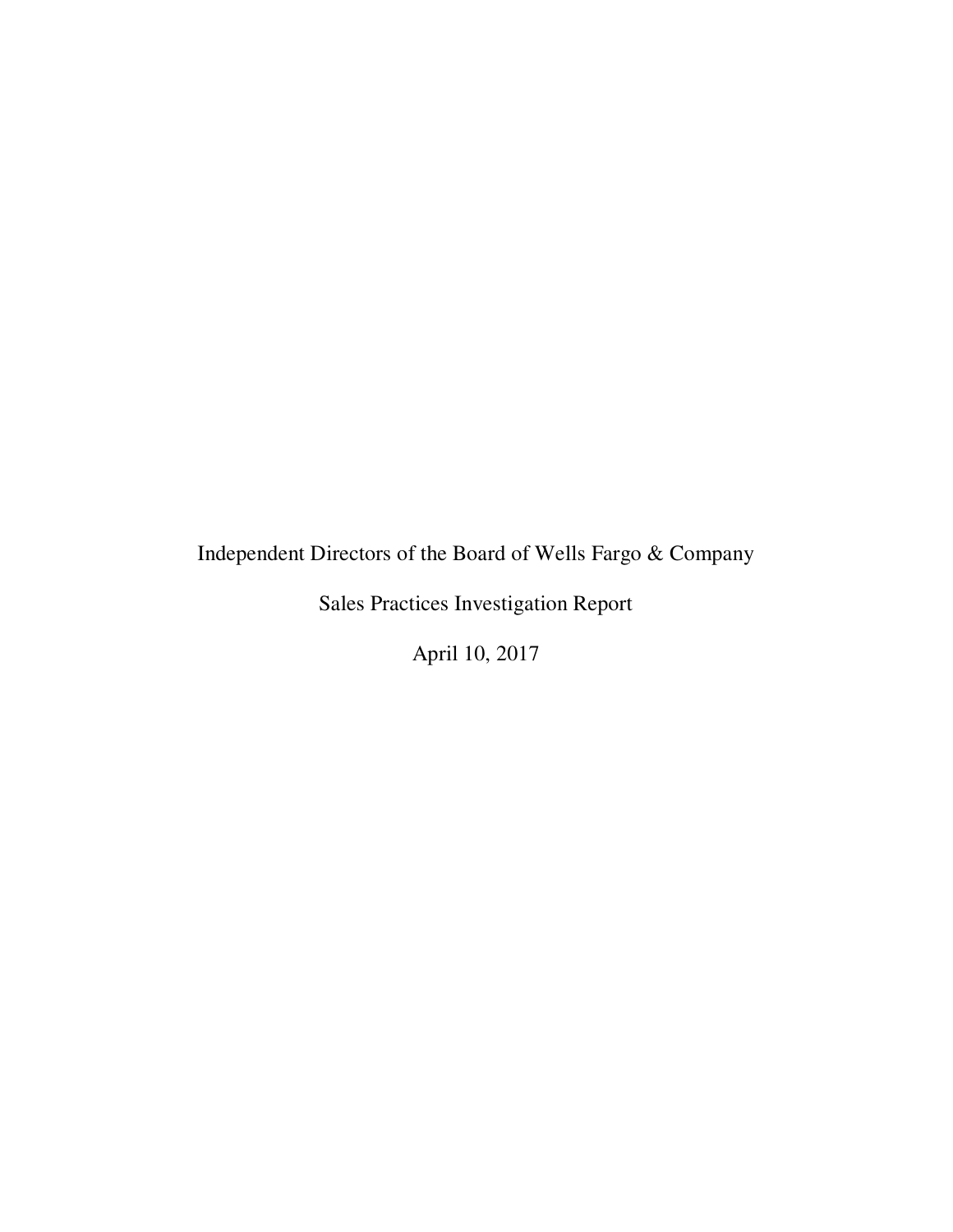# Independent Directors of the Board of Wells Fargo & Company

## Sales Practices Investigation Report

April 10, 2017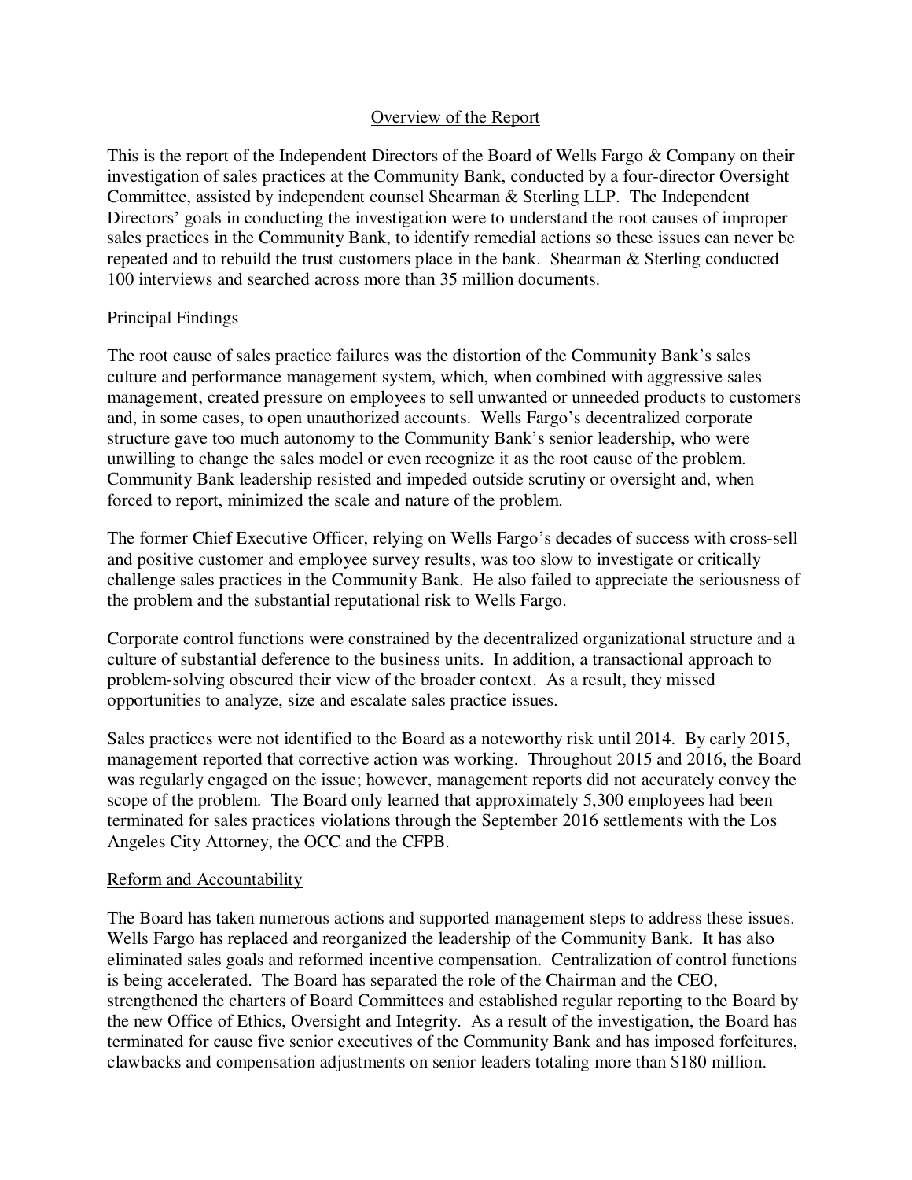## Overview of the Report

This is the report of the Independent Directors of the Board of Wells Fargo & Company on their investigation of sales practices at the Community Bank, conducted by a four-director Oversight Committee, assisted by independent counsel Shearman & Sterling LLP. The Independent Directors' goals in conducting the investigation were to understand the root causes of improper sales practices in the Community Bank, to identify remedial actions so these issues can never be repeated and to rebuild the trust customers place in the bank. Shearman & Sterling conducted 100 interviews and searched across more than 35 million documents.

### Principal Findings

The root cause of sales practice failures was the distortion of the Community Bank's sales culture and performance management system, which, when combined with aggressive sales management, created pressure on employees to sell unwanted or unneeded products to customers and, in some cases, to open unauthorized accounts. Wells Fargo's decentralized corporate structure gave too much autonomy to the Community Bank's senior leadership, who were unwilling to change the sales model or even recognize it as the root cause of the problem. Community Bank leadership resisted and impeded outside scrutiny or oversight and, when forced to report, minimized the scale and nature of the problem.

The former Chief Executive Officer, relying on Wells Fargo's decades of success with cross-sell and positive customer and employee survey results, was too slow to investigate or critically challenge sales practices in the Community Bank. He also failed to appreciate the seriousness of the problem and the substantial reputational risk to Wells Fargo.

Corporate control functions were constrained by the decentralized organizational structure and a culture of substantial deference to the business units. In addition, a transactional approach to problem-solving obscured their view of the broader context. As a result, they missed opportunities to analyze, size and escalate sales practice issues.

Sales practices were not identified to the Board as a noteworthy risk until 2014. By early 2015, management reported that corrective action was working. Throughout 2015 and 2016, the Board was regularly engaged on the issue; however, management reports did not accurately convey the scope of the problem. The Board only learned that approximately 5,300 employees had been terminated for sales practices violations through the September 2016 settlements with the Los Angeles City Attorney, the OCC and the CFPB.

### Reform and Accountability

The Board has taken numerous actions and supported management steps to address these issues. Wells Fargo has replaced and reorganized the leadership of the Community Bank. It has also eliminated sales goals and reformed incentive compensation. Centralization of control functions is being accelerated. The Board has separated the role of the Chairman and the CEO, strengthened the charters of Board Committees and established regular reporting to the Board by the new Office of Ethics, Oversight and Integrity. As a result of the investigation, the Board has terminated for cause five senior executives of the Community Bank and has imposed forfeitures, clawbacks and compensation adjustments on senior leaders totaling more than $180 million.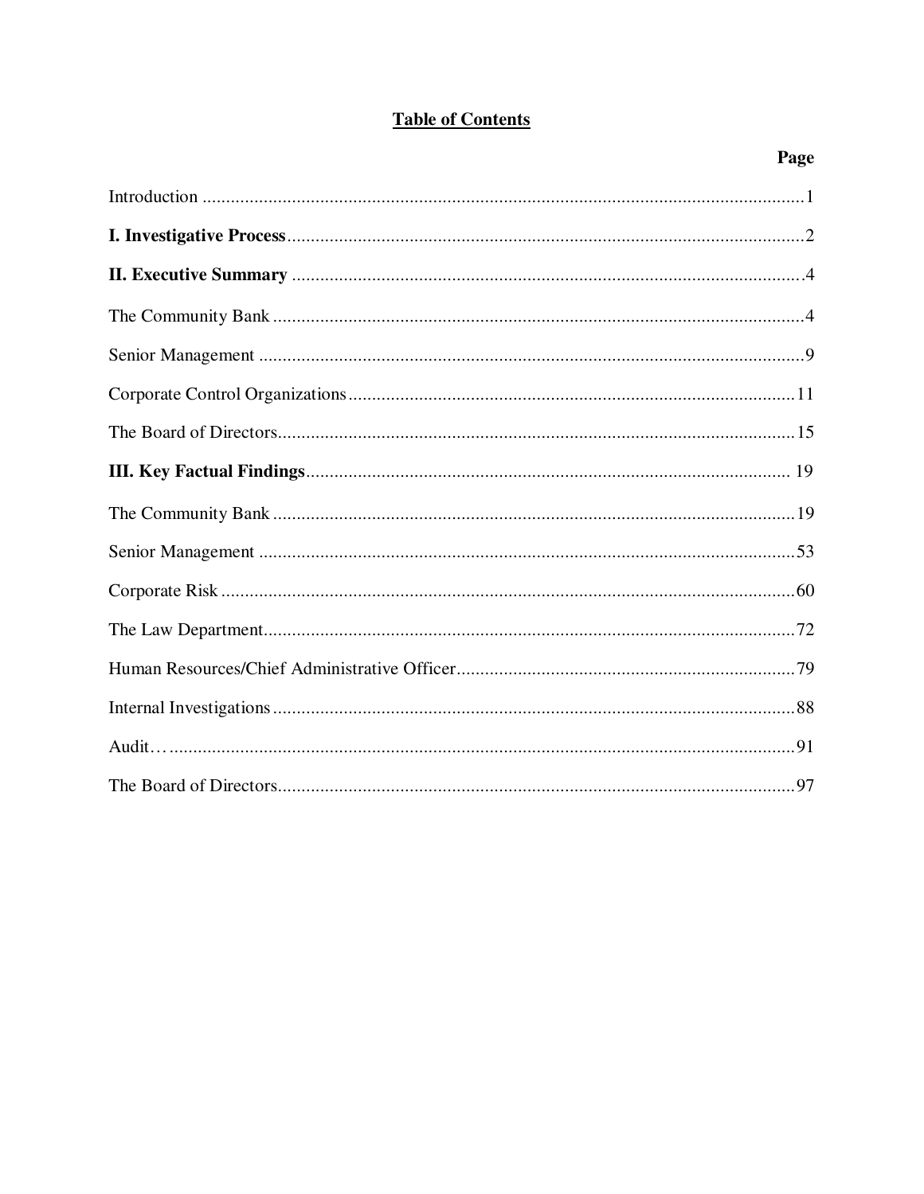## Table of Contents

| | Page |
|---|---|
| Introduction | 1 |
| **I. Investigative Process** | 2 |
| **II. Executive Summary** | 4 |
| The Community Bank | 4 |
| Senior Management | 9 |
| Corporate Control Organizations | 11 |
| The Board of Directors | 15 |
| **III. Key Factual Findings** | 19 |
| The Community Bank | 19 |
| Senior Management | 53 |
| Corporate Risk | 60 |
| The Law Department | 72 |
| Human Resources/Chief Administrative Officer | 79 |
| Internal Investigations | 88 |
| Audit… | 91 |
| The Board of Directors | 97 |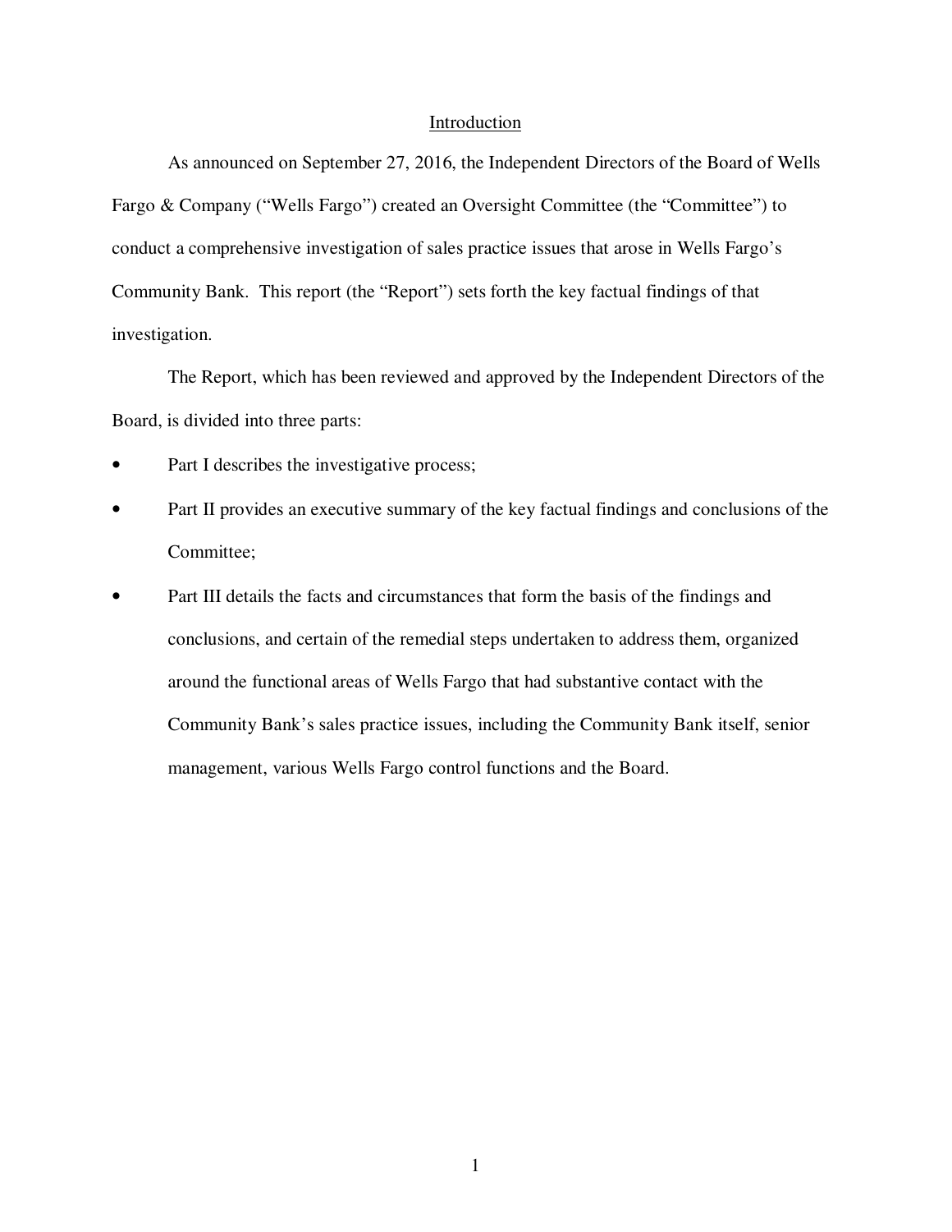## Introduction

As announced on September 27, 2016, the Independent Directors of the Board of Wells Fargo & Company ("Wells Fargo") created an Oversight Committee (the "Committee") to conduct a comprehensive investigation of sales practice issues that arose in Wells Fargo's Community Bank. This report (the "Report") sets forth the key factual findings of that investigation.

The Report, which has been reviewed and approved by the Independent Directors of the Board, is divided into three parts:

- Part I describes the investigative process;
- Part II provides an executive summary of the key factual findings and conclusions of the Committee;
- Part III details the facts and circumstances that form the basis of the findings and conclusions, and certain of the remedial steps undertaken to address them, organized around the functional areas of Wells Fargo that had substantive contact with the Community Bank's sales practice issues, including the Community Bank itself, senior management, various Wells Fargo control functions and the Board.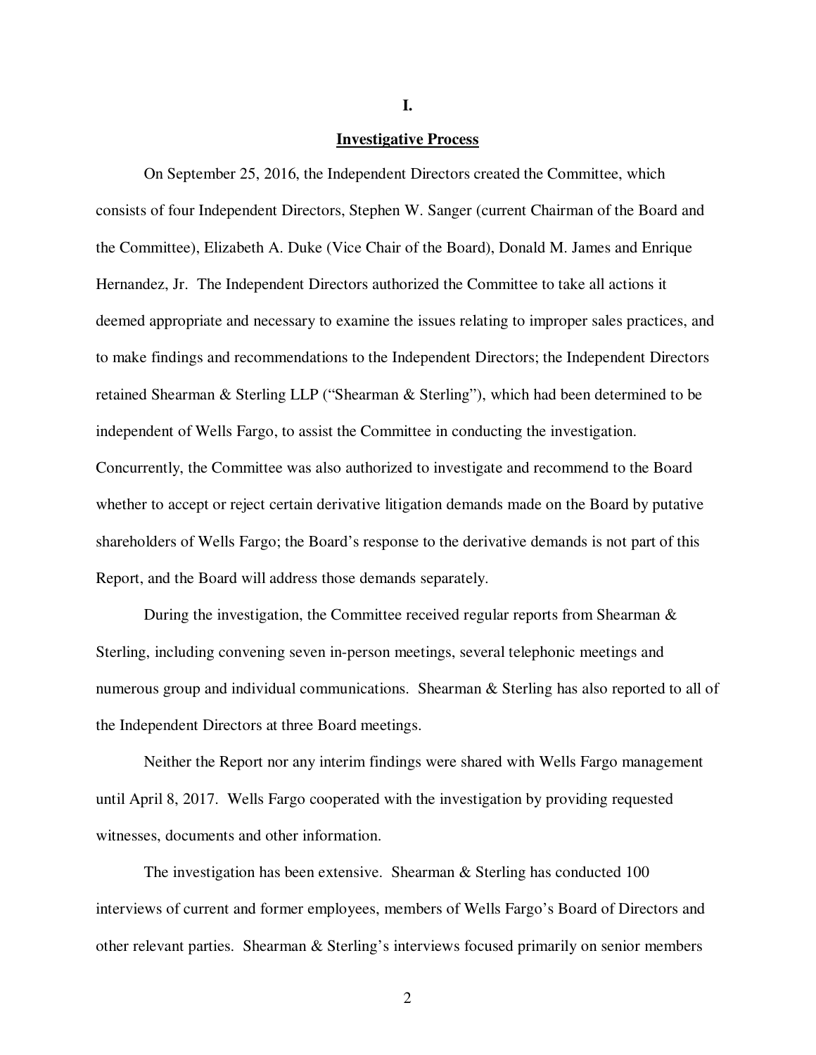# I.

## Investigative Process

On September 25, 2016, the Independent Directors created the Committee, which consists of four Independent Directors, Stephen W. Sanger (current Chairman of the Board and the Committee), Elizabeth A. Duke (Vice Chair of the Board), Donald M. James and Enrique Hernandez, Jr. The Independent Directors authorized the Committee to take all actions it deemed appropriate and necessary to examine the issues relating to improper sales practices, and to make findings and recommendations to the Independent Directors; the Independent Directors retained Shearman & Sterling LLP ("Shearman & Sterling"), which had been determined to be independent of Wells Fargo, to assist the Committee in conducting the investigation. Concurrently, the Committee was also authorized to investigate and recommend to the Board whether to accept or reject certain derivative litigation demands made on the Board by putative shareholders of Wells Fargo; the Board's response to the derivative demands is not part of this Report, and the Board will address those demands separately.

During the investigation, the Committee received regular reports from Shearman & Sterling, including convening seven in-person meetings, several telephonic meetings and numerous group and individual communications. Shearman & Sterling has also reported to all of the Independent Directors at three Board meetings.

Neither the Report nor any interim findings were shared with Wells Fargo management until April 8, 2017. Wells Fargo cooperated with the investigation by providing requested witnesses, documents and other information.

The investigation has been extensive. Shearman & Sterling has conducted 100 interviews of current and former employees, members of Wells Fargo's Board of Directors and other relevant parties. Shearman & Sterling's interviews focused primarily on senior members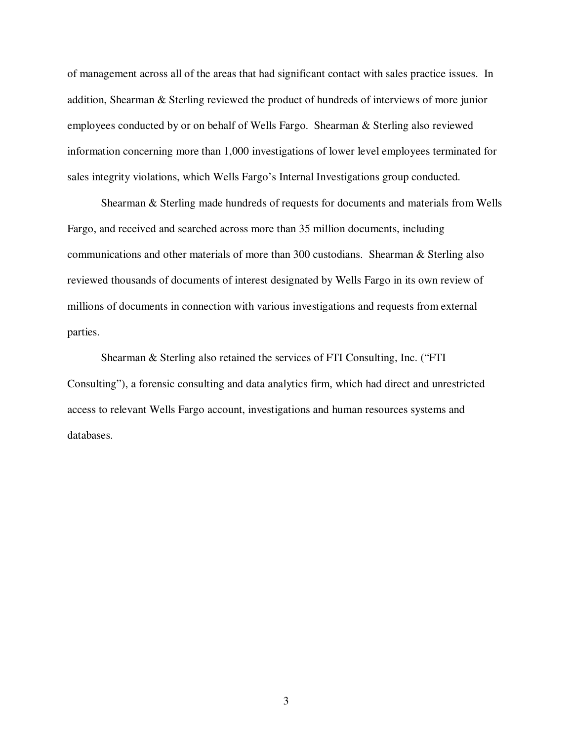of management across all of the areas that had significant contact with sales practice issues. In addition, Shearman & Sterling reviewed the product of hundreds of interviews of more junior employees conducted by or on behalf of Wells Fargo. Shearman & Sterling also reviewed information concerning more than 1,000 investigations of lower level employees terminated for sales integrity violations, which Wells Fargo's Internal Investigations group conducted.

Shearman & Sterling made hundreds of requests for documents and materials from Wells Fargo, and received and searched across more than 35 million documents, including communications and other materials of more than 300 custodians. Shearman & Sterling also reviewed thousands of documents of interest designated by Wells Fargo in its own review of millions of documents in connection with various investigations and requests from external parties.

Shearman & Sterling also retained the services of FTI Consulting, Inc. ("FTI Consulting"), a forensic consulting and data analytics firm, which had direct and unrestricted access to relevant Wells Fargo account, investigations and human resources systems and databases.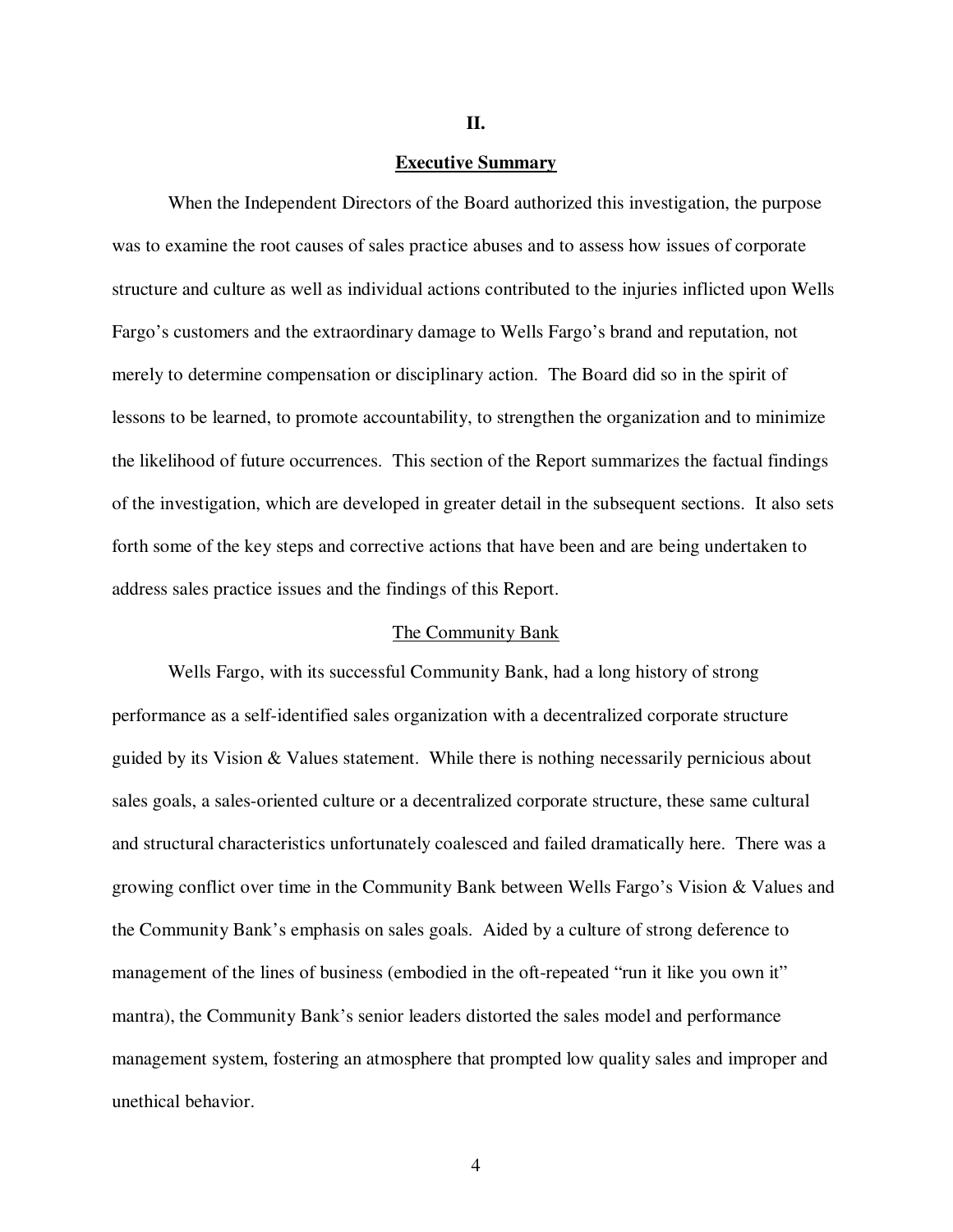# II.

## Executive Summary

When the Independent Directors of the Board authorized this investigation, the purpose was to examine the root causes of sales practice abuses and to assess how issues of corporate structure and culture as well as individual actions contributed to the injuries inflicted upon Wells Fargo's customers and the extraordinary damage to Wells Fargo's brand and reputation, not merely to determine compensation or disciplinary action. The Board did so in the spirit of lessons to be learned, to promote accountability, to strengthen the organization and to minimize the likelihood of future occurrences. This section of the Report summarizes the factual findings of the investigation, which are developed in greater detail in the subsequent sections. It also sets forth some of the key steps and corrective actions that have been and are being undertaken to address sales practice issues and the findings of this Report.

### The Community Bank

Wells Fargo, with its successful Community Bank, had a long history of strong performance as a self-identified sales organization with a decentralized corporate structure guided by its Vision & Values statement. While there is nothing necessarily pernicious about sales goals, a sales-oriented culture or a decentralized corporate structure, these same cultural and structural characteristics unfortunately coalesced and failed dramatically here. There was a growing conflict over time in the Community Bank between Wells Fargo's Vision & Values and the Community Bank's emphasis on sales goals. Aided by a culture of strong deference to management of the lines of business (embodied in the oft-repeated "run it like you own it" mantra), the Community Bank's senior leaders distorted the sales model and performance management system, fostering an atmosphere that prompted low quality sales and improper and unethical behavior.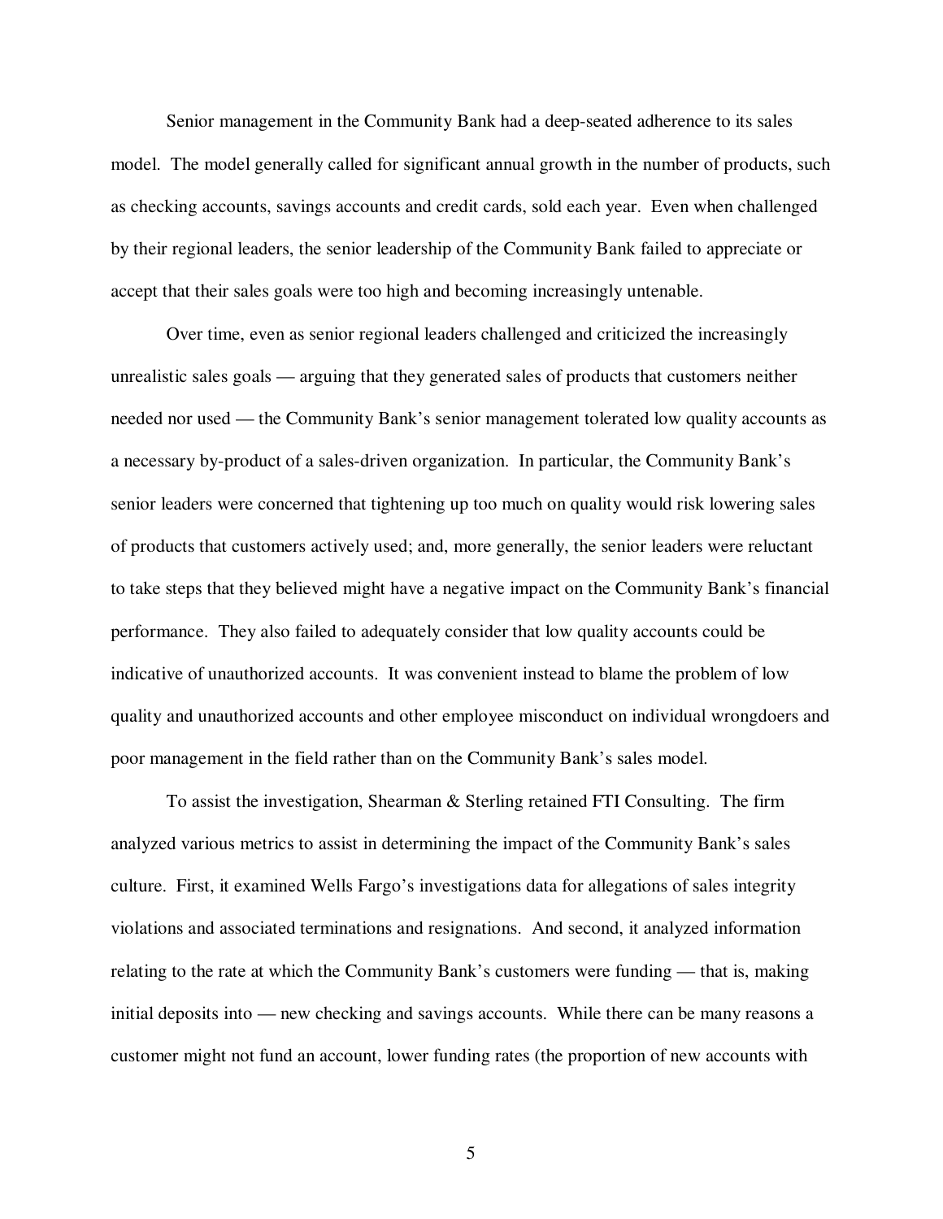Senior management in the Community Bank had a deep-seated adherence to its sales model. The model generally called for significant annual growth in the number of products, such as checking accounts, savings accounts and credit cards, sold each year. Even when challenged by their regional leaders, the senior leadership of the Community Bank failed to appreciate or accept that their sales goals were too high and becoming increasingly untenable.

Over time, even as senior regional leaders challenged and criticized the increasingly unrealistic sales goals — arguing that they generated sales of products that customers neither needed nor used — the Community Bank's senior management tolerated low quality accounts as a necessary by-product of a sales-driven organization. In particular, the Community Bank's senior leaders were concerned that tightening up too much on quality would risk lowering sales of products that customers actively used; and, more generally, the senior leaders were reluctant to take steps that they believed might have a negative impact on the Community Bank's financial performance. They also failed to adequately consider that low quality accounts could be indicative of unauthorized accounts. It was convenient instead to blame the problem of low quality and unauthorized accounts and other employee misconduct on individual wrongdoers and poor management in the field rather than on the Community Bank's sales model.

To assist the investigation, Shearman & Sterling retained FTI Consulting. The firm analyzed various metrics to assist in determining the impact of the Community Bank's sales culture. First, it examined Wells Fargo's investigations data for allegations of sales integrity violations and associated terminations and resignations. And second, it analyzed information relating to the rate at which the Community Bank's customers were funding — that is, making initial deposits into — new checking and savings accounts. While there can be many reasons a customer might not fund an account, lower funding rates (the proportion of new accounts with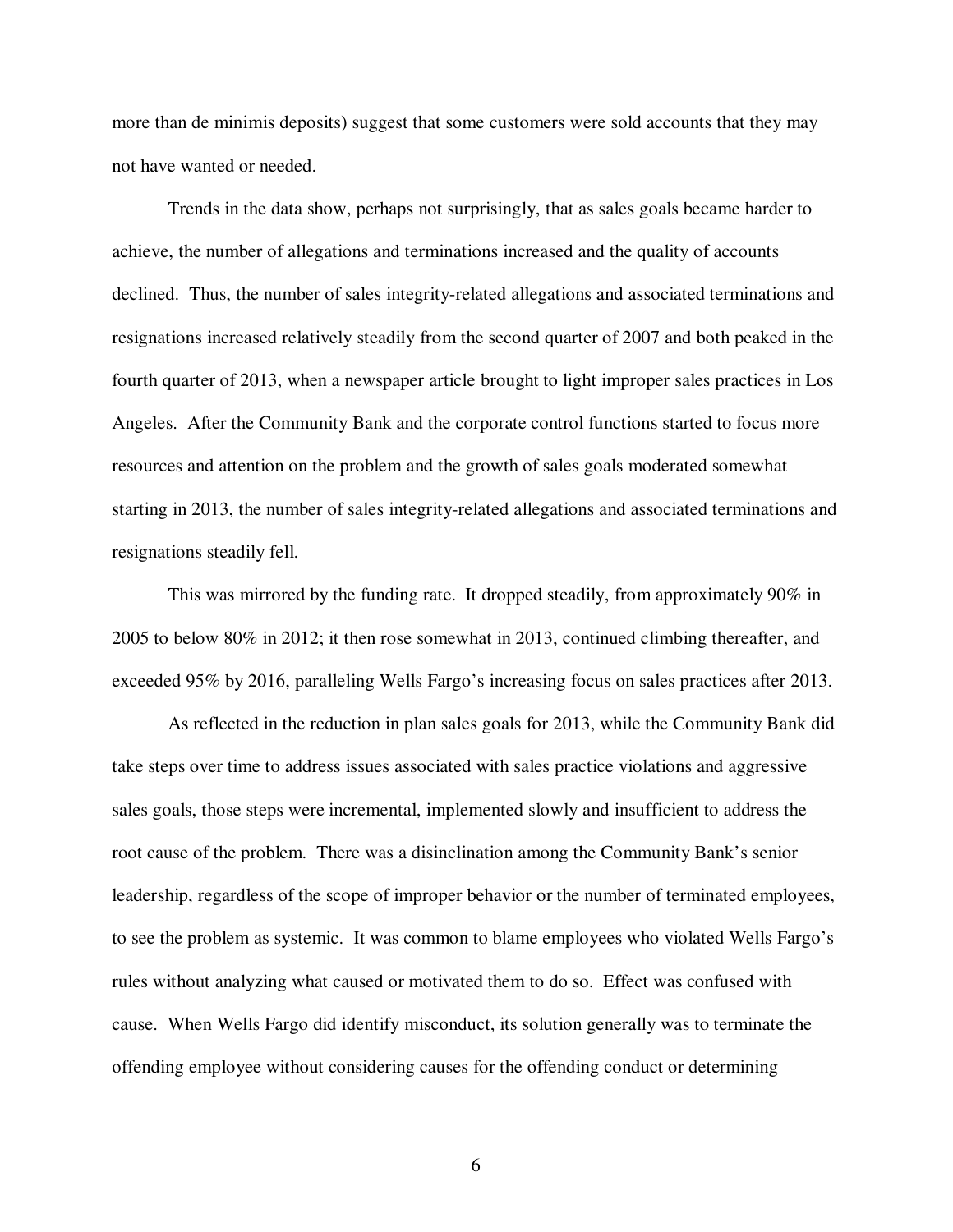more than de minimis deposits) suggest that some customers were sold accounts that they may not have wanted or needed.

Trends in the data show, perhaps not surprisingly, that as sales goals became harder to achieve, the number of allegations and terminations increased and the quality of accounts declined. Thus, the number of sales integrity-related allegations and associated terminations and resignations increased relatively steadily from the second quarter of 2007 and both peaked in the fourth quarter of 2013, when a newspaper article brought to light improper sales practices in Los Angeles. After the Community Bank and the corporate control functions started to focus more resources and attention on the problem and the growth of sales goals moderated somewhat starting in 2013, the number of sales integrity-related allegations and associated terminations and resignations steadily fell.

This was mirrored by the funding rate. It dropped steadily, from approximately 90% in 2005 to below 80% in 2012; it then rose somewhat in 2013, continued climbing thereafter, and exceeded 95% by 2016, paralleling Wells Fargo's increasing focus on sales practices after 2013.

As reflected in the reduction in plan sales goals for 2013, while the Community Bank did take steps over time to address issues associated with sales practice violations and aggressive sales goals, those steps were incremental, implemented slowly and insufficient to address the root cause of the problem. There was a disinclination among the Community Bank's senior leadership, regardless of the scope of improper behavior or the number of terminated employees, to see the problem as systemic. It was common to blame employees who violated Wells Fargo's rules without analyzing what caused or motivated them to do so. Effect was confused with cause. When Wells Fargo did identify misconduct, its solution generally was to terminate the offending employee without considering causes for the offending conduct or determining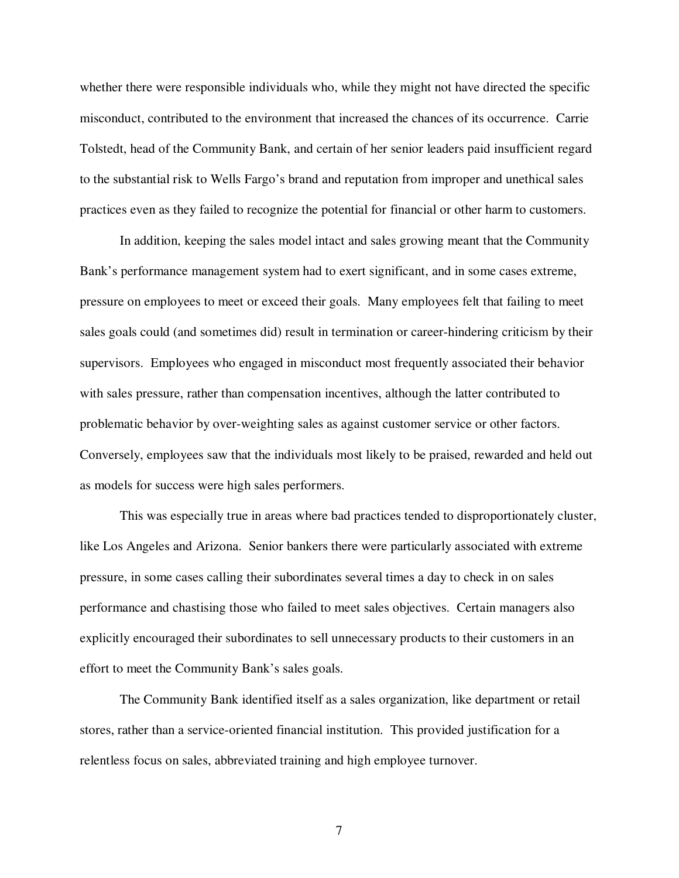whether there were responsible individuals who, while they might not have directed the specific misconduct, contributed to the environment that increased the chances of its occurrence. Carrie Tolstedt, head of the Community Bank, and certain of her senior leaders paid insufficient regard to the substantial risk to Wells Fargo's brand and reputation from improper and unethical sales practices even as they failed to recognize the potential for financial or other harm to customers.

In addition, keeping the sales model intact and sales growing meant that the Community Bank's performance management system had to exert significant, and in some cases extreme, pressure on employees to meet or exceed their goals. Many employees felt that failing to meet sales goals could (and sometimes did) result in termination or career-hindering criticism by their supervisors. Employees who engaged in misconduct most frequently associated their behavior with sales pressure, rather than compensation incentives, although the latter contributed to problematic behavior by over-weighting sales as against customer service or other factors. Conversely, employees saw that the individuals most likely to be praised, rewarded and held out as models for success were high sales performers.

This was especially true in areas where bad practices tended to disproportionately cluster, like Los Angeles and Arizona. Senior bankers there were particularly associated with extreme pressure, in some cases calling their subordinates several times a day to check in on sales performance and chastising those who failed to meet sales objectives. Certain managers also explicitly encouraged their subordinates to sell unnecessary products to their customers in an effort to meet the Community Bank's sales goals.

The Community Bank identified itself as a sales organization, like department or retail stores, rather than a service-oriented financial institution. This provided justification for a relentless focus on sales, abbreviated training and high employee turnover.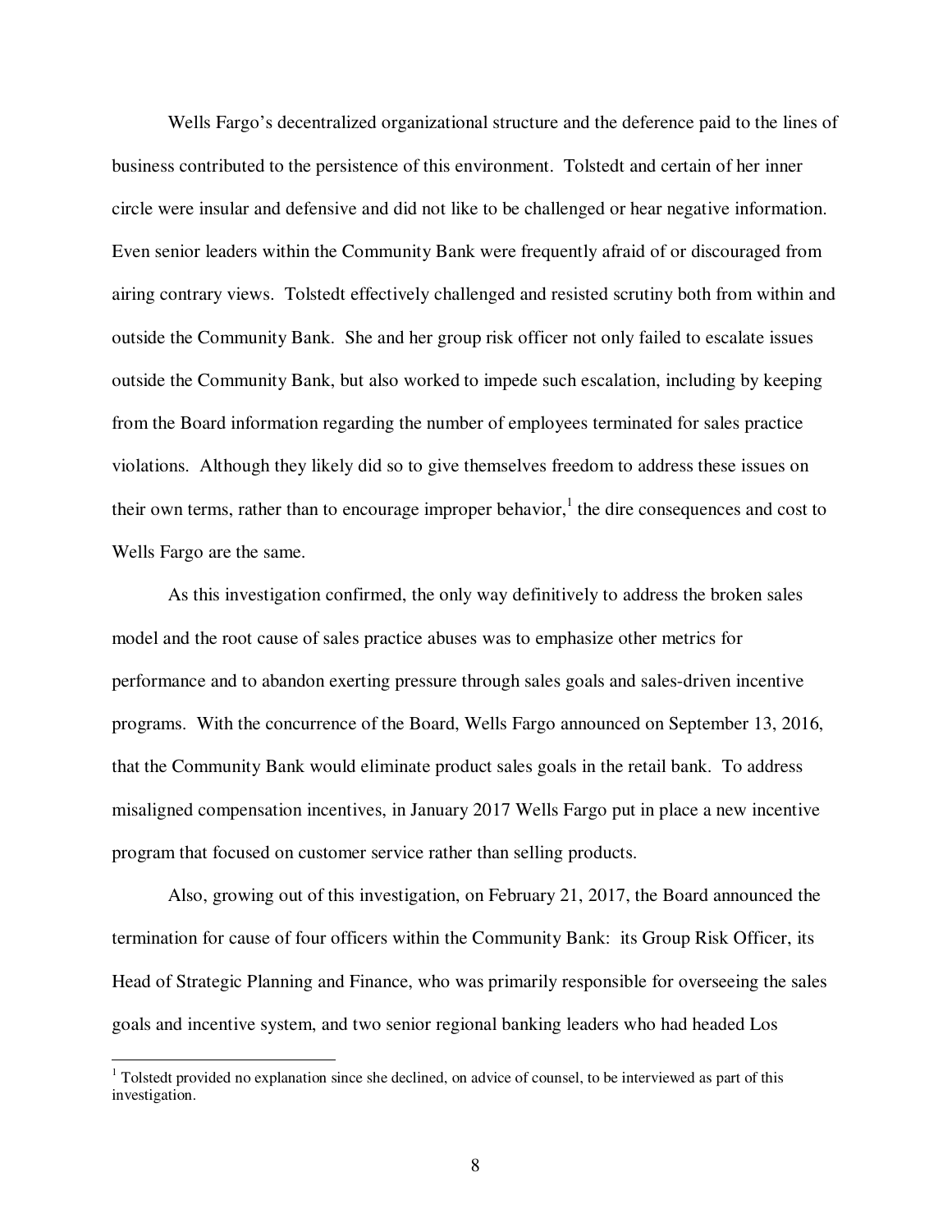Wells Fargo's decentralized organizational structure and the deference paid to the lines of business contributed to the persistence of this environment. Tolstedt and certain of her inner circle were insular and defensive and did not like to be challenged or hear negative information. Even senior leaders within the Community Bank were frequently afraid of or discouraged from airing contrary views. Tolstedt effectively challenged and resisted scrutiny both from within and outside the Community Bank. She and her group risk officer not only failed to escalate issues outside the Community Bank, but also worked to impede such escalation, including by keeping from the Board information regarding the number of employees terminated for sales practice violations. Although they likely did so to give themselves freedom to address these issues on their own terms, rather than to encourage improper behavior,[1] the dire consequences and cost to Wells Fargo are the same.

As this investigation confirmed, the only way definitively to address the broken sales model and the root cause of sales practice abuses was to emphasize other metrics for performance and to abandon exerting pressure through sales goals and sales-driven incentive programs. With the concurrence of the Board, Wells Fargo announced on September 13, 2016, that the Community Bank would eliminate product sales goals in the retail bank. To address misaligned compensation incentives, in January 2017 Wells Fargo put in place a new incentive program that focused on customer service rather than selling products.

Also, growing out of this investigation, on February 21, 2017, the Board announced the termination for cause of four officers within the Community Bank: its Group Risk Officer, its Head of Strategic Planning and Finance, who was primarily responsible for overseeing the sales goals and incentive system, and two senior regional banking leaders who had headed Los

---

[1] Tolstedt provided no explanation since she declined, on advice of counsel, to be interviewed as part of this investigation.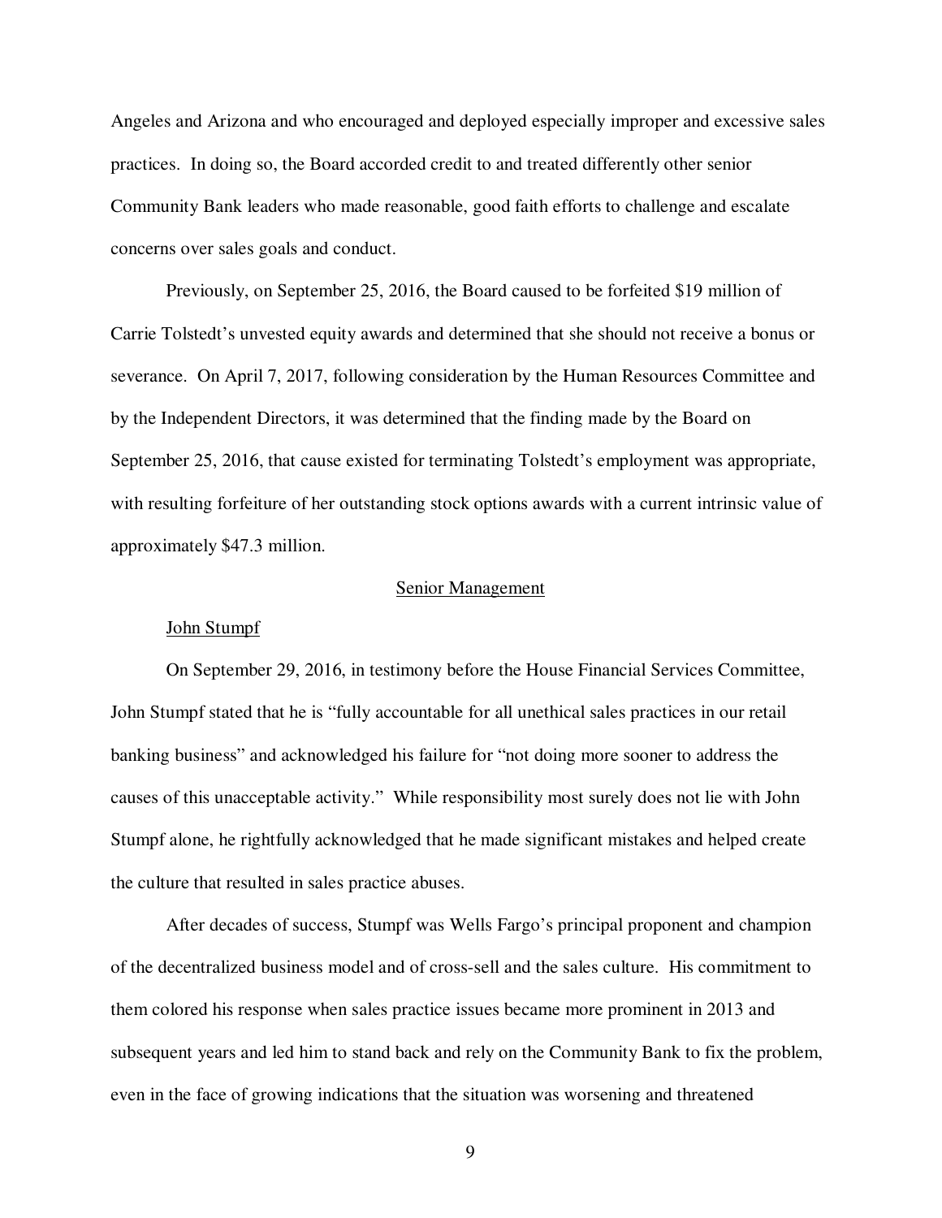Angeles and Arizona and who encouraged and deployed especially improper and excessive sales practices. In doing so, the Board accorded credit to and treated differently other senior Community Bank leaders who made reasonable, good faith efforts to challenge and escalate concerns over sales goals and conduct.

Previously, on September 25, 2016, the Board caused to be forfeited $19 million of Carrie Tolstedt's unvested equity awards and determined that she should not receive a bonus or severance. On April 7, 2017, following consideration by the Human Resources Committee and by the Independent Directors, it was determined that the finding made by the Board on September 25, 2016, that cause existed for terminating Tolstedt's employment was appropriate, with resulting forfeiture of her outstanding stock options awards with a current intrinsic value of approximately $47.3 million.

## Senior Management

### John Stumpf

On September 29, 2016, in testimony before the House Financial Services Committee, John Stumpf stated that he is "fully accountable for all unethical sales practices in our retail banking business" and acknowledged his failure for "not doing more sooner to address the causes of this unacceptable activity." While responsibility most surely does not lie with John Stumpf alone, he rightfully acknowledged that he made significant mistakes and helped create the culture that resulted in sales practice abuses.

After decades of success, Stumpf was Wells Fargo's principal proponent and champion of the decentralized business model and of cross-sell and the sales culture. His commitment to them colored his response when sales practice issues became more prominent in 2013 and subsequent years and led him to stand back and rely on the Community Bank to fix the problem, even in the face of growing indications that the situation was worsening and threatened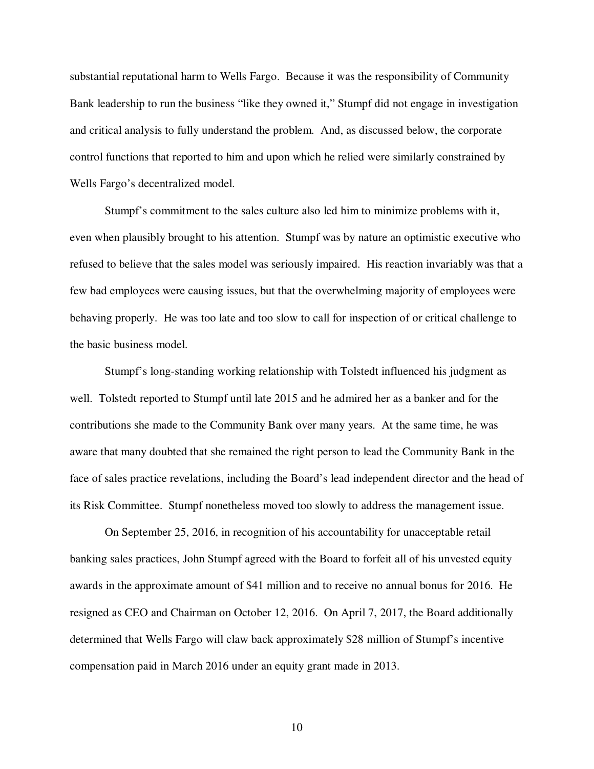substantial reputational harm to Wells Fargo. Because it was the responsibility of Community Bank leadership to run the business "like they owned it," Stumpf did not engage in investigation and critical analysis to fully understand the problem. And, as discussed below, the corporate control functions that reported to him and upon which he relied were similarly constrained by Wells Fargo's decentralized model.

Stumpf's commitment to the sales culture also led him to minimize problems with it, even when plausibly brought to his attention. Stumpf was by nature an optimistic executive who refused to believe that the sales model was seriously impaired. His reaction invariably was that a few bad employees were causing issues, but that the overwhelming majority of employees were behaving properly. He was too late and too slow to call for inspection of or critical challenge to the basic business model.

Stumpf's long-standing working relationship with Tolstedt influenced his judgment as well. Tolstedt reported to Stumpf until late 2015 and he admired her as a banker and for the contributions she made to the Community Bank over many years. At the same time, he was aware that many doubted that she remained the right person to lead the Community Bank in the face of sales practice revelations, including the Board's lead independent director and the head of its Risk Committee. Stumpf nonetheless moved too slowly to address the management issue.

On September 25, 2016, in recognition of his accountability for unacceptable retail banking sales practices, John Stumpf agreed with the Board to forfeit all of his unvested equity awards in the approximate amount of $41 million and to receive no annual bonus for 2016. He resigned as CEO and Chairman on October 12, 2016. On April 7, 2017, the Board additionally determined that Wells Fargo will claw back approximately $28 million of Stumpf's incentive compensation paid in March 2016 under an equity grant made in 2013.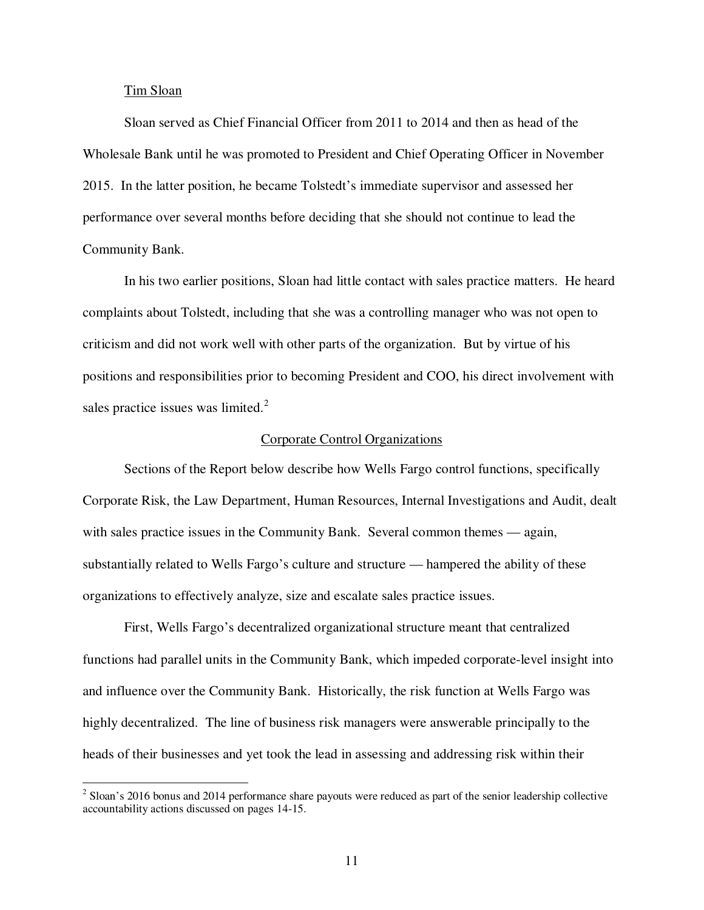Tim Sloan

Sloan served as Chief Financial Officer from 2011 to 2014 and then as head of the Wholesale Bank until he was promoted to President and Chief Operating Officer in November 2015. In the latter position, he became Tolstedt's immediate supervisor and assessed her performance over several months before deciding that she should not continue to lead the Community Bank.

In his two earlier positions, Sloan had little contact with sales practice matters. He heard complaints about Tolstedt, including that she was a controlling manager who was not open to criticism and did not work well with other parts of the organization. But by virtue of his positions and responsibilities prior to becoming President and COO, his direct involvement with sales practice issues was limited.[2]

Corporate Control Organizations

Sections of the Report below describe how Wells Fargo control functions, specifically Corporate Risk, the Law Department, Human Resources, Internal Investigations and Audit, dealt with sales practice issues in the Community Bank. Several common themes — again, substantially related to Wells Fargo's culture and structure — hampered the ability of these organizations to effectively analyze, size and escalate sales practice issues.

First, Wells Fargo's decentralized organizational structure meant that centralized functions had parallel units in the Community Bank, which impeded corporate-level insight into and influence over the Community Bank. Historically, the risk function at Wells Fargo was highly decentralized. The line of business risk managers were answerable principally to the heads of their businesses and yet took the lead in assessing and addressing risk within their

[2] Sloan's 2016 bonus and 2014 performance share payouts were reduced as part of the senior leadership collective accountability actions discussed on pages 14-15.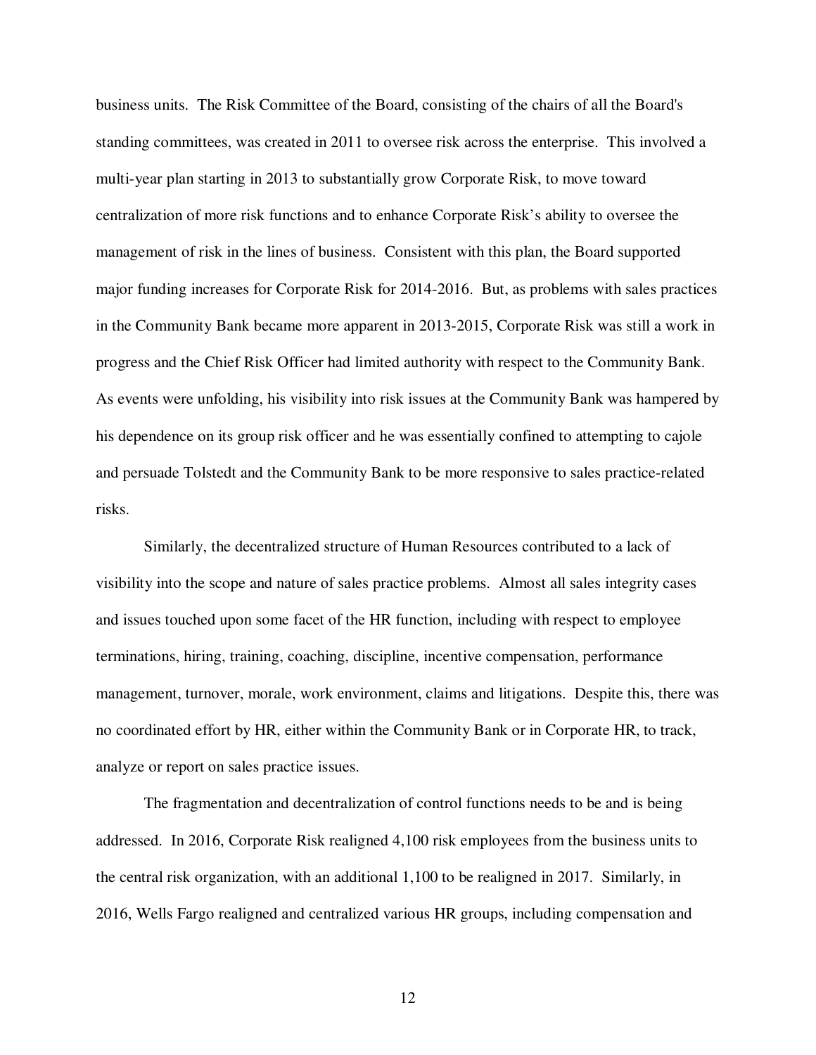business units. The Risk Committee of the Board, consisting of the chairs of all the Board's standing committees, was created in 2011 to oversee risk across the enterprise. This involved a multi-year plan starting in 2013 to substantially grow Corporate Risk, to move toward centralization of more risk functions and to enhance Corporate Risk's ability to oversee the management of risk in the lines of business. Consistent with this plan, the Board supported major funding increases for Corporate Risk for 2014-2016. But, as problems with sales practices in the Community Bank became more apparent in 2013-2015, Corporate Risk was still a work in progress and the Chief Risk Officer had limited authority with respect to the Community Bank. As events were unfolding, his visibility into risk issues at the Community Bank was hampered by his dependence on its group risk officer and he was essentially confined to attempting to cajole and persuade Tolstedt and the Community Bank to be more responsive to sales practice-related risks.

Similarly, the decentralized structure of Human Resources contributed to a lack of visibility into the scope and nature of sales practice problems. Almost all sales integrity cases and issues touched upon some facet of the HR function, including with respect to employee terminations, hiring, training, coaching, discipline, incentive compensation, performance management, turnover, morale, work environment, claims and litigations. Despite this, there was no coordinated effort by HR, either within the Community Bank or in Corporate HR, to track, analyze or report on sales practice issues.

The fragmentation and decentralization of control functions needs to be and is being addressed. In 2016, Corporate Risk realigned 4,100 risk employees from the business units to the central risk organization, with an additional 1,100 to be realigned in 2017. Similarly, in 2016, Wells Fargo realigned and centralized various HR groups, including compensation and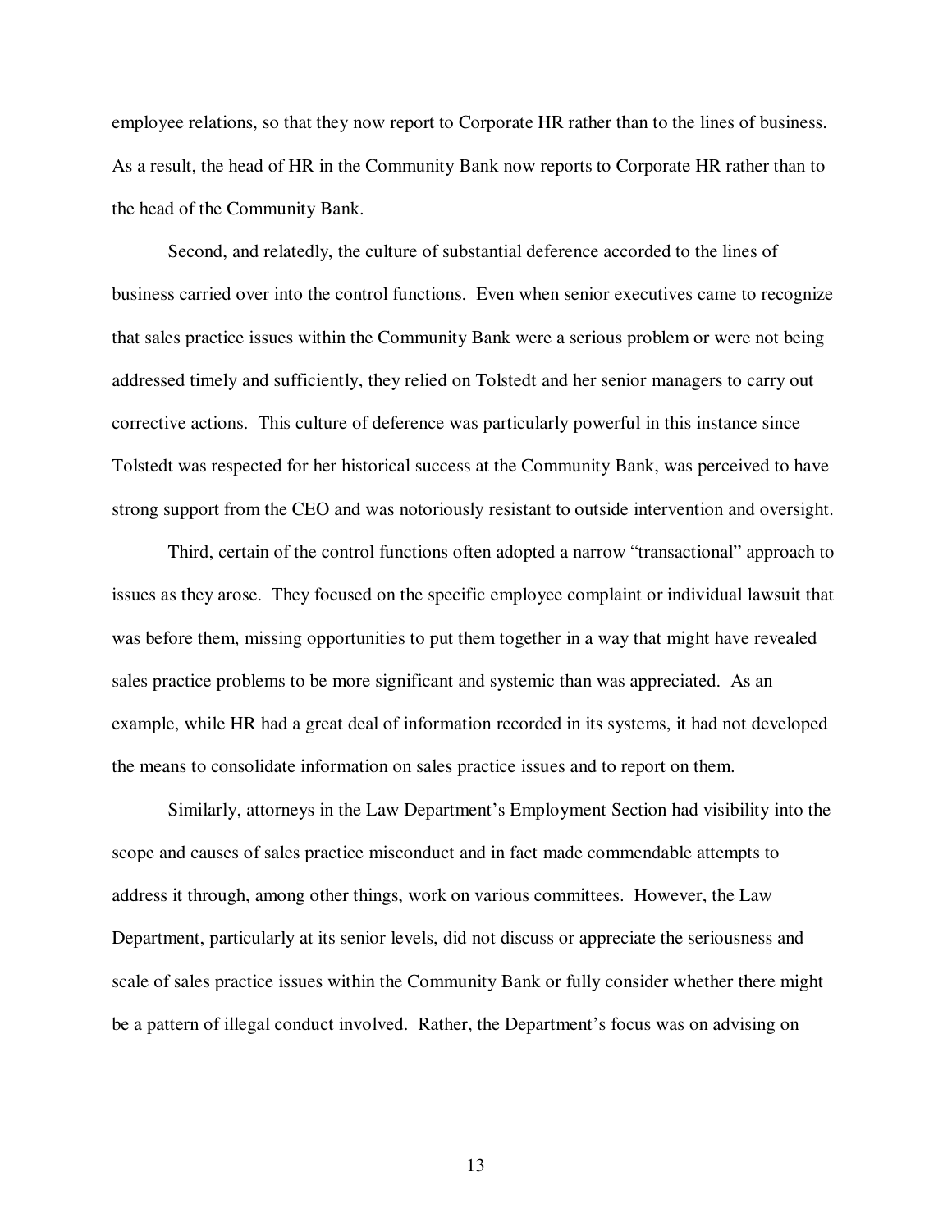employee relations, so that they now report to Corporate HR rather than to the lines of business. As a result, the head of HR in the Community Bank now reports to Corporate HR rather than to the head of the Community Bank.

Second, and relatedly, the culture of substantial deference accorded to the lines of business carried over into the control functions. Even when senior executives came to recognize that sales practice issues within the Community Bank were a serious problem or were not being addressed timely and sufficiently, they relied on Tolstedt and her senior managers to carry out corrective actions. This culture of deference was particularly powerful in this instance since Tolstedt was respected for her historical success at the Community Bank, was perceived to have strong support from the CEO and was notoriously resistant to outside intervention and oversight.

Third, certain of the control functions often adopted a narrow "transactional" approach to issues as they arose. They focused on the specific employee complaint or individual lawsuit that was before them, missing opportunities to put them together in a way that might have revealed sales practice problems to be more significant and systemic than was appreciated. As an example, while HR had a great deal of information recorded in its systems, it had not developed the means to consolidate information on sales practice issues and to report on them.

Similarly, attorneys in the Law Department's Employment Section had visibility into the scope and causes of sales practice misconduct and in fact made commendable attempts to address it through, among other things, work on various committees. However, the Law Department, particularly at its senior levels, did not discuss or appreciate the seriousness and scale of sales practice issues within the Community Bank or fully consider whether there might be a pattern of illegal conduct involved. Rather, the Department's focus was on advising on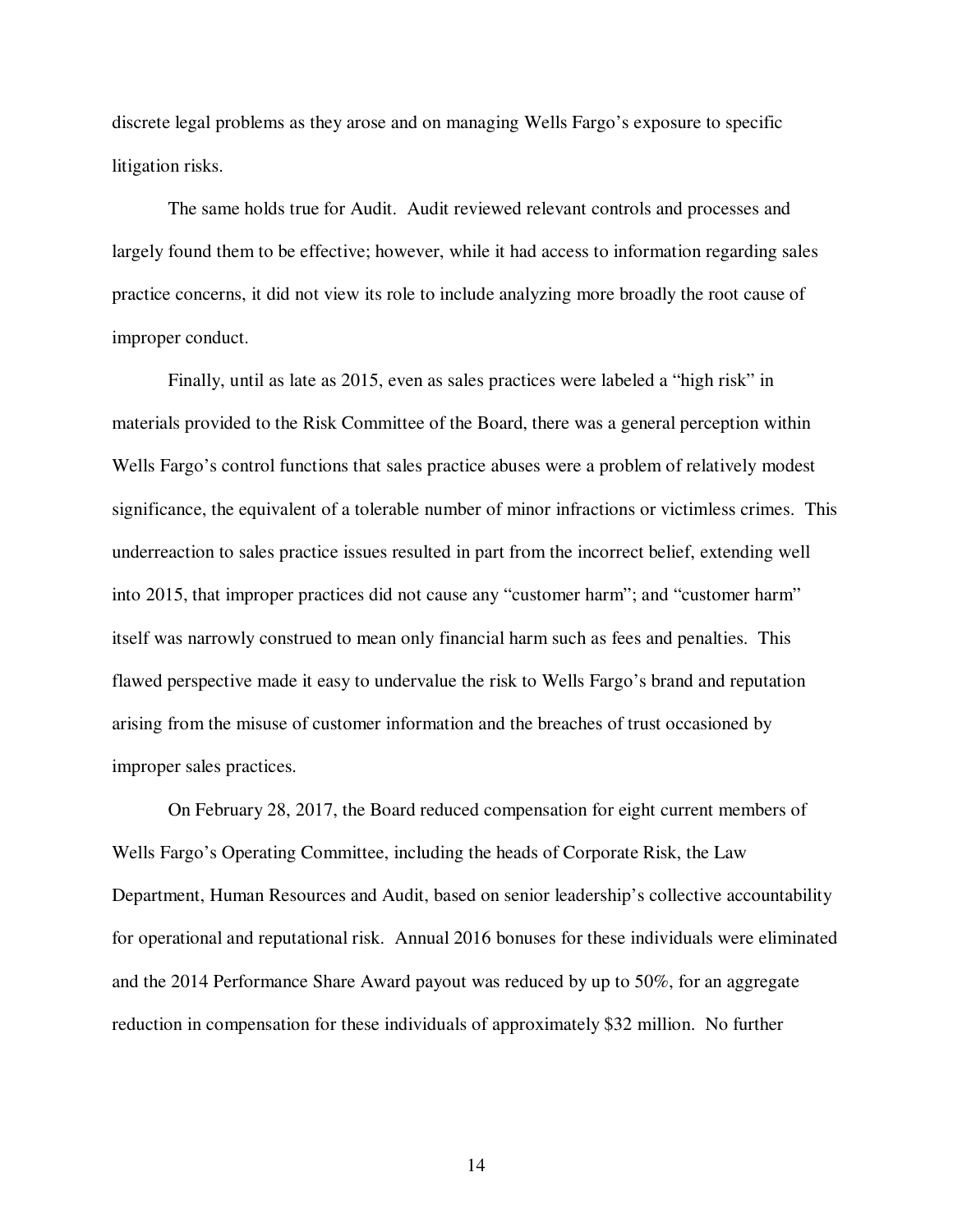discrete legal problems as they arose and on managing Wells Fargo's exposure to specific litigation risks.

The same holds true for Audit. Audit reviewed relevant controls and processes and largely found them to be effective; however, while it had access to information regarding sales practice concerns, it did not view its role to include analyzing more broadly the root cause of improper conduct.

Finally, until as late as 2015, even as sales practices were labeled a "high risk" in materials provided to the Risk Committee of the Board, there was a general perception within Wells Fargo's control functions that sales practice abuses were a problem of relatively modest significance, the equivalent of a tolerable number of minor infractions or victimless crimes. This underreaction to sales practice issues resulted in part from the incorrect belief, extending well into 2015, that improper practices did not cause any "customer harm"; and "customer harm" itself was narrowly construed to mean only financial harm such as fees and penalties. This flawed perspective made it easy to undervalue the risk to Wells Fargo's brand and reputation arising from the misuse of customer information and the breaches of trust occasioned by improper sales practices.

On February 28, 2017, the Board reduced compensation for eight current members of Wells Fargo's Operating Committee, including the heads of Corporate Risk, the Law Department, Human Resources and Audit, based on senior leadership's collective accountability for operational and reputational risk. Annual 2016 bonuses for these individuals were eliminated and the 2014 Performance Share Award payout was reduced by up to 50%, for an aggregate reduction in compensation for these individuals of approximately $32 million. No further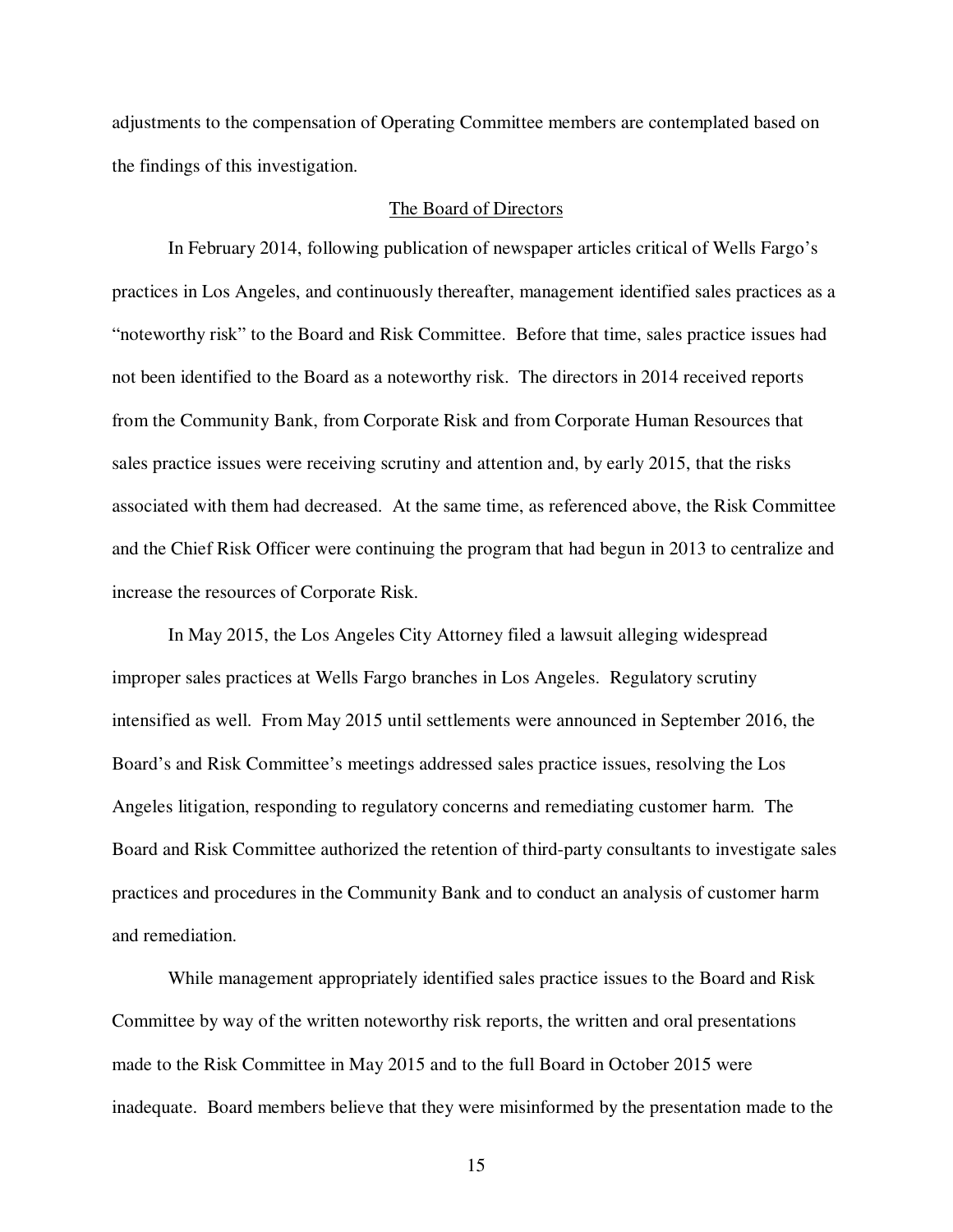adjustments to the compensation of Operating Committee members are contemplated based on the findings of this investigation.

## The Board of Directors

In February 2014, following publication of newspaper articles critical of Wells Fargo's practices in Los Angeles, and continuously thereafter, management identified sales practices as a "noteworthy risk" to the Board and Risk Committee. Before that time, sales practice issues had not been identified to the Board as a noteworthy risk. The directors in 2014 received reports from the Community Bank, from Corporate Risk and from Corporate Human Resources that sales practice issues were receiving scrutiny and attention and, by early 2015, that the risks associated with them had decreased. At the same time, as referenced above, the Risk Committee and the Chief Risk Officer were continuing the program that had begun in 2013 to centralize and increase the resources of Corporate Risk.

In May 2015, the Los Angeles City Attorney filed a lawsuit alleging widespread improper sales practices at Wells Fargo branches in Los Angeles. Regulatory scrutiny intensified as well. From May 2015 until settlements were announced in September 2016, the Board's and Risk Committee's meetings addressed sales practice issues, resolving the Los Angeles litigation, responding to regulatory concerns and remediating customer harm. The Board and Risk Committee authorized the retention of third-party consultants to investigate sales practices and procedures in the Community Bank and to conduct an analysis of customer harm and remediation.

While management appropriately identified sales practice issues to the Board and Risk Committee by way of the written noteworthy risk reports, the written and oral presentations made to the Risk Committee in May 2015 and to the full Board in October 2015 were inadequate. Board members believe that they were misinformed by the presentation made to the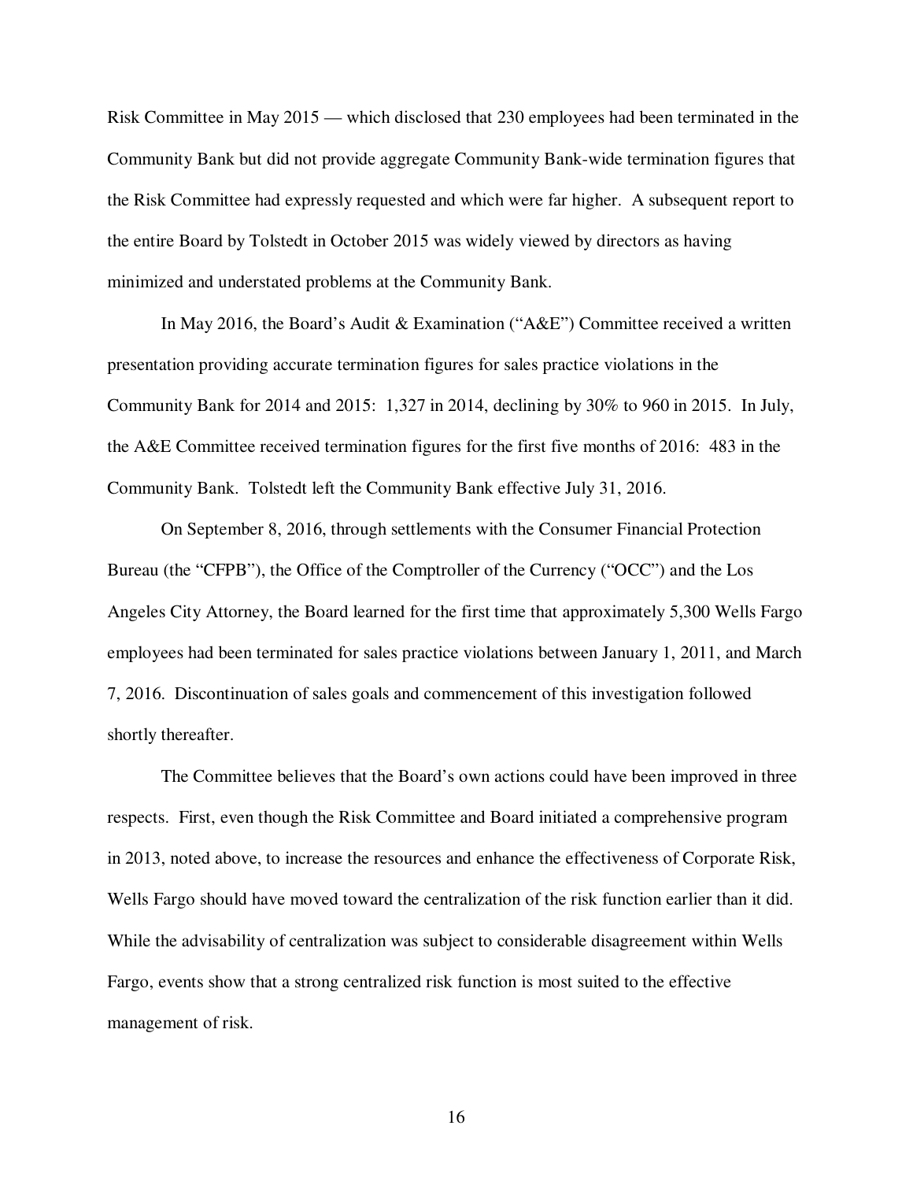Risk Committee in May 2015 — which disclosed that 230 employees had been terminated in the Community Bank but did not provide aggregate Community Bank-wide termination figures that the Risk Committee had expressly requested and which were far higher. A subsequent report to the entire Board by Tolstedt in October 2015 was widely viewed by directors as having minimized and understated problems at the Community Bank.

In May 2016, the Board's Audit & Examination ("A&E") Committee received a written presentation providing accurate termination figures for sales practice violations in the Community Bank for 2014 and 2015: 1,327 in 2014, declining by 30% to 960 in 2015. In July, the A&E Committee received termination figures for the first five months of 2016: 483 in the Community Bank. Tolstedt left the Community Bank effective July 31, 2016.

On September 8, 2016, through settlements with the Consumer Financial Protection Bureau (the "CFPB"), the Office of the Comptroller of the Currency ("OCC") and the Los Angeles City Attorney, the Board learned for the first time that approximately 5,300 Wells Fargo employees had been terminated for sales practice violations between January 1, 2011, and March 7, 2016. Discontinuation of sales goals and commencement of this investigation followed shortly thereafter.

The Committee believes that the Board's own actions could have been improved in three respects. First, even though the Risk Committee and Board initiated a comprehensive program in 2013, noted above, to increase the resources and enhance the effectiveness of Corporate Risk, Wells Fargo should have moved toward the centralization of the risk function earlier than it did. While the advisability of centralization was subject to considerable disagreement within Wells Fargo, events show that a strong centralized risk function is most suited to the effective management of risk.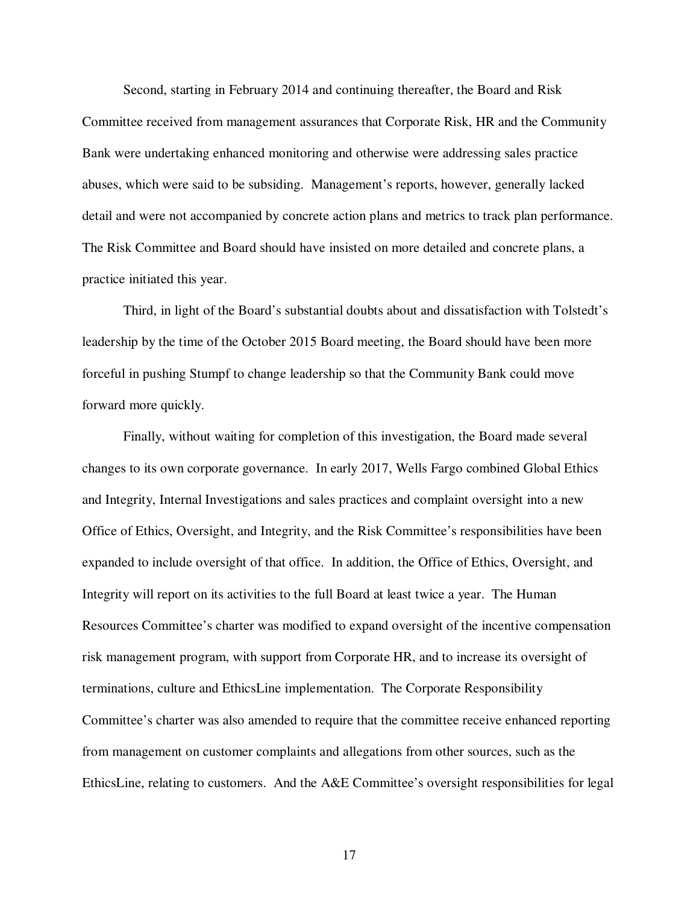Second, starting in February 2014 and continuing thereafter, the Board and Risk Committee received from management assurances that Corporate Risk, HR and the Community Bank were undertaking enhanced monitoring and otherwise were addressing sales practice abuses, which were said to be subsiding. Management's reports, however, generally lacked detail and were not accompanied by concrete action plans and metrics to track plan performance. The Risk Committee and Board should have insisted on more detailed and concrete plans, a practice initiated this year.

Third, in light of the Board's substantial doubts about and dissatisfaction with Tolstedt's leadership by the time of the October 2015 Board meeting, the Board should have been more forceful in pushing Stumpf to change leadership so that the Community Bank could move forward more quickly.

Finally, without waiting for completion of this investigation, the Board made several changes to its own corporate governance. In early 2017, Wells Fargo combined Global Ethics and Integrity, Internal Investigations and sales practices and complaint oversight into a new Office of Ethics, Oversight, and Integrity, and the Risk Committee's responsibilities have been expanded to include oversight of that office. In addition, the Office of Ethics, Oversight, and Integrity will report on its activities to the full Board at least twice a year. The Human Resources Committee's charter was modified to expand oversight of the incentive compensation risk management program, with support from Corporate HR, and to increase its oversight of terminations, culture and EthicsLine implementation. The Corporate Responsibility Committee's charter was also amended to require that the committee receive enhanced reporting from management on customer complaints and allegations from other sources, such as the EthicsLine, relating to customers. And the A&E Committee's oversight responsibilities for legal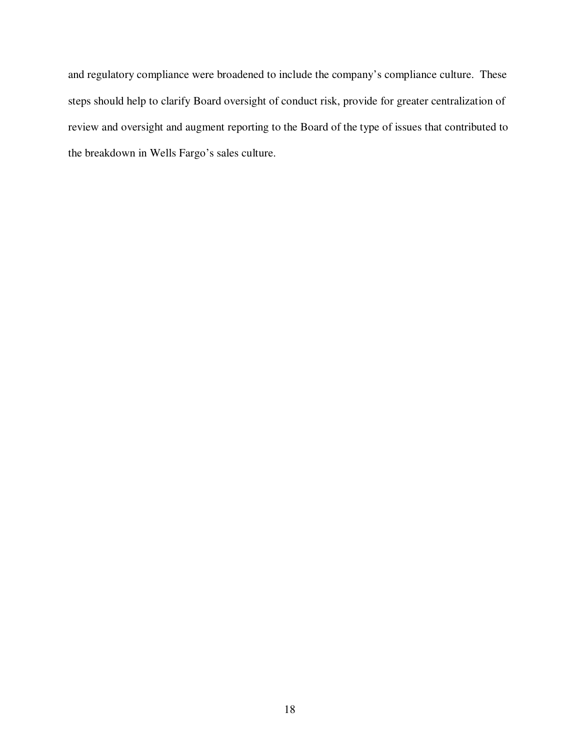and regulatory compliance were broadened to include the company's compliance culture. These steps should help to clarify Board oversight of conduct risk, provide for greater centralization of review and oversight and augment reporting to the Board of the type of issues that contributed to the breakdown in Wells Fargo's sales culture.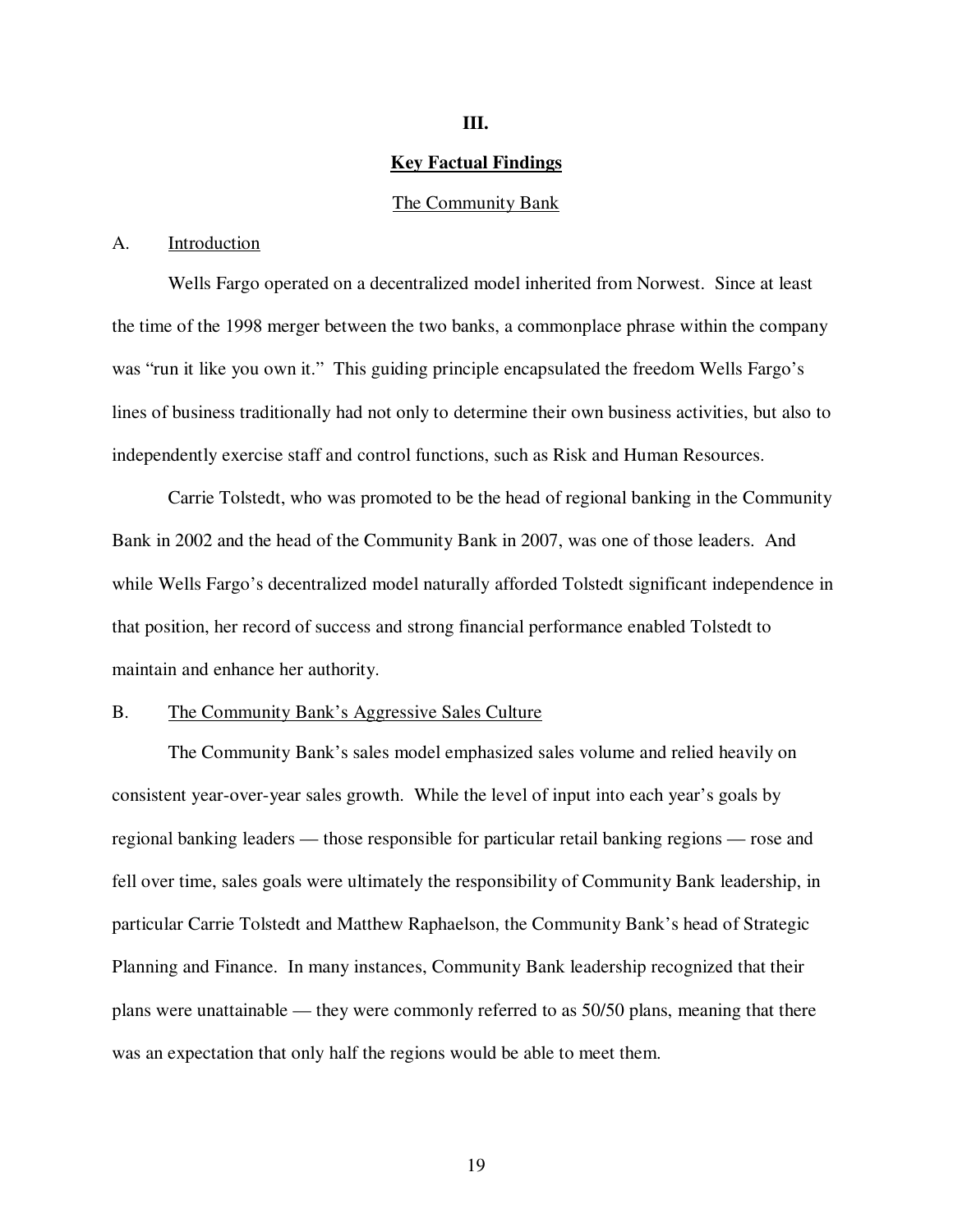# III.

## Key Factual Findings

### The Community Bank

### A. Introduction

Wells Fargo operated on a decentralized model inherited from Norwest. Since at least the time of the 1998 merger between the two banks, a commonplace phrase within the company was "run it like you own it." This guiding principle encapsulated the freedom Wells Fargo's lines of business traditionally had not only to determine their own business activities, but also to independently exercise staff and control functions, such as Risk and Human Resources.

Carrie Tolstedt, who was promoted to be the head of regional banking in the Community Bank in 2002 and the head of the Community Bank in 2007, was one of those leaders. And while Wells Fargo's decentralized model naturally afforded Tolstedt significant independence in that position, her record of success and strong financial performance enabled Tolstedt to maintain and enhance her authority.

### B. The Community Bank's Aggressive Sales Culture

The Community Bank's sales model emphasized sales volume and relied heavily on consistent year-over-year sales growth. While the level of input into each year's goals by regional banking leaders — those responsible for particular retail banking regions — rose and fell over time, sales goals were ultimately the responsibility of Community Bank leadership, in particular Carrie Tolstedt and Matthew Raphaelson, the Community Bank's head of Strategic Planning and Finance. In many instances, Community Bank leadership recognized that their plans were unattainable — they were commonly referred to as 50/50 plans, meaning that there was an expectation that only half the regions would be able to meet them.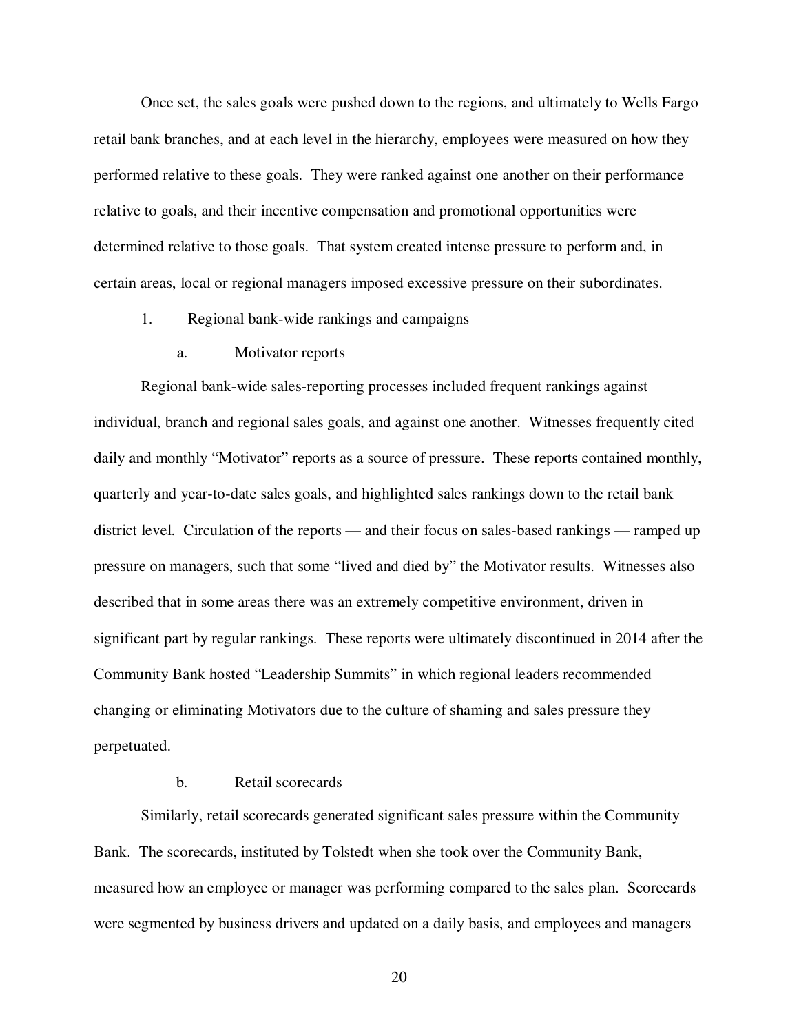Once set, the sales goals were pushed down to the regions, and ultimately to Wells Fargo retail bank branches, and at each level in the hierarchy, employees were measured on how they performed relative to these goals. They were ranked against one another on their performance relative to goals, and their incentive compensation and promotional opportunities were determined relative to those goals. That system created intense pressure to perform and, in certain areas, local or regional managers imposed excessive pressure on their subordinates.

1. Regional bank-wide rankings and campaigns

a. Motivator reports

Regional bank-wide sales-reporting processes included frequent rankings against individual, branch and regional sales goals, and against one another. Witnesses frequently cited daily and monthly "Motivator" reports as a source of pressure. These reports contained monthly, quarterly and year-to-date sales goals, and highlighted sales rankings down to the retail bank district level. Circulation of the reports — and their focus on sales-based rankings — ramped up pressure on managers, such that some "lived and died by" the Motivator results. Witnesses also described that in some areas there was an extremely competitive environment, driven in significant part by regular rankings. These reports were ultimately discontinued in 2014 after the Community Bank hosted "Leadership Summits" in which regional leaders recommended changing or eliminating Motivators due to the culture of shaming and sales pressure they perpetuated.

b. Retail scorecards

Similarly, retail scorecards generated significant sales pressure within the Community Bank. The scorecards, instituted by Tolstedt when she took over the Community Bank, measured how an employee or manager was performing compared to the sales plan. Scorecards were segmented by business drivers and updated on a daily basis, and employees and managers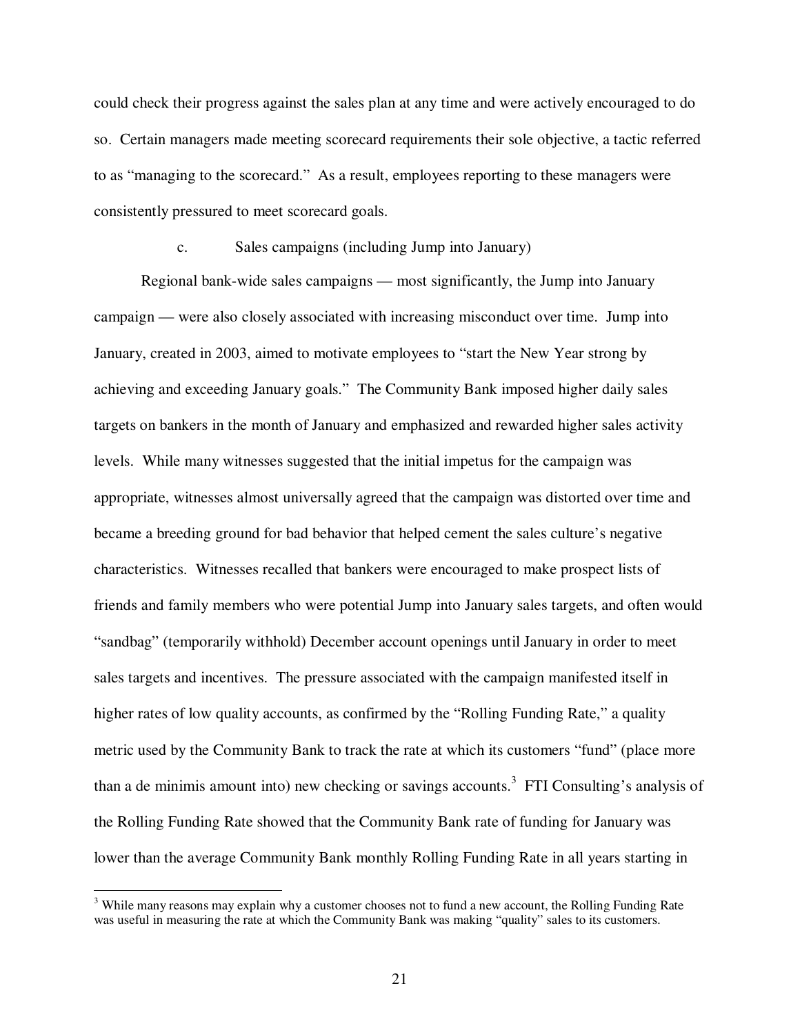could check their progress against the sales plan at any time and were actively encouraged to do so. Certain managers made meeting scorecard requirements their sole objective, a tactic referred to as "managing to the scorecard." As a result, employees reporting to these managers were consistently pressured to meet scorecard goals.

c. Sales campaigns (including Jump into January)

Regional bank-wide sales campaigns — most significantly, the Jump into January campaign — were also closely associated with increasing misconduct over time. Jump into January, created in 2003, aimed to motivate employees to "start the New Year strong by achieving and exceeding January goals." The Community Bank imposed higher daily sales targets on bankers in the month of January and emphasized and rewarded higher sales activity levels. While many witnesses suggested that the initial impetus for the campaign was appropriate, witnesses almost universally agreed that the campaign was distorted over time and became a breeding ground for bad behavior that helped cement the sales culture's negative characteristics. Witnesses recalled that bankers were encouraged to make prospect lists of friends and family members who were potential Jump into January sales targets, and often would "sandbag" (temporarily withhold) December account openings until January in order to meet sales targets and incentives. The pressure associated with the campaign manifested itself in higher rates of low quality accounts, as confirmed by the "Rolling Funding Rate," a quality metric used by the Community Bank to track the rate at which its customers "fund" (place more than a de minimis amount into) new checking or savings accounts.[3] FTI Consulting's analysis of the Rolling Funding Rate showed that the Community Bank rate of funding for January was lower than the average Community Bank monthly Rolling Funding Rate in all years starting in

[3] While many reasons may explain why a customer chooses not to fund a new account, the Rolling Funding Rate was useful in measuring the rate at which the Community Bank was making "quality" sales to its customers.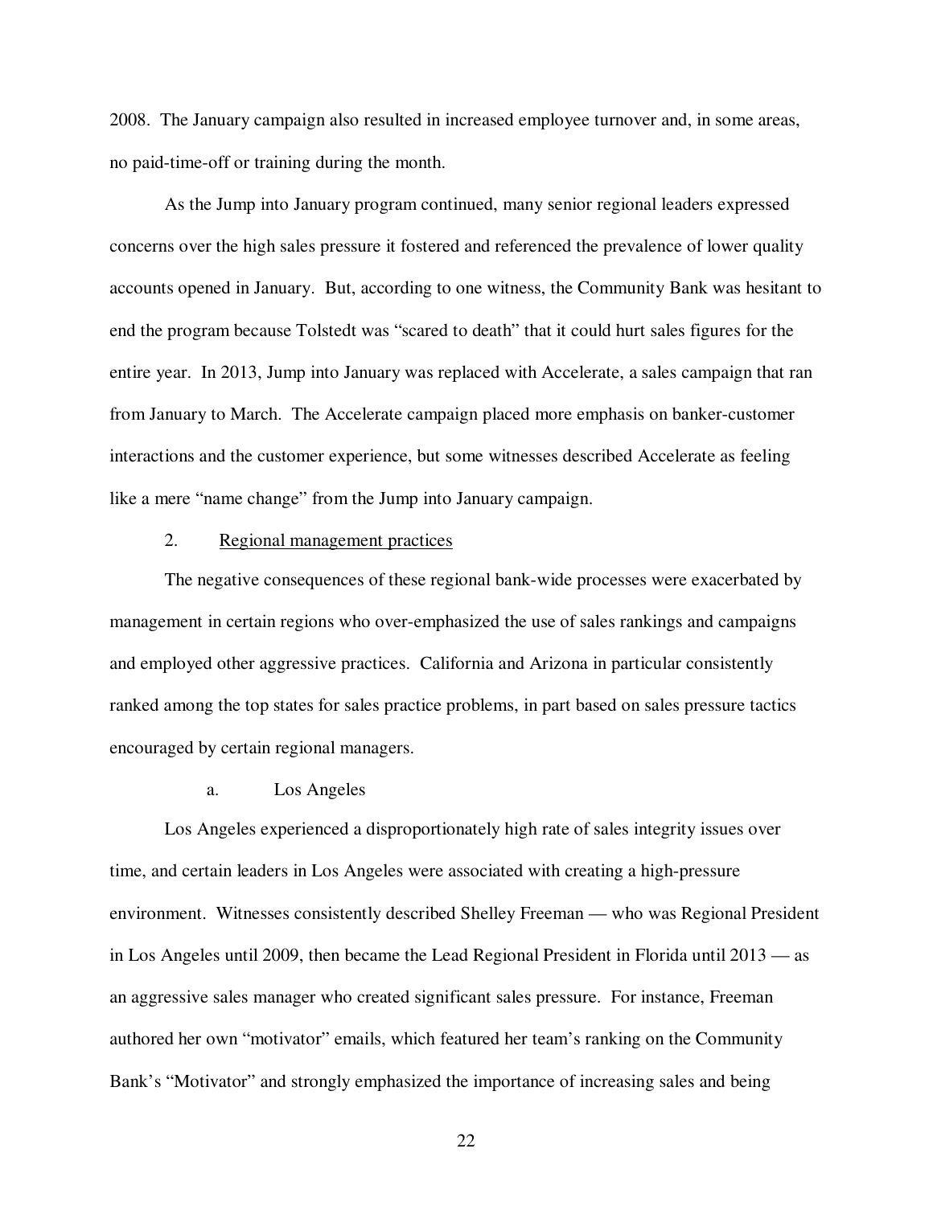2008. The January campaign also resulted in increased employee turnover and, in some areas, no paid-time-off or training during the month.

As the Jump into January program continued, many senior regional leaders expressed concerns over the high sales pressure it fostered and referenced the prevalence of lower quality accounts opened in January. But, according to one witness, the Community Bank was hesitant to end the program because Tolstedt was "scared to death" that it could hurt sales figures for the entire year. In 2013, Jump into January was replaced with Accelerate, a sales campaign that ran from January to March. The Accelerate campaign placed more emphasis on banker-customer interactions and the customer experience, but some witnesses described Accelerate as feeling like a mere "name change" from the Jump into January campaign.

2. Regional management practices

The negative consequences of these regional bank-wide processes were exacerbated by management in certain regions who over-emphasized the use of sales rankings and campaigns and employed other aggressive practices. California and Arizona in particular consistently ranked among the top states for sales practice problems, in part based on sales pressure tactics encouraged by certain regional managers.

a. Los Angeles

Los Angeles experienced a disproportionately high rate of sales integrity issues over time, and certain leaders in Los Angeles were associated with creating a high-pressure environment. Witnesses consistently described Shelley Freeman — who was Regional President in Los Angeles until 2009, then became the Lead Regional President in Florida until 2013 — as an aggressive sales manager who created significant sales pressure. For instance, Freeman authored her own "motivator" emails, which featured her team's ranking on the Community Bank's "Motivator" and strongly emphasized the importance of increasing sales and being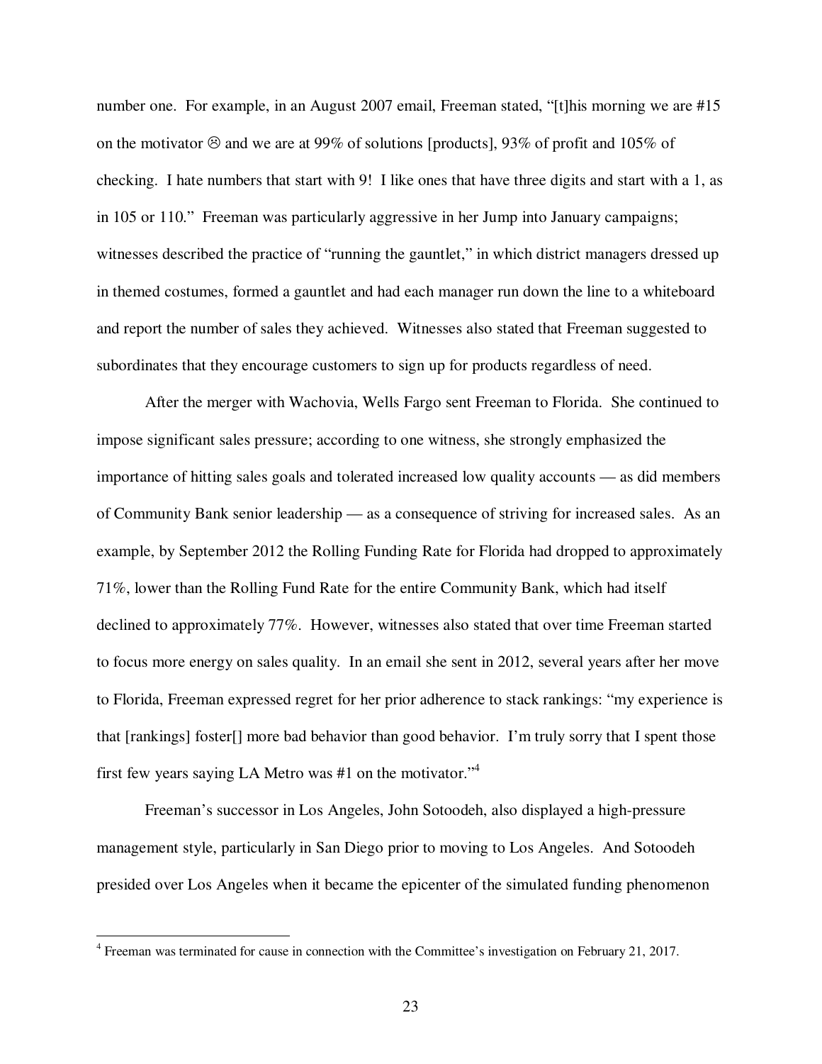number one. For example, in an August 2007 email, Freeman stated, "[t]his morning we are #15 on the motivator ☹ and we are at 99% of solutions [products], 93% of profit and 105% of checking. I hate numbers that start with 9! I like ones that have three digits and start with a 1, as in 105 or 110." Freeman was particularly aggressive in her Jump into January campaigns; witnesses described the practice of "running the gauntlet," in which district managers dressed up in themed costumes, formed a gauntlet and had each manager run down the line to a whiteboard and report the number of sales they achieved. Witnesses also stated that Freeman suggested to subordinates that they encourage customers to sign up for products regardless of need.

After the merger with Wachovia, Wells Fargo sent Freeman to Florida. She continued to impose significant sales pressure; according to one witness, she strongly emphasized the importance of hitting sales goals and tolerated increased low quality accounts — as did members of Community Bank senior leadership — as a consequence of striving for increased sales. As an example, by September 2012 the Rolling Funding Rate for Florida had dropped to approximately 71%, lower than the Rolling Fund Rate for the entire Community Bank, which had itself declined to approximately 77%. However, witnesses also stated that over time Freeman started to focus more energy on sales quality. In an email she sent in 2012, several years after her move to Florida, Freeman expressed regret for her prior adherence to stack rankings: "my experience is that [rankings] foster[] more bad behavior than good behavior. I'm truly sorry that I spent those first few years saying LA Metro was #1 on the motivator."[4]

Freeman's successor in Los Angeles, John Sotoodeh, also displayed a high-pressure management style, particularly in San Diego prior to moving to Los Angeles. And Sotoodeh presided over Los Angeles when it became the epicenter of the simulated funding phenomenon

[4] Freeman was terminated for cause in connection with the Committee's investigation on February 21, 2017.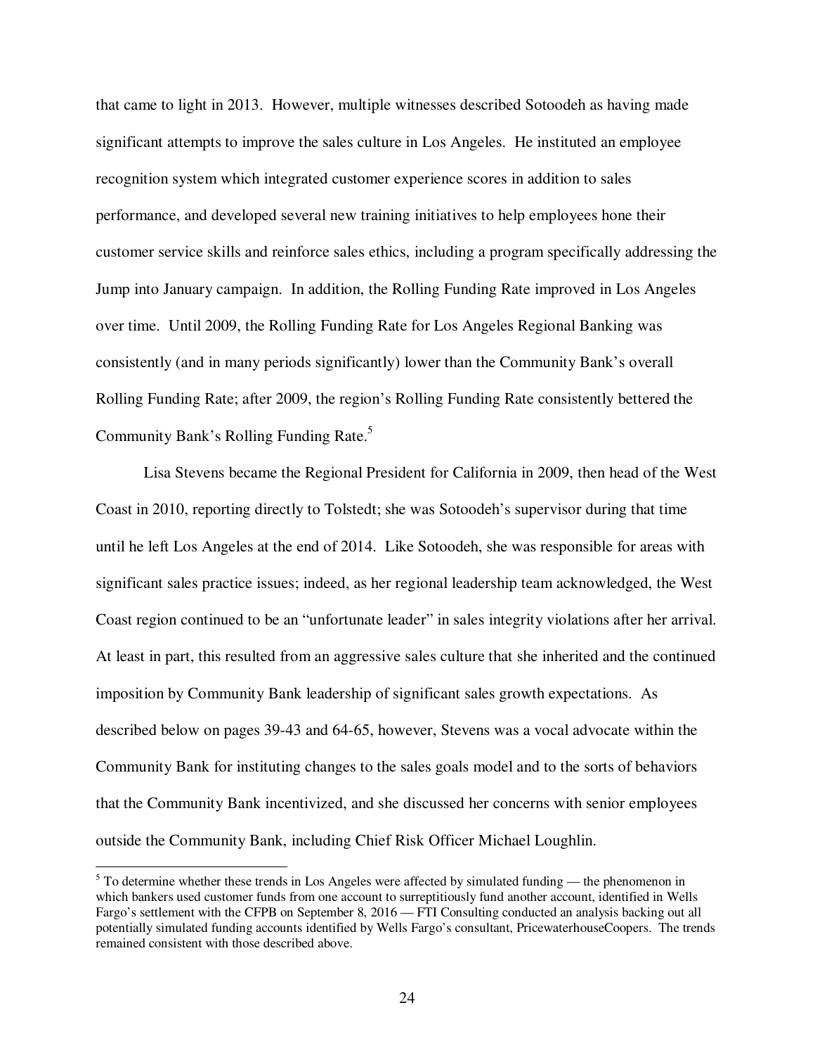that came to light in 2013. However, multiple witnesses described Sotoodeh as having made significant attempts to improve the sales culture in Los Angeles. He instituted an employee recognition system which integrated customer experience scores in addition to sales performance, and developed several new training initiatives to help employees hone their customer service skills and reinforce sales ethics, including a program specifically addressing the Jump into January campaign. In addition, the Rolling Funding Rate improved in Los Angeles over time. Until 2009, the Rolling Funding Rate for Los Angeles Regional Banking was consistently (and in many periods significantly) lower than the Community Bank's overall Rolling Funding Rate; after 2009, the region's Rolling Funding Rate consistently bettered the Community Bank's Rolling Funding Rate.[5]

Lisa Stevens became the Regional President for California in 2009, then head of the West Coast in 2010, reporting directly to Tolstedt; she was Sotoodeh's supervisor during that time until he left Los Angeles at the end of 2014. Like Sotoodeh, she was responsible for areas with significant sales practice issues; indeed, as her regional leadership team acknowledged, the West Coast region continued to be an "unfortunate leader" in sales integrity violations after her arrival. At least in part, this resulted from an aggressive sales culture that she inherited and the continued imposition by Community Bank leadership of significant sales growth expectations. As described below on pages 39-43 and 64-65, however, Stevens was a vocal advocate within the Community Bank for instituting changes to the sales goals model and to the sorts of behaviors that the Community Bank incentivized, and she discussed her concerns with senior employees outside the Community Bank, including Chief Risk Officer Michael Loughlin.

[5] To determine whether these trends in Los Angeles were affected by simulated funding — the phenomenon in which bankers used customer funds from one account to surreptitiously fund another account, identified in Wells Fargo's settlement with the CFPB on September 8, 2016 — FTI Consulting conducted an analysis backing out all potentially simulated funding accounts identified by Wells Fargo's consultant, PricewaterhouseCoopers. The trends remained consistent with those described above.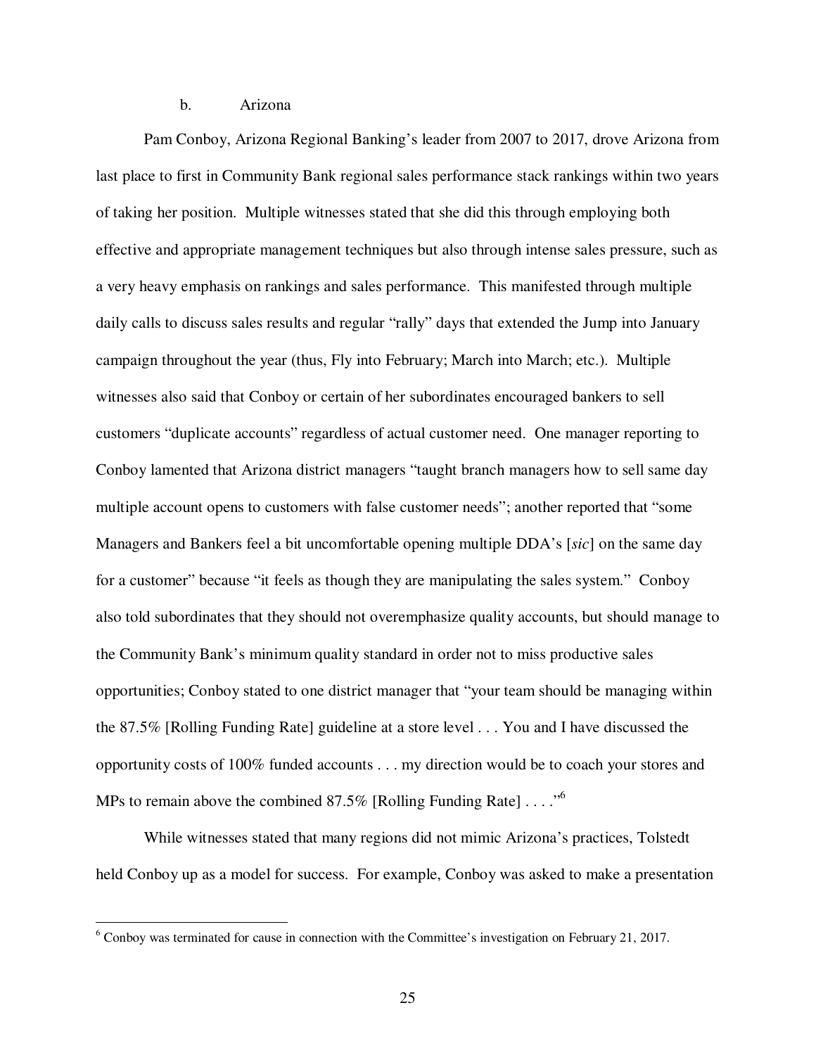#### b. Arizona

Pam Conboy, Arizona Regional Banking's leader from 2007 to 2017, drove Arizona from last place to first in Community Bank regional sales performance stack rankings within two years of taking her position. Multiple witnesses stated that she did this through employing both effective and appropriate management techniques but also through intense sales pressure, such as a very heavy emphasis on rankings and sales performance. This manifested through multiple daily calls to discuss sales results and regular "rally" days that extended the Jump into January campaign throughout the year (thus, Fly into February; March into March; etc.). Multiple witnesses also said that Conboy or certain of her subordinates encouraged bankers to sell customers "duplicate accounts" regardless of actual customer need. One manager reporting to Conboy lamented that Arizona district managers "taught branch managers how to sell same day multiple account opens to customers with false customer needs"; another reported that "some Managers and Bankers feel a bit uncomfortable opening multiple DDA's [*sic*] on the same day for a customer" because "it feels as though they are manipulating the sales system." Conboy also told subordinates that they should not overemphasize quality accounts, but should manage to the Community Bank's minimum quality standard in order not to miss productive sales opportunities; Conboy stated to one district manager that "your team should be managing within the 87.5% [Rolling Funding Rate] guideline at a store level . . . You and I have discussed the opportunity costs of 100% funded accounts . . . my direction would be to coach your stores and MPs to remain above the combined 87.5% [Rolling Funding Rate] . . . ."[6]

While witnesses stated that many regions did not mimic Arizona's practices, Tolstedt held Conboy up as a model for success. For example, Conboy was asked to make a presentation

---

[6] Conboy was terminated for cause in connection with the Committee's investigation on February 21, 2017.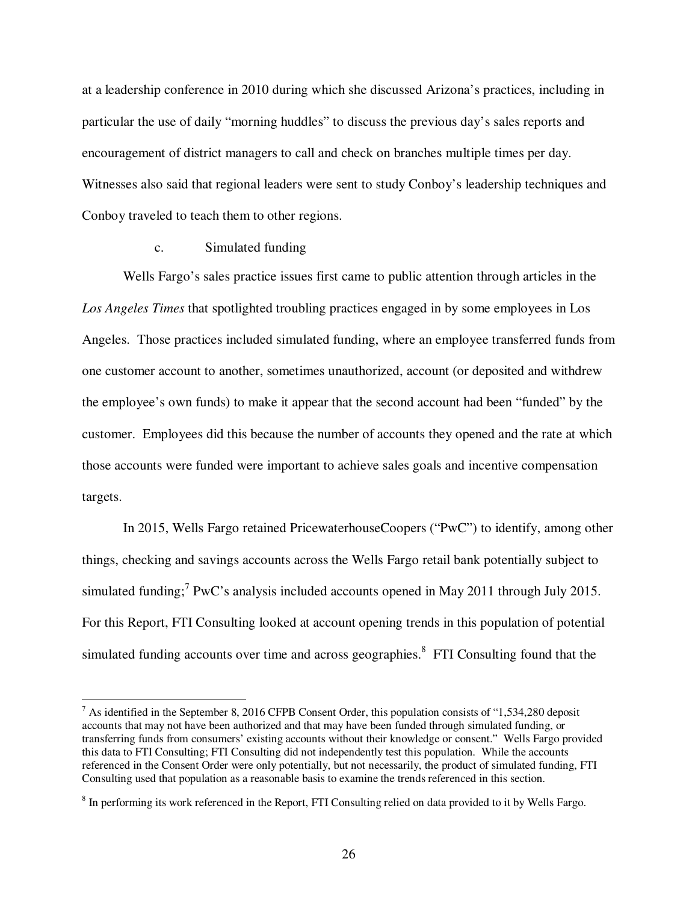at a leadership conference in 2010 during which she discussed Arizona's practices, including in particular the use of daily "morning huddles" to discuss the previous day's sales reports and encouragement of district managers to call and check on branches multiple times per day. Witnesses also said that regional leaders were sent to study Conboy's leadership techniques and Conboy traveled to teach them to other regions.

c. Simulated funding

Wells Fargo's sales practice issues first came to public attention through articles in the *Los Angeles Times* that spotlighted troubling practices engaged in by some employees in Los Angeles. Those practices included simulated funding, where an employee transferred funds from one customer account to another, sometimes unauthorized, account (or deposited and withdrew the employee's own funds) to make it appear that the second account had been "funded" by the customer. Employees did this because the number of accounts they opened and the rate at which those accounts were funded were important to achieve sales goals and incentive compensation targets.

In 2015, Wells Fargo retained PricewaterhouseCoopers ("PwC") to identify, among other things, checking and savings accounts across the Wells Fargo retail bank potentially subject to simulated funding;[7] PwC's analysis included accounts opened in May 2011 through July 2015. For this Report, FTI Consulting looked at account opening trends in this population of potential simulated funding accounts over time and across geographies.[8] FTI Consulting found that the

---

[7] As identified in the September 8, 2016 CFPB Consent Order, this population consists of "1,534,280 deposit accounts that may not have been authorized and that may have been funded through simulated funding, or transferring funds from consumers' existing accounts without their knowledge or consent." Wells Fargo provided this data to FTI Consulting; FTI Consulting did not independently test this population. While the accounts referenced in the Consent Order were only potentially, but not necessarily, the product of simulated funding, FTI Consulting used that population as a reasonable basis to examine the trends referenced in this section.

[8] In performing its work referenced in the Report, FTI Consulting relied on data provided to it by Wells Fargo.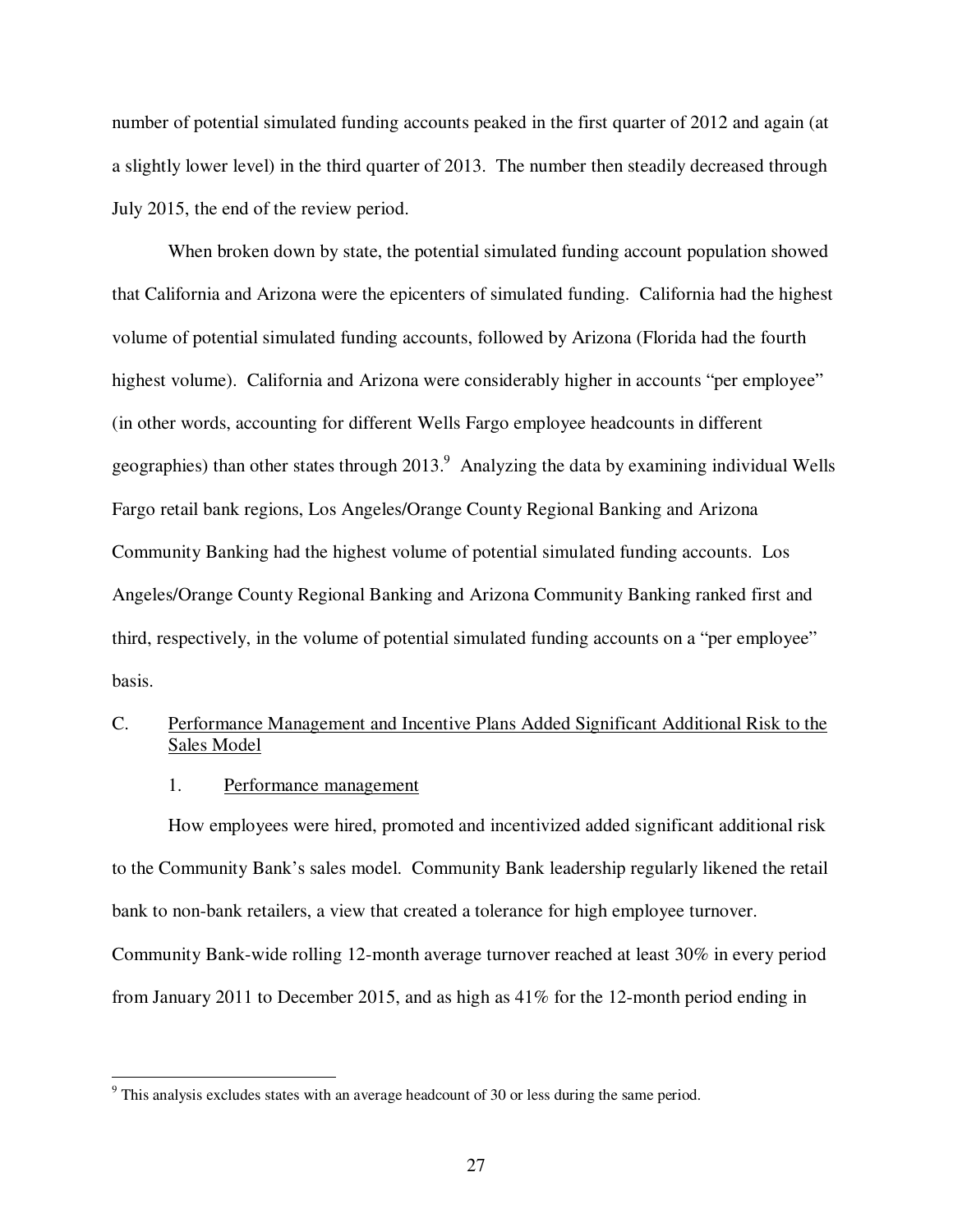number of potential simulated funding accounts peaked in the first quarter of 2012 and again (at a slightly lower level) in the third quarter of 2013. The number then steadily decreased through July 2015, the end of the review period.

When broken down by state, the potential simulated funding account population showed that California and Arizona were the epicenters of simulated funding. California had the highest volume of potential simulated funding accounts, followed by Arizona (Florida had the fourth highest volume). California and Arizona were considerably higher in accounts "per employee" (in other words, accounting for different Wells Fargo employee headcounts in different geographies) than other states through 2013.[9] Analyzing the data by examining individual Wells Fargo retail bank regions, Los Angeles/Orange County Regional Banking and Arizona Community Banking had the highest volume of potential simulated funding accounts. Los Angeles/Orange County Regional Banking and Arizona Community Banking ranked first and third, respectively, in the volume of potential simulated funding accounts on a "per employee" basis.

### C. Performance Management and Incentive Plans Added Significant Additional Risk to the Sales Model

#### 1. Performance management

How employees were hired, promoted and incentivized added significant additional risk to the Community Bank's sales model. Community Bank leadership regularly likened the retail bank to non-bank retailers, a view that created a tolerance for high employee turnover. Community Bank-wide rolling 12-month average turnover reached at least 30% in every period from January 2011 to December 2015, and as high as 41% for the 12-month period ending in

---

[9] This analysis excludes states with an average headcount of 30 or less during the same period.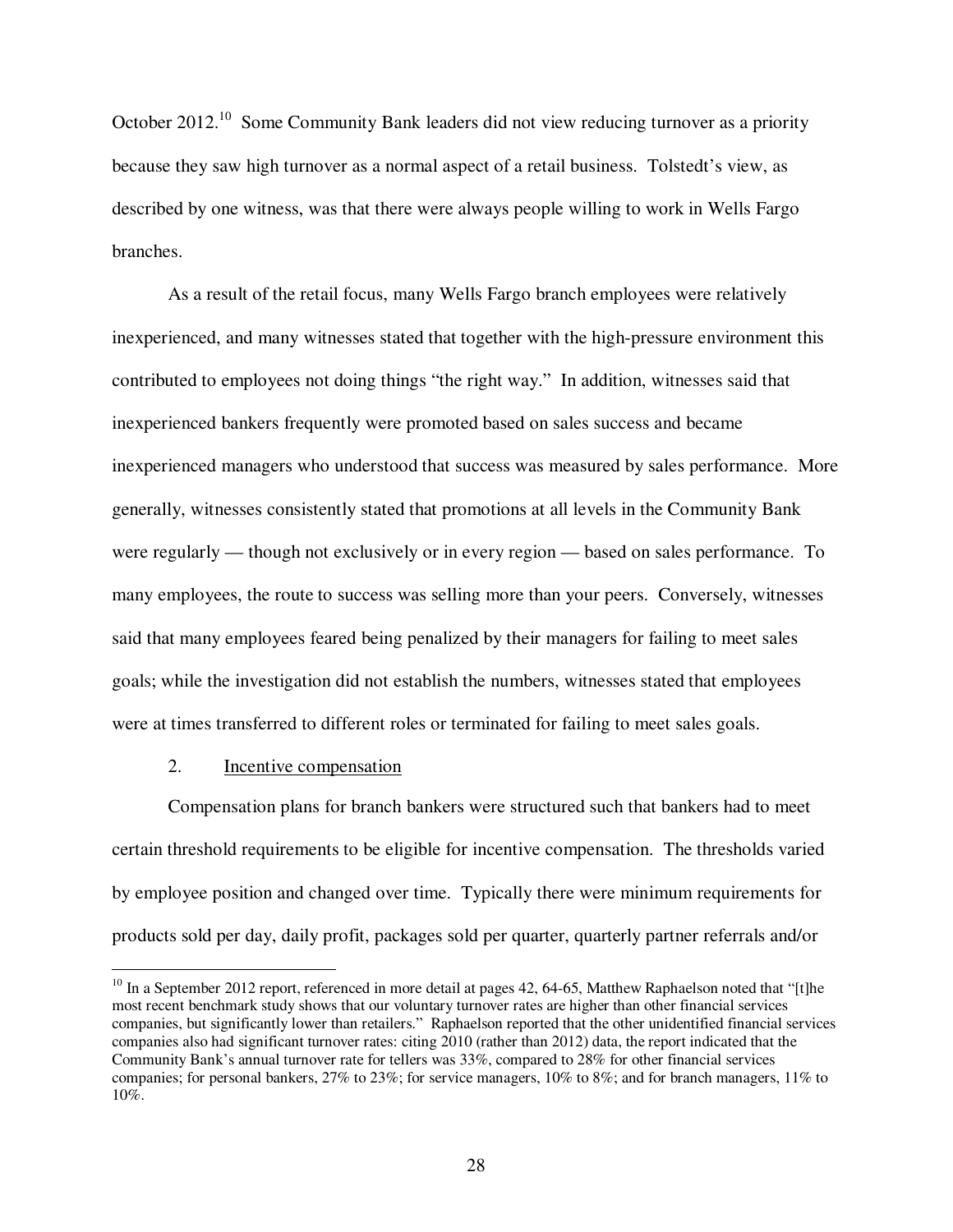October 2012.[10] Some Community Bank leaders did not view reducing turnover as a priority because they saw high turnover as a normal aspect of a retail business. Tolstedt's view, as described by one witness, was that there were always people willing to work in Wells Fargo branches.

As a result of the retail focus, many Wells Fargo branch employees were relatively inexperienced, and many witnesses stated that together with the high-pressure environment this contributed to employees not doing things "the right way." In addition, witnesses said that inexperienced bankers frequently were promoted based on sales success and became inexperienced managers who understood that success was measured by sales performance. More generally, witnesses consistently stated that promotions at all levels in the Community Bank were regularly — though not exclusively or in every region — based on sales performance. To many employees, the route to success was selling more than your peers. Conversely, witnesses said that many employees feared being penalized by their managers for failing to meet sales goals; while the investigation did not establish the numbers, witnesses stated that employees were at times transferred to different roles or terminated for failing to meet sales goals.

2. Incentive compensation

Compensation plans for branch bankers were structured such that bankers had to meet certain threshold requirements to be eligible for incentive compensation. The thresholds varied by employee position and changed over time. Typically there were minimum requirements for products sold per day, daily profit, packages sold per quarter, quarterly partner referrals and/or

---

[10] In a September 2012 report, referenced in more detail at pages 42, 64-65, Matthew Raphaelson noted that "[t]he most recent benchmark study shows that our voluntary turnover rates are higher than other financial services companies, but significantly lower than retailers." Raphaelson reported that the other unidentified financial services companies also had significant turnover rates: citing 2010 (rather than 2012) data, the report indicated that the Community Bank's annual turnover rate for tellers was 33%, compared to 28% for other financial services companies; for personal bankers, 27% to 23%; for service managers, 10% to 8%; and for branch managers, 11% to 10%.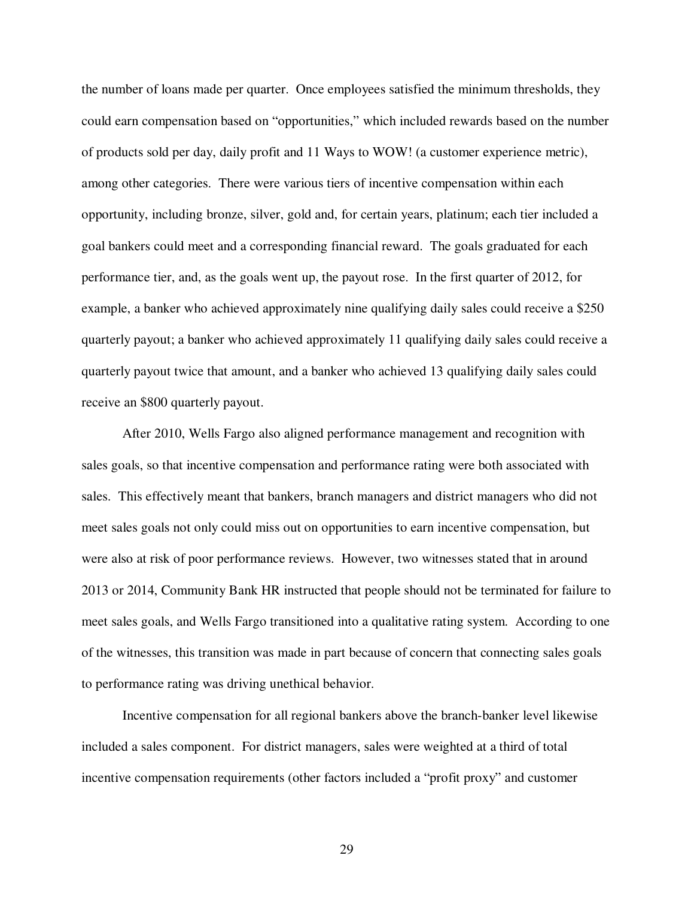the number of loans made per quarter. Once employees satisfied the minimum thresholds, they could earn compensation based on "opportunities," which included rewards based on the number of products sold per day, daily profit and 11 Ways to WOW! (a customer experience metric), among other categories. There were various tiers of incentive compensation within each opportunity, including bronze, silver, gold and, for certain years, platinum; each tier included a goal bankers could meet and a corresponding financial reward. The goals graduated for each performance tier, and, as the goals went up, the payout rose. In the first quarter of 2012, for example, a banker who achieved approximately nine qualifying daily sales could receive a $250 quarterly payout; a banker who achieved approximately 11 qualifying daily sales could receive a quarterly payout twice that amount, and a banker who achieved 13 qualifying daily sales could receive an $800 quarterly payout.

After 2010, Wells Fargo also aligned performance management and recognition with sales goals, so that incentive compensation and performance rating were both associated with sales. This effectively meant that bankers, branch managers and district managers who did not meet sales goals not only could miss out on opportunities to earn incentive compensation, but were also at risk of poor performance reviews. However, two witnesses stated that in around 2013 or 2014, Community Bank HR instructed that people should not be terminated for failure to meet sales goals, and Wells Fargo transitioned into a qualitative rating system. According to one of the witnesses, this transition was made in part because of concern that connecting sales goals to performance rating was driving unethical behavior.

Incentive compensation for all regional bankers above the branch-banker level likewise included a sales component. For district managers, sales were weighted at a third of total incentive compensation requirements (other factors included a "profit proxy" and customer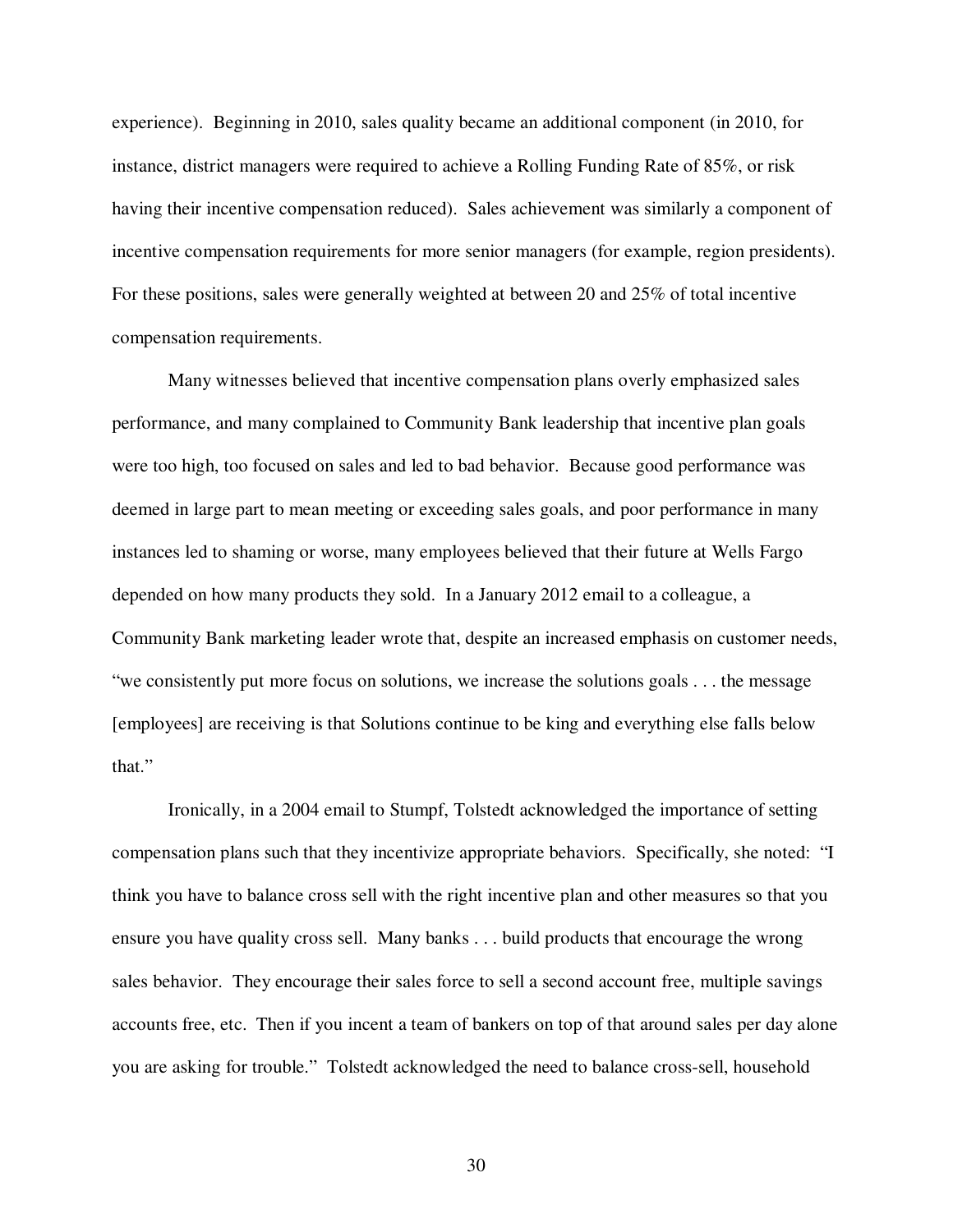experience). Beginning in 2010, sales quality became an additional component (in 2010, for instance, district managers were required to achieve a Rolling Funding Rate of 85%, or risk having their incentive compensation reduced). Sales achievement was similarly a component of incentive compensation requirements for more senior managers (for example, region presidents). For these positions, sales were generally weighted at between 20 and 25% of total incentive compensation requirements.

Many witnesses believed that incentive compensation plans overly emphasized sales performance, and many complained to Community Bank leadership that incentive plan goals were too high, too focused on sales and led to bad behavior. Because good performance was deemed in large part to mean meeting or exceeding sales goals, and poor performance in many instances led to shaming or worse, many employees believed that their future at Wells Fargo depended on how many products they sold. In a January 2012 email to a colleague, a Community Bank marketing leader wrote that, despite an increased emphasis on customer needs, "we consistently put more focus on solutions, we increase the solutions goals . . . the message [employees] are receiving is that Solutions continue to be king and everything else falls below that."

Ironically, in a 2004 email to Stumpf, Tolstedt acknowledged the importance of setting compensation plans such that they incentivize appropriate behaviors. Specifically, she noted: "I think you have to balance cross sell with the right incentive plan and other measures so that you ensure you have quality cross sell. Many banks . . . build products that encourage the wrong sales behavior. They encourage their sales force to sell a second account free, multiple savings accounts free, etc. Then if you incent a team of bankers on top of that around sales per day alone you are asking for trouble." Tolstedt acknowledged the need to balance cross-sell, household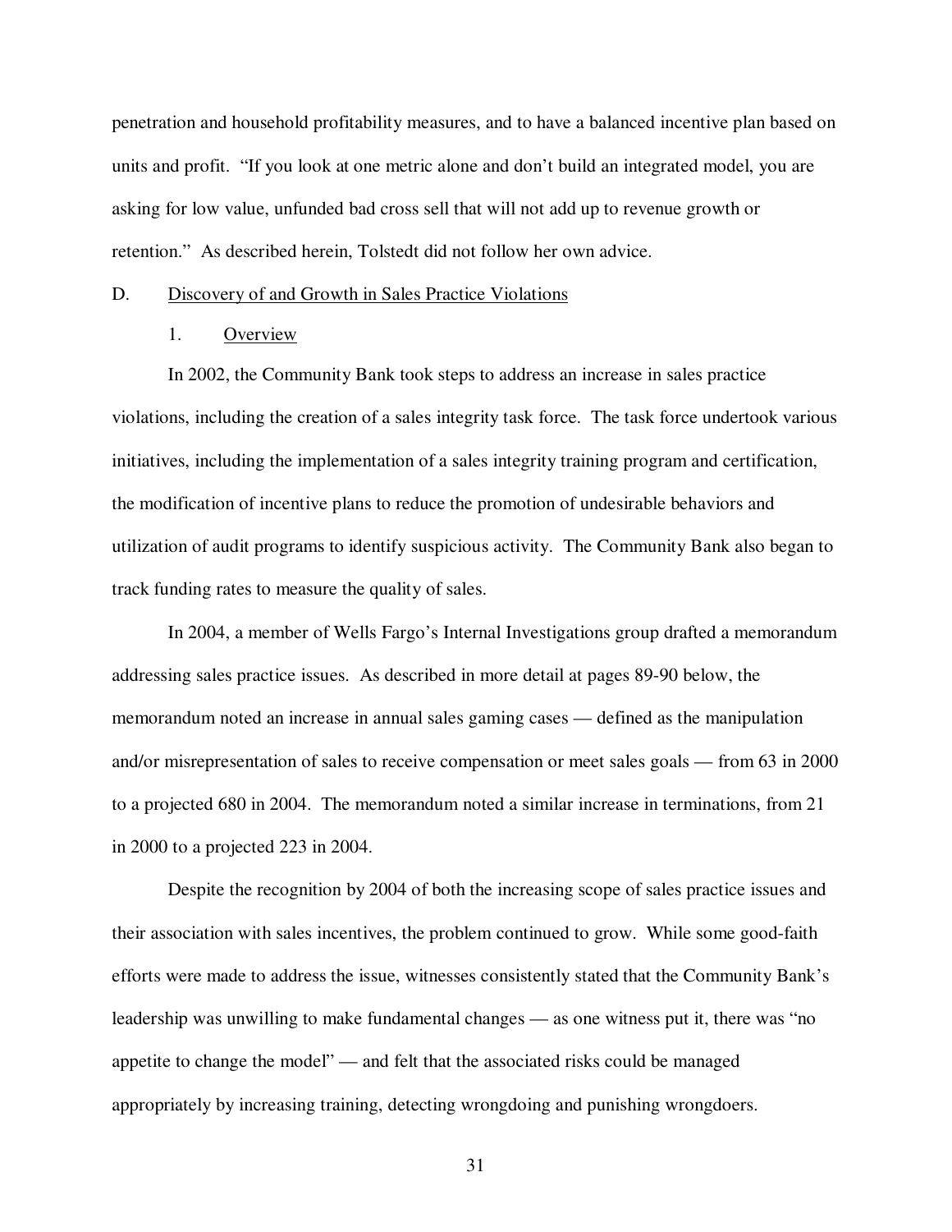penetration and household profitability measures, and to have a balanced incentive plan based on units and profit. "If you look at one metric alone and don't build an integrated model, you are asking for low value, unfunded bad cross sell that will not add up to revenue growth or retention." As described herein, Tolstedt did not follow her own advice.

## D. Discovery of and Growth in Sales Practice Violations

### 1. Overview

In 2002, the Community Bank took steps to address an increase in sales practice violations, including the creation of a sales integrity task force. The task force undertook various initiatives, including the implementation of a sales integrity training program and certification, the modification of incentive plans to reduce the promotion of undesirable behaviors and utilization of audit programs to identify suspicious activity. The Community Bank also began to track funding rates to measure the quality of sales.

In 2004, a member of Wells Fargo's Internal Investigations group drafted a memorandum addressing sales practice issues. As described in more detail at pages 89-90 below, the memorandum noted an increase in annual sales gaming cases — defined as the manipulation and/or misrepresentation of sales to receive compensation or meet sales goals — from 63 in 2000 to a projected 680 in 2004. The memorandum noted a similar increase in terminations, from 21 in 2000 to a projected 223 in 2004.

Despite the recognition by 2004 of both the increasing scope of sales practice issues and their association with sales incentives, the problem continued to grow. While some good-faith efforts were made to address the issue, witnesses consistently stated that the Community Bank's leadership was unwilling to make fundamental changes — as one witness put it, there was "no appetite to change the model" — and felt that the associated risks could be managed appropriately by increasing training, detecting wrongdoing and punishing wrongdoers.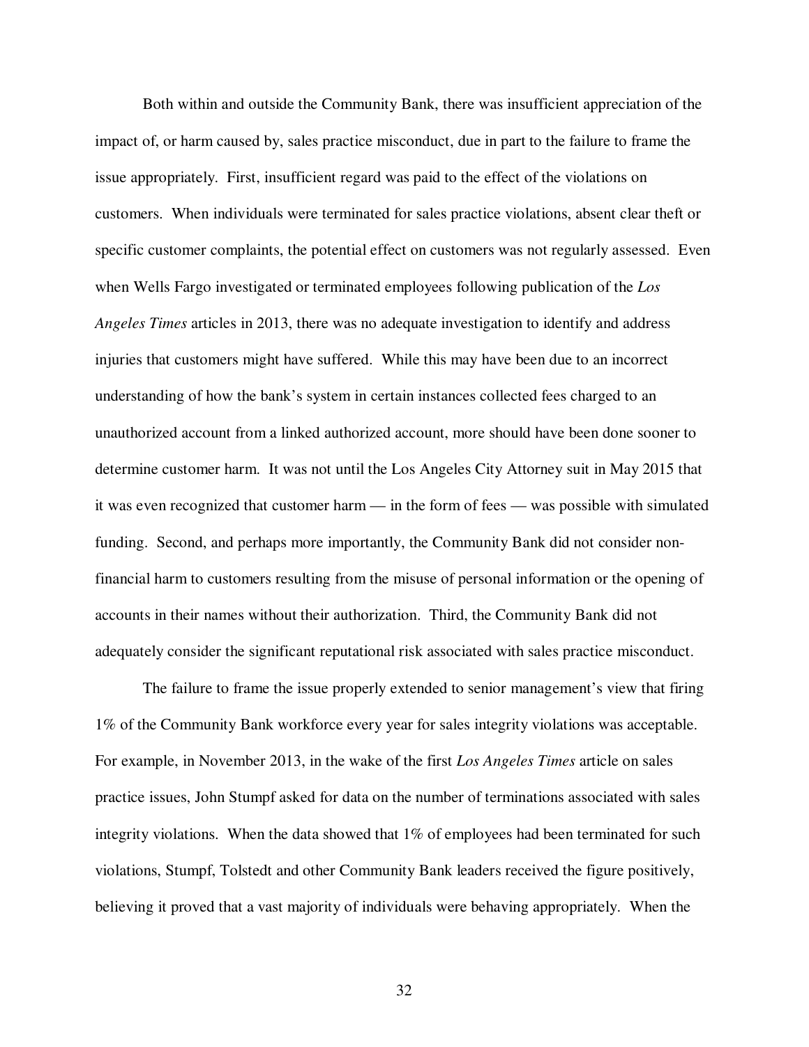Both within and outside the Community Bank, there was insufficient appreciation of the impact of, or harm caused by, sales practice misconduct, due in part to the failure to frame the issue appropriately. First, insufficient regard was paid to the effect of the violations on customers. When individuals were terminated for sales practice violations, absent clear theft or specific customer complaints, the potential effect on customers was not regularly assessed. Even when Wells Fargo investigated or terminated employees following publication of the *Los Angeles Times* articles in 2013, there was no adequate investigation to identify and address injuries that customers might have suffered. While this may have been due to an incorrect understanding of how the bank's system in certain instances collected fees charged to an unauthorized account from a linked authorized account, more should have been done sooner to determine customer harm. It was not until the Los Angeles City Attorney suit in May 2015 that it was even recognized that customer harm — in the form of fees — was possible with simulated funding. Second, and perhaps more importantly, the Community Bank did not consider non-financial harm to customers resulting from the misuse of personal information or the opening of accounts in their names without their authorization. Third, the Community Bank did not adequately consider the significant reputational risk associated with sales practice misconduct.

The failure to frame the issue properly extended to senior management's view that firing 1% of the Community Bank workforce every year for sales integrity violations was acceptable. For example, in November 2013, in the wake of the first *Los Angeles Times* article on sales practice issues, John Stumpf asked for data on the number of terminations associated with sales integrity violations. When the data showed that 1% of employees had been terminated for such violations, Stumpf, Tolstedt and other Community Bank leaders received the figure positively, believing it proved that a vast majority of individuals were behaving appropriately. When the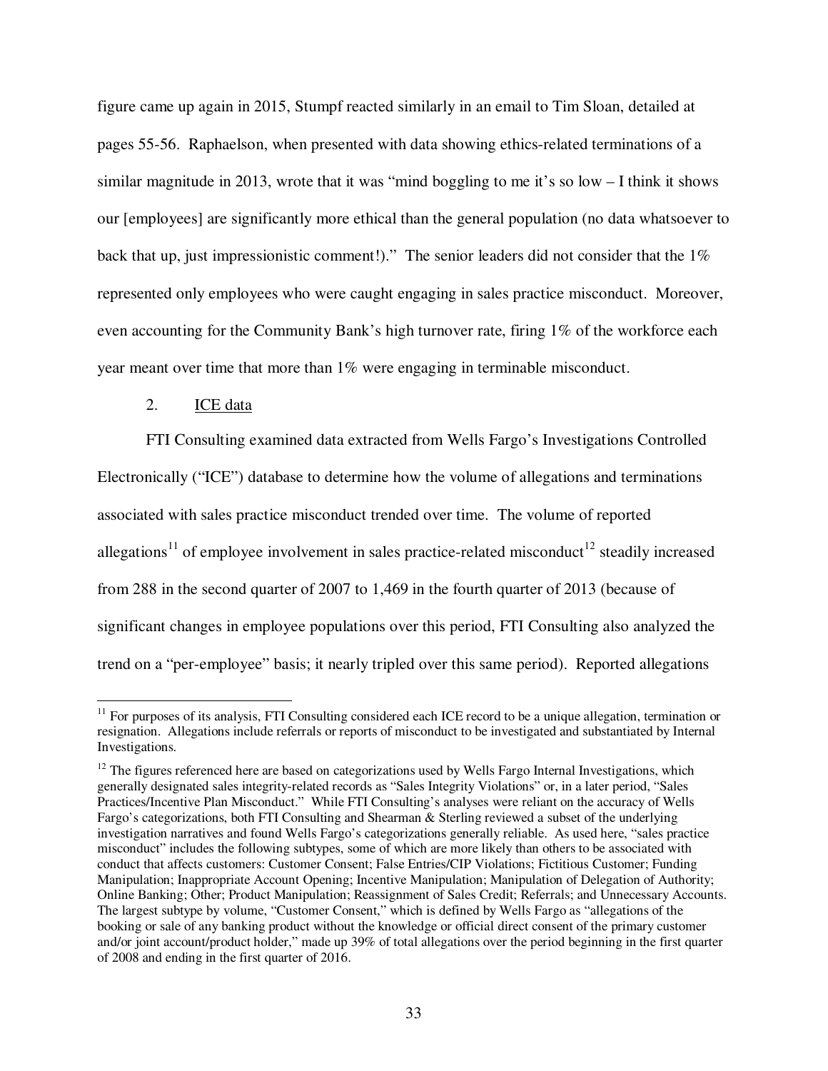figure came up again in 2015, Stumpf reacted similarly in an email to Tim Sloan, detailed at pages 55-56. Raphaelson, when presented with data showing ethics-related terminations of a similar magnitude in 2013, wrote that it was "mind boggling to me it's so low – I think it shows our [employees] are significantly more ethical than the general population (no data whatsoever to back that up, just impressionistic comment!)." The senior leaders did not consider that the 1% represented only employees who were caught engaging in sales practice misconduct. Moreover, even accounting for the Community Bank's high turnover rate, firing 1% of the workforce each year meant over time that more than 1% were engaging in terminable misconduct.

2. ICE data

FTI Consulting examined data extracted from Wells Fargo's Investigations Controlled Electronically ("ICE") database to determine how the volume of allegations and terminations associated with sales practice misconduct trended over time. The volume of reported allegations[11] of employee involvement in sales practice-related misconduct[12] steadily increased from 288 in the second quarter of 2007 to 1,469 in the fourth quarter of 2013 (because of significant changes in employee populations over this period, FTI Consulting also analyzed the trend on a "per-employee" basis; it nearly tripled over this same period). Reported allegations

[11] For purposes of its analysis, FTI Consulting considered each ICE record to be a unique allegation, termination or resignation. Allegations include referrals or reports of misconduct to be investigated and substantiated by Internal Investigations.

[12] The figures referenced here are based on categorizations used by Wells Fargo Internal Investigations, which generally designated sales integrity-related records as "Sales Integrity Violations" or, in a later period, "Sales Practices/Incentive Plan Misconduct." While FTI Consulting's analyses were reliant on the accuracy of Wells Fargo's categorizations, both FTI Consulting and Shearman & Sterling reviewed a subset of the underlying investigation narratives and found Wells Fargo's categorizations generally reliable. As used here, "sales practice misconduct" includes the following subtypes, some of which are more likely than others to be associated with conduct that affects customers: Customer Consent; False Entries/CIP Violations; Fictitious Customer; Funding Manipulation; Inappropriate Account Opening; Incentive Manipulation; Manipulation of Delegation of Authority; Online Banking; Other; Product Manipulation; Reassignment of Sales Credit; Referrals; and Unnecessary Accounts. The largest subtype by volume, "Customer Consent," which is defined by Wells Fargo as "allegations of the booking or sale of any banking product without the knowledge or official direct consent of the primary customer and/or joint account/product holder," made up 39% of total allegations over the period beginning in the first quarter of 2008 and ending in the first quarter of 2016.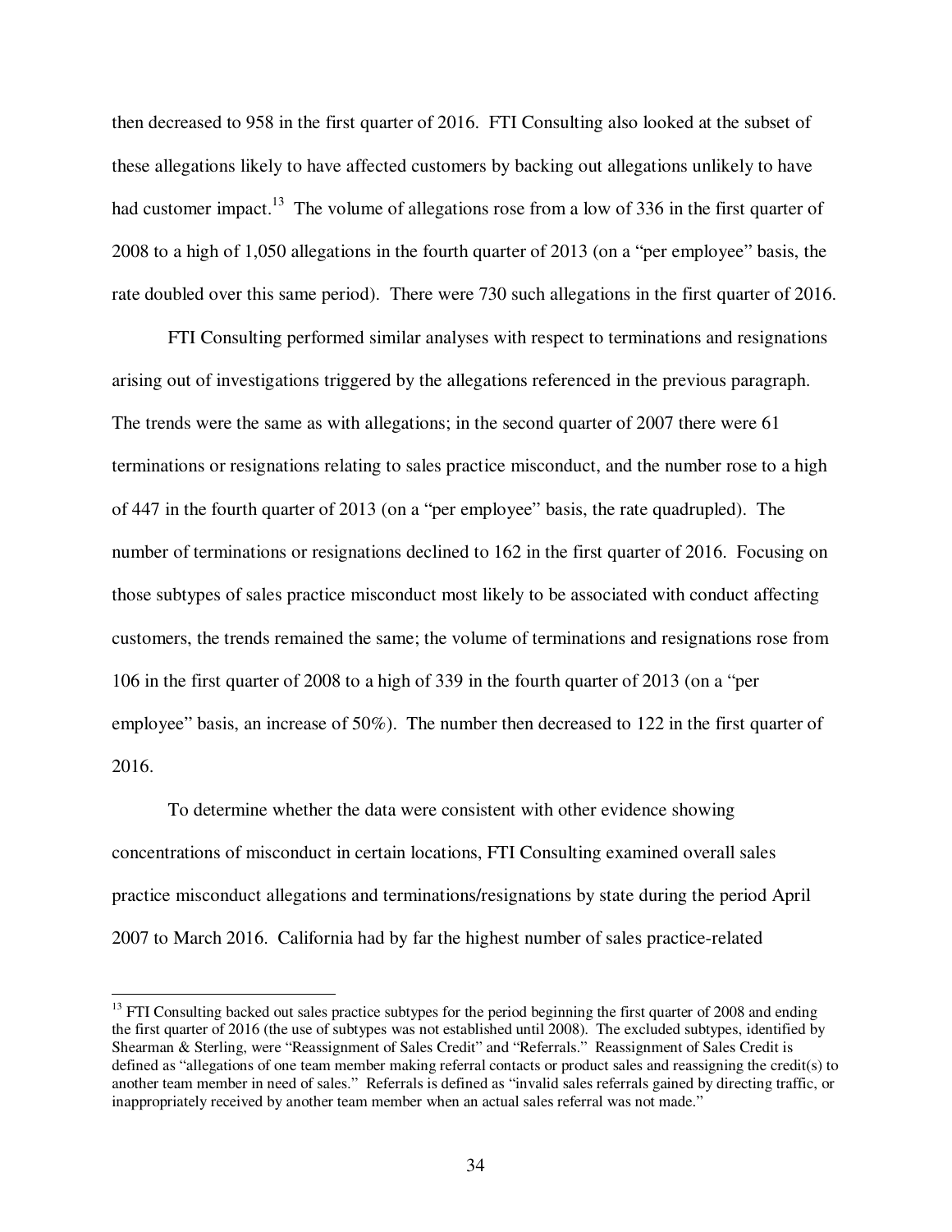then decreased to 958 in the first quarter of 2016. FTI Consulting also looked at the subset of these allegations likely to have affected customers by backing out allegations unlikely to have had customer impact.[13] The volume of allegations rose from a low of 336 in the first quarter of 2008 to a high of 1,050 allegations in the fourth quarter of 2013 (on a "per employee" basis, the rate doubled over this same period). There were 730 such allegations in the first quarter of 2016.

FTI Consulting performed similar analyses with respect to terminations and resignations arising out of investigations triggered by the allegations referenced in the previous paragraph. The trends were the same as with allegations; in the second quarter of 2007 there were 61 terminations or resignations relating to sales practice misconduct, and the number rose to a high of 447 in the fourth quarter of 2013 (on a "per employee" basis, the rate quadrupled). The number of terminations or resignations declined to 162 in the first quarter of 2016. Focusing on those subtypes of sales practice misconduct most likely to be associated with conduct affecting customers, the trends remained the same; the volume of terminations and resignations rose from 106 in the first quarter of 2008 to a high of 339 in the fourth quarter of 2013 (on a "per employee" basis, an increase of 50%). The number then decreased to 122 in the first quarter of 2016.

To determine whether the data were consistent with other evidence showing concentrations of misconduct in certain locations, FTI Consulting examined overall sales practice misconduct allegations and terminations/resignations by state during the period April 2007 to March 2016. California had by far the highest number of sales practice-related

---

[13] FTI Consulting backed out sales practice subtypes for the period beginning the first quarter of 2008 and ending the first quarter of 2016 (the use of subtypes was not established until 2008). The excluded subtypes, identified by Shearman & Sterling, were "Reassignment of Sales Credit" and "Referrals." Reassignment of Sales Credit is defined as "allegations of one team member making referral contacts or product sales and reassigning the credit(s) to another team member in need of sales." Referrals is defined as "invalid sales referrals gained by directing traffic, or inappropriately received by another team member when an actual sales referral was not made."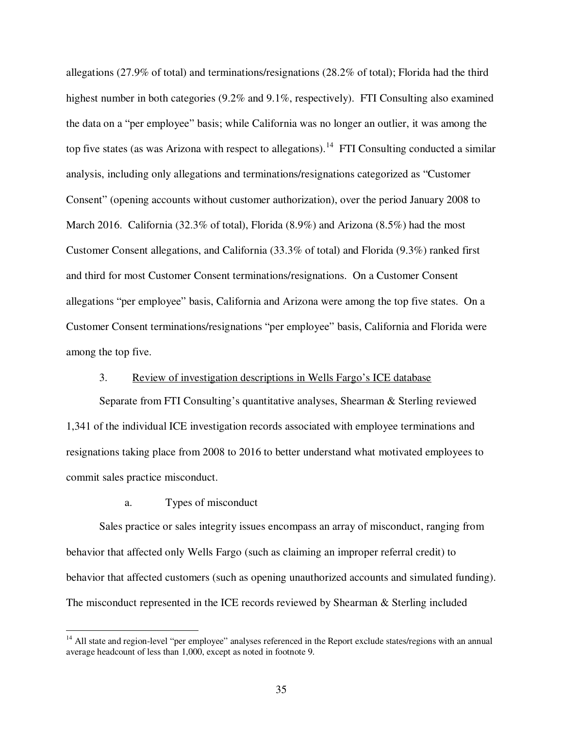allegations (27.9% of total) and terminations/resignations (28.2% of total); Florida had the third highest number in both categories (9.2% and 9.1%, respectively). FTI Consulting also examined the data on a "per employee" basis; while California was no longer an outlier, it was among the top five states (as was Arizona with respect to allegations).[14] FTI Consulting conducted a similar analysis, including only allegations and terminations/resignations categorized as "Customer Consent" (opening accounts without customer authorization), over the period January 2008 to March 2016. California (32.3% of total), Florida (8.9%) and Arizona (8.5%) had the most Customer Consent allegations, and California (33.3% of total) and Florida (9.3%) ranked first and third for most Customer Consent terminations/resignations. On a Customer Consent allegations "per employee" basis, California and Arizona were among the top five states. On a Customer Consent terminations/resignations "per employee" basis, California and Florida were among the top five.

3. Review of investigation descriptions in Wells Fargo's ICE database

Separate from FTI Consulting's quantitative analyses, Shearman & Sterling reviewed 1,341 of the individual ICE investigation records associated with employee terminations and resignations taking place from 2008 to 2016 to better understand what motivated employees to commit sales practice misconduct.

a. Types of misconduct

Sales practice or sales integrity issues encompass an array of misconduct, ranging from behavior that affected only Wells Fargo (such as claiming an improper referral credit) to behavior that affected customers (such as opening unauthorized accounts and simulated funding). The misconduct represented in the ICE records reviewed by Shearman & Sterling included

[14] All state and region-level "per employee" analyses referenced in the Report exclude states/regions with an annual average headcount of less than 1,000, except as noted in footnote 9.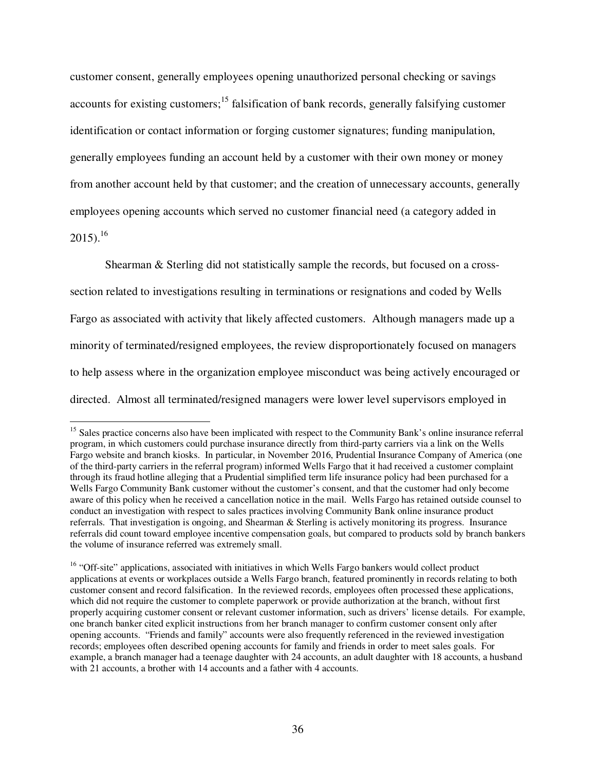customer consent, generally employees opening unauthorized personal checking or savings accounts for existing customers;[15] falsification of bank records, generally falsifying customer identification or contact information or forging customer signatures; funding manipulation, generally employees funding an account held by a customer with their own money or money from another account held by that customer; and the creation of unnecessary accounts, generally employees opening accounts which served no customer financial need (a category added in 2015).[16]

Shearman & Sterling did not statistically sample the records, but focused on a cross-section related to investigations resulting in terminations or resignations and coded by Wells Fargo as associated with activity that likely affected customers. Although managers made up a minority of terminated/resigned employees, the review disproportionately focused on managers to help assess where in the organization employee misconduct was being actively encouraged or directed. Almost all terminated/resigned managers were lower level supervisors employed in

---

[15] Sales practice concerns also have been implicated with respect to the Community Bank's online insurance referral program, in which customers could purchase insurance directly from third-party carriers via a link on the Wells Fargo website and branch kiosks. In particular, in November 2016, Prudential Insurance Company of America (one of the third-party carriers in the referral program) informed Wells Fargo that it had received a customer complaint through its fraud hotline alleging that a Prudential simplified term life insurance policy had been purchased for a Wells Fargo Community Bank customer without the customer's consent, and that the customer had only become aware of this policy when he received a cancellation notice in the mail. Wells Fargo has retained outside counsel to conduct an investigation with respect to sales practices involving Community Bank online insurance product referrals. That investigation is ongoing, and Shearman & Sterling is actively monitoring its progress. Insurance referrals did count toward employee incentive compensation goals, but compared to products sold by branch bankers the volume of insurance referred was extremely small.

[16] "Off-site" applications, associated with initiatives in which Wells Fargo bankers would collect product applications at events or workplaces outside a Wells Fargo branch, featured prominently in records relating to both customer consent and record falsification. In the reviewed records, employees often processed these applications, which did not require the customer to complete paperwork or provide authorization at the branch, without first properly acquiring customer consent or relevant customer information, such as drivers' license details. For example, one branch banker cited explicit instructions from her branch manager to confirm customer consent only after opening accounts. "Friends and family" accounts were also frequently referenced in the reviewed investigation records; employees often described opening accounts for family and friends in order to meet sales goals. For example, a branch manager had a teenage daughter with 24 accounts, an adult daughter with 18 accounts, a husband with 21 accounts, a brother with 14 accounts and a father with 4 accounts.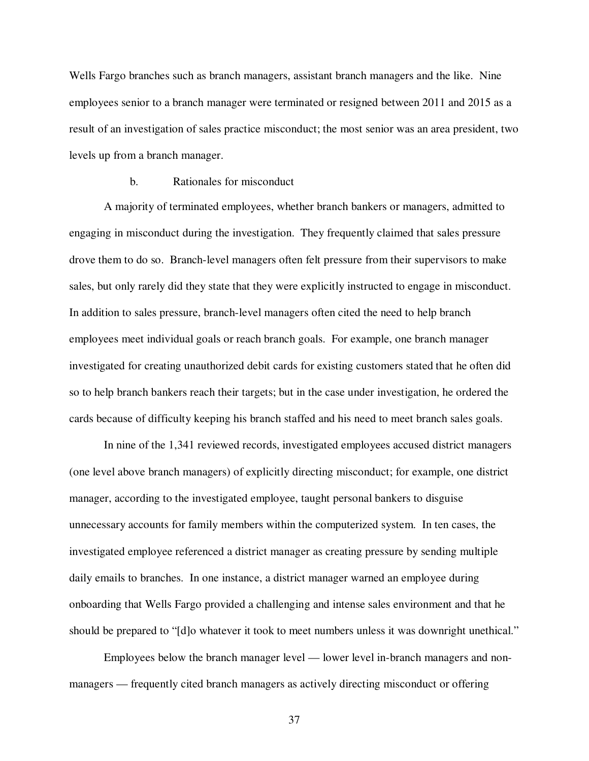Wells Fargo branches such as branch managers, assistant branch managers and the like. Nine employees senior to a branch manager were terminated or resigned between 2011 and 2015 as a result of an investigation of sales practice misconduct; the most senior was an area president, two levels up from a branch manager.

b. Rationales for misconduct

A majority of terminated employees, whether branch bankers or managers, admitted to engaging in misconduct during the investigation. They frequently claimed that sales pressure drove them to do so. Branch-level managers often felt pressure from their supervisors to make sales, but only rarely did they state that they were explicitly instructed to engage in misconduct. In addition to sales pressure, branch-level managers often cited the need to help branch employees meet individual goals or reach branch goals. For example, one branch manager investigated for creating unauthorized debit cards for existing customers stated that he often did so to help branch bankers reach their targets; but in the case under investigation, he ordered the cards because of difficulty keeping his branch staffed and his need to meet branch sales goals.

In nine of the 1,341 reviewed records, investigated employees accused district managers (one level above branch managers) of explicitly directing misconduct; for example, one district manager, according to the investigated employee, taught personal bankers to disguise unnecessary accounts for family members within the computerized system. In ten cases, the investigated employee referenced a district manager as creating pressure by sending multiple daily emails to branches. In one instance, a district manager warned an employee during onboarding that Wells Fargo provided a challenging and intense sales environment and that he should be prepared to "[d]o whatever it took to meet numbers unless it was downright unethical."

Employees below the branch manager level — lower level in-branch managers and non-managers — frequently cited branch managers as actively directing misconduct or offering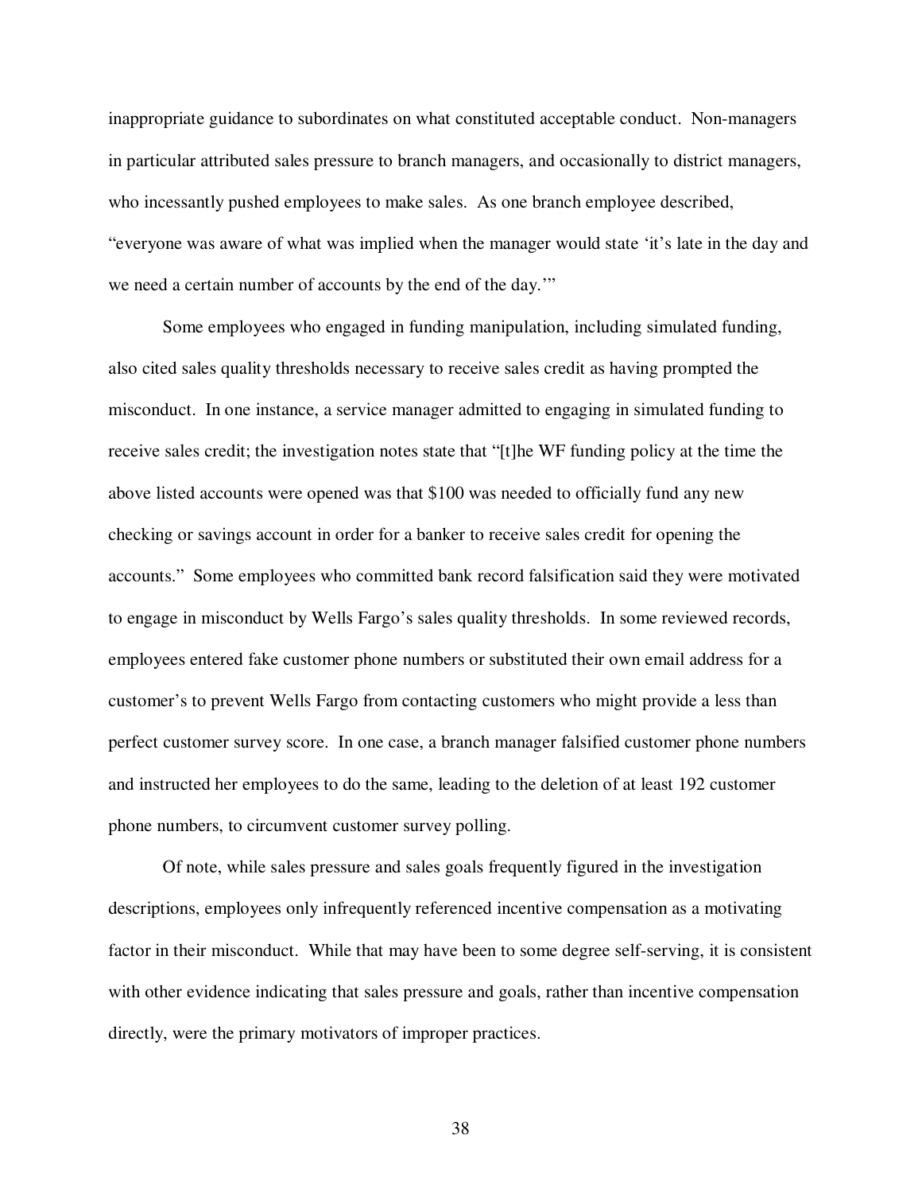inappropriate guidance to subordinates on what constituted acceptable conduct. Non-managers in particular attributed sales pressure to branch managers, and occasionally to district managers, who incessantly pushed employees to make sales. As one branch employee described, "everyone was aware of what was implied when the manager would state 'it's late in the day and we need a certain number of accounts by the end of the day.'"

Some employees who engaged in funding manipulation, including simulated funding, also cited sales quality thresholds necessary to receive sales credit as having prompted the misconduct. In one instance, a service manager admitted to engaging in simulated funding to receive sales credit; the investigation notes state that "[t]he WF funding policy at the time the above listed accounts were opened was that $100 was needed to officially fund any new checking or savings account in order for a banker to receive sales credit for opening the accounts." Some employees who committed bank record falsification said they were motivated to engage in misconduct by Wells Fargo's sales quality thresholds. In some reviewed records, employees entered fake customer phone numbers or substituted their own email address for a customer's to prevent Wells Fargo from contacting customers who might provide a less than perfect customer survey score. In one case, a branch manager falsified customer phone numbers and instructed her employees to do the same, leading to the deletion of at least 192 customer phone numbers, to circumvent customer survey polling.

Of note, while sales pressure and sales goals frequently figured in the investigation descriptions, employees only infrequently referenced incentive compensation as a motivating factor in their misconduct. While that may have been to some degree self-serving, it is consistent with other evidence indicating that sales pressure and goals, rather than incentive compensation directly, were the primary motivators of improper practices.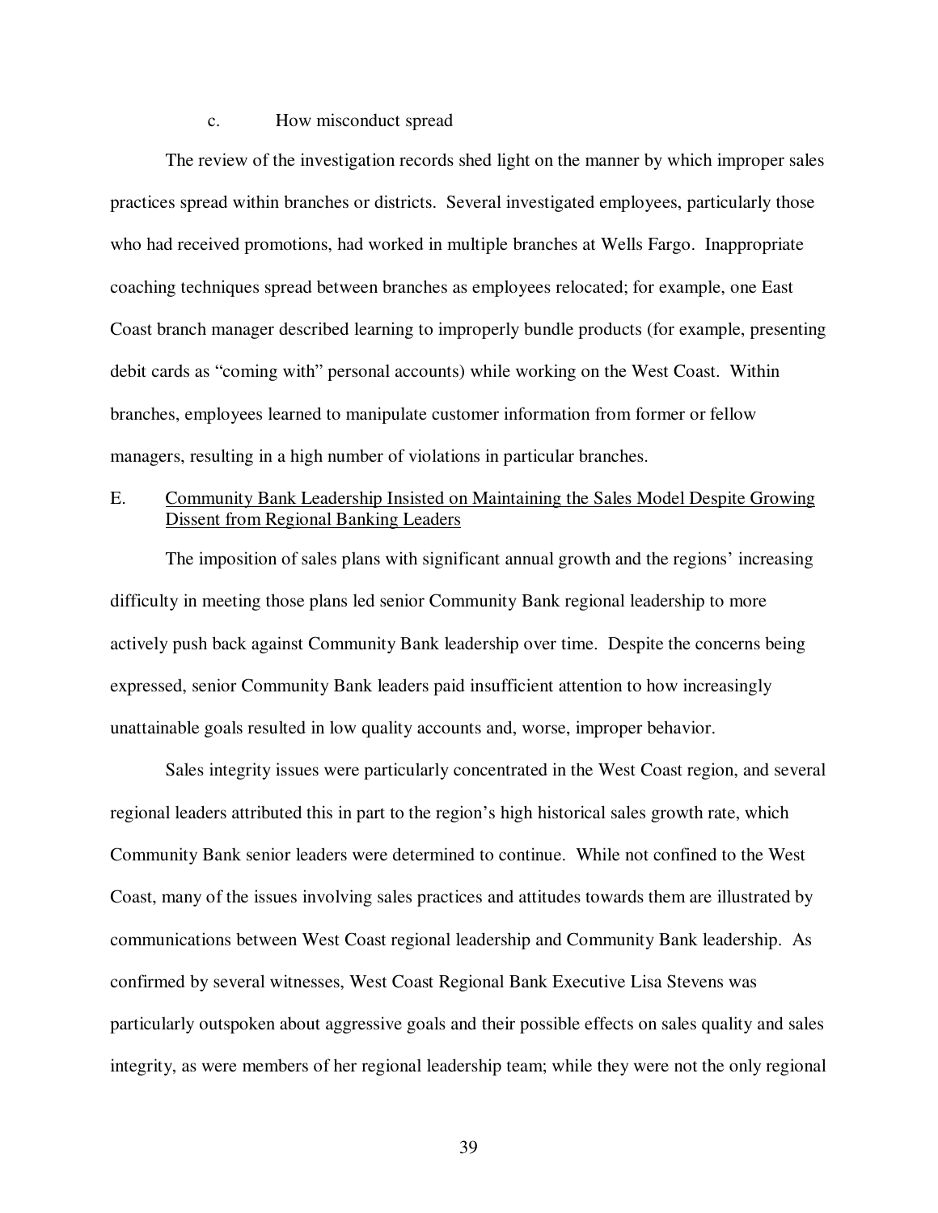c. How misconduct spread

The review of the investigation records shed light on the manner by which improper sales practices spread within branches or districts. Several investigated employees, particularly those who had received promotions, had worked in multiple branches at Wells Fargo. Inappropriate coaching techniques spread between branches as employees relocated; for example, one East Coast branch manager described learning to improperly bundle products (for example, presenting debit cards as "coming with" personal accounts) while working on the West Coast. Within branches, employees learned to manipulate customer information from former or fellow managers, resulting in a high number of violations in particular branches.

## E. Community Bank Leadership Insisted on Maintaining the Sales Model Despite Growing Dissent from Regional Banking Leaders

The imposition of sales plans with significant annual growth and the regions' increasing difficulty in meeting those plans led senior Community Bank regional leadership to more actively push back against Community Bank leadership over time. Despite the concerns being expressed, senior Community Bank leaders paid insufficient attention to how increasingly unattainable goals resulted in low quality accounts and, worse, improper behavior.

Sales integrity issues were particularly concentrated in the West Coast region, and several regional leaders attributed this in part to the region's high historical sales growth rate, which Community Bank senior leaders were determined to continue. While not confined to the West Coast, many of the issues involving sales practices and attitudes towards them are illustrated by communications between West Coast regional leadership and Community Bank leadership. As confirmed by several witnesses, West Coast Regional Bank Executive Lisa Stevens was particularly outspoken about aggressive goals and their possible effects on sales quality and sales integrity, as were members of her regional leadership team; while they were not the only regional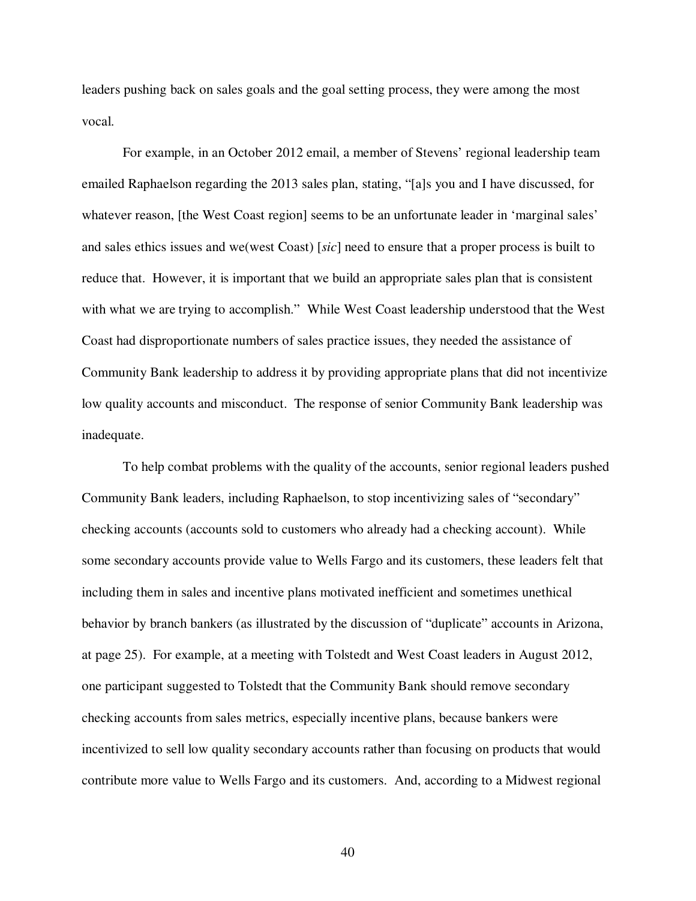leaders pushing back on sales goals and the goal setting process, they were among the most vocal.

For example, in an October 2012 email, a member of Stevens' regional leadership team emailed Raphaelson regarding the 2013 sales plan, stating, "[a]s you and I have discussed, for whatever reason, [the West Coast region] seems to be an unfortunate leader in 'marginal sales' and sales ethics issues and we(west Coast) [*sic*] need to ensure that a proper process is built to reduce that. However, it is important that we build an appropriate sales plan that is consistent with what we are trying to accomplish." While West Coast leadership understood that the West Coast had disproportionate numbers of sales practice issues, they needed the assistance of Community Bank leadership to address it by providing appropriate plans that did not incentivize low quality accounts and misconduct. The response of senior Community Bank leadership was inadequate.

To help combat problems with the quality of the accounts, senior regional leaders pushed Community Bank leaders, including Raphaelson, to stop incentivizing sales of "secondary" checking accounts (accounts sold to customers who already had a checking account). While some secondary accounts provide value to Wells Fargo and its customers, these leaders felt that including them in sales and incentive plans motivated inefficient and sometimes unethical behavior by branch bankers (as illustrated by the discussion of "duplicate" accounts in Arizona, at page 25). For example, at a meeting with Tolstedt and West Coast leaders in August 2012, one participant suggested to Tolstedt that the Community Bank should remove secondary checking accounts from sales metrics, especially incentive plans, because bankers were incentivized to sell low quality secondary accounts rather than focusing on products that would contribute more value to Wells Fargo and its customers. And, according to a Midwest regional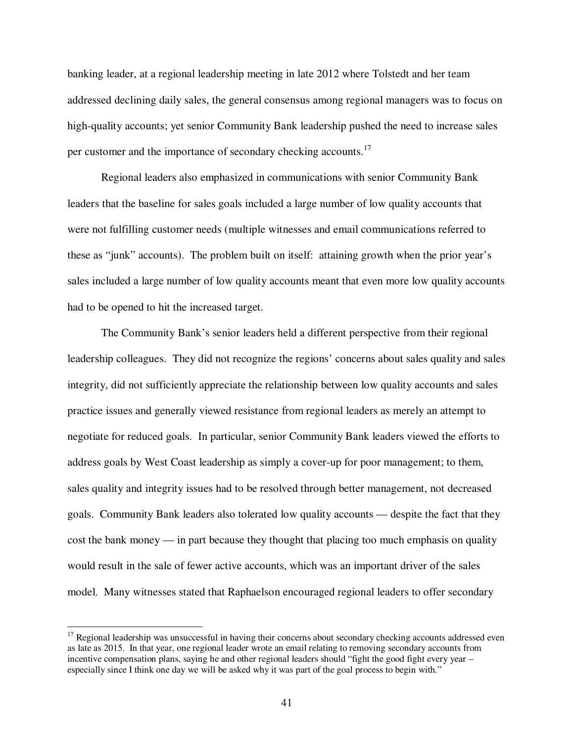banking leader, at a regional leadership meeting in late 2012 where Tolstedt and her team addressed declining daily sales, the general consensus among regional managers was to focus on high-quality accounts; yet senior Community Bank leadership pushed the need to increase sales per customer and the importance of secondary checking accounts.[17]

Regional leaders also emphasized in communications with senior Community Bank leaders that the baseline for sales goals included a large number of low quality accounts that were not fulfilling customer needs (multiple witnesses and email communications referred to these as "junk" accounts). The problem built on itself: attaining growth when the prior year's sales included a large number of low quality accounts meant that even more low quality accounts had to be opened to hit the increased target.

The Community Bank's senior leaders held a different perspective from their regional leadership colleagues. They did not recognize the regions' concerns about sales quality and sales integrity, did not sufficiently appreciate the relationship between low quality accounts and sales practice issues and generally viewed resistance from regional leaders as merely an attempt to negotiate for reduced goals. In particular, senior Community Bank leaders viewed the efforts to address goals by West Coast leadership as simply a cover-up for poor management; to them, sales quality and integrity issues had to be resolved through better management, not decreased goals. Community Bank leaders also tolerated low quality accounts — despite the fact that they cost the bank money — in part because they thought that placing too much emphasis on quality would result in the sale of fewer active accounts, which was an important driver of the sales model. Many witnesses stated that Raphaelson encouraged regional leaders to offer secondary

---

[17] Regional leadership was unsuccessful in having their concerns about secondary checking accounts addressed even as late as 2015. In that year, one regional leader wrote an email relating to removing secondary accounts from incentive compensation plans, saying he and other regional leaders should "fight the good fight every year – especially since I think one day we will be asked why it was part of the goal process to begin with."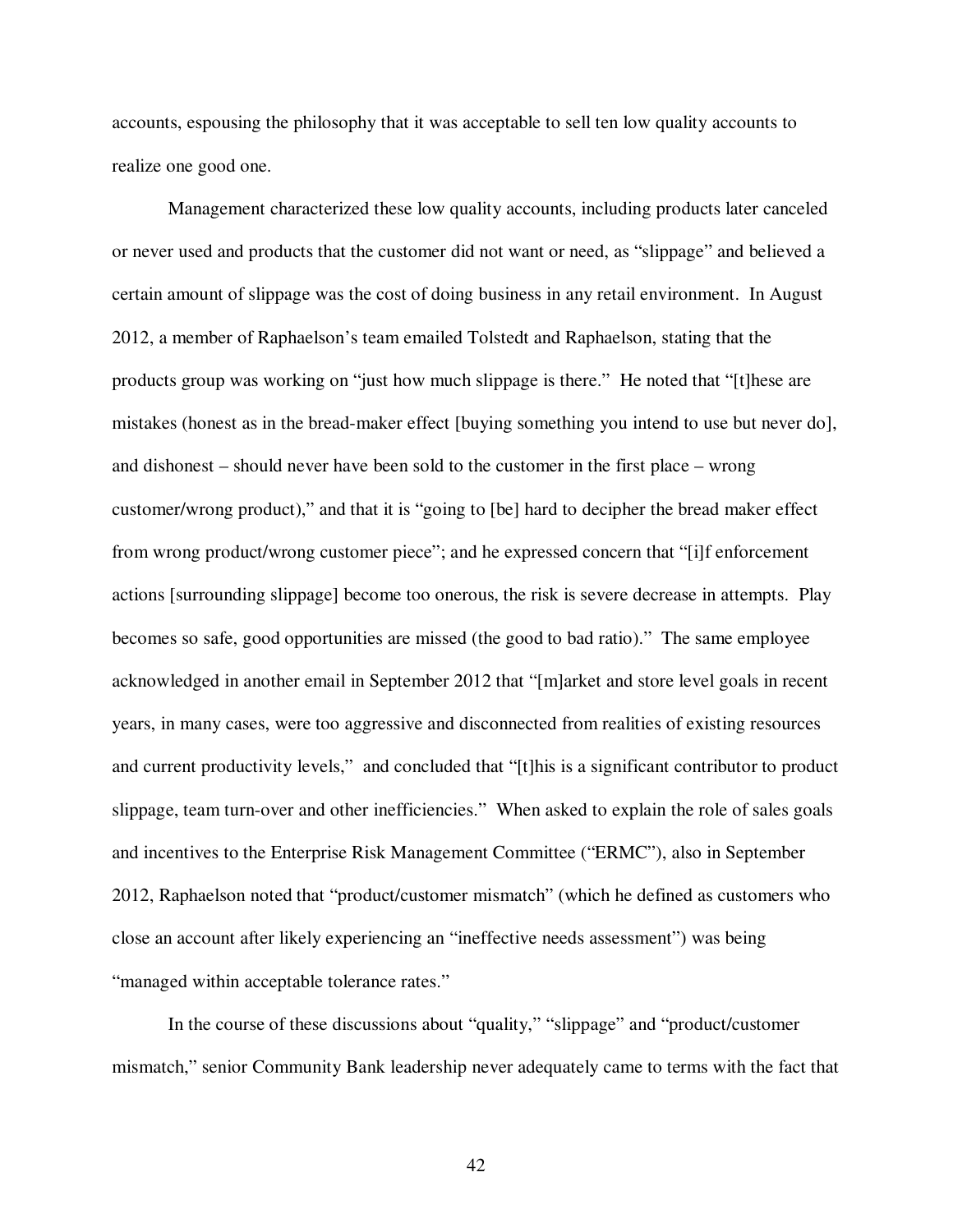accounts, espousing the philosophy that it was acceptable to sell ten low quality accounts to realize one good one.

Management characterized these low quality accounts, including products later canceled or never used and products that the customer did not want or need, as "slippage" and believed a certain amount of slippage was the cost of doing business in any retail environment. In August 2012, a member of Raphaelson's team emailed Tolstedt and Raphaelson, stating that the products group was working on "just how much slippage is there." He noted that "[t]hese are mistakes (honest as in the bread-maker effect [buying something you intend to use but never do], and dishonest – should never have been sold to the customer in the first place – wrong customer/wrong product)," and that it is "going to [be] hard to decipher the bread maker effect from wrong product/wrong customer piece"; and he expressed concern that "[i]f enforcement actions [surrounding slippage] become too onerous, the risk is severe decrease in attempts. Play becomes so safe, good opportunities are missed (the good to bad ratio)." The same employee acknowledged in another email in September 2012 that "[m]arket and store level goals in recent years, in many cases, were too aggressive and disconnected from realities of existing resources and current productivity levels," and concluded that "[t]his is a significant contributor to product slippage, team turn-over and other inefficiencies." When asked to explain the role of sales goals and incentives to the Enterprise Risk Management Committee ("ERMC"), also in September 2012, Raphaelson noted that "product/customer mismatch" (which he defined as customers who close an account after likely experiencing an "ineffective needs assessment") was being "managed within acceptable tolerance rates."

In the course of these discussions about "quality," "slippage" and "product/customer mismatch," senior Community Bank leadership never adequately came to terms with the fact that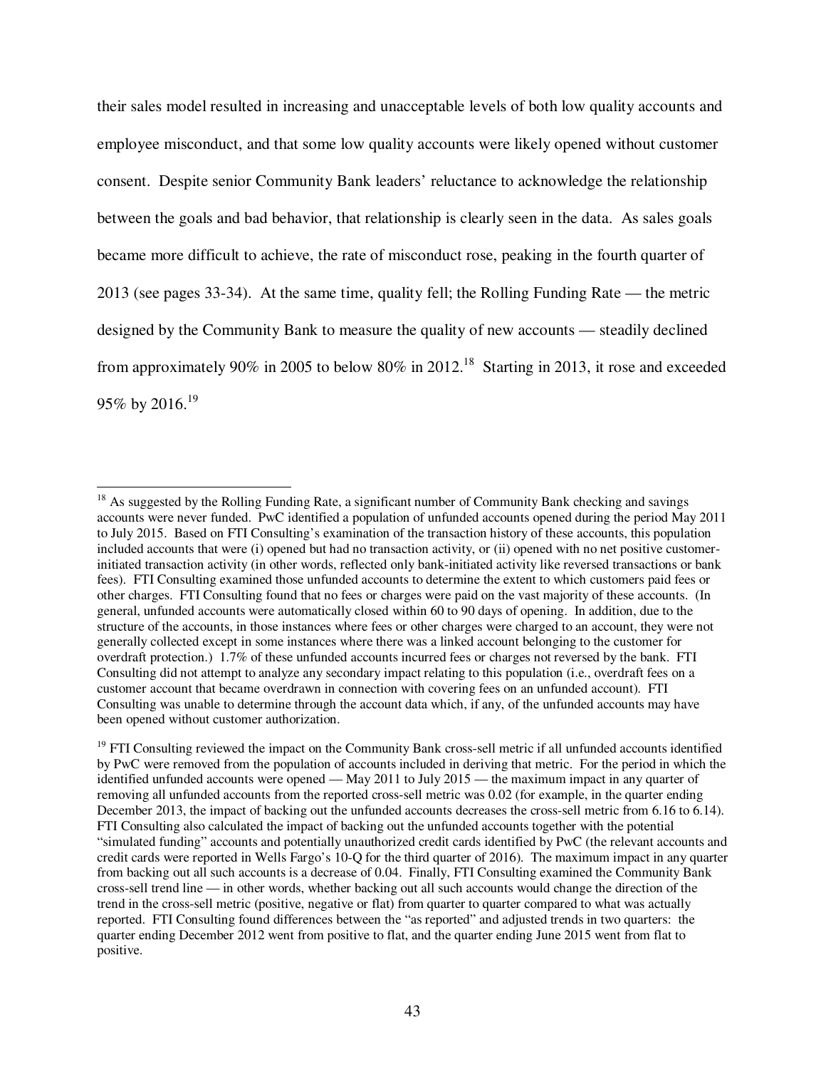their sales model resulted in increasing and unacceptable levels of both low quality accounts and employee misconduct, and that some low quality accounts were likely opened without customer consent. Despite senior Community Bank leaders' reluctance to acknowledge the relationship between the goals and bad behavior, that relationship is clearly seen in the data. As sales goals became more difficult to achieve, the rate of misconduct rose, peaking in the fourth quarter of 2013 (see pages 33-34). At the same time, quality fell; the Rolling Funding Rate — the metric designed by the Community Bank to measure the quality of new accounts — steadily declined from approximately 90% in 2005 to below 80% in 2012.[18] Starting in 2013, it rose and exceeded 95% by 2016.[19]

---

[18] As suggested by the Rolling Funding Rate, a significant number of Community Bank checking and savings accounts were never funded. PwC identified a population of unfunded accounts opened during the period May 2011 to July 2015. Based on FTI Consulting's examination of the transaction history of these accounts, this population included accounts that were (i) opened but had no transaction activity, or (ii) opened with no net positive customer-initiated transaction activity (in other words, reflected only bank-initiated activity like reversed transactions or bank fees). FTI Consulting examined those unfunded accounts to determine the extent to which customers paid fees or other charges. FTI Consulting found that no fees or charges were paid on the vast majority of these accounts. (In general, unfunded accounts were automatically closed within 60 to 90 days of opening. In addition, due to the structure of the accounts, in those instances where fees or other charges were charged to an account, they were not generally collected except in some instances where there was a linked account belonging to the customer for overdraft protection.) 1.7% of these unfunded accounts incurred fees or charges not reversed by the bank. FTI Consulting did not attempt to analyze any secondary impact relating to this population (i.e., overdraft fees on a customer account that became overdrawn in connection with covering fees on an unfunded account). FTI Consulting was unable to determine through the account data which, if any, of the unfunded accounts may have been opened without customer authorization.

[19] FTI Consulting reviewed the impact on the Community Bank cross-sell metric if all unfunded accounts identified by PwC were removed from the population of accounts included in deriving that metric. For the period in which the identified unfunded accounts were opened — May 2011 to July 2015 — the maximum impact in any quarter of removing all unfunded accounts from the reported cross-sell metric was 0.02 (for example, in the quarter ending December 2013, the impact of backing out the unfunded accounts decreases the cross-sell metric from 6.16 to 6.14). FTI Consulting also calculated the impact of backing out the unfunded accounts together with the potential "simulated funding" accounts and potentially unauthorized credit cards identified by PwC (the relevant accounts and credit cards were reported in Wells Fargo's 10-Q for the third quarter of 2016). The maximum impact in any quarter from backing out all such accounts is a decrease of 0.04. Finally, FTI Consulting examined the Community Bank cross-sell trend line — in other words, whether backing out all such accounts would change the direction of the trend in the cross-sell metric (positive, negative or flat) from quarter to quarter compared to what was actually reported. FTI Consulting found differences between the "as reported" and adjusted trends in two quarters: the quarter ending December 2012 went from positive to flat, and the quarter ending June 2015 went from flat to positive.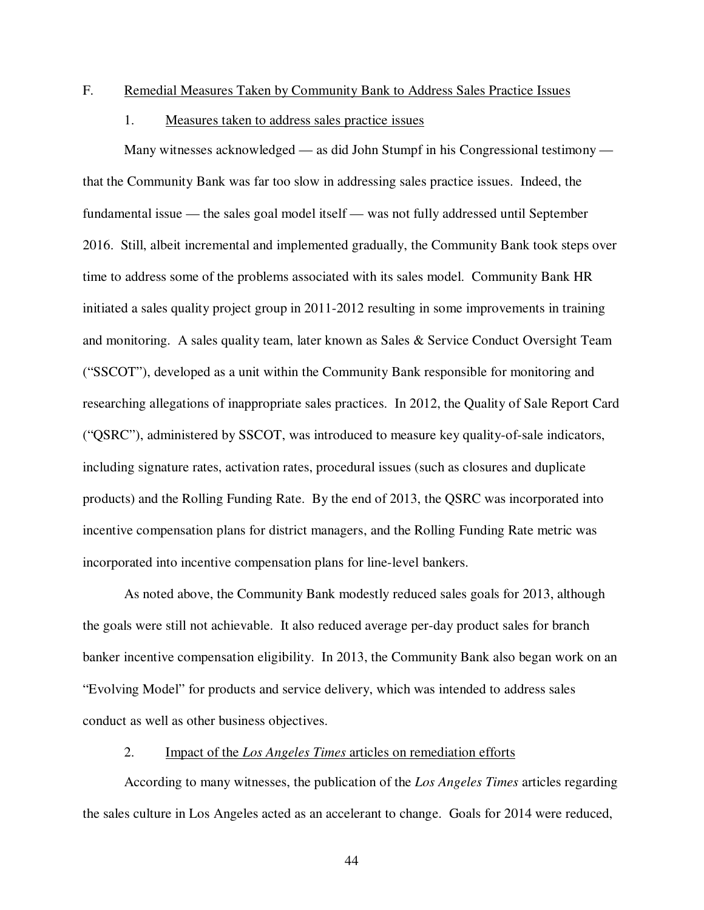### F. Remedial Measures Taken by Community Bank to Address Sales Practice Issues

#### 1. Measures taken to address sales practice issues

Many witnesses acknowledged — as did John Stumpf in his Congressional testimony — that the Community Bank was far too slow in addressing sales practice issues. Indeed, the fundamental issue — the sales goal model itself — was not fully addressed until September 2016. Still, albeit incremental and implemented gradually, the Community Bank took steps over time to address some of the problems associated with its sales model. Community Bank HR initiated a sales quality project group in 2011-2012 resulting in some improvements in training and monitoring. A sales quality team, later known as Sales & Service Conduct Oversight Team ("SSCOT"), developed as a unit within the Community Bank responsible for monitoring and researching allegations of inappropriate sales practices. In 2012, the Quality of Sale Report Card ("QSRC"), administered by SSCOT, was introduced to measure key quality-of-sale indicators, including signature rates, activation rates, procedural issues (such as closures and duplicate products) and the Rolling Funding Rate. By the end of 2013, the QSRC was incorporated into incentive compensation plans for district managers, and the Rolling Funding Rate metric was incorporated into incentive compensation plans for line-level bankers.

As noted above, the Community Bank modestly reduced sales goals for 2013, although the goals were still not achievable. It also reduced average per-day product sales for branch banker incentive compensation eligibility. In 2013, the Community Bank also began work on an "Evolving Model" for products and service delivery, which was intended to address sales conduct as well as other business objectives.

#### 2. Impact of the *Los Angeles Times* articles on remediation efforts

According to many witnesses, the publication of the *Los Angeles Times* articles regarding the sales culture in Los Angeles acted as an accelerant to change. Goals for 2014 were reduced,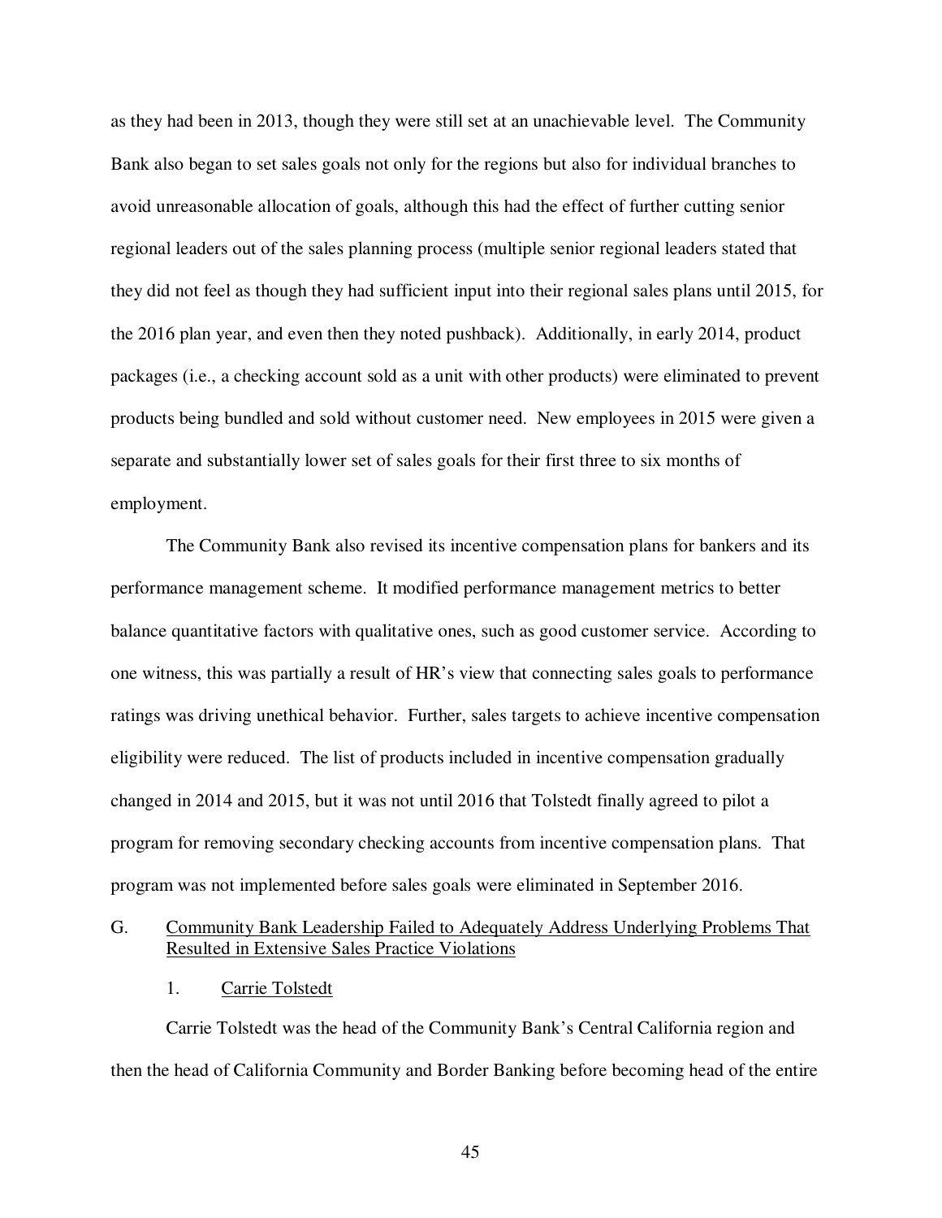as they had been in 2013, though they were still set at an unachievable level. The Community Bank also began to set sales goals not only for the regions but also for individual branches to avoid unreasonable allocation of goals, although this had the effect of further cutting senior regional leaders out of the sales planning process (multiple senior regional leaders stated that they did not feel as though they had sufficient input into their regional sales plans until 2015, for the 2016 plan year, and even then they noted pushback). Additionally, in early 2014, product packages (i.e., a checking account sold as a unit with other products) were eliminated to prevent products being bundled and sold without customer need. New employees in 2015 were given a separate and substantially lower set of sales goals for their first three to six months of employment.

The Community Bank also revised its incentive compensation plans for bankers and its performance management scheme. It modified performance management metrics to better balance quantitative factors with qualitative ones, such as good customer service. According to one witness, this was partially a result of HR's view that connecting sales goals to performance ratings was driving unethical behavior. Further, sales targets to achieve incentive compensation eligibility were reduced. The list of products included in incentive compensation gradually changed in 2014 and 2015, but it was not until 2016 that Tolstedt finally agreed to pilot a program for removing secondary checking accounts from incentive compensation plans. That program was not implemented before sales goals were eliminated in September 2016.

## G. Community Bank Leadership Failed to Adequately Address Underlying Problems That Resulted in Extensive Sales Practice Violations

### 1. Carrie Tolstedt

Carrie Tolstedt was the head of the Community Bank's Central California region and then the head of California Community and Border Banking before becoming head of the entire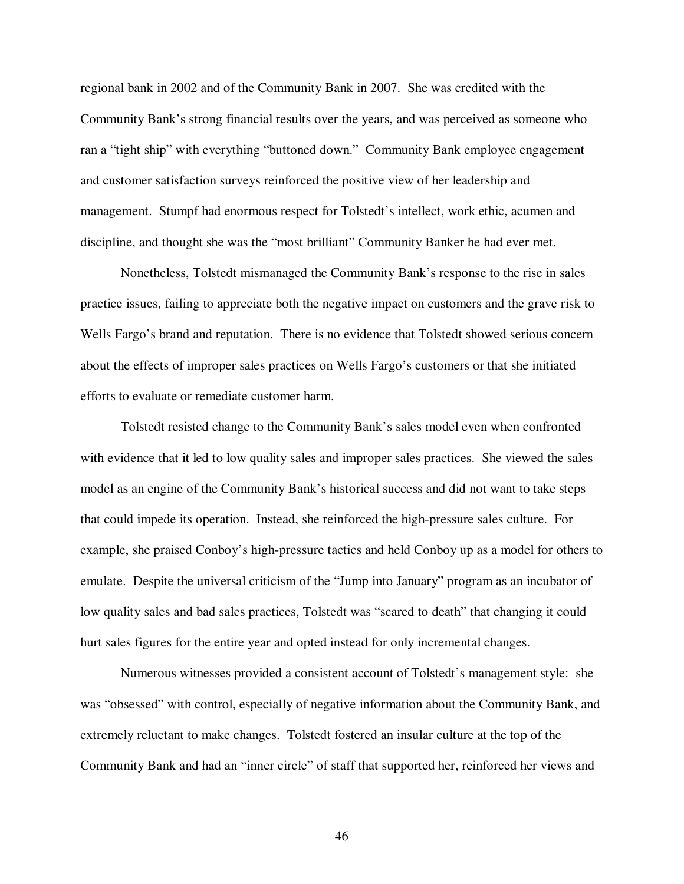regional bank in 2002 and of the Community Bank in 2007. She was credited with the Community Bank's strong financial results over the years, and was perceived as someone who ran a "tight ship" with everything "buttoned down." Community Bank employee engagement and customer satisfaction surveys reinforced the positive view of her leadership and management. Stumpf had enormous respect for Tolstedt's intellect, work ethic, acumen and discipline, and thought she was the "most brilliant" Community Banker he had ever met.

Nonetheless, Tolstedt mismanaged the Community Bank's response to the rise in sales practice issues, failing to appreciate both the negative impact on customers and the grave risk to Wells Fargo's brand and reputation. There is no evidence that Tolstedt showed serious concern about the effects of improper sales practices on Wells Fargo's customers or that she initiated efforts to evaluate or remediate customer harm.

Tolstedt resisted change to the Community Bank's sales model even when confronted with evidence that it led to low quality sales and improper sales practices. She viewed the sales model as an engine of the Community Bank's historical success and did not want to take steps that could impede its operation. Instead, she reinforced the high-pressure sales culture. For example, she praised Conboy's high-pressure tactics and held Conboy up as a model for others to emulate. Despite the universal criticism of the "Jump into January" program as an incubator of low quality sales and bad sales practices, Tolstedt was "scared to death" that changing it could hurt sales figures for the entire year and opted instead for only incremental changes.

Numerous witnesses provided a consistent account of Tolstedt's management style: she was "obsessed" with control, especially of negative information about the Community Bank, and extremely reluctant to make changes. Tolstedt fostered an insular culture at the top of the Community Bank and had an "inner circle" of staff that supported her, reinforced her views and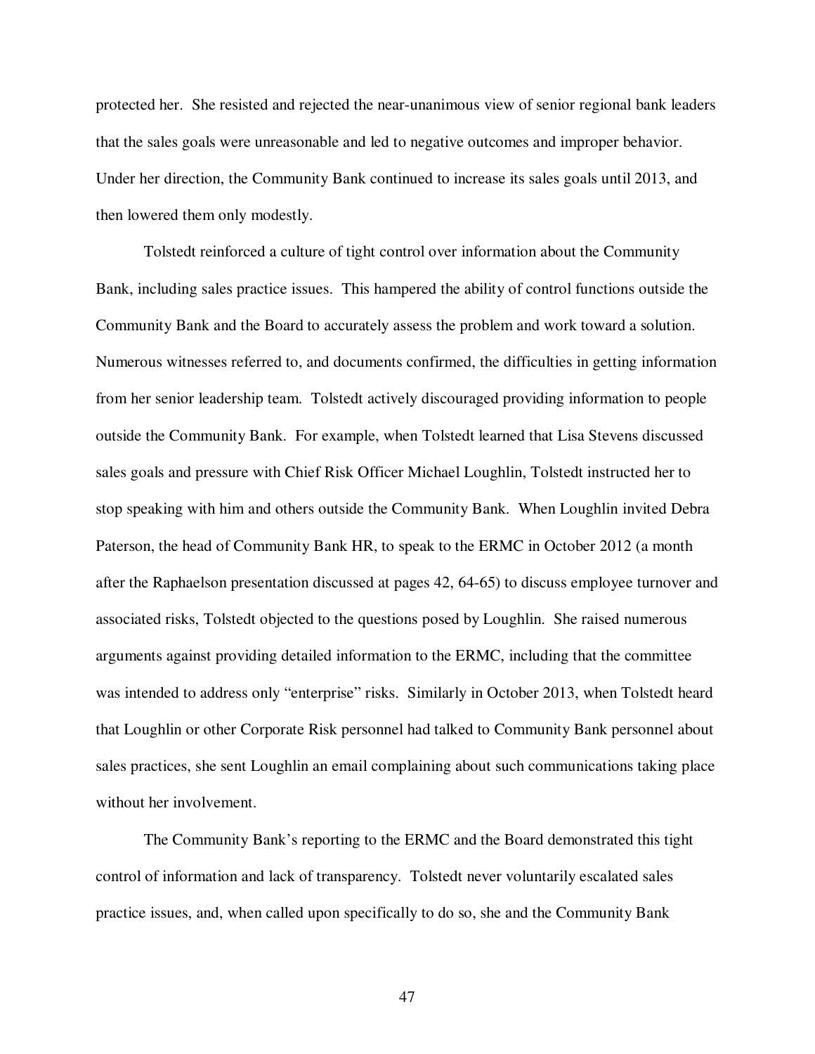protected her. She resisted and rejected the near-unanimous view of senior regional bank leaders that the sales goals were unreasonable and led to negative outcomes and improper behavior. Under her direction, the Community Bank continued to increase its sales goals until 2013, and then lowered them only modestly.

Tolstedt reinforced a culture of tight control over information about the Community Bank, including sales practice issues. This hampered the ability of control functions outside the Community Bank and the Board to accurately assess the problem and work toward a solution. Numerous witnesses referred to, and documents confirmed, the difficulties in getting information from her senior leadership team. Tolstedt actively discouraged providing information to people outside the Community Bank. For example, when Tolstedt learned that Lisa Stevens discussed sales goals and pressure with Chief Risk Officer Michael Loughlin, Tolstedt instructed her to stop speaking with him and others outside the Community Bank. When Loughlin invited Debra Paterson, the head of Community Bank HR, to speak to the ERMC in October 2012 (a month after the Raphaelson presentation discussed at pages 42, 64-65) to discuss employee turnover and associated risks, Tolstedt objected to the questions posed by Loughlin. She raised numerous arguments against providing detailed information to the ERMC, including that the committee was intended to address only "enterprise" risks. Similarly in October 2013, when Tolstedt heard that Loughlin or other Corporate Risk personnel had talked to Community Bank personnel about sales practices, she sent Loughlin an email complaining about such communications taking place without her involvement.

The Community Bank's reporting to the ERMC and the Board demonstrated this tight control of information and lack of transparency. Tolstedt never voluntarily escalated sales practice issues, and, when called upon specifically to do so, she and the Community Bank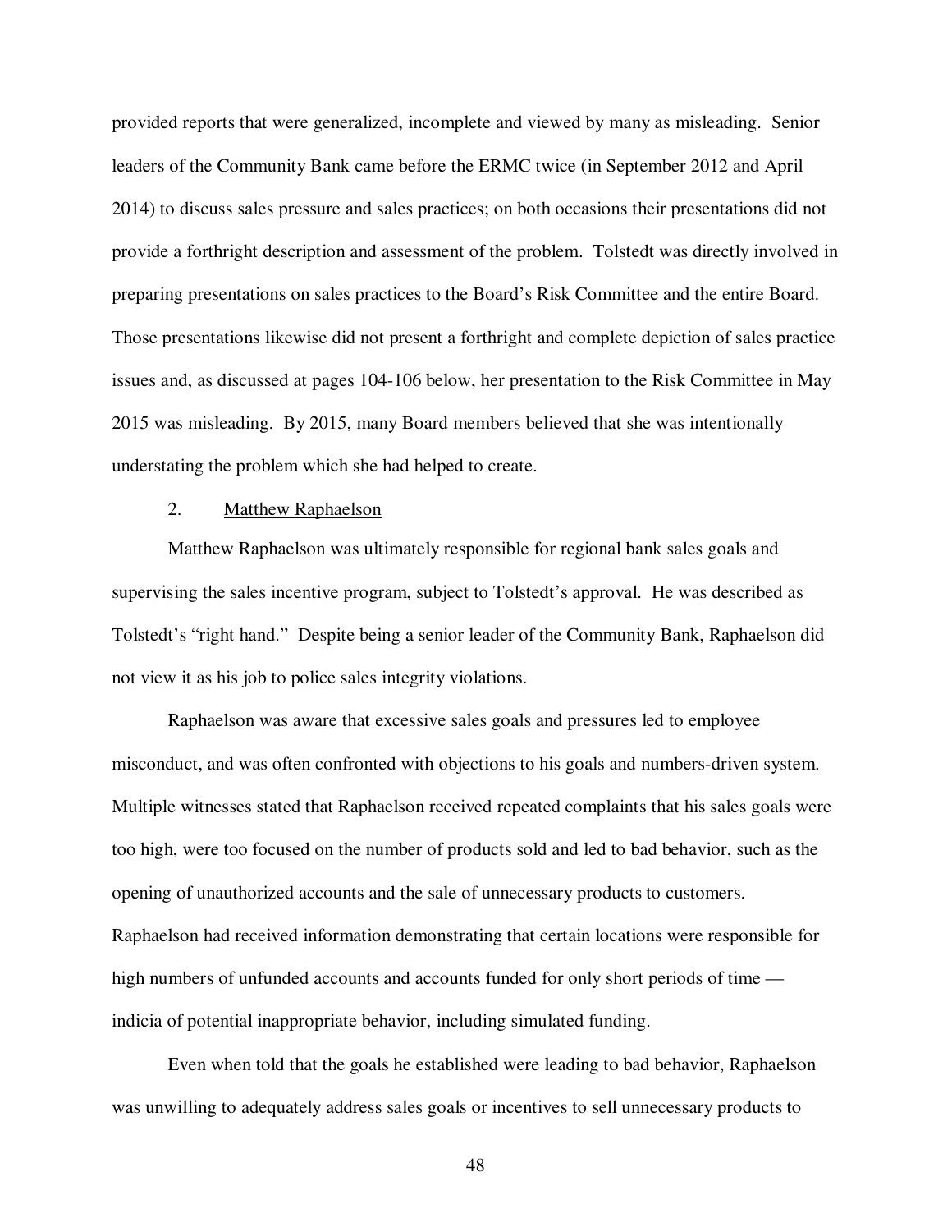provided reports that were generalized, incomplete and viewed by many as misleading. Senior leaders of the Community Bank came before the ERMC twice (in September 2012 and April 2014) to discuss sales pressure and sales practices; on both occasions their presentations did not provide a forthright description and assessment of the problem. Tolstedt was directly involved in preparing presentations on sales practices to the Board's Risk Committee and the entire Board. Those presentations likewise did not present a forthright and complete depiction of sales practice issues and, as discussed at pages 104-106 below, her presentation to the Risk Committee in May 2015 was misleading. By 2015, many Board members believed that she was intentionally understating the problem which she had helped to create.

2. Matthew Raphaelson

Matthew Raphaelson was ultimately responsible for regional bank sales goals and supervising the sales incentive program, subject to Tolstedt's approval. He was described as Tolstedt's "right hand." Despite being a senior leader of the Community Bank, Raphaelson did not view it as his job to police sales integrity violations.

Raphaelson was aware that excessive sales goals and pressures led to employee misconduct, and was often confronted with objections to his goals and numbers-driven system. Multiple witnesses stated that Raphaelson received repeated complaints that his sales goals were too high, were too focused on the number of products sold and led to bad behavior, such as the opening of unauthorized accounts and the sale of unnecessary products to customers. Raphaelson had received information demonstrating that certain locations were responsible for high numbers of unfunded accounts and accounts funded for only short periods of time — indicia of potential inappropriate behavior, including simulated funding.

Even when told that the goals he established were leading to bad behavior, Raphaelson was unwilling to adequately address sales goals or incentives to sell unnecessary products to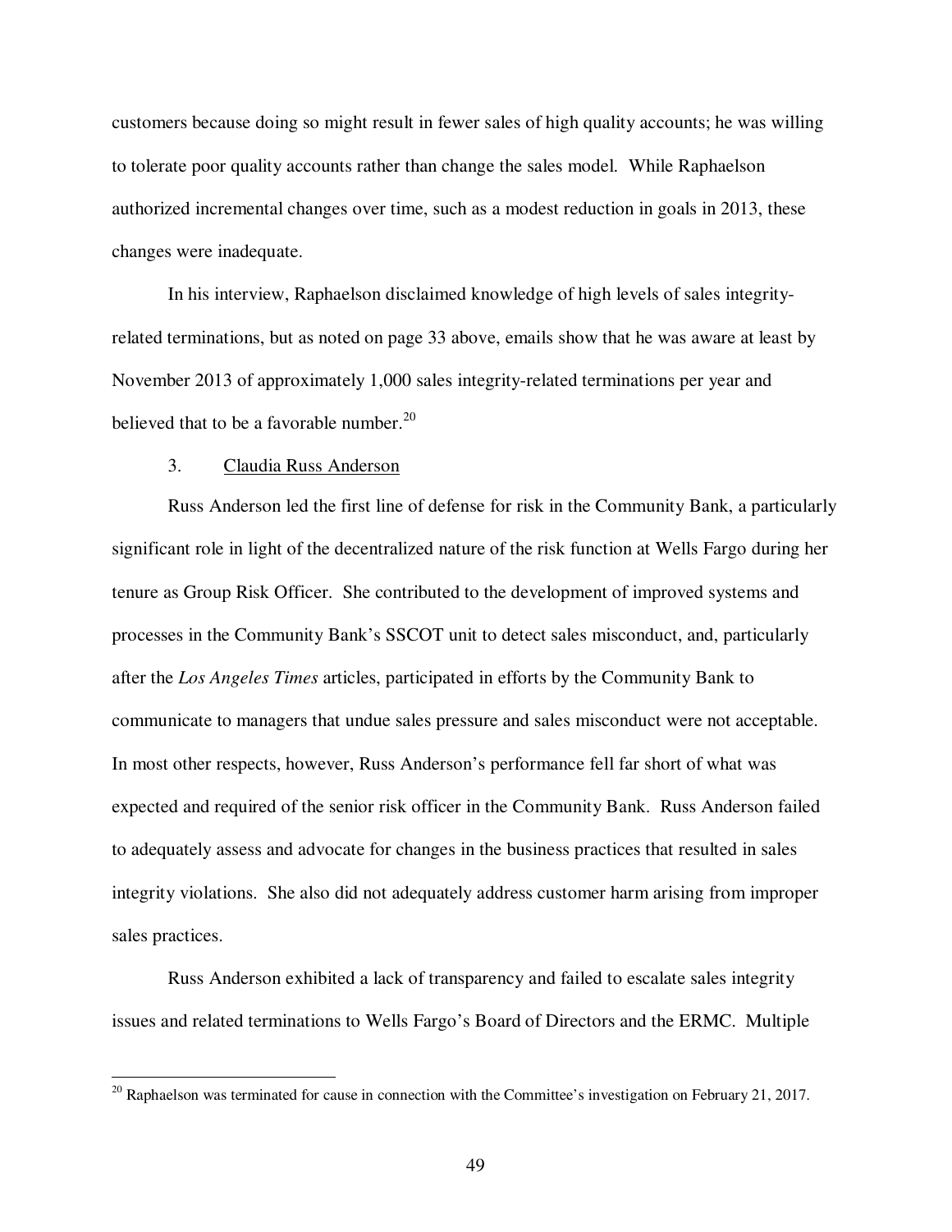customers because doing so might result in fewer sales of high quality accounts; he was willing to tolerate poor quality accounts rather than change the sales model. While Raphaelson authorized incremental changes over time, such as a modest reduction in goals in 2013, these changes were inadequate.

In his interview, Raphaelson disclaimed knowledge of high levels of sales integrity-related terminations, but as noted on page 33 above, emails show that he was aware at least by November 2013 of approximately 1,000 sales integrity-related terminations per year and believed that to be a favorable number.[20]

3. Claudia Russ Anderson

Russ Anderson led the first line of defense for risk in the Community Bank, a particularly significant role in light of the decentralized nature of the risk function at Wells Fargo during her tenure as Group Risk Officer. She contributed to the development of improved systems and processes in the Community Bank's SSCOT unit to detect sales misconduct, and, particularly after the *Los Angeles Times* articles, participated in efforts by the Community Bank to communicate to managers that undue sales pressure and sales misconduct were not acceptable. In most other respects, however, Russ Anderson's performance fell far short of what was expected and required of the senior risk officer in the Community Bank. Russ Anderson failed to adequately assess and advocate for changes in the business practices that resulted in sales integrity violations. She also did not adequately address customer harm arising from improper sales practices.

Russ Anderson exhibited a lack of transparency and failed to escalate sales integrity issues and related terminations to Wells Fargo's Board of Directors and the ERMC. Multiple

[20] Raphaelson was terminated for cause in connection with the Committee's investigation on February 21, 2017.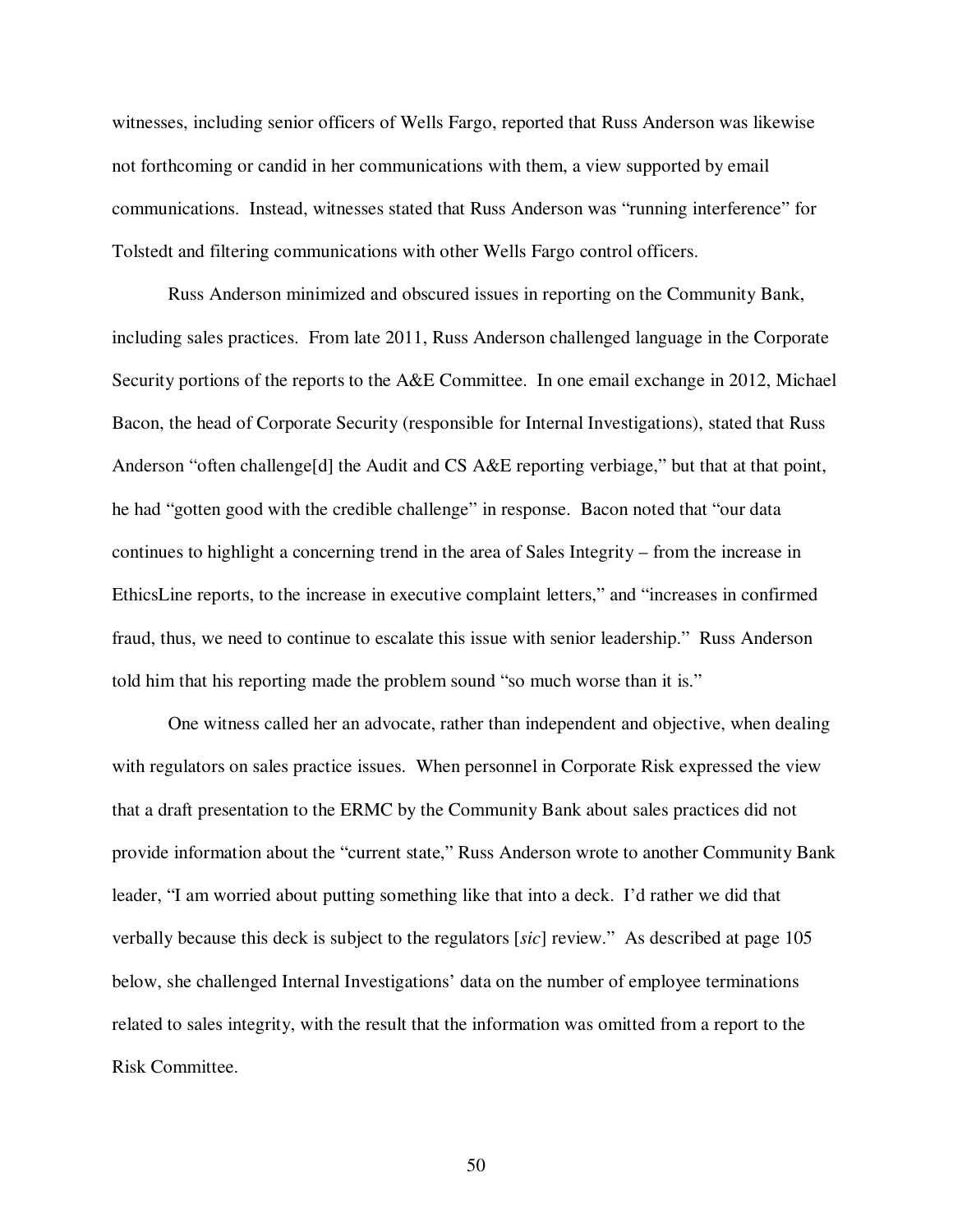witnesses, including senior officers of Wells Fargo, reported that Russ Anderson was likewise not forthcoming or candid in her communications with them, a view supported by email communications. Instead, witnesses stated that Russ Anderson was "running interference" for Tolstedt and filtering communications with other Wells Fargo control officers.

Russ Anderson minimized and obscured issues in reporting on the Community Bank, including sales practices. From late 2011, Russ Anderson challenged language in the Corporate Security portions of the reports to the A&E Committee. In one email exchange in 2012, Michael Bacon, the head of Corporate Security (responsible for Internal Investigations), stated that Russ Anderson "often challenge[d] the Audit and CS A&E reporting verbiage," but that at that point, he had "gotten good with the credible challenge" in response. Bacon noted that "our data continues to highlight a concerning trend in the area of Sales Integrity – from the increase in EthicsLine reports, to the increase in executive complaint letters," and "increases in confirmed fraud, thus, we need to continue to escalate this issue with senior leadership." Russ Anderson told him that his reporting made the problem sound "so much worse than it is."

One witness called her an advocate, rather than independent and objective, when dealing with regulators on sales practice issues. When personnel in Corporate Risk expressed the view that a draft presentation to the ERMC by the Community Bank about sales practices did not provide information about the "current state," Russ Anderson wrote to another Community Bank leader, "I am worried about putting something like that into a deck. I'd rather we did that verbally because this deck is subject to the regulators [*sic*] review." As described at page 105 below, she challenged Internal Investigations' data on the number of employee terminations related to sales integrity, with the result that the information was omitted from a report to the Risk Committee.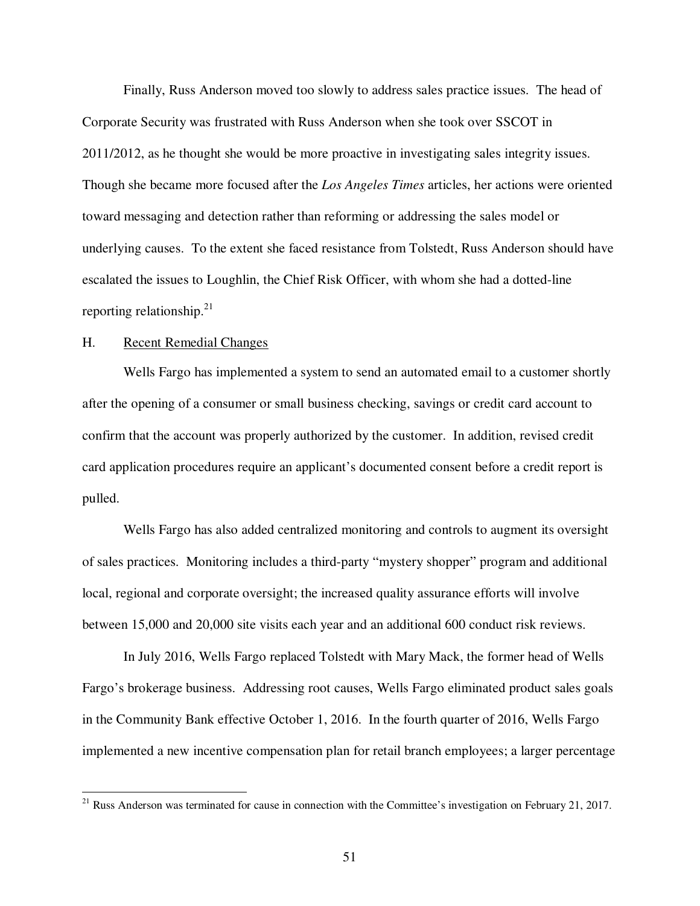Finally, Russ Anderson moved too slowly to address sales practice issues. The head of Corporate Security was frustrated with Russ Anderson when she took over SSCOT in 2011/2012, as he thought she would be more proactive in investigating sales integrity issues. Though she became more focused after the *Los Angeles Times* articles, her actions were oriented toward messaging and detection rather than reforming or addressing the sales model or underlying causes. To the extent she faced resistance from Tolstedt, Russ Anderson should have escalated the issues to Loughlin, the Chief Risk Officer, with whom she had a dotted-line reporting relationship.[21]

H. Recent Remedial Changes

Wells Fargo has implemented a system to send an automated email to a customer shortly after the opening of a consumer or small business checking, savings or credit card account to confirm that the account was properly authorized by the customer. In addition, revised credit card application procedures require an applicant's documented consent before a credit report is pulled.

Wells Fargo has also added centralized monitoring and controls to augment its oversight of sales practices. Monitoring includes a third-party "mystery shopper" program and additional local, regional and corporate oversight; the increased quality assurance efforts will involve between 15,000 and 20,000 site visits each year and an additional 600 conduct risk reviews.

In July 2016, Wells Fargo replaced Tolstedt with Mary Mack, the former head of Wells Fargo's brokerage business. Addressing root causes, Wells Fargo eliminated product sales goals in the Community Bank effective October 1, 2016. In the fourth quarter of 2016, Wells Fargo implemented a new incentive compensation plan for retail branch employees; a larger percentage

[21] Russ Anderson was terminated for cause in connection with the Committee's investigation on February 21, 2017.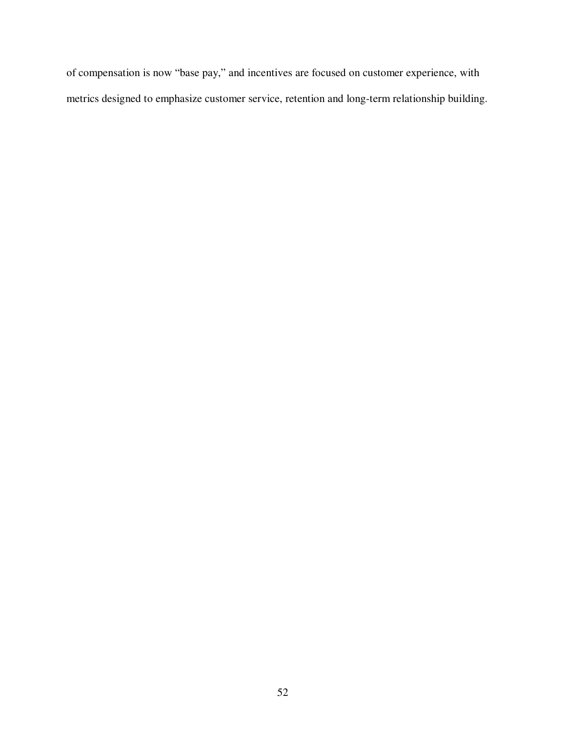of compensation is now “base pay,” and incentives are focused on customer experience, with metrics designed to emphasize customer service, retention and long-term relationship building.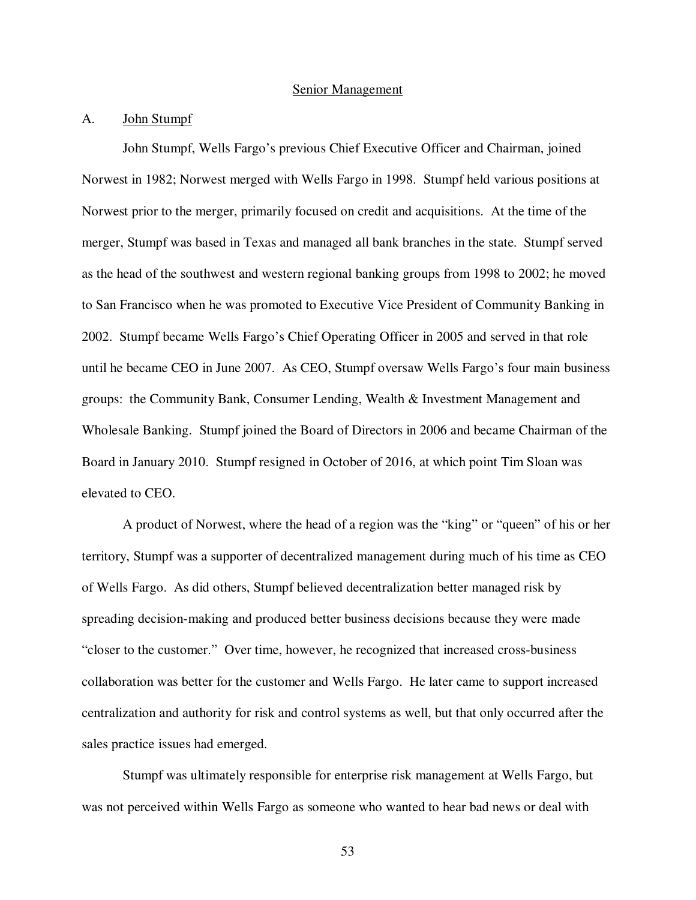## Senior Management

### A. John Stumpf

John Stumpf, Wells Fargo's previous Chief Executive Officer and Chairman, joined Norwest in 1982; Norwest merged with Wells Fargo in 1998. Stumpf held various positions at Norwest prior to the merger, primarily focused on credit and acquisitions. At the time of the merger, Stumpf was based in Texas and managed all bank branches in the state. Stumpf served as the head of the southwest and western regional banking groups from 1998 to 2002; he moved to San Francisco when he was promoted to Executive Vice President of Community Banking in 2002. Stumpf became Wells Fargo's Chief Operating Officer in 2005 and served in that role until he became CEO in June 2007. As CEO, Stumpf oversaw Wells Fargo's four main business groups: the Community Bank, Consumer Lending, Wealth & Investment Management and Wholesale Banking. Stumpf joined the Board of Directors in 2006 and became Chairman of the Board in January 2010. Stumpf resigned in October of 2016, at which point Tim Sloan was elevated to CEO.

A product of Norwest, where the head of a region was the "king" or "queen" of his or her territory, Stumpf was a supporter of decentralized management during much of his time as CEO of Wells Fargo. As did others, Stumpf believed decentralization better managed risk by spreading decision-making and produced better business decisions because they were made "closer to the customer." Over time, however, he recognized that increased cross-business collaboration was better for the customer and Wells Fargo. He later came to support increased centralization and authority for risk and control systems as well, but that only occurred after the sales practice issues had emerged.

Stumpf was ultimately responsible for enterprise risk management at Wells Fargo, but was not perceived within Wells Fargo as someone who wanted to hear bad news or deal with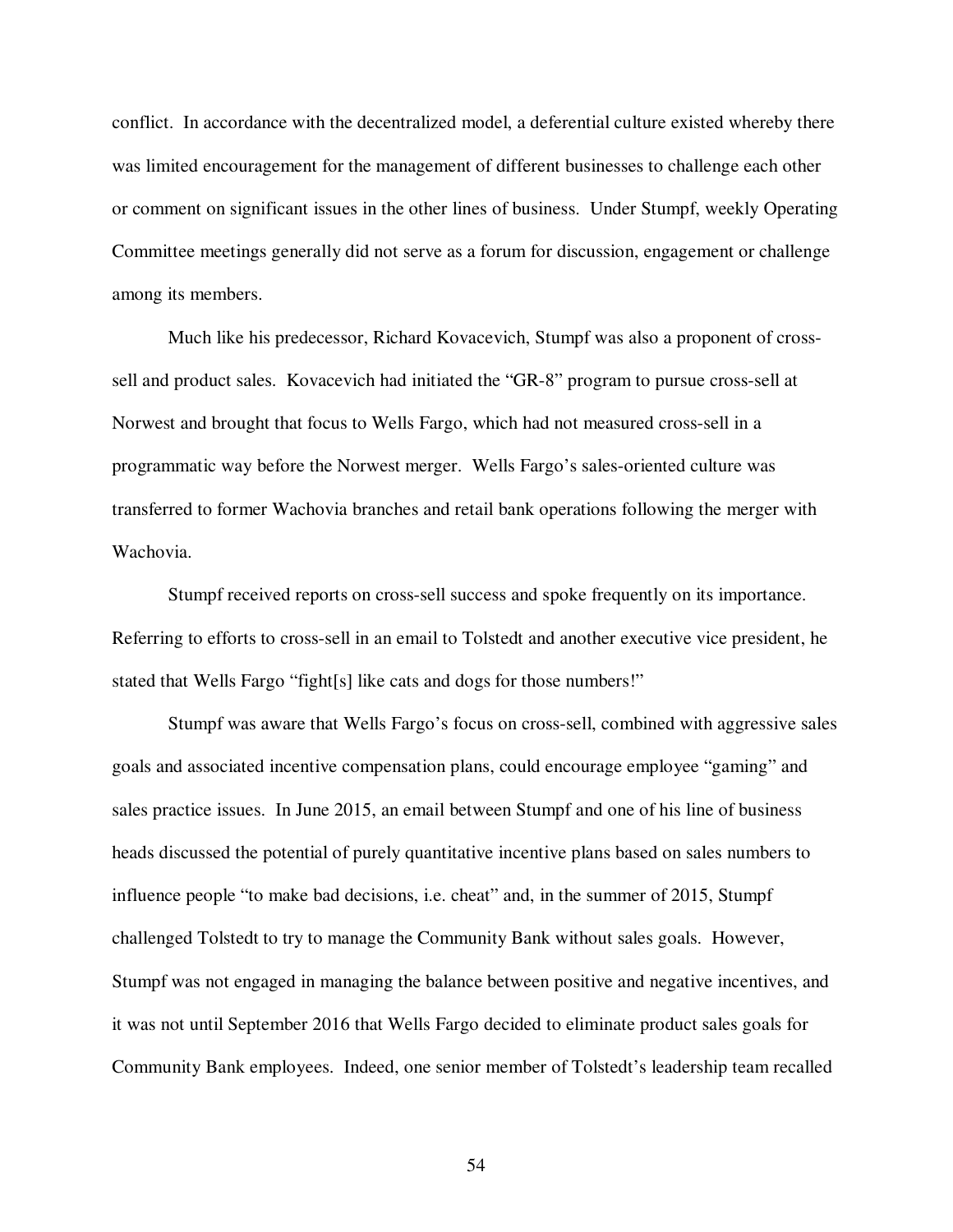conflict. In accordance with the decentralized model, a deferential culture existed whereby there was limited encouragement for the management of different businesses to challenge each other or comment on significant issues in the other lines of business. Under Stumpf, weekly Operating Committee meetings generally did not serve as a forum for discussion, engagement or challenge among its members.

Much like his predecessor, Richard Kovacevich, Stumpf was also a proponent of cross-sell and product sales. Kovacevich had initiated the "GR-8" program to pursue cross-sell at Norwest and brought that focus to Wells Fargo, which had not measured cross-sell in a programmatic way before the Norwest merger. Wells Fargo's sales-oriented culture was transferred to former Wachovia branches and retail bank operations following the merger with Wachovia.

Stumpf received reports on cross-sell success and spoke frequently on its importance. Referring to efforts to cross-sell in an email to Tolstedt and another executive vice president, he stated that Wells Fargo "fight[s] like cats and dogs for those numbers!"

Stumpf was aware that Wells Fargo's focus on cross-sell, combined with aggressive sales goals and associated incentive compensation plans, could encourage employee "gaming" and sales practice issues. In June 2015, an email between Stumpf and one of his line of business heads discussed the potential of purely quantitative incentive plans based on sales numbers to influence people "to make bad decisions, i.e. cheat" and, in the summer of 2015, Stumpf challenged Tolstedt to try to manage the Community Bank without sales goals. However, Stumpf was not engaged in managing the balance between positive and negative incentives, and it was not until September 2016 that Wells Fargo decided to eliminate product sales goals for Community Bank employees. Indeed, one senior member of Tolstedt's leadership team recalled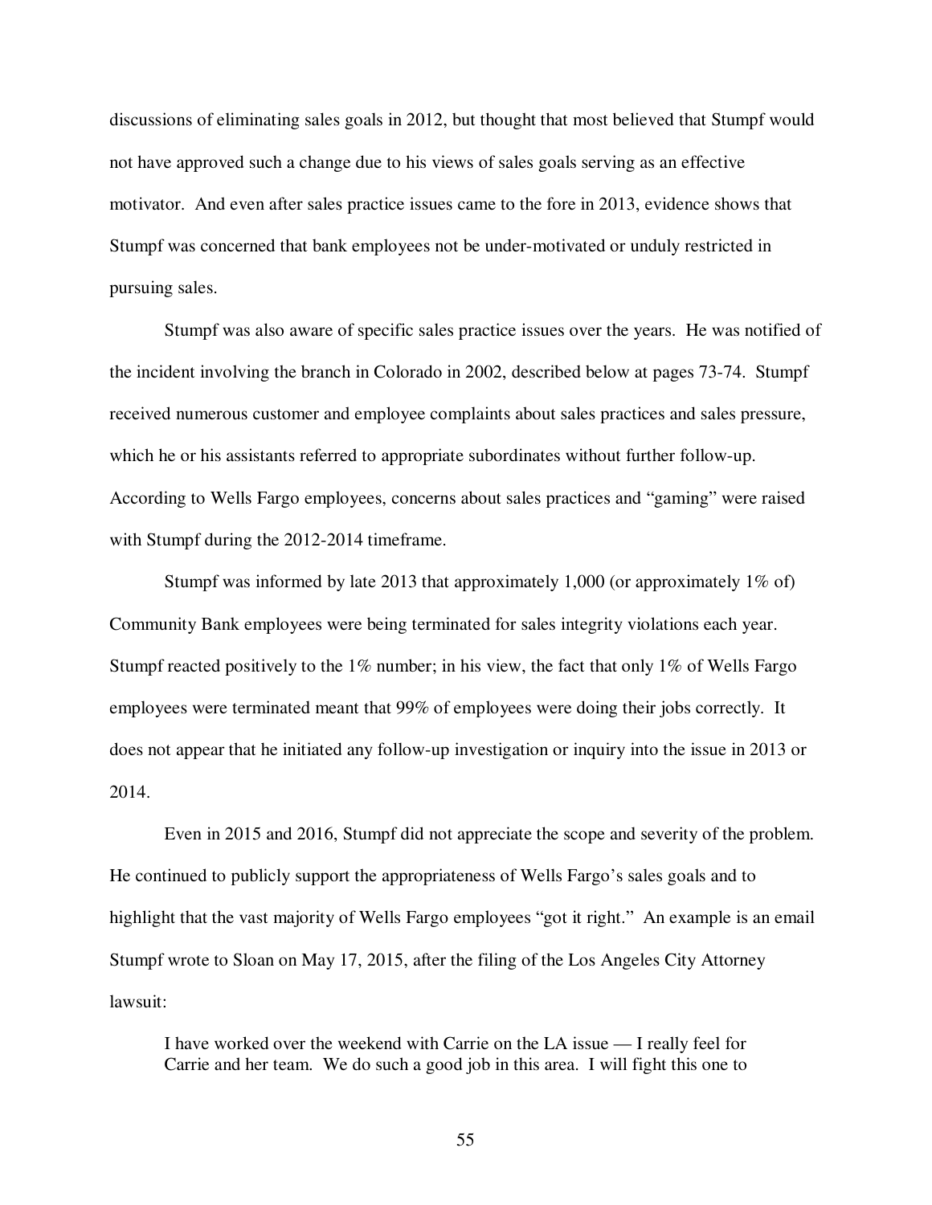discussions of eliminating sales goals in 2012, but thought that most believed that Stumpf would not have approved such a change due to his views of sales goals serving as an effective motivator. And even after sales practice issues came to the fore in 2013, evidence shows that Stumpf was concerned that bank employees not be under-motivated or unduly restricted in pursuing sales.

Stumpf was also aware of specific sales practice issues over the years. He was notified of the incident involving the branch in Colorado in 2002, described below at pages 73-74. Stumpf received numerous customer and employee complaints about sales practices and sales pressure, which he or his assistants referred to appropriate subordinates without further follow-up. According to Wells Fargo employees, concerns about sales practices and "gaming" were raised with Stumpf during the 2012-2014 timeframe.

Stumpf was informed by late 2013 that approximately 1,000 (or approximately 1% of) Community Bank employees were being terminated for sales integrity violations each year. Stumpf reacted positively to the 1% number; in his view, the fact that only 1% of Wells Fargo employees were terminated meant that 99% of employees were doing their jobs correctly. It does not appear that he initiated any follow-up investigation or inquiry into the issue in 2013 or 2014.

Even in 2015 and 2016, Stumpf did not appreciate the scope and severity of the problem. He continued to publicly support the appropriateness of Wells Fargo's sales goals and to highlight that the vast majority of Wells Fargo employees "got it right." An example is an email Stumpf wrote to Sloan on May 17, 2015, after the filing of the Los Angeles City Attorney lawsuit:

> I have worked over the weekend with Carrie on the LA issue — I really feel for Carrie and her team. We do such a good job in this area. I will fight this one to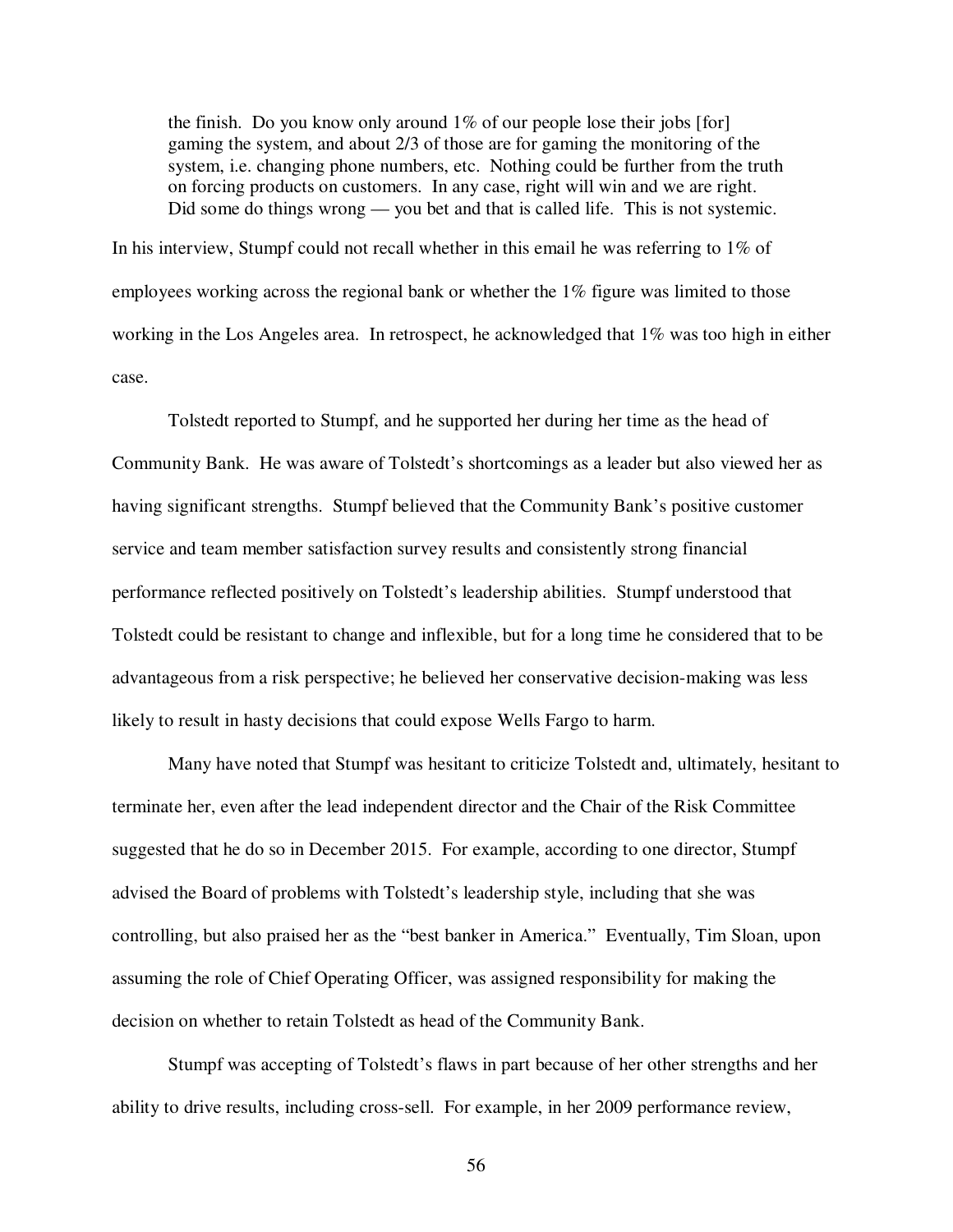> the finish. Do you know only around 1% of our people lose their jobs [for] gaming the system, and about 2/3 of those are for gaming the monitoring of the system, i.e. changing phone numbers, etc. Nothing could be further from the truth on forcing products on customers. In any case, right will win and we are right. Did some do things wrong — you bet and that is called life. This is not systemic.

In his interview, Stumpf could not recall whether in this email he was referring to 1% of employees working across the regional bank or whether the 1% figure was limited to those working in the Los Angeles area. In retrospect, he acknowledged that 1% was too high in either case.

Tolstedt reported to Stumpf, and he supported her during her time as the head of Community Bank. He was aware of Tolstedt's shortcomings as a leader but also viewed her as having significant strengths. Stumpf believed that the Community Bank's positive customer service and team member satisfaction survey results and consistently strong financial performance reflected positively on Tolstedt's leadership abilities. Stumpf understood that Tolstedt could be resistant to change and inflexible, but for a long time he considered that to be advantageous from a risk perspective; he believed her conservative decision-making was less likely to result in hasty decisions that could expose Wells Fargo to harm.

Many have noted that Stumpf was hesitant to criticize Tolstedt and, ultimately, hesitant to terminate her, even after the lead independent director and the Chair of the Risk Committee suggested that he do so in December 2015. For example, according to one director, Stumpf advised the Board of problems with Tolstedt's leadership style, including that she was controlling, but also praised her as the "best banker in America." Eventually, Tim Sloan, upon assuming the role of Chief Operating Officer, was assigned responsibility for making the decision on whether to retain Tolstedt as head of the Community Bank.

Stumpf was accepting of Tolstedt's flaws in part because of her other strengths and her ability to drive results, including cross-sell. For example, in her 2009 performance review,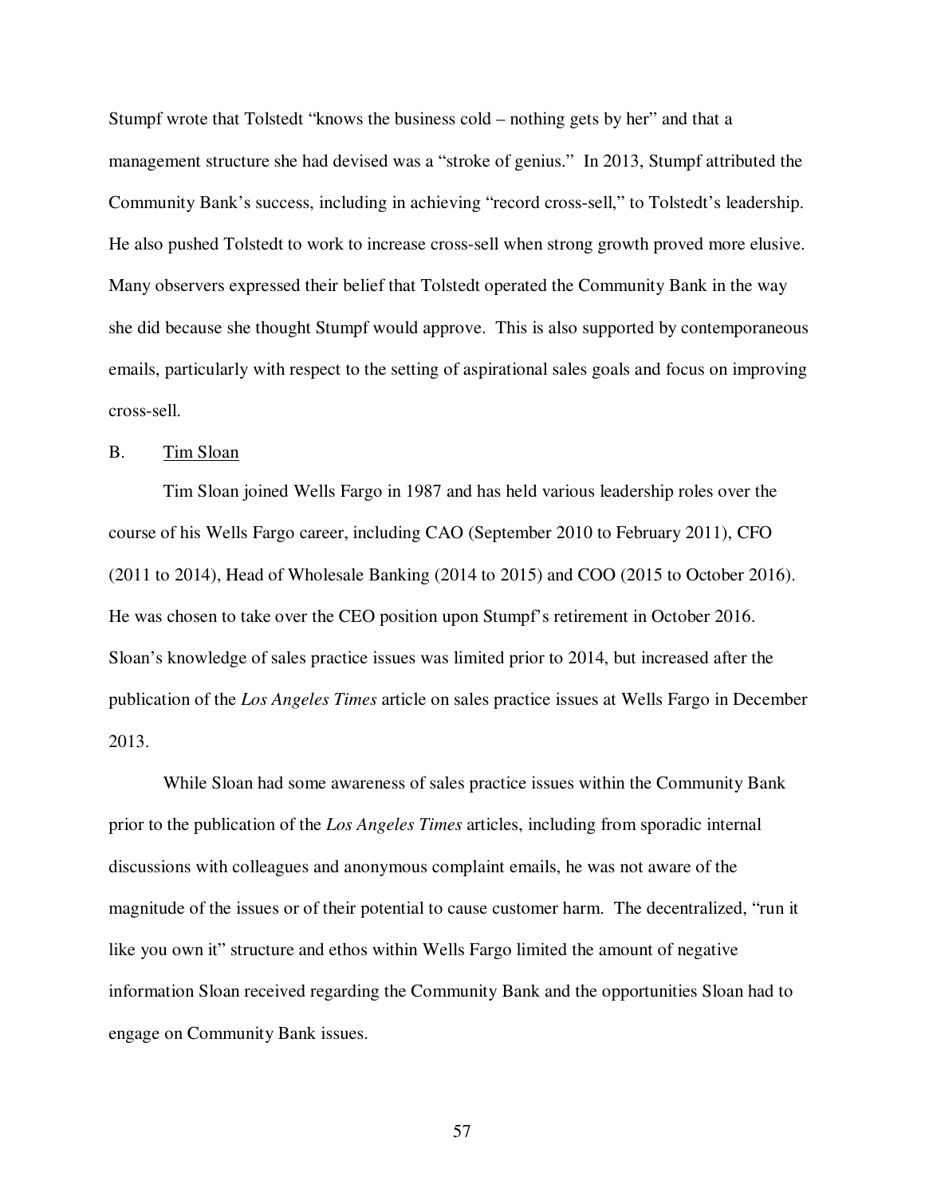Stumpf wrote that Tolstedt "knows the business cold – nothing gets by her" and that a management structure she had devised was a "stroke of genius." In 2013, Stumpf attributed the Community Bank's success, including in achieving "record cross-sell," to Tolstedt's leadership. He also pushed Tolstedt to work to increase cross-sell when strong growth proved more elusive. Many observers expressed their belief that Tolstedt operated the Community Bank in the way she did because she thought Stumpf would approve. This is also supported by contemporaneous emails, particularly with respect to the setting of aspirational sales goals and focus on improving cross-sell.

### B. Tim Sloan

Tim Sloan joined Wells Fargo in 1987 and has held various leadership roles over the course of his Wells Fargo career, including CAO (September 2010 to February 2011), CFO (2011 to 2014), Head of Wholesale Banking (2014 to 2015) and COO (2015 to October 2016). He was chosen to take over the CEO position upon Stumpf's retirement in October 2016. Sloan's knowledge of sales practice issues was limited prior to 2014, but increased after the publication of the *Los Angeles Times* article on sales practice issues at Wells Fargo in December 2013.

While Sloan had some awareness of sales practice issues within the Community Bank prior to the publication of the *Los Angeles Times* articles, including from sporadic internal discussions with colleagues and anonymous complaint emails, he was not aware of the magnitude of the issues or of their potential to cause customer harm. The decentralized, "run it like you own it" structure and ethos within Wells Fargo limited the amount of negative information Sloan received regarding the Community Bank and the opportunities Sloan had to engage on Community Bank issues.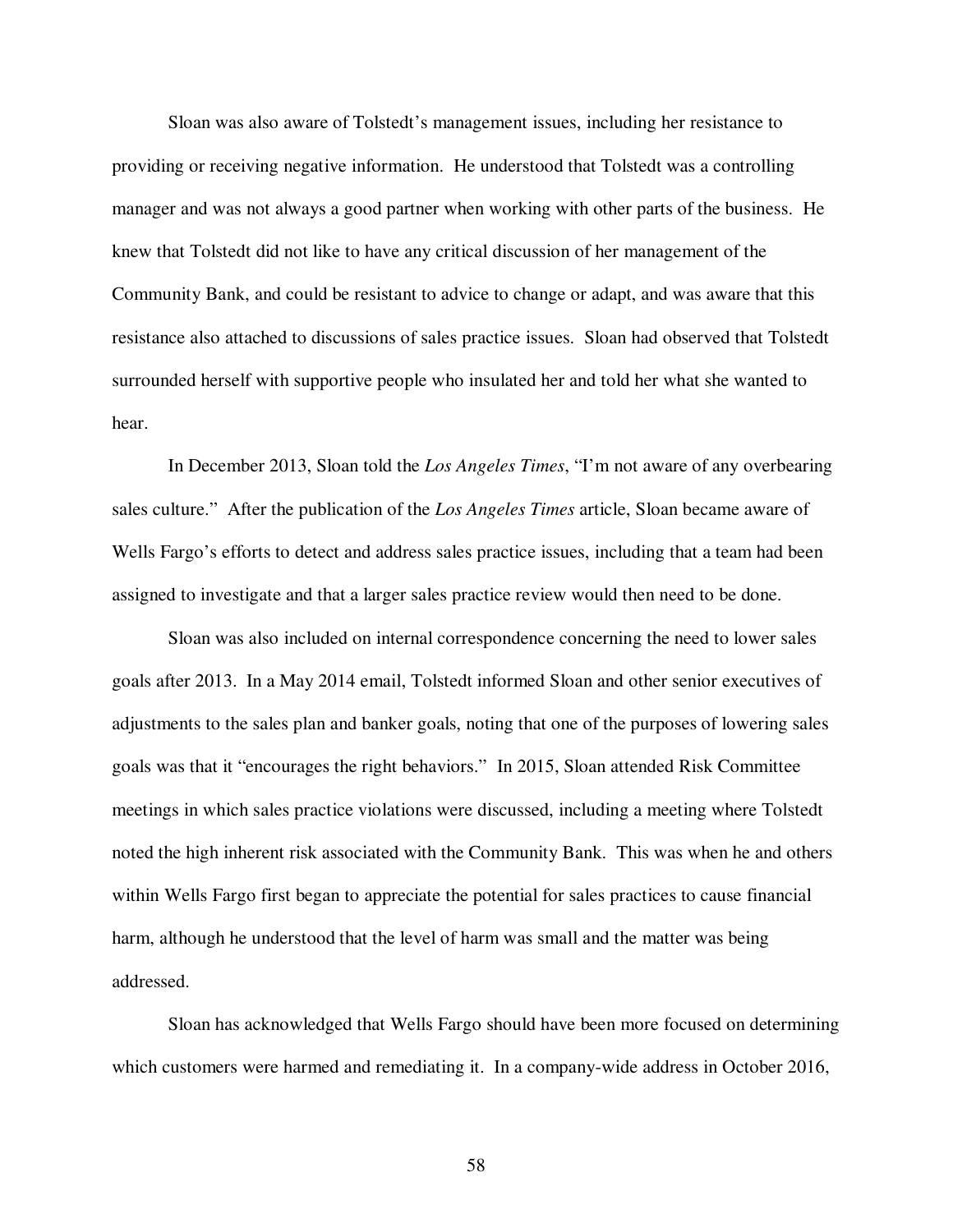Sloan was also aware of Tolstedt's management issues, including her resistance to providing or receiving negative information. He understood that Tolstedt was a controlling manager and was not always a good partner when working with other parts of the business. He knew that Tolstedt did not like to have any critical discussion of her management of the Community Bank, and could be resistant to advice to change or adapt, and was aware that this resistance also attached to discussions of sales practice issues. Sloan had observed that Tolstedt surrounded herself with supportive people who insulated her and told her what she wanted to hear.

In December 2013, Sloan told the *Los Angeles Times*, "I'm not aware of any overbearing sales culture." After the publication of the *Los Angeles Times* article, Sloan became aware of Wells Fargo's efforts to detect and address sales practice issues, including that a team had been assigned to investigate and that a larger sales practice review would then need to be done.

Sloan was also included on internal correspondence concerning the need to lower sales goals after 2013. In a May 2014 email, Tolstedt informed Sloan and other senior executives of adjustments to the sales plan and banker goals, noting that one of the purposes of lowering sales goals was that it "encourages the right behaviors." In 2015, Sloan attended Risk Committee meetings in which sales practice violations were discussed, including a meeting where Tolstedt noted the high inherent risk associated with the Community Bank. This was when he and others within Wells Fargo first began to appreciate the potential for sales practices to cause financial harm, although he understood that the level of harm was small and the matter was being addressed.

Sloan has acknowledged that Wells Fargo should have been more focused on determining which customers were harmed and remediating it. In a company-wide address in October 2016,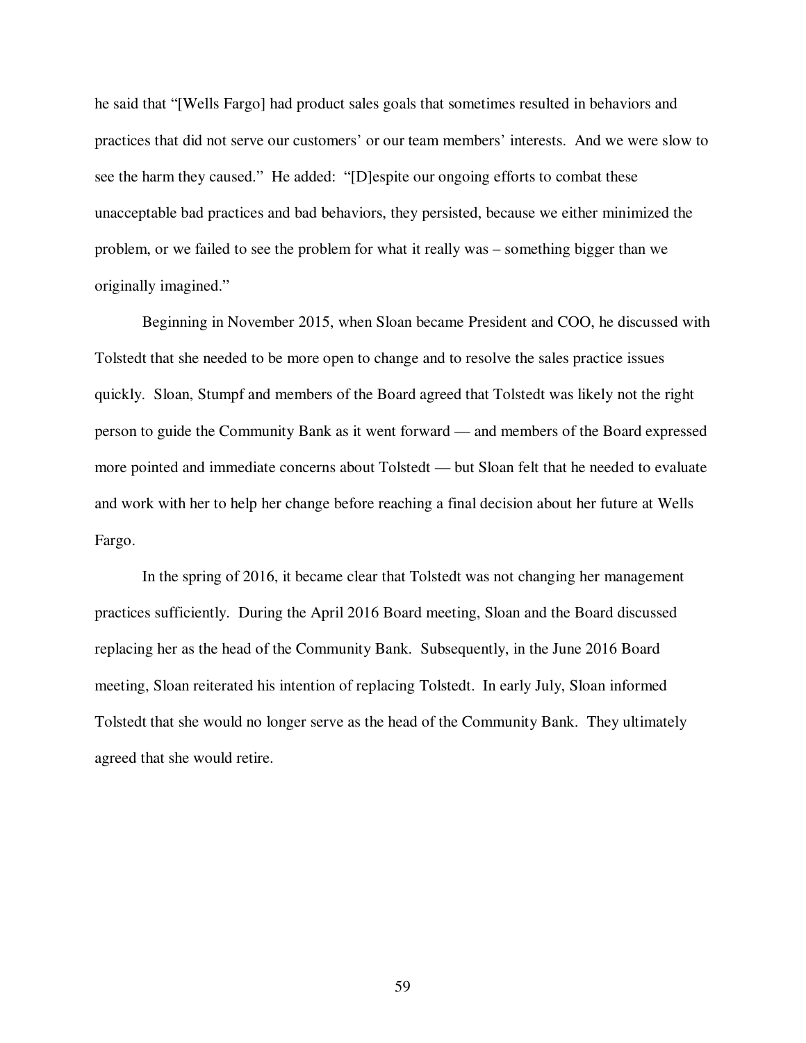he said that "[Wells Fargo] had product sales goals that sometimes resulted in behaviors and practices that did not serve our customers' or our team members' interests. And we were slow to see the harm they caused." He added: "[D]espite our ongoing efforts to combat these unacceptable bad practices and bad behaviors, they persisted, because we either minimized the problem, or we failed to see the problem for what it really was – something bigger than we originally imagined."

Beginning in November 2015, when Sloan became President and COO, he discussed with Tolstedt that she needed to be more open to change and to resolve the sales practice issues quickly. Sloan, Stumpf and members of the Board agreed that Tolstedt was likely not the right person to guide the Community Bank as it went forward — and members of the Board expressed more pointed and immediate concerns about Tolstedt — but Sloan felt that he needed to evaluate and work with her to help her change before reaching a final decision about her future at Wells Fargo.

In the spring of 2016, it became clear that Tolstedt was not changing her management practices sufficiently. During the April 2016 Board meeting, Sloan and the Board discussed replacing her as the head of the Community Bank. Subsequently, in the June 2016 Board meeting, Sloan reiterated his intention of replacing Tolstedt. In early July, Sloan informed Tolstedt that she would no longer serve as the head of the Community Bank. They ultimately agreed that she would retire.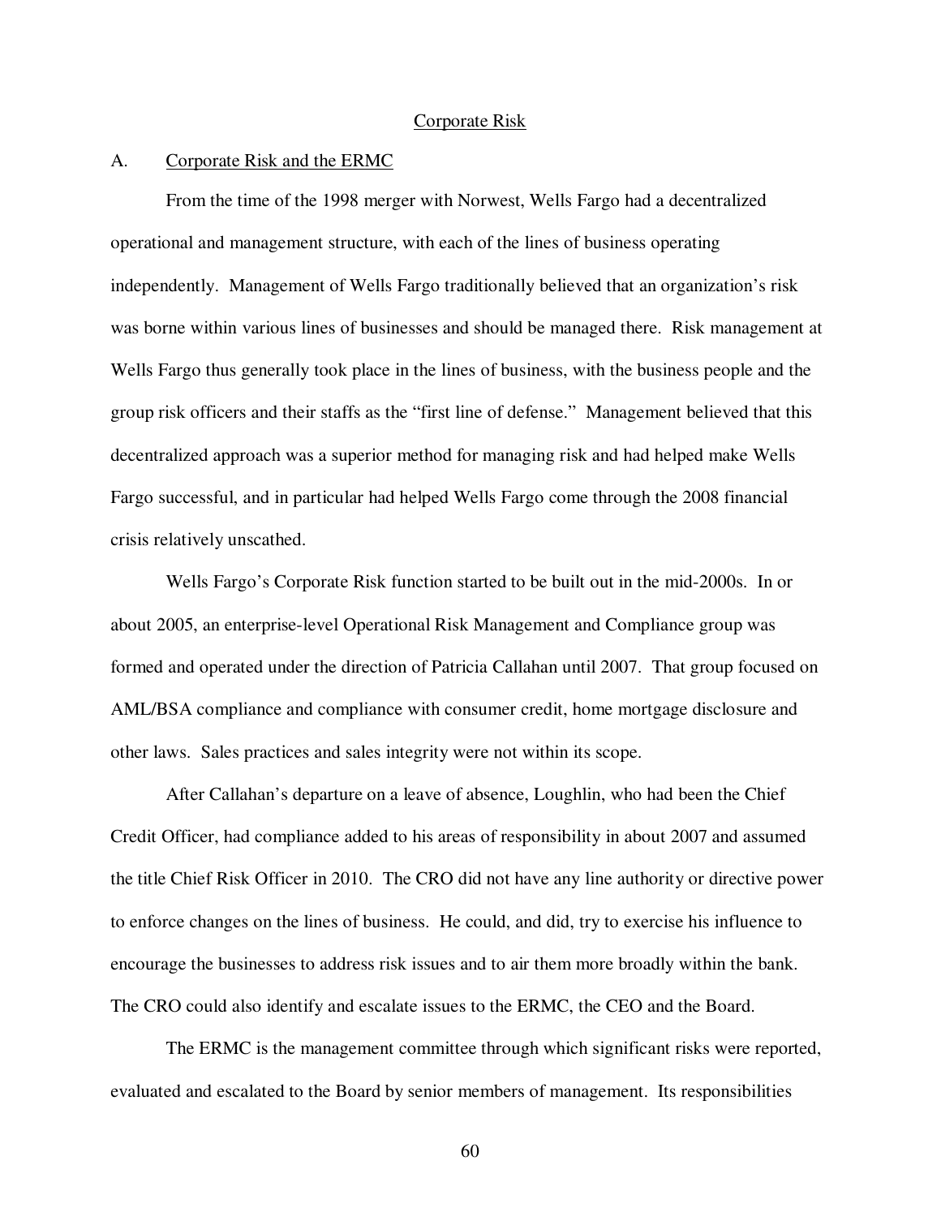## Corporate Risk

### A. Corporate Risk and the ERMC

From the time of the 1998 merger with Norwest, Wells Fargo had a decentralized operational and management structure, with each of the lines of business operating independently. Management of Wells Fargo traditionally believed that an organization's risk was borne within various lines of businesses and should be managed there. Risk management at Wells Fargo thus generally took place in the lines of business, with the business people and the group risk officers and their staffs as the "first line of defense." Management believed that this decentralized approach was a superior method for managing risk and had helped make Wells Fargo successful, and in particular had helped Wells Fargo come through the 2008 financial crisis relatively unscathed.

Wells Fargo's Corporate Risk function started to be built out in the mid-2000s. In or about 2005, an enterprise-level Operational Risk Management and Compliance group was formed and operated under the direction of Patricia Callahan until 2007. That group focused on AML/BSA compliance and compliance with consumer credit, home mortgage disclosure and other laws. Sales practices and sales integrity were not within its scope.

After Callahan's departure on a leave of absence, Loughlin, who had been the Chief Credit Officer, had compliance added to his areas of responsibility in about 2007 and assumed the title Chief Risk Officer in 2010. The CRO did not have any line authority or directive power to enforce changes on the lines of business. He could, and did, try to exercise his influence to encourage the businesses to address risk issues and to air them more broadly within the bank. The CRO could also identify and escalate issues to the ERMC, the CEO and the Board.

The ERMC is the management committee through which significant risks were reported, evaluated and escalated to the Board by senior members of management. Its responsibilities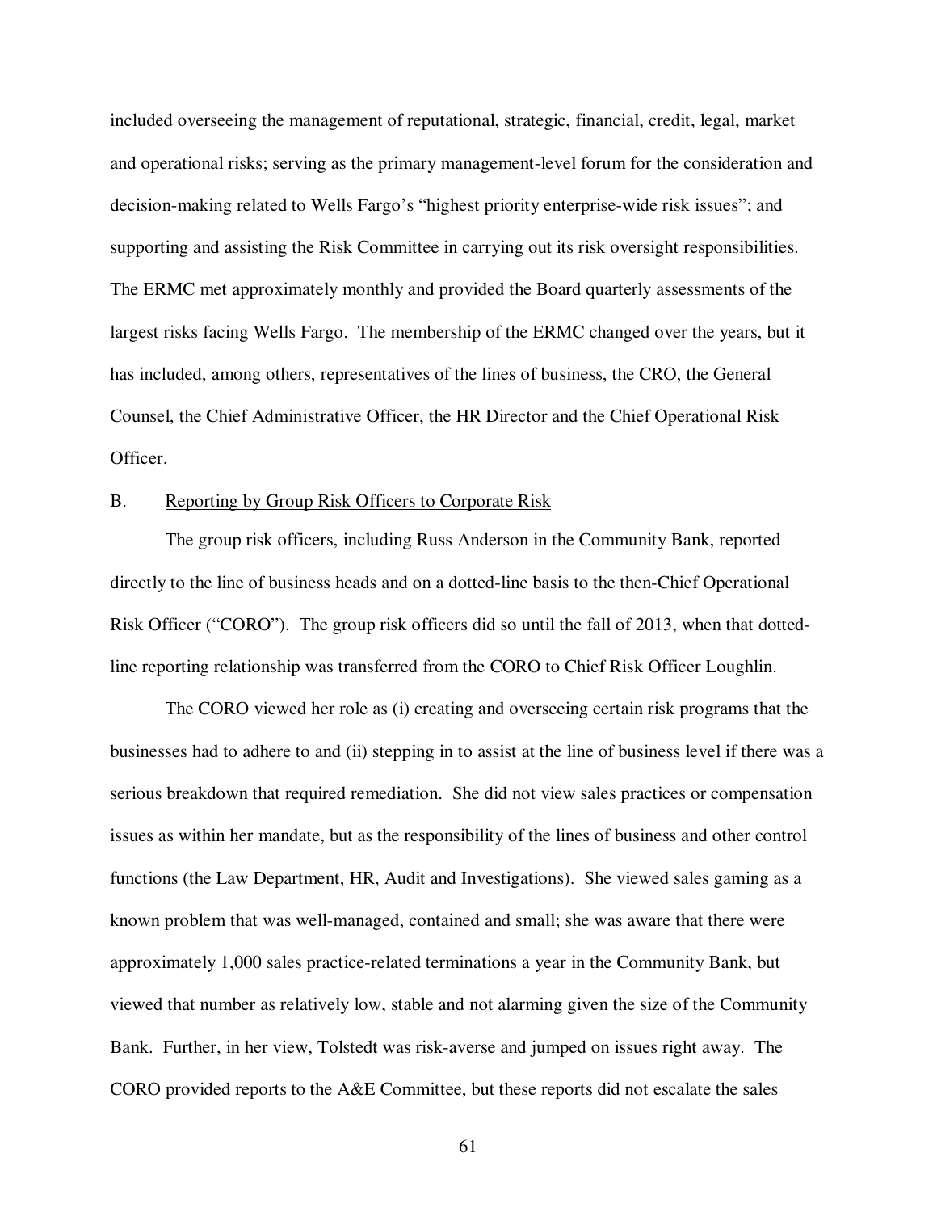included overseeing the management of reputational, strategic, financial, credit, legal, market and operational risks; serving as the primary management-level forum for the consideration and decision-making related to Wells Fargo's "highest priority enterprise-wide risk issues"; and supporting and assisting the Risk Committee in carrying out its risk oversight responsibilities. The ERMC met approximately monthly and provided the Board quarterly assessments of the largest risks facing Wells Fargo. The membership of the ERMC changed over the years, but it has included, among others, representatives of the lines of business, the CRO, the General Counsel, the Chief Administrative Officer, the HR Director and the Chief Operational Risk Officer.

B. Reporting by Group Risk Officers to Corporate Risk

The group risk officers, including Russ Anderson in the Community Bank, reported directly to the line of business heads and on a dotted-line basis to the then-Chief Operational Risk Officer ("CORO"). The group risk officers did so until the fall of 2013, when that dotted-line reporting relationship was transferred from the CORO to Chief Risk Officer Loughlin.

The CORO viewed her role as (i) creating and overseeing certain risk programs that the businesses had to adhere to and (ii) stepping in to assist at the line of business level if there was a serious breakdown that required remediation. She did not view sales practices or compensation issues as within her mandate, but as the responsibility of the lines of business and other control functions (the Law Department, HR, Audit and Investigations). She viewed sales gaming as a known problem that was well-managed, contained and small; she was aware that there were approximately 1,000 sales practice-related terminations a year in the Community Bank, but viewed that number as relatively low, stable and not alarming given the size of the Community Bank. Further, in her view, Tolstedt was risk-averse and jumped on issues right away. The CORO provided reports to the A&E Committee, but these reports did not escalate the sales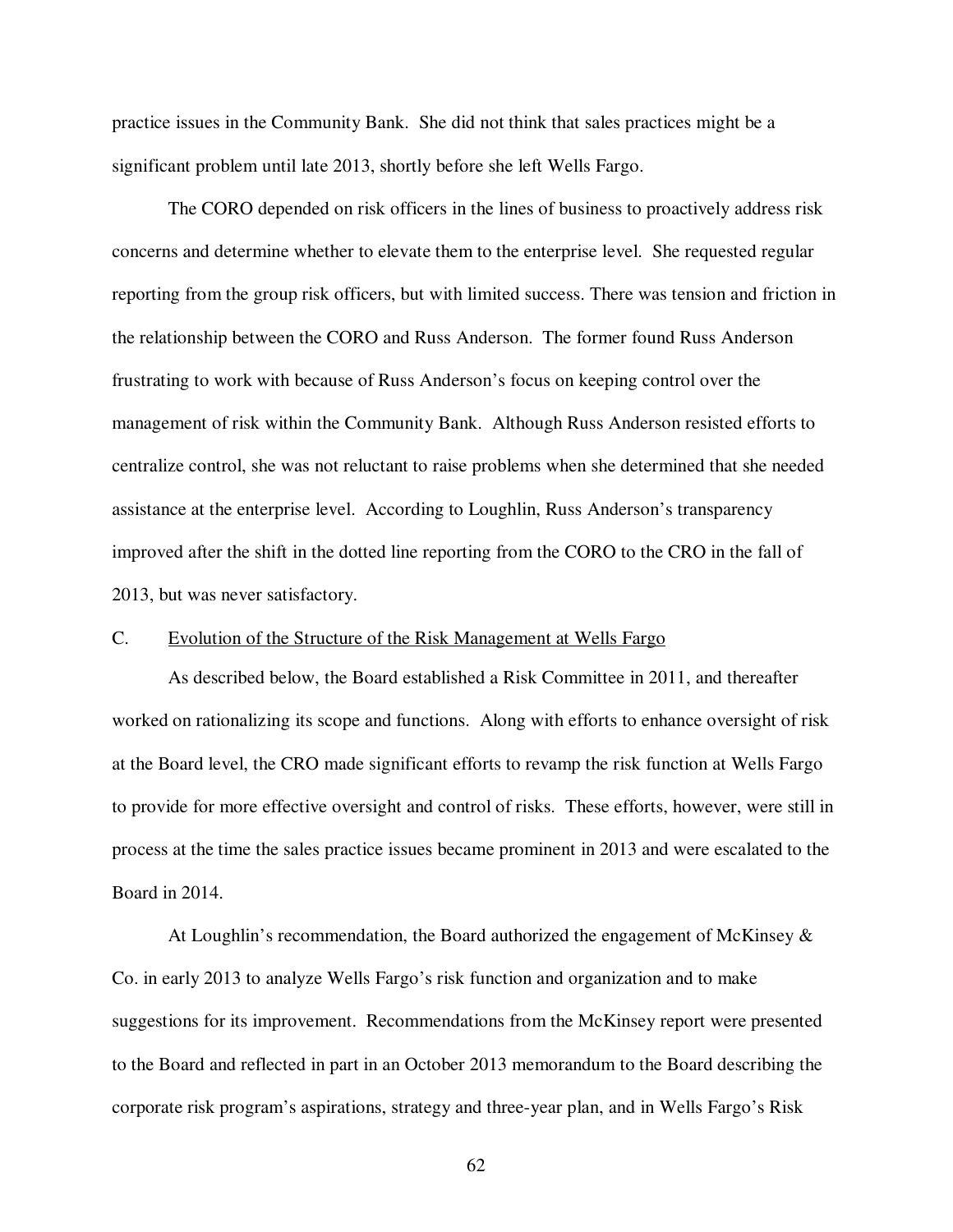practice issues in the Community Bank. She did not think that sales practices might be a significant problem until late 2013, shortly before she left Wells Fargo.

The CORO depended on risk officers in the lines of business to proactively address risk concerns and determine whether to elevate them to the enterprise level. She requested regular reporting from the group risk officers, but with limited success. There was tension and friction in the relationship between the CORO and Russ Anderson. The former found Russ Anderson frustrating to work with because of Russ Anderson's focus on keeping control over the management of risk within the Community Bank. Although Russ Anderson resisted efforts to centralize control, she was not reluctant to raise problems when she determined that she needed assistance at the enterprise level. According to Loughlin, Russ Anderson's transparency improved after the shift in the dotted line reporting from the CORO to the CRO in the fall of 2013, but was never satisfactory.

### C. Evolution of the Structure of the Risk Management at Wells Fargo

As described below, the Board established a Risk Committee in 2011, and thereafter worked on rationalizing its scope and functions. Along with efforts to enhance oversight of risk at the Board level, the CRO made significant efforts to revamp the risk function at Wells Fargo to provide for more effective oversight and control of risks. These efforts, however, were still in process at the time the sales practice issues became prominent in 2013 and were escalated to the Board in 2014.

At Loughlin's recommendation, the Board authorized the engagement of McKinsey & Co. in early 2013 to analyze Wells Fargo's risk function and organization and to make suggestions for its improvement. Recommendations from the McKinsey report were presented to the Board and reflected in part in an October 2013 memorandum to the Board describing the corporate risk program's aspirations, strategy and three-year plan, and in Wells Fargo's Risk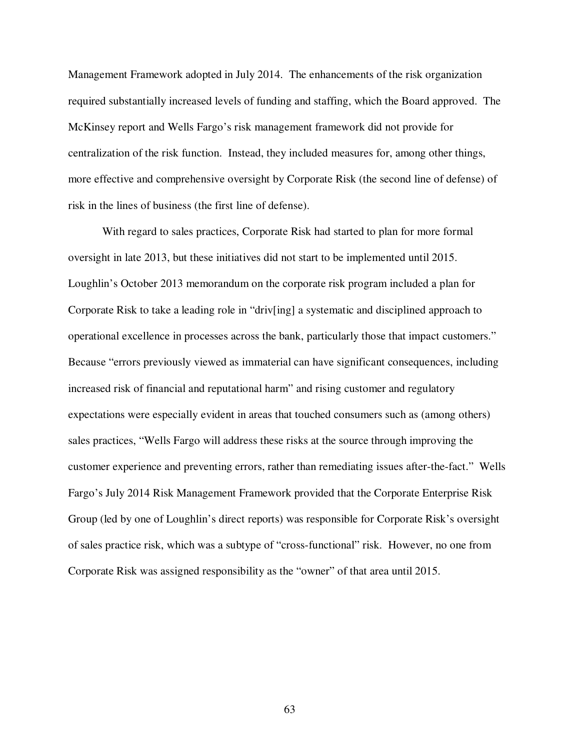Management Framework adopted in July 2014. The enhancements of the risk organization required substantially increased levels of funding and staffing, which the Board approved. The McKinsey report and Wells Fargo's risk management framework did not provide for centralization of the risk function. Instead, they included measures for, among other things, more effective and comprehensive oversight by Corporate Risk (the second line of defense) of risk in the lines of business (the first line of defense).

With regard to sales practices, Corporate Risk had started to plan for more formal oversight in late 2013, but these initiatives did not start to be implemented until 2015. Loughlin's October 2013 memorandum on the corporate risk program included a plan for Corporate Risk to take a leading role in "driv[ing] a systematic and disciplined approach to operational excellence in processes across the bank, particularly those that impact customers." Because "errors previously viewed as immaterial can have significant consequences, including increased risk of financial and reputational harm" and rising customer and regulatory expectations were especially evident in areas that touched consumers such as (among others) sales practices, "Wells Fargo will address these risks at the source through improving the customer experience and preventing errors, rather than remediating issues after-the-fact." Wells Fargo's July 2014 Risk Management Framework provided that the Corporate Enterprise Risk Group (led by one of Loughlin's direct reports) was responsible for Corporate Risk's oversight of sales practice risk, which was a subtype of "cross-functional" risk. However, no one from Corporate Risk was assigned responsibility as the "owner" of that area until 2015.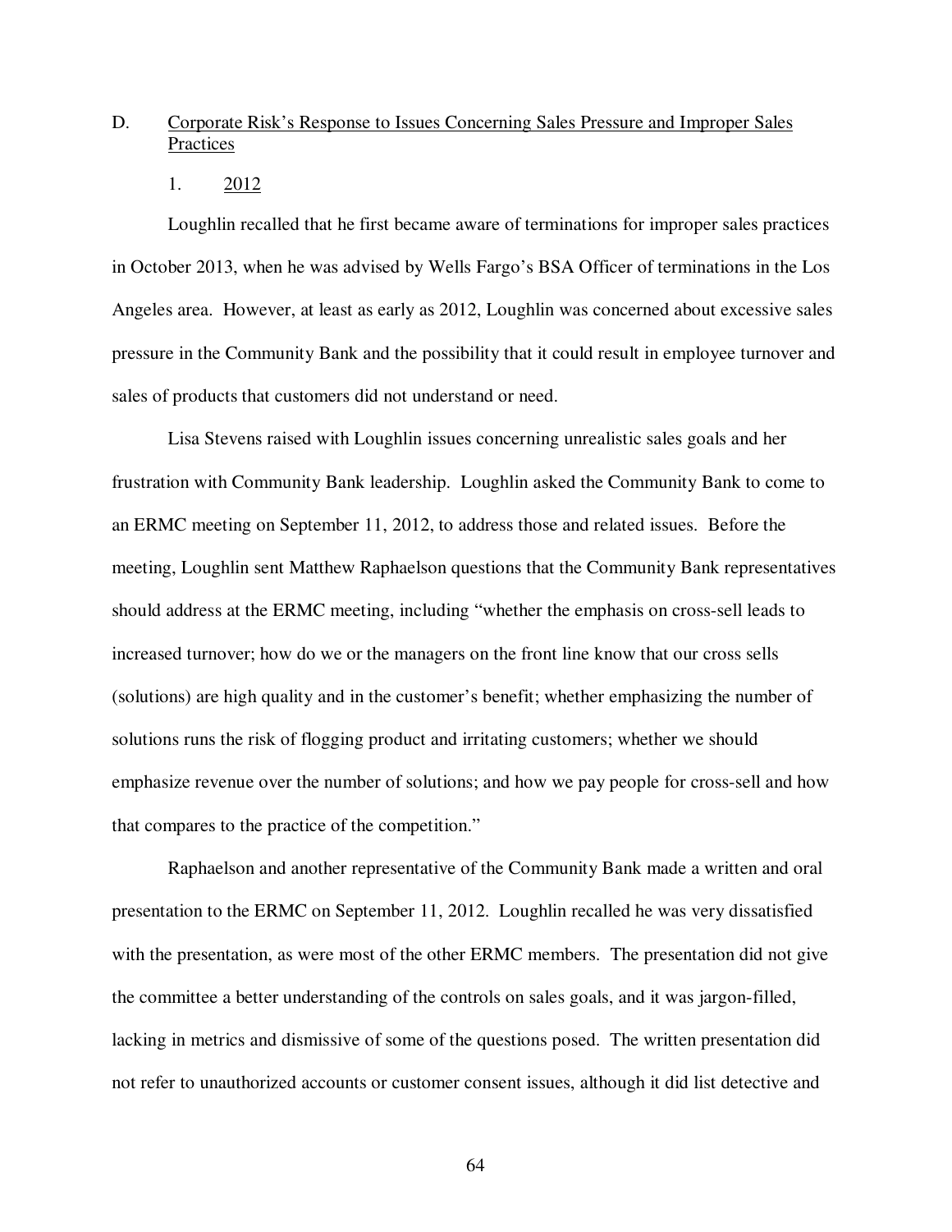## D. Corporate Risk's Response to Issues Concerning Sales Pressure and Improper Sales Practices

### 1. 2012

Loughlin recalled that he first became aware of terminations for improper sales practices in October 2013, when he was advised by Wells Fargo's BSA Officer of terminations in the Los Angeles area. However, at least as early as 2012, Loughlin was concerned about excessive sales pressure in the Community Bank and the possibility that it could result in employee turnover and sales of products that customers did not understand or need.

Lisa Stevens raised with Loughlin issues concerning unrealistic sales goals and her frustration with Community Bank leadership. Loughlin asked the Community Bank to come to an ERMC meeting on September 11, 2012, to address those and related issues. Before the meeting, Loughlin sent Matthew Raphaelson questions that the Community Bank representatives should address at the ERMC meeting, including "whether the emphasis on cross-sell leads to increased turnover; how do we or the managers on the front line know that our cross sells (solutions) are high quality and in the customer's benefit; whether emphasizing the number of solutions runs the risk of flogging product and irritating customers; whether we should emphasize revenue over the number of solutions; and how we pay people for cross-sell and how that compares to the practice of the competition."

Raphaelson and another representative of the Community Bank made a written and oral presentation to the ERMC on September 11, 2012. Loughlin recalled he was very dissatisfied with the presentation, as were most of the other ERMC members. The presentation did not give the committee a better understanding of the controls on sales goals, and it was jargon-filled, lacking in metrics and dismissive of some of the questions posed. The written presentation did not refer to unauthorized accounts or customer consent issues, although it did list detective and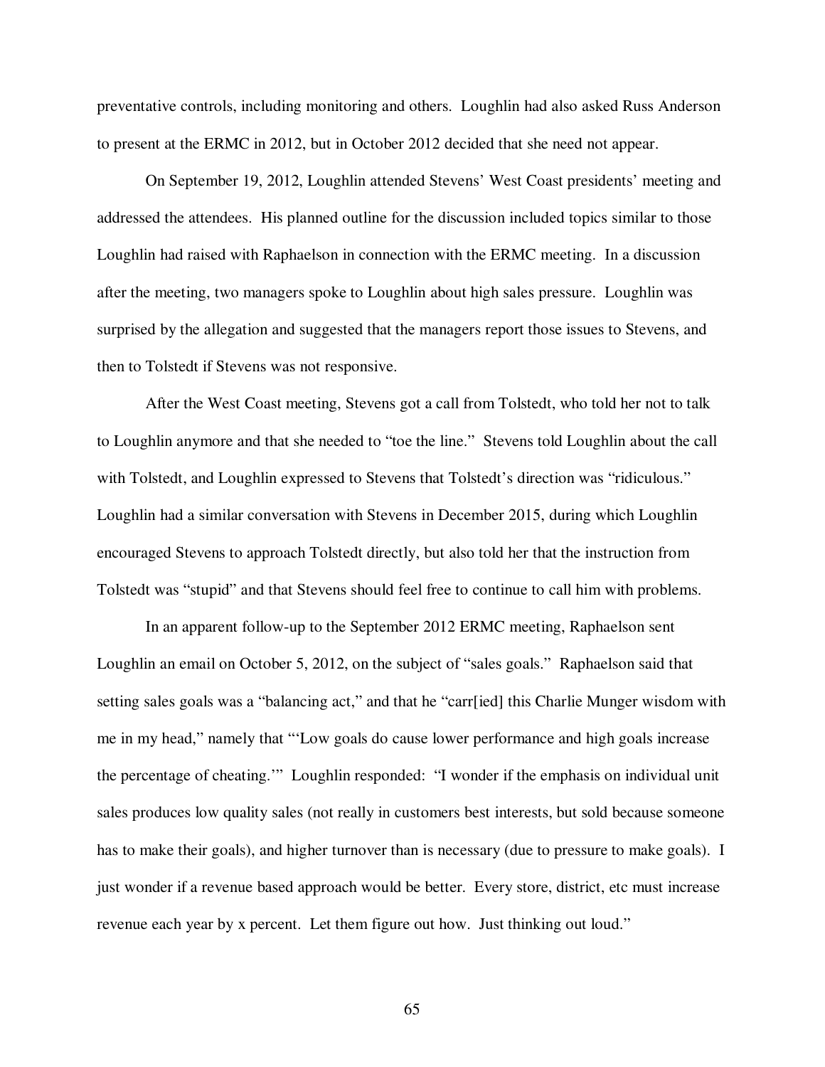preventative controls, including monitoring and others. Loughlin had also asked Russ Anderson to present at the ERMC in 2012, but in October 2012 decided that she need not appear.

On September 19, 2012, Loughlin attended Stevens' West Coast presidents' meeting and addressed the attendees. His planned outline for the discussion included topics similar to those Loughlin had raised with Raphaelson in connection with the ERMC meeting. In a discussion after the meeting, two managers spoke to Loughlin about high sales pressure. Loughlin was surprised by the allegation and suggested that the managers report those issues to Stevens, and then to Tolstedt if Stevens was not responsive.

After the West Coast meeting, Stevens got a call from Tolstedt, who told her not to talk to Loughlin anymore and that she needed to "toe the line." Stevens told Loughlin about the call with Tolstedt, and Loughlin expressed to Stevens that Tolstedt's direction was "ridiculous." Loughlin had a similar conversation with Stevens in December 2015, during which Loughlin encouraged Stevens to approach Tolstedt directly, but also told her that the instruction from Tolstedt was "stupid" and that Stevens should feel free to continue to call him with problems.

In an apparent follow-up to the September 2012 ERMC meeting, Raphaelson sent Loughlin an email on October 5, 2012, on the subject of "sales goals." Raphaelson said that setting sales goals was a "balancing act," and that he "carr[ied] this Charlie Munger wisdom with me in my head," namely that "'Low goals do cause lower performance and high goals increase the percentage of cheating.'" Loughlin responded: "I wonder if the emphasis on individual unit sales produces low quality sales (not really in customers best interests, but sold because someone has to make their goals), and higher turnover than is necessary (due to pressure to make goals). I just wonder if a revenue based approach would be better. Every store, district, etc must increase revenue each year by x percent. Let them figure out how. Just thinking out loud."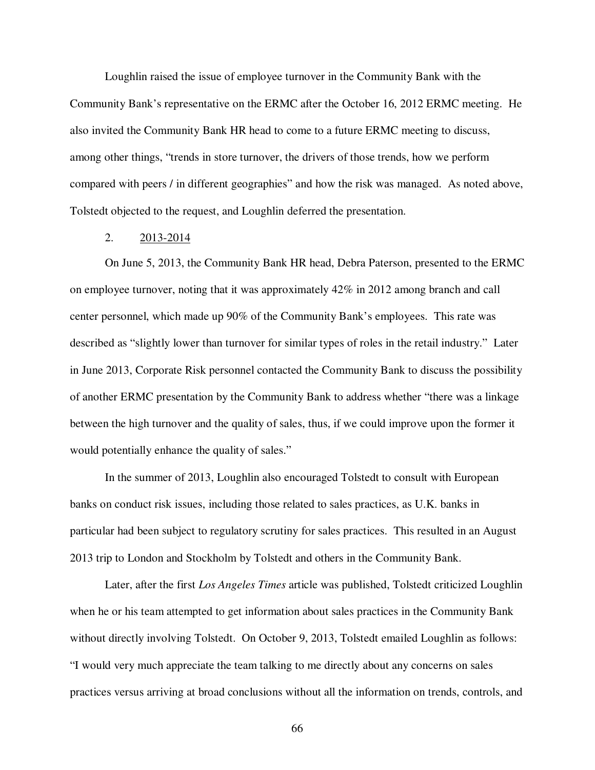Loughlin raised the issue of employee turnover in the Community Bank with the Community Bank's representative on the ERMC after the October 16, 2012 ERMC meeting. He also invited the Community Bank HR head to come to a future ERMC meeting to discuss, among other things, "trends in store turnover, the drivers of those trends, how we perform compared with peers / in different geographies" and how the risk was managed. As noted above, Tolstedt objected to the request, and Loughlin deferred the presentation.

2. <u>2013-2014</u>

On June 5, 2013, the Community Bank HR head, Debra Paterson, presented to the ERMC on employee turnover, noting that it was approximately 42% in 2012 among branch and call center personnel, which made up 90% of the Community Bank's employees. This rate was described as "slightly lower than turnover for similar types of roles in the retail industry." Later in June 2013, Corporate Risk personnel contacted the Community Bank to discuss the possibility of another ERMC presentation by the Community Bank to address whether "there was a linkage between the high turnover and the quality of sales, thus, if we could improve upon the former it would potentially enhance the quality of sales."

In the summer of 2013, Loughlin also encouraged Tolstedt to consult with European banks on conduct risk issues, including those related to sales practices, as U.K. banks in particular had been subject to regulatory scrutiny for sales practices. This resulted in an August 2013 trip to London and Stockholm by Tolstedt and others in the Community Bank.

Later, after the first *Los Angeles Times* article was published, Tolstedt criticized Loughlin when he or his team attempted to get information about sales practices in the Community Bank without directly involving Tolstedt. On October 9, 2013, Tolstedt emailed Loughlin as follows: "I would very much appreciate the team talking to me directly about any concerns on sales practices versus arriving at broad conclusions without all the information on trends, controls, and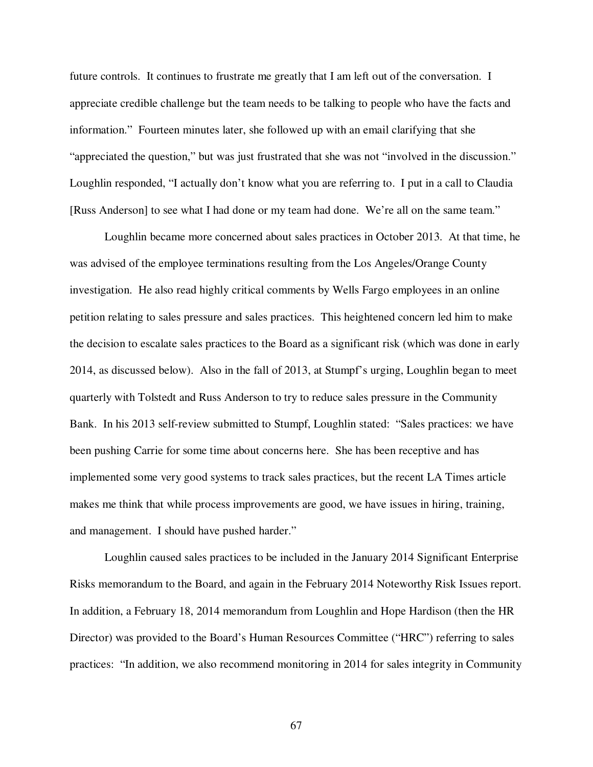future controls. It continues to frustrate me greatly that I am left out of the conversation. I appreciate credible challenge but the team needs to be talking to people who have the facts and information." Fourteen minutes later, she followed up with an email clarifying that she "appreciated the question," but was just frustrated that she was not "involved in the discussion." Loughlin responded, "I actually don't know what you are referring to. I put in a call to Claudia [Russ Anderson] to see what I had done or my team had done. We're all on the same team."

Loughlin became more concerned about sales practices in October 2013. At that time, he was advised of the employee terminations resulting from the Los Angeles/Orange County investigation. He also read highly critical comments by Wells Fargo employees in an online petition relating to sales pressure and sales practices. This heightened concern led him to make the decision to escalate sales practices to the Board as a significant risk (which was done in early 2014, as discussed below). Also in the fall of 2013, at Stumpf's urging, Loughlin began to meet quarterly with Tolstedt and Russ Anderson to try to reduce sales pressure in the Community Bank. In his 2013 self-review submitted to Stumpf, Loughlin stated: "Sales practices: we have been pushing Carrie for some time about concerns here. She has been receptive and has implemented some very good systems to track sales practices, but the recent LA Times article makes me think that while process improvements are good, we have issues in hiring, training, and management. I should have pushed harder."

Loughlin caused sales practices to be included in the January 2014 Significant Enterprise Risks memorandum to the Board, and again in the February 2014 Noteworthy Risk Issues report. In addition, a February 18, 2014 memorandum from Loughlin and Hope Hardison (then the HR Director) was provided to the Board's Human Resources Committee ("HRC") referring to sales practices: "In addition, we also recommend monitoring in 2014 for sales integrity in Community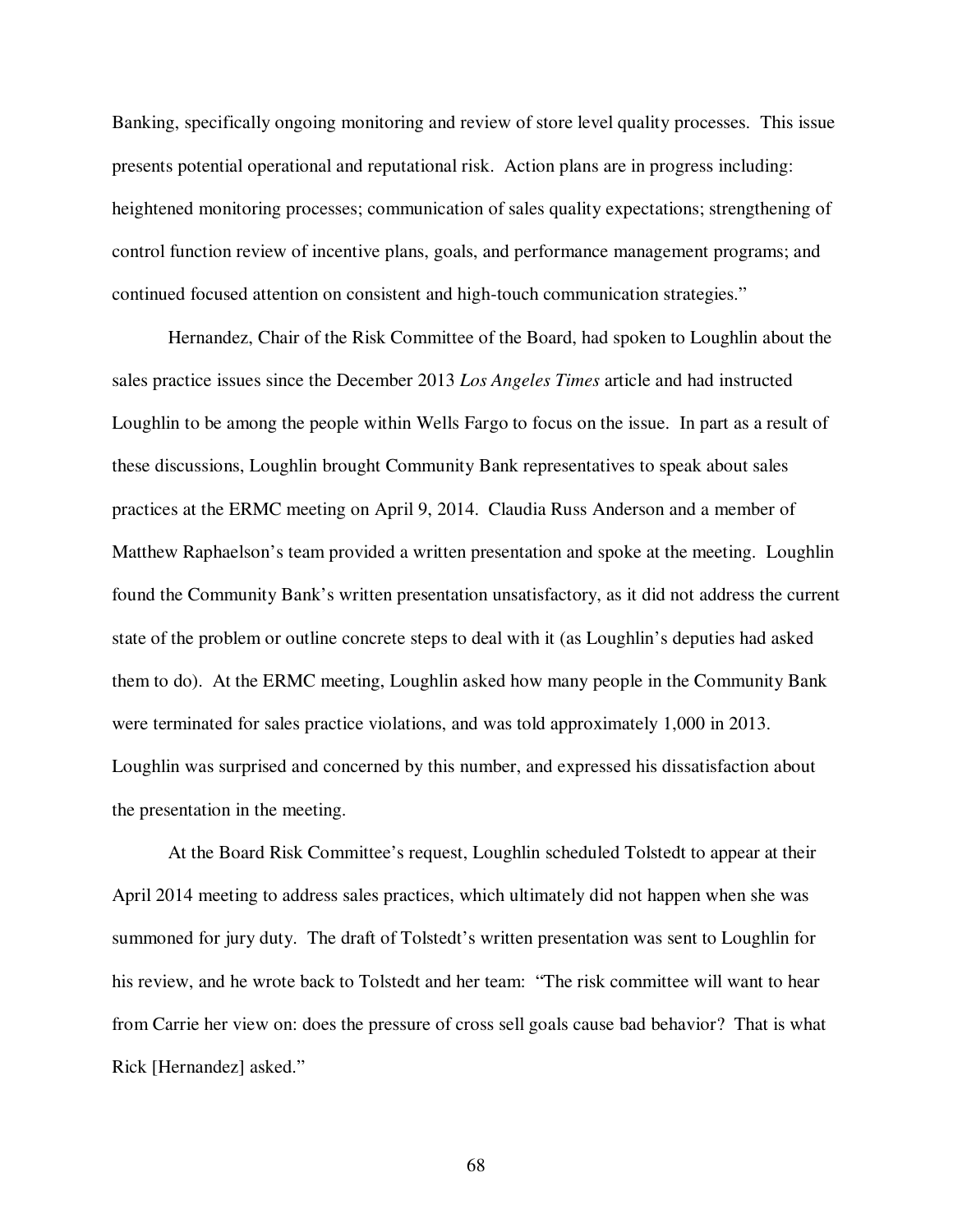Banking, specifically ongoing monitoring and review of store level quality processes. This issue presents potential operational and reputational risk. Action plans are in progress including: heightened monitoring processes; communication of sales quality expectations; strengthening of control function review of incentive plans, goals, and performance management programs; and continued focused attention on consistent and high-touch communication strategies."

Hernandez, Chair of the Risk Committee of the Board, had spoken to Loughlin about the sales practice issues since the December 2013 *Los Angeles Times* article and had instructed Loughlin to be among the people within Wells Fargo to focus on the issue. In part as a result of these discussions, Loughlin brought Community Bank representatives to speak about sales practices at the ERMC meeting on April 9, 2014. Claudia Russ Anderson and a member of Matthew Raphaelson's team provided a written presentation and spoke at the meeting. Loughlin found the Community Bank's written presentation unsatisfactory, as it did not address the current state of the problem or outline concrete steps to deal with it (as Loughlin's deputies had asked them to do). At the ERMC meeting, Loughlin asked how many people in the Community Bank were terminated for sales practice violations, and was told approximately 1,000 in 2013. Loughlin was surprised and concerned by this number, and expressed his dissatisfaction about the presentation in the meeting.

At the Board Risk Committee's request, Loughlin scheduled Tolstedt to appear at their April 2014 meeting to address sales practices, which ultimately did not happen when she was summoned for jury duty. The draft of Tolstedt's written presentation was sent to Loughlin for his review, and he wrote back to Tolstedt and her team: "The risk committee will want to hear from Carrie her view on: does the pressure of cross sell goals cause bad behavior? That is what Rick [Hernandez] asked."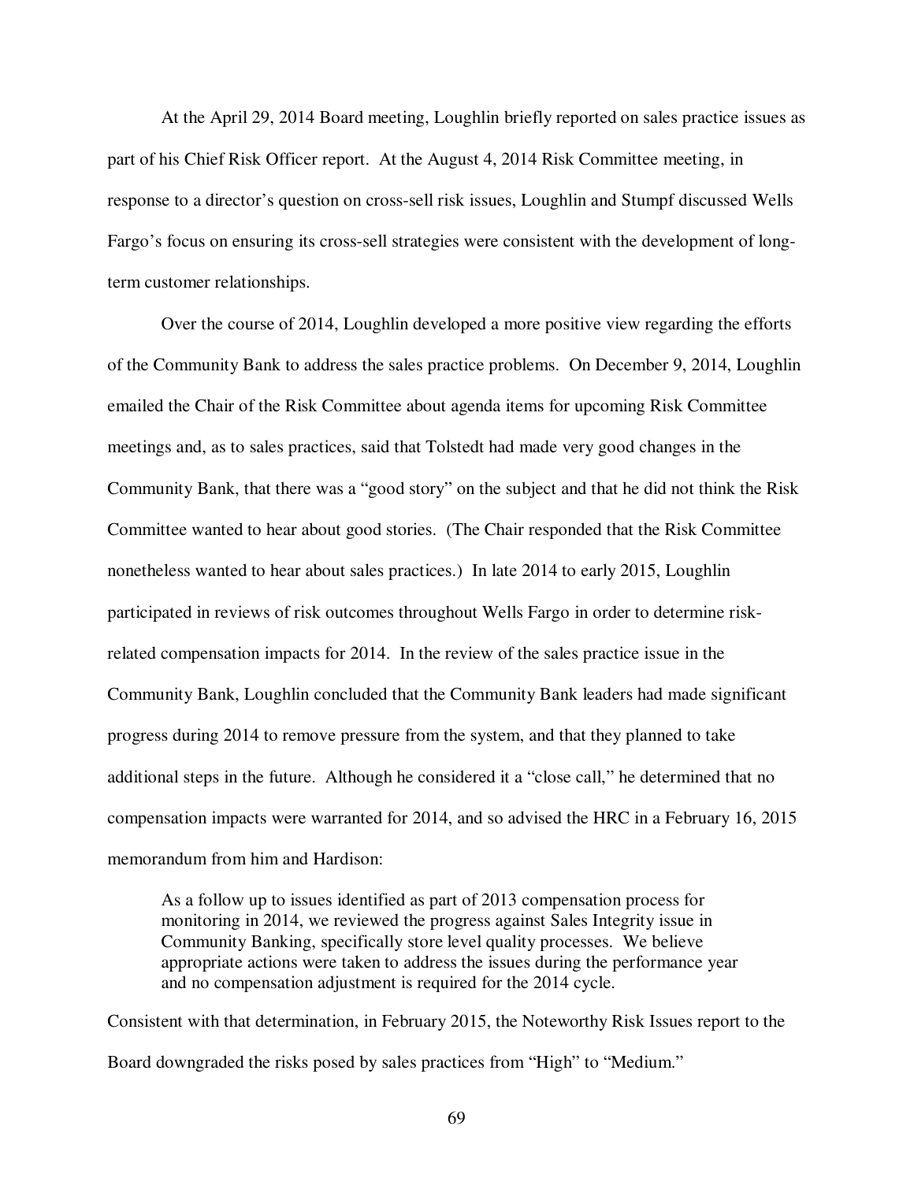At the April 29, 2014 Board meeting, Loughlin briefly reported on sales practice issues as part of his Chief Risk Officer report. At the August 4, 2014 Risk Committee meeting, in response to a director's question on cross-sell risk issues, Loughlin and Stumpf discussed Wells Fargo's focus on ensuring its cross-sell strategies were consistent with the development of long-term customer relationships.

Over the course of 2014, Loughlin developed a more positive view regarding the efforts of the Community Bank to address the sales practice problems. On December 9, 2014, Loughlin emailed the Chair of the Risk Committee about agenda items for upcoming Risk Committee meetings and, as to sales practices, said that Tolstedt had made very good changes in the Community Bank, that there was a "good story" on the subject and that he did not think the Risk Committee wanted to hear about good stories. (The Chair responded that the Risk Committee nonetheless wanted to hear about sales practices.) In late 2014 to early 2015, Loughlin participated in reviews of risk outcomes throughout Wells Fargo in order to determine risk-related compensation impacts for 2014. In the review of the sales practice issue in the Community Bank, Loughlin concluded that the Community Bank leaders had made significant progress during 2014 to remove pressure from the system, and that they planned to take additional steps in the future. Although he considered it a "close call," he determined that no compensation impacts were warranted for 2014, and so advised the HRC in a February 16, 2015 memorandum from him and Hardison:

> As a follow up to issues identified as part of 2013 compensation process for monitoring in 2014, we reviewed the progress against Sales Integrity issue in Community Banking, specifically store level quality processes. We believe appropriate actions were taken to address the issues during the performance year and no compensation adjustment is required for the 2014 cycle.

Consistent with that determination, in February 2015, the Noteworthy Risk Issues report to the Board downgraded the risks posed by sales practices from "High" to "Medium."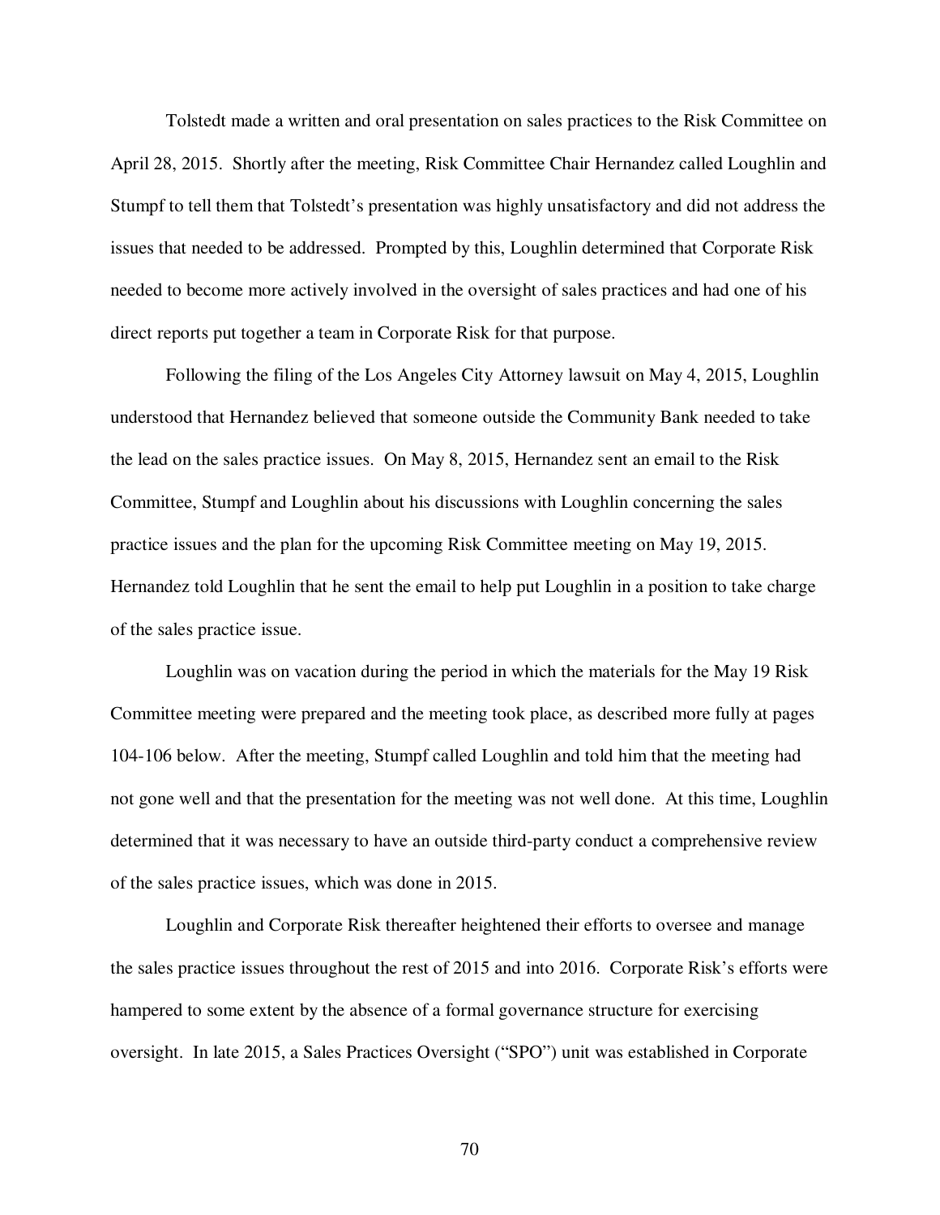Tolstedt made a written and oral presentation on sales practices to the Risk Committee on April 28, 2015. Shortly after the meeting, Risk Committee Chair Hernandez called Loughlin and Stumpf to tell them that Tolstedt's presentation was highly unsatisfactory and did not address the issues that needed to be addressed. Prompted by this, Loughlin determined that Corporate Risk needed to become more actively involved in the oversight of sales practices and had one of his direct reports put together a team in Corporate Risk for that purpose.

Following the filing of the Los Angeles City Attorney lawsuit on May 4, 2015, Loughlin understood that Hernandez believed that someone outside the Community Bank needed to take the lead on the sales practice issues. On May 8, 2015, Hernandez sent an email to the Risk Committee, Stumpf and Loughlin about his discussions with Loughlin concerning the sales practice issues and the plan for the upcoming Risk Committee meeting on May 19, 2015. Hernandez told Loughlin that he sent the email to help put Loughlin in a position to take charge of the sales practice issue.

Loughlin was on vacation during the period in which the materials for the May 19 Risk Committee meeting were prepared and the meeting took place, as described more fully at pages 104-106 below. After the meeting, Stumpf called Loughlin and told him that the meeting had not gone well and that the presentation for the meeting was not well done. At this time, Loughlin determined that it was necessary to have an outside third-party conduct a comprehensive review of the sales practice issues, which was done in 2015.

Loughlin and Corporate Risk thereafter heightened their efforts to oversee and manage the sales practice issues throughout the rest of 2015 and into 2016. Corporate Risk's efforts were hampered to some extent by the absence of a formal governance structure for exercising oversight. In late 2015, a Sales Practices Oversight ("SPO") unit was established in Corporate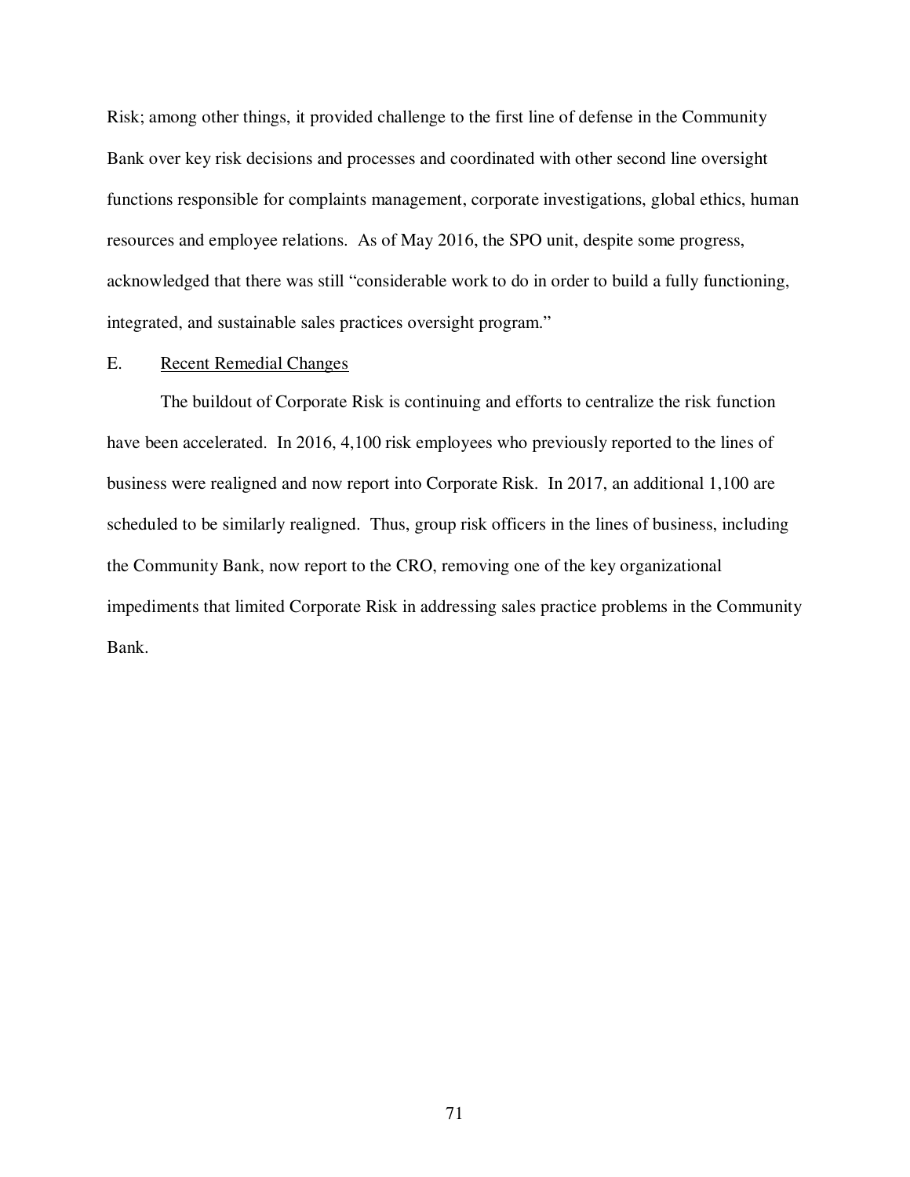Risk; among other things, it provided challenge to the first line of defense in the Community Bank over key risk decisions and processes and coordinated with other second line oversight functions responsible for complaints management, corporate investigations, global ethics, human resources and employee relations. As of May 2016, the SPO unit, despite some progress, acknowledged that there was still "considerable work to do in order to build a fully functioning, integrated, and sustainable sales practices oversight program."

E. Recent Remedial Changes

The buildout of Corporate Risk is continuing and efforts to centralize the risk function have been accelerated. In 2016, 4,100 risk employees who previously reported to the lines of business were realigned and now report into Corporate Risk. In 2017, an additional 1,100 are scheduled to be similarly realigned. Thus, group risk officers in the lines of business, including the Community Bank, now report to the CRO, removing one of the key organizational impediments that limited Corporate Risk in addressing sales practice problems in the Community Bank.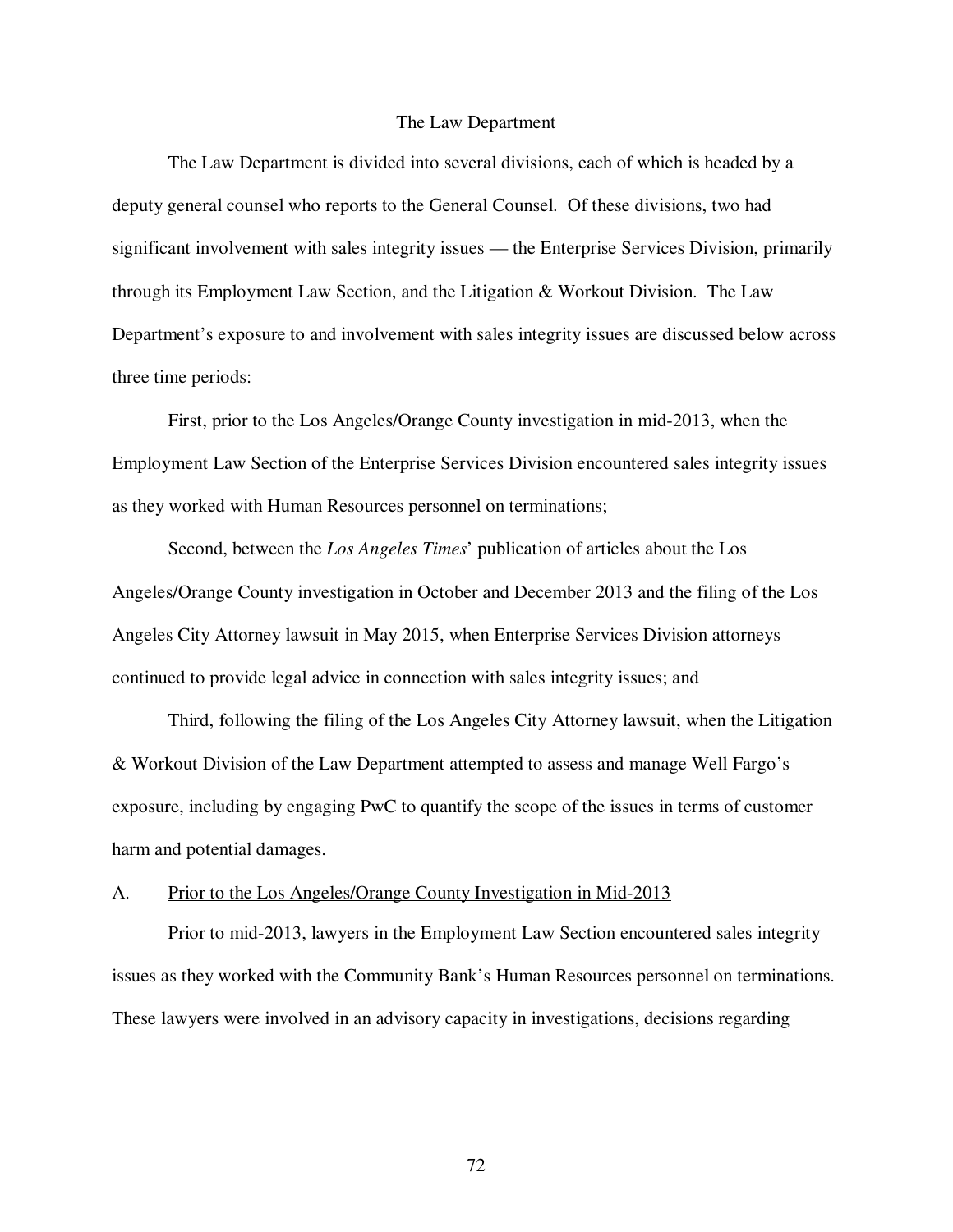## The Law Department

The Law Department is divided into several divisions, each of which is headed by a deputy general counsel who reports to the General Counsel. Of these divisions, two had significant involvement with sales integrity issues — the Enterprise Services Division, primarily through its Employment Law Section, and the Litigation & Workout Division. The Law Department's exposure to and involvement with sales integrity issues are discussed below across three time periods:

First, prior to the Los Angeles/Orange County investigation in mid-2013, when the Employment Law Section of the Enterprise Services Division encountered sales integrity issues as they worked with Human Resources personnel on terminations;

Second, between the *Los Angeles Times*' publication of articles about the Los Angeles/Orange County investigation in October and December 2013 and the filing of the Los Angeles City Attorney lawsuit in May 2015, when Enterprise Services Division attorneys continued to provide legal advice in connection with sales integrity issues; and

Third, following the filing of the Los Angeles City Attorney lawsuit, when the Litigation & Workout Division of the Law Department attempted to assess and manage Well Fargo's exposure, including by engaging PwC to quantify the scope of the issues in terms of customer harm and potential damages.

### A. Prior to the Los Angeles/Orange County Investigation in Mid-2013

Prior to mid-2013, lawyers in the Employment Law Section encountered sales integrity issues as they worked with the Community Bank's Human Resources personnel on terminations. These lawyers were involved in an advisory capacity in investigations, decisions regarding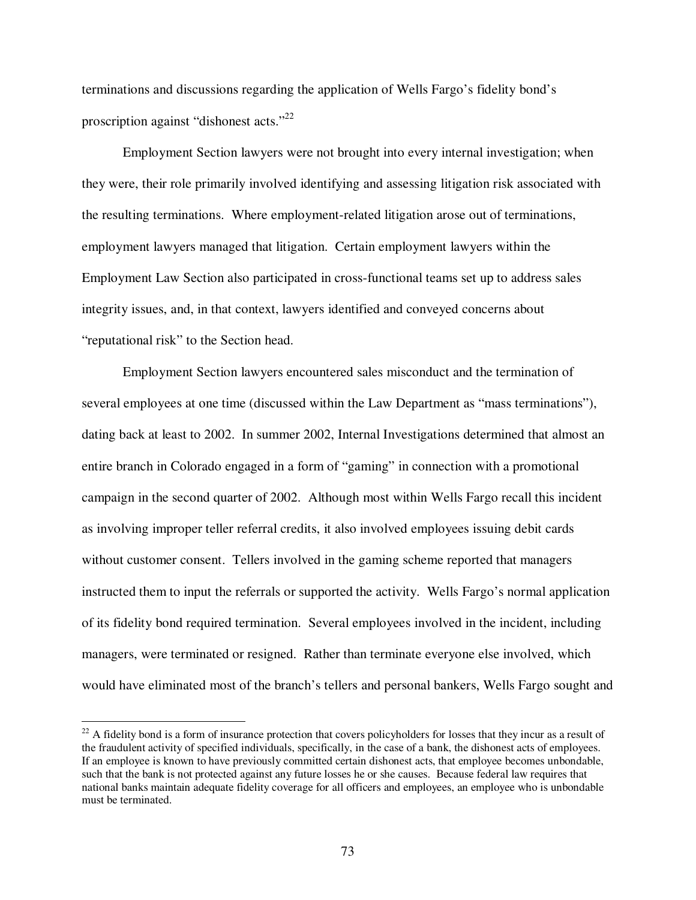terminations and discussions regarding the application of Wells Fargo's fidelity bond's proscription against "dishonest acts."[22]

Employment Section lawyers were not brought into every internal investigation; when they were, their role primarily involved identifying and assessing litigation risk associated with the resulting terminations. Where employment-related litigation arose out of terminations, employment lawyers managed that litigation. Certain employment lawyers within the Employment Law Section also participated in cross-functional teams set up to address sales integrity issues, and, in that context, lawyers identified and conveyed concerns about "reputational risk" to the Section head.

Employment Section lawyers encountered sales misconduct and the termination of several employees at one time (discussed within the Law Department as "mass terminations"), dating back at least to 2002. In summer 2002, Internal Investigations determined that almost an entire branch in Colorado engaged in a form of "gaming" in connection with a promotional campaign in the second quarter of 2002. Although most within Wells Fargo recall this incident as involving improper teller referral credits, it also involved employees issuing debit cards without customer consent. Tellers involved in the gaming scheme reported that managers instructed them to input the referrals or supported the activity. Wells Fargo's normal application of its fidelity bond required termination. Several employees involved in the incident, including managers, were terminated or resigned. Rather than terminate everyone else involved, which would have eliminated most of the branch's tellers and personal bankers, Wells Fargo sought and

---

[22] A fidelity bond is a form of insurance protection that covers policyholders for losses that they incur as a result of the fraudulent activity of specified individuals, specifically, in the case of a bank, the dishonest acts of employees. If an employee is known to have previously committed certain dishonest acts, that employee becomes unbondable, such that the bank is not protected against any future losses he or she causes. Because federal law requires that national banks maintain adequate fidelity coverage for all officers and employees, an employee who is unbondable must be terminated.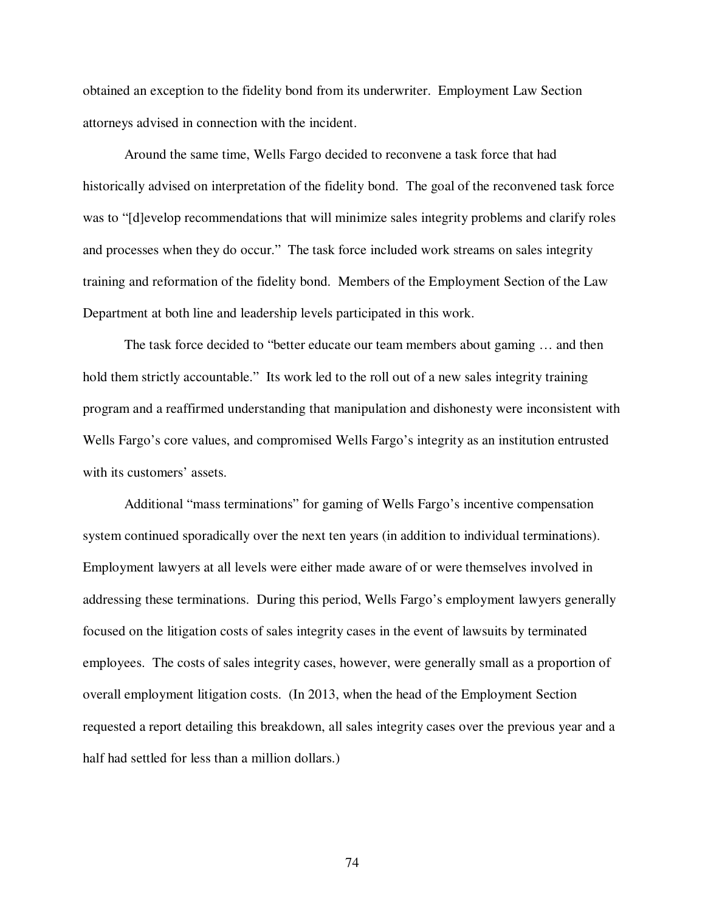obtained an exception to the fidelity bond from its underwriter. Employment Law Section attorneys advised in connection with the incident.

Around the same time, Wells Fargo decided to reconvene a task force that had historically advised on interpretation of the fidelity bond. The goal of the reconvened task force was to "[d]evelop recommendations that will minimize sales integrity problems and clarify roles and processes when they do occur." The task force included work streams on sales integrity training and reformation of the fidelity bond. Members of the Employment Section of the Law Department at both line and leadership levels participated in this work.

The task force decided to "better educate our team members about gaming … and then hold them strictly accountable." Its work led to the roll out of a new sales integrity training program and a reaffirmed understanding that manipulation and dishonesty were inconsistent with Wells Fargo's core values, and compromised Wells Fargo's integrity as an institution entrusted with its customers' assets.

Additional "mass terminations" for gaming of Wells Fargo's incentive compensation system continued sporadically over the next ten years (in addition to individual terminations). Employment lawyers at all levels were either made aware of or were themselves involved in addressing these terminations. During this period, Wells Fargo's employment lawyers generally focused on the litigation costs of sales integrity cases in the event of lawsuits by terminated employees. The costs of sales integrity cases, however, were generally small as a proportion of overall employment litigation costs. (In 2013, when the head of the Employment Section requested a report detailing this breakdown, all sales integrity cases over the previous year and a half had settled for less than a million dollars.)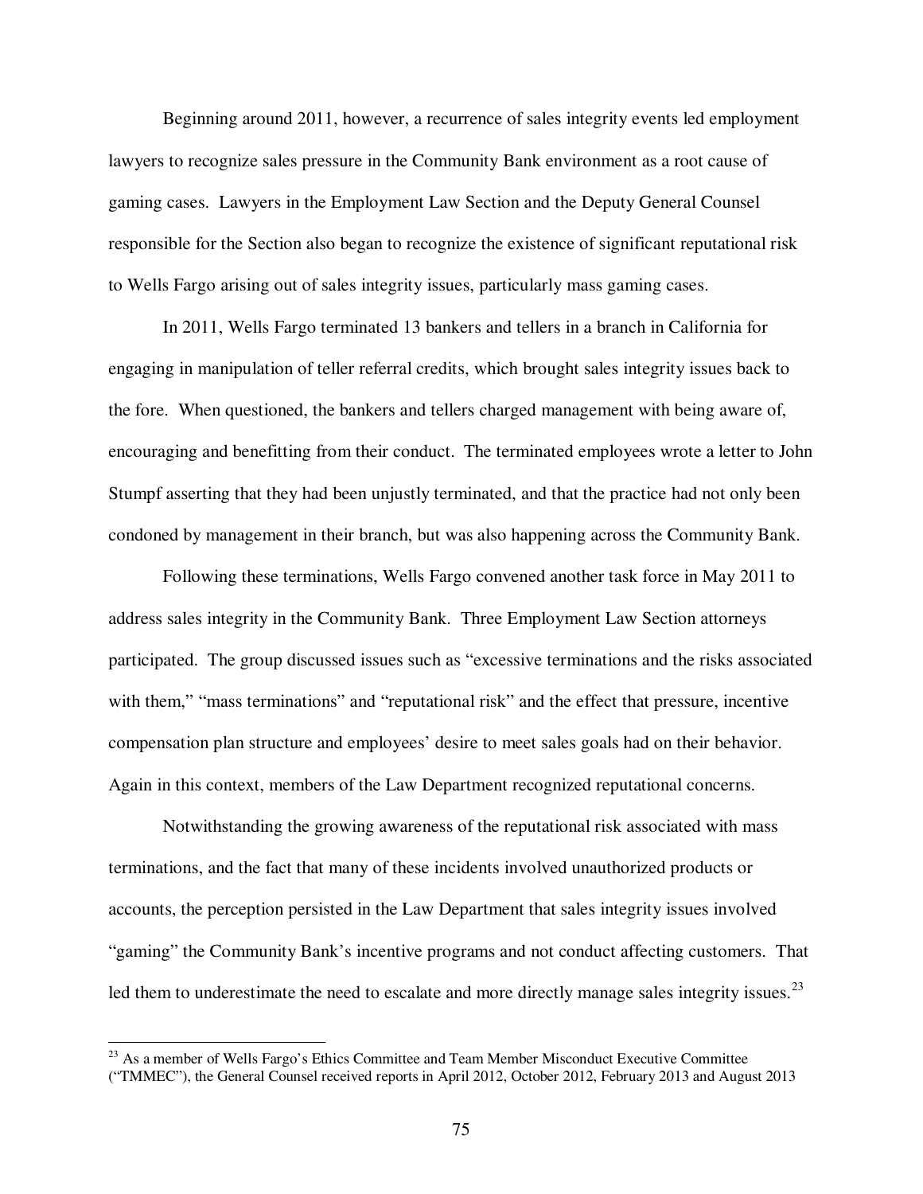Beginning around 2011, however, a recurrence of sales integrity events led employment lawyers to recognize sales pressure in the Community Bank environment as a root cause of gaming cases. Lawyers in the Employment Law Section and the Deputy General Counsel responsible for the Section also began to recognize the existence of significant reputational risk to Wells Fargo arising out of sales integrity issues, particularly mass gaming cases.

In 2011, Wells Fargo terminated 13 bankers and tellers in a branch in California for engaging in manipulation of teller referral credits, which brought sales integrity issues back to the fore. When questioned, the bankers and tellers charged management with being aware of, encouraging and benefitting from their conduct. The terminated employees wrote a letter to John Stumpf asserting that they had been unjustly terminated, and that the practice had not only been condoned by management in their branch, but was also happening across the Community Bank.

Following these terminations, Wells Fargo convened another task force in May 2011 to address sales integrity in the Community Bank. Three Employment Law Section attorneys participated. The group discussed issues such as "excessive terminations and the risks associated with them," "mass terminations" and "reputational risk" and the effect that pressure, incentive compensation plan structure and employees' desire to meet sales goals had on their behavior. Again in this context, members of the Law Department recognized reputational concerns.

Notwithstanding the growing awareness of the reputational risk associated with mass terminations, and the fact that many of these incidents involved unauthorized products or accounts, the perception persisted in the Law Department that sales integrity issues involved "gaming" the Community Bank's incentive programs and not conduct affecting customers. That led them to underestimate the need to escalate and more directly manage sales integrity issues.[23]

---

[23] As a member of Wells Fargo's Ethics Committee and Team Member Misconduct Executive Committee ("TMMEC"), the General Counsel received reports in April 2012, October 2012, February 2013 and August 2013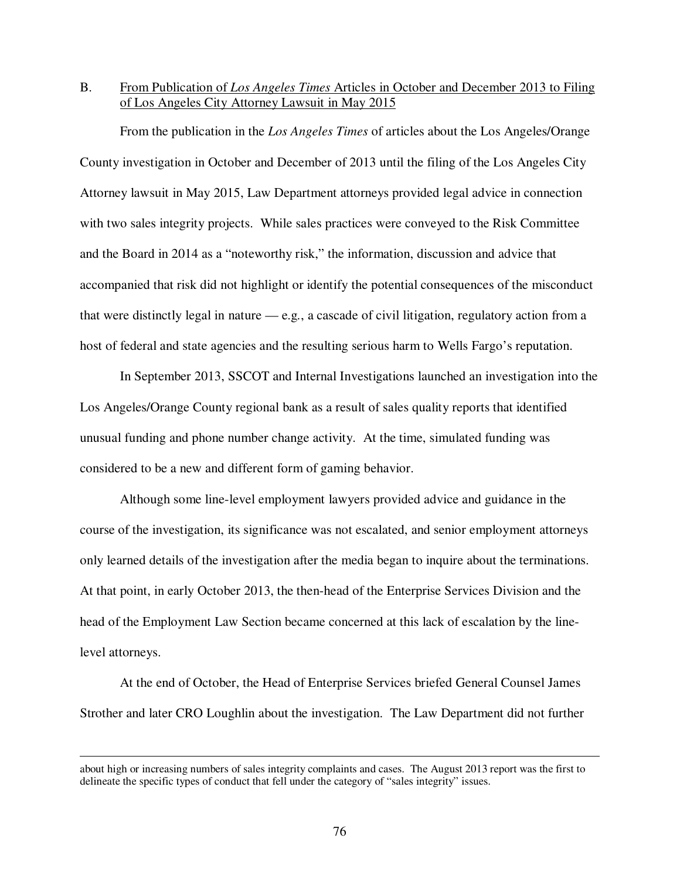B. <u>From Publication of *Los Angeles Times* Articles in October and December 2013 to Filing of Los Angeles City Attorney Lawsuit in May 2015</u>

From the publication in the *Los Angeles Times* of articles about the Los Angeles/Orange County investigation in October and December of 2013 until the filing of the Los Angeles City Attorney lawsuit in May 2015, Law Department attorneys provided legal advice in connection with two sales integrity projects. While sales practices were conveyed to the Risk Committee and the Board in 2014 as a "noteworthy risk," the information, discussion and advice that accompanied that risk did not highlight or identify the potential consequences of the misconduct that were distinctly legal in nature — e.g., a cascade of civil litigation, regulatory action from a host of federal and state agencies and the resulting serious harm to Wells Fargo's reputation.

In September 2013, SSCOT and Internal Investigations launched an investigation into the Los Angeles/Orange County regional bank as a result of sales quality reports that identified unusual funding and phone number change activity. At the time, simulated funding was considered to be a new and different form of gaming behavior.

Although some line-level employment lawyers provided advice and guidance in the course of the investigation, its significance was not escalated, and senior employment attorneys only learned details of the investigation after the media began to inquire about the terminations. At that point, in early October 2013, the then-head of the Enterprise Services Division and the head of the Employment Law Section became concerned at this lack of escalation by the line-level attorneys.

At the end of October, the Head of Enterprise Services briefed General Counsel James Strother and later CRO Loughlin about the investigation. The Law Department did not further

---

about high or increasing numbers of sales integrity complaints and cases. The August 2013 report was the first to delineate the specific types of conduct that fell under the category of "sales integrity" issues.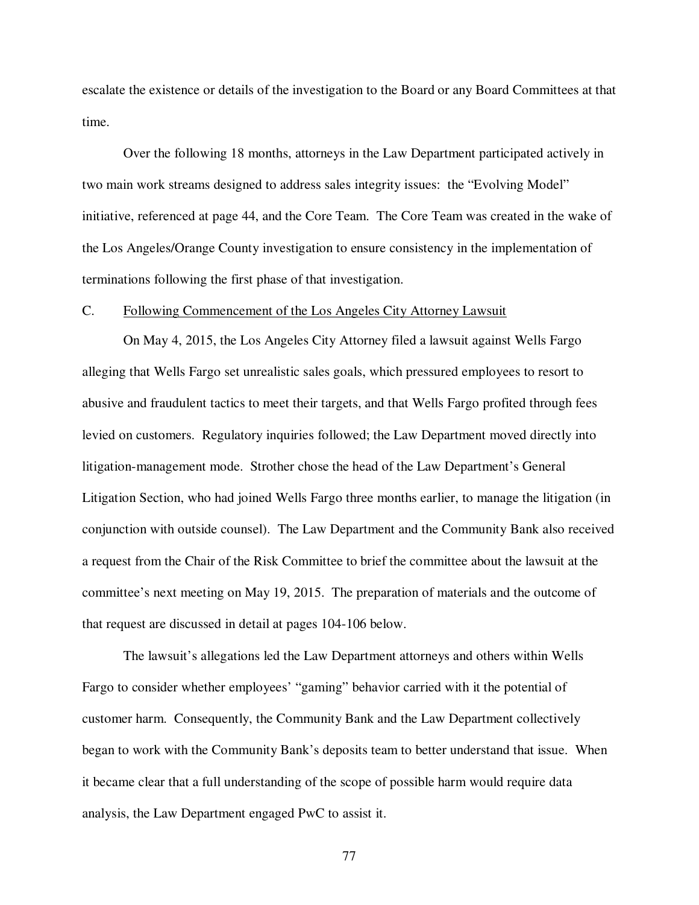escalate the existence or details of the investigation to the Board or any Board Committees at that time.

Over the following 18 months, attorneys in the Law Department participated actively in two main work streams designed to address sales integrity issues: the "Evolving Model" initiative, referenced at page 44, and the Core Team. The Core Team was created in the wake of the Los Angeles/Orange County investigation to ensure consistency in the implementation of terminations following the first phase of that investigation.

C. Following Commencement of the Los Angeles City Attorney Lawsuit

On May 4, 2015, the Los Angeles City Attorney filed a lawsuit against Wells Fargo alleging that Wells Fargo set unrealistic sales goals, which pressured employees to resort to abusive and fraudulent tactics to meet their targets, and that Wells Fargo profited through fees levied on customers. Regulatory inquiries followed; the Law Department moved directly into litigation-management mode. Strother chose the head of the Law Department's General Litigation Section, who had joined Wells Fargo three months earlier, to manage the litigation (in conjunction with outside counsel). The Law Department and the Community Bank also received a request from the Chair of the Risk Committee to brief the committee about the lawsuit at the committee's next meeting on May 19, 2015. The preparation of materials and the outcome of that request are discussed in detail at pages 104-106 below.

The lawsuit's allegations led the Law Department attorneys and others within Wells Fargo to consider whether employees' "gaming" behavior carried with it the potential of customer harm. Consequently, the Community Bank and the Law Department collectively began to work with the Community Bank's deposits team to better understand that issue. When it became clear that a full understanding of the scope of possible harm would require data analysis, the Law Department engaged PwC to assist it.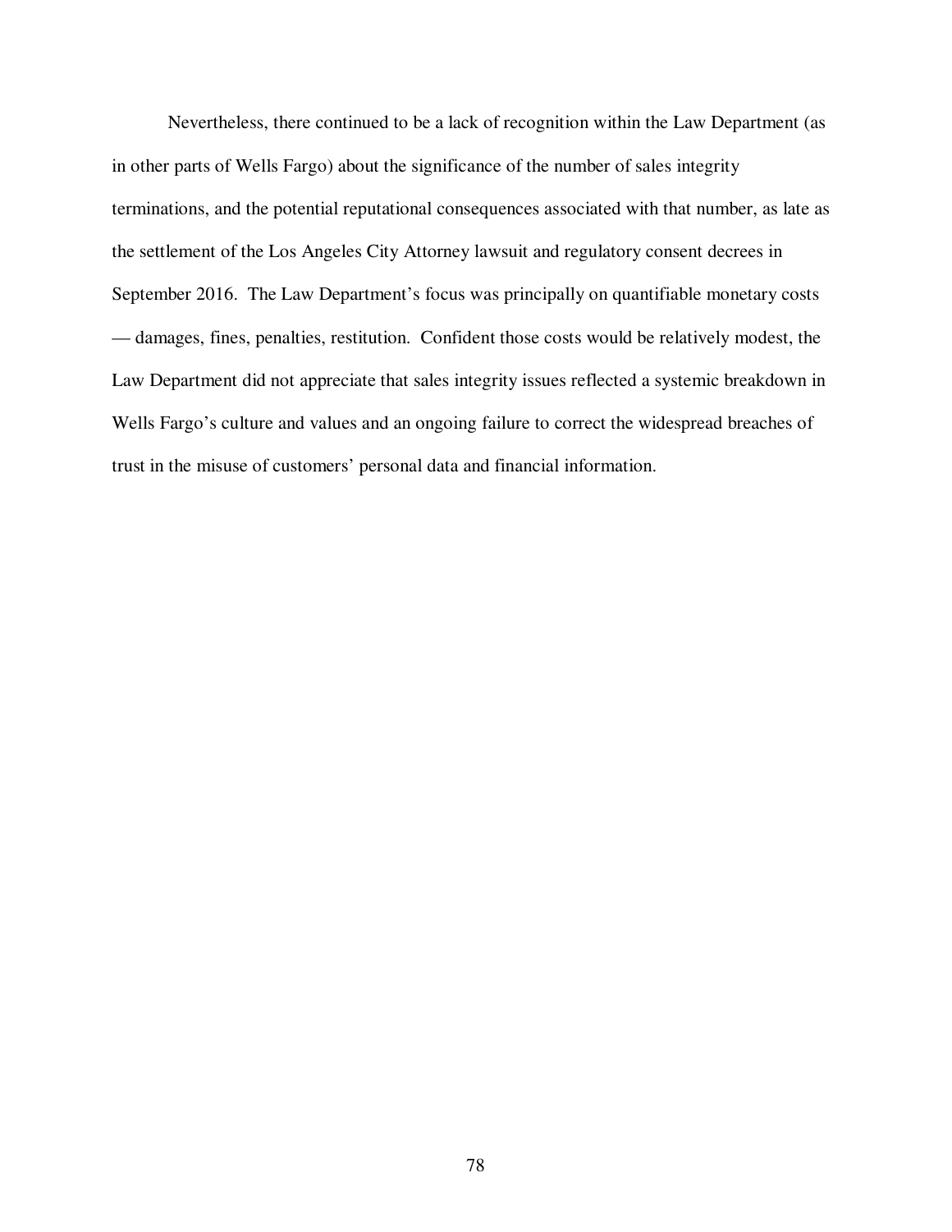Nevertheless, there continued to be a lack of recognition within the Law Department (as in other parts of Wells Fargo) about the significance of the number of sales integrity terminations, and the potential reputational consequences associated with that number, as late as the settlement of the Los Angeles City Attorney lawsuit and regulatory consent decrees in September 2016. The Law Department's focus was principally on quantifiable monetary costs — damages, fines, penalties, restitution. Confident those costs would be relatively modest, the Law Department did not appreciate that sales integrity issues reflected a systemic breakdown in Wells Fargo's culture and values and an ongoing failure to correct the widespread breaches of trust in the misuse of customers' personal data and financial information.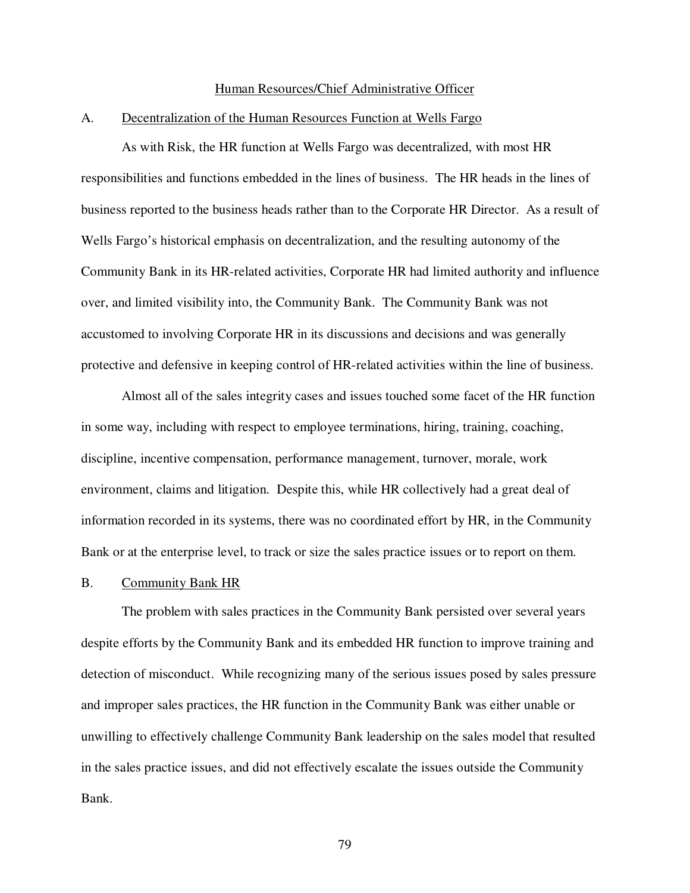## Human Resources/Chief Administrative Officer

### A. Decentralization of the Human Resources Function at Wells Fargo

As with Risk, the HR function at Wells Fargo was decentralized, with most HR responsibilities and functions embedded in the lines of business. The HR heads in the lines of business reported to the business heads rather than to the Corporate HR Director. As a result of Wells Fargo's historical emphasis on decentralization, and the resulting autonomy of the Community Bank in its HR-related activities, Corporate HR had limited authority and influence over, and limited visibility into, the Community Bank. The Community Bank was not accustomed to involving Corporate HR in its discussions and decisions and was generally protective and defensive in keeping control of HR-related activities within the line of business.

Almost all of the sales integrity cases and issues touched some facet of the HR function in some way, including with respect to employee terminations, hiring, training, coaching, discipline, incentive compensation, performance management, turnover, morale, work environment, claims and litigation. Despite this, while HR collectively had a great deal of information recorded in its systems, there was no coordinated effort by HR, in the Community Bank or at the enterprise level, to track or size the sales practice issues or to report on them.

### B. Community Bank HR

The problem with sales practices in the Community Bank persisted over several years despite efforts by the Community Bank and its embedded HR function to improve training and detection of misconduct. While recognizing many of the serious issues posed by sales pressure and improper sales practices, the HR function in the Community Bank was either unable or unwilling to effectively challenge Community Bank leadership on the sales model that resulted in the sales practice issues, and did not effectively escalate the issues outside the Community Bank.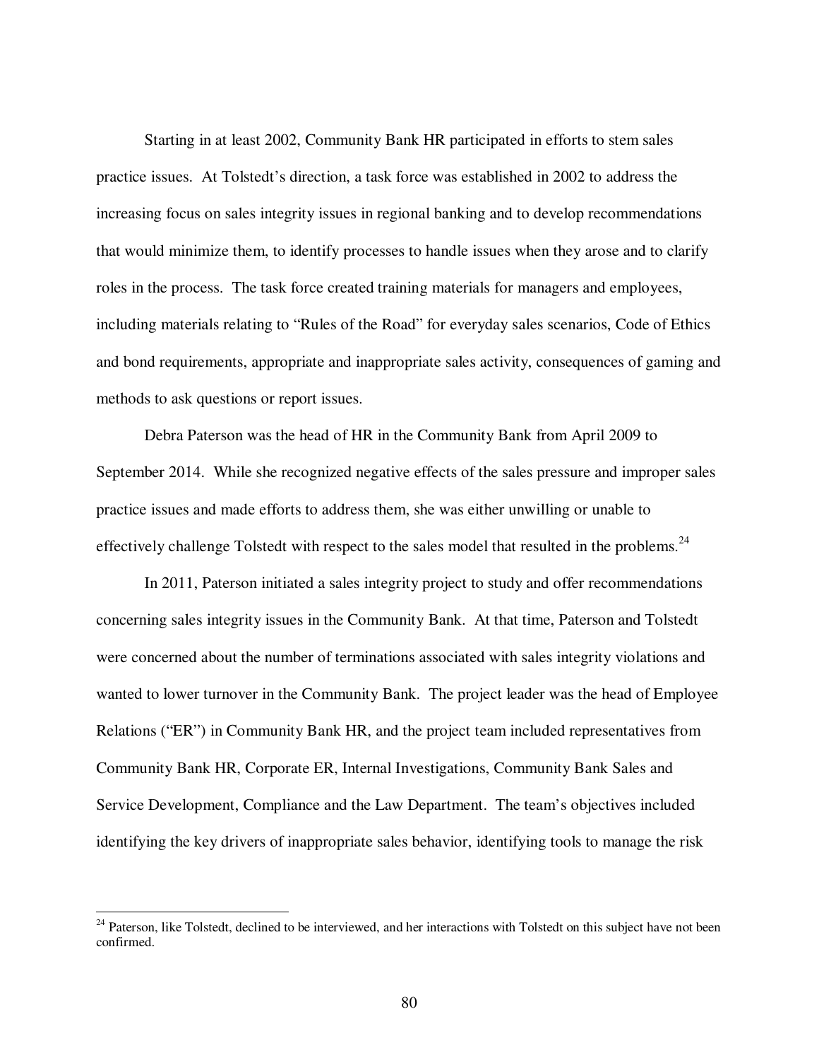Starting in at least 2002, Community Bank HR participated in efforts to stem sales practice issues. At Tolstedt's direction, a task force was established in 2002 to address the increasing focus on sales integrity issues in regional banking and to develop recommendations that would minimize them, to identify processes to handle issues when they arose and to clarify roles in the process. The task force created training materials for managers and employees, including materials relating to "Rules of the Road" for everyday sales scenarios, Code of Ethics and bond requirements, appropriate and inappropriate sales activity, consequences of gaming and methods to ask questions or report issues.

Debra Paterson was the head of HR in the Community Bank from April 2009 to September 2014. While she recognized negative effects of the sales pressure and improper sales practice issues and made efforts to address them, she was either unwilling or unable to effectively challenge Tolstedt with respect to the sales model that resulted in the problems.[24]

In 2011, Paterson initiated a sales integrity project to study and offer recommendations concerning sales integrity issues in the Community Bank. At that time, Paterson and Tolstedt were concerned about the number of terminations associated with sales integrity violations and wanted to lower turnover in the Community Bank. The project leader was the head of Employee Relations ("ER") in Community Bank HR, and the project team included representatives from Community Bank HR, Corporate ER, Internal Investigations, Community Bank Sales and Service Development, Compliance and the Law Department. The team's objectives included identifying the key drivers of inappropriate sales behavior, identifying tools to manage the risk

---

[24] Paterson, like Tolstedt, declined to be interviewed, and her interactions with Tolstedt on this subject have not been confirmed.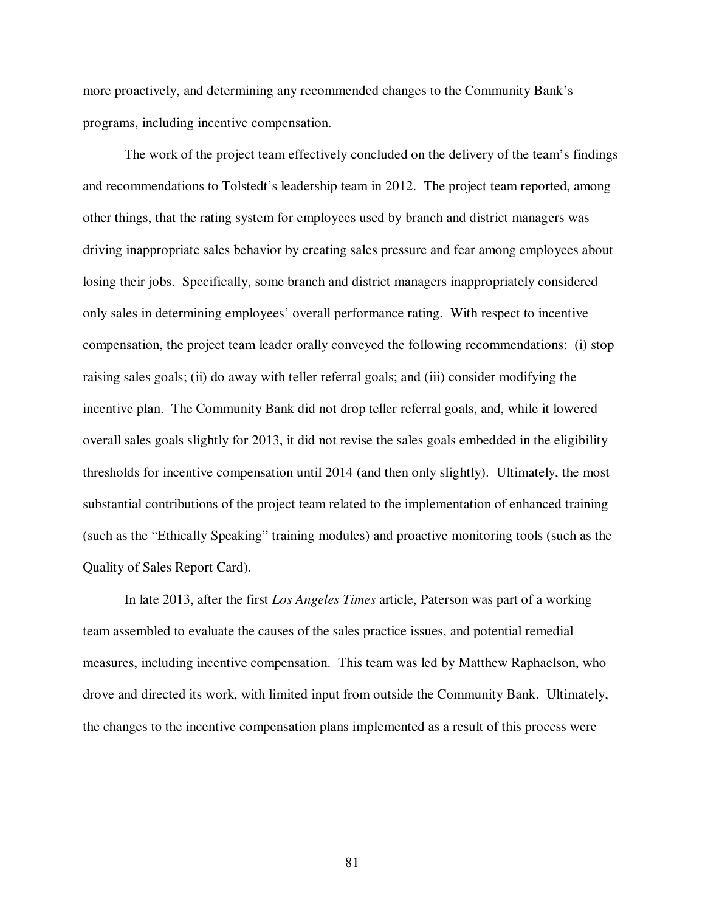more proactively, and determining any recommended changes to the Community Bank's programs, including incentive compensation.

The work of the project team effectively concluded on the delivery of the team's findings and recommendations to Tolstedt's leadership team in 2012. The project team reported, among other things, that the rating system for employees used by branch and district managers was driving inappropriate sales behavior by creating sales pressure and fear among employees about losing their jobs. Specifically, some branch and district managers inappropriately considered only sales in determining employees' overall performance rating. With respect to incentive compensation, the project team leader orally conveyed the following recommendations: (i) stop raising sales goals; (ii) do away with teller referral goals; and (iii) consider modifying the incentive plan. The Community Bank did not drop teller referral goals, and, while it lowered overall sales goals slightly for 2013, it did not revise the sales goals embedded in the eligibility thresholds for incentive compensation until 2014 (and then only slightly). Ultimately, the most substantial contributions of the project team related to the implementation of enhanced training (such as the "Ethically Speaking" training modules) and proactive monitoring tools (such as the Quality of Sales Report Card).

In late 2013, after the first *Los Angeles Times* article, Paterson was part of a working team assembled to evaluate the causes of the sales practice issues, and potential remedial measures, including incentive compensation. This team was led by Matthew Raphaelson, who drove and directed its work, with limited input from outside the Community Bank. Ultimately, the changes to the incentive compensation plans implemented as a result of this process were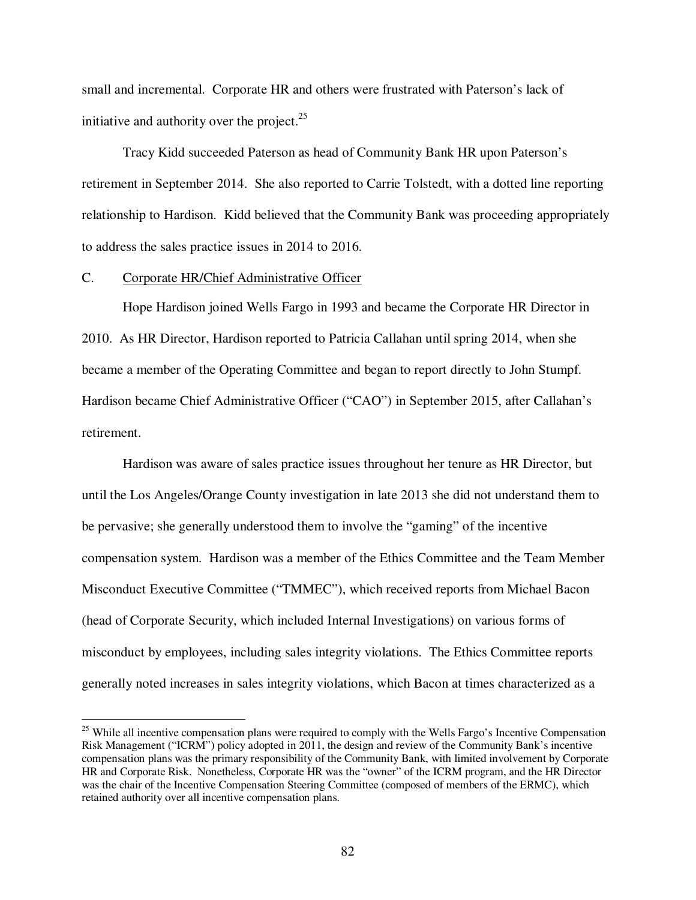small and incremental. Corporate HR and others were frustrated with Paterson's lack of initiative and authority over the project.[25]

Tracy Kidd succeeded Paterson as head of Community Bank HR upon Paterson's retirement in September 2014. She also reported to Carrie Tolstedt, with a dotted line reporting relationship to Hardison. Kidd believed that the Community Bank was proceeding appropriately to address the sales practice issues in 2014 to 2016.

C. Corporate HR/Chief Administrative Officer

Hope Hardison joined Wells Fargo in 1993 and became the Corporate HR Director in 2010. As HR Director, Hardison reported to Patricia Callahan until spring 2014, when she became a member of the Operating Committee and began to report directly to John Stumpf. Hardison became Chief Administrative Officer ("CAO") in September 2015, after Callahan's retirement.

Hardison was aware of sales practice issues throughout her tenure as HR Director, but until the Los Angeles/Orange County investigation in late 2013 she did not understand them to be pervasive; she generally understood them to involve the "gaming" of the incentive compensation system. Hardison was a member of the Ethics Committee and the Team Member Misconduct Executive Committee ("TMMEC"), which received reports from Michael Bacon (head of Corporate Security, which included Internal Investigations) on various forms of misconduct by employees, including sales integrity violations. The Ethics Committee reports generally noted increases in sales integrity violations, which Bacon at times characterized as a

[25] While all incentive compensation plans were required to comply with the Wells Fargo's Incentive Compensation Risk Management ("ICRM") policy adopted in 2011, the design and review of the Community Bank's incentive compensation plans was the primary responsibility of the Community Bank, with limited involvement by Corporate HR and Corporate Risk. Nonetheless, Corporate HR was the "owner" of the ICRM program, and the HR Director was the chair of the Incentive Compensation Steering Committee (composed of members of the ERMC), which retained authority over all incentive compensation plans.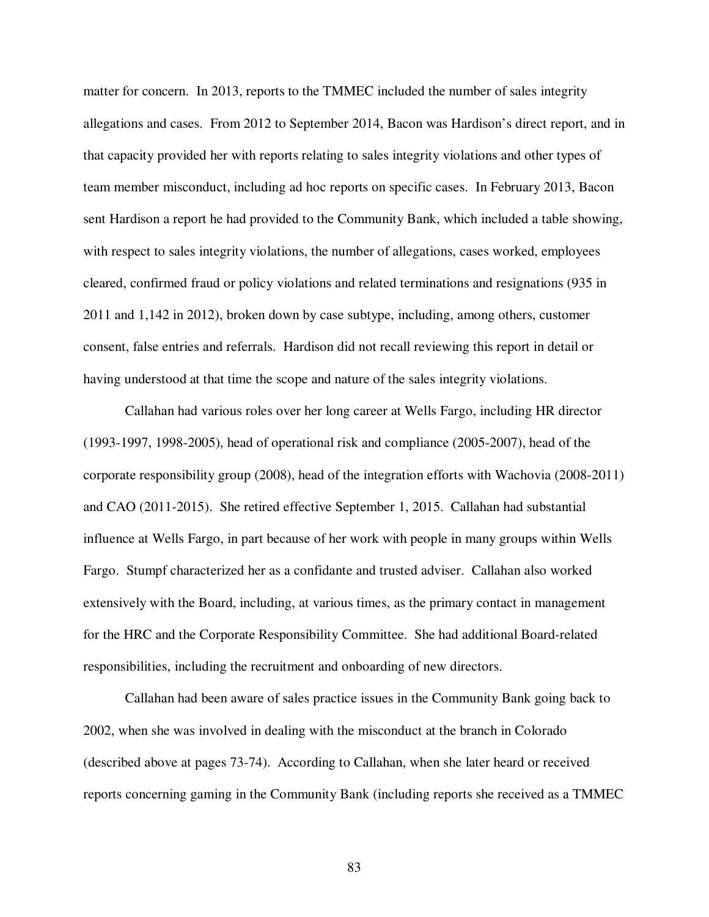matter for concern. In 2013, reports to the TMMEC included the number of sales integrity allegations and cases. From 2012 to September 2014, Bacon was Hardison's direct report, and in that capacity provided her with reports relating to sales integrity violations and other types of team member misconduct, including ad hoc reports on specific cases. In February 2013, Bacon sent Hardison a report he had provided to the Community Bank, which included a table showing, with respect to sales integrity violations, the number of allegations, cases worked, employees cleared, confirmed fraud or policy violations and related terminations and resignations (935 in 2011 and 1,142 in 2012), broken down by case subtype, including, among others, customer consent, false entries and referrals. Hardison did not recall reviewing this report in detail or having understood at that time the scope and nature of the sales integrity violations.

Callahan had various roles over her long career at Wells Fargo, including HR director (1993-1997, 1998-2005), head of operational risk and compliance (2005-2007), head of the corporate responsibility group (2008), head of the integration efforts with Wachovia (2008-2011) and CAO (2011-2015). She retired effective September 1, 2015. Callahan had substantial influence at Wells Fargo, in part because of her work with people in many groups within Wells Fargo. Stumpf characterized her as a confidante and trusted adviser. Callahan also worked extensively with the Board, including, at various times, as the primary contact in management for the HRC and the Corporate Responsibility Committee. She had additional Board-related responsibilities, including the recruitment and onboarding of new directors.

Callahan had been aware of sales practice issues in the Community Bank going back to 2002, when she was involved in dealing with the misconduct at the branch in Colorado (described above at pages 73-74). According to Callahan, when she later heard or received reports concerning gaming in the Community Bank (including reports she received as a TMMEC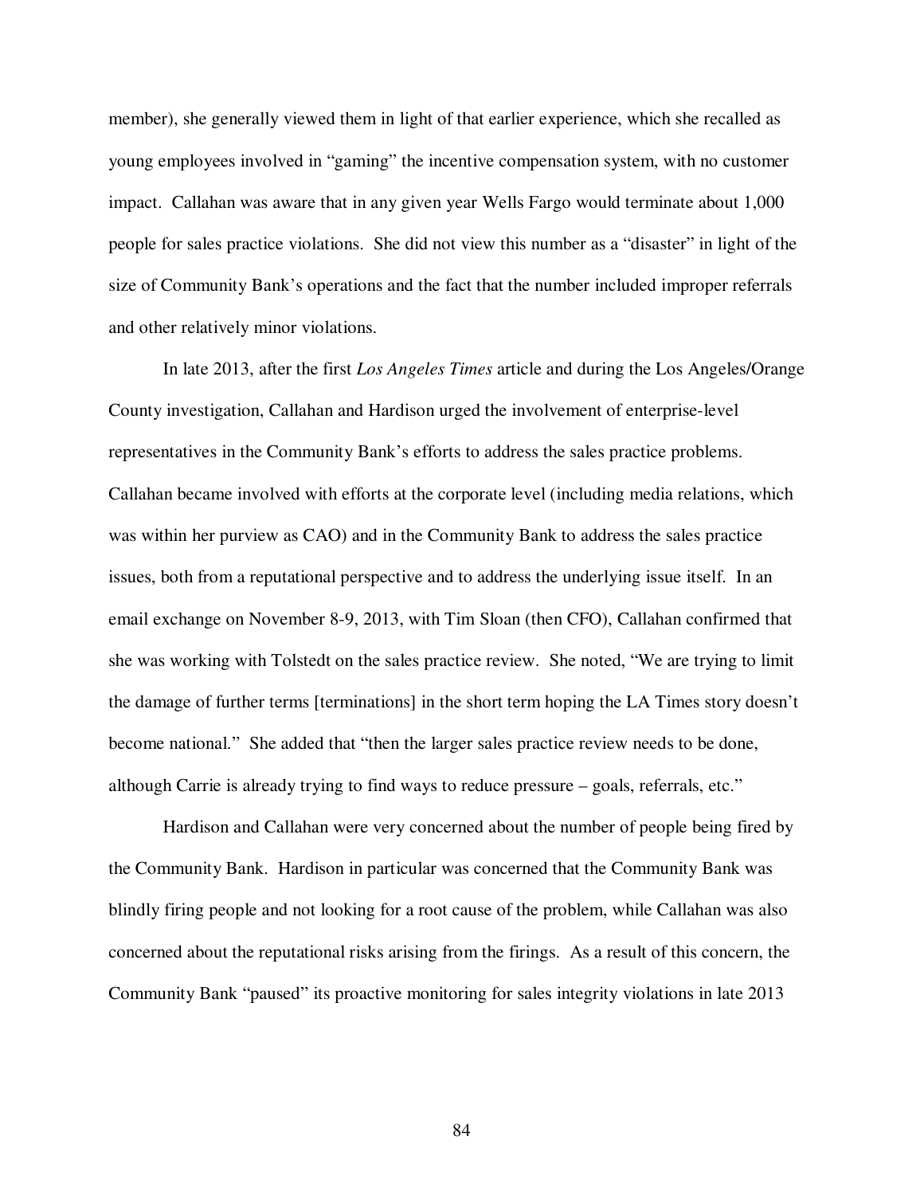member), she generally viewed them in light of that earlier experience, which she recalled as young employees involved in "gaming" the incentive compensation system, with no customer impact. Callahan was aware that in any given year Wells Fargo would terminate about 1,000 people for sales practice violations. She did not view this number as a "disaster" in light of the size of Community Bank's operations and the fact that the number included improper referrals and other relatively minor violations.

In late 2013, after the first *Los Angeles Times* article and during the Los Angeles/Orange County investigation, Callahan and Hardison urged the involvement of enterprise-level representatives in the Community Bank's efforts to address the sales practice problems. Callahan became involved with efforts at the corporate level (including media relations, which was within her purview as CAO) and in the Community Bank to address the sales practice issues, both from a reputational perspective and to address the underlying issue itself. In an email exchange on November 8-9, 2013, with Tim Sloan (then CFO), Callahan confirmed that she was working with Tolstedt on the sales practice review. She noted, "We are trying to limit the damage of further terms [terminations] in the short term hoping the LA Times story doesn't become national." She added that "then the larger sales practice review needs to be done, although Carrie is already trying to find ways to reduce pressure – goals, referrals, etc."

Hardison and Callahan were very concerned about the number of people being fired by the Community Bank. Hardison in particular was concerned that the Community Bank was blindly firing people and not looking for a root cause of the problem, while Callahan was also concerned about the reputational risks arising from the firings. As a result of this concern, the Community Bank "paused" its proactive monitoring for sales integrity violations in late 2013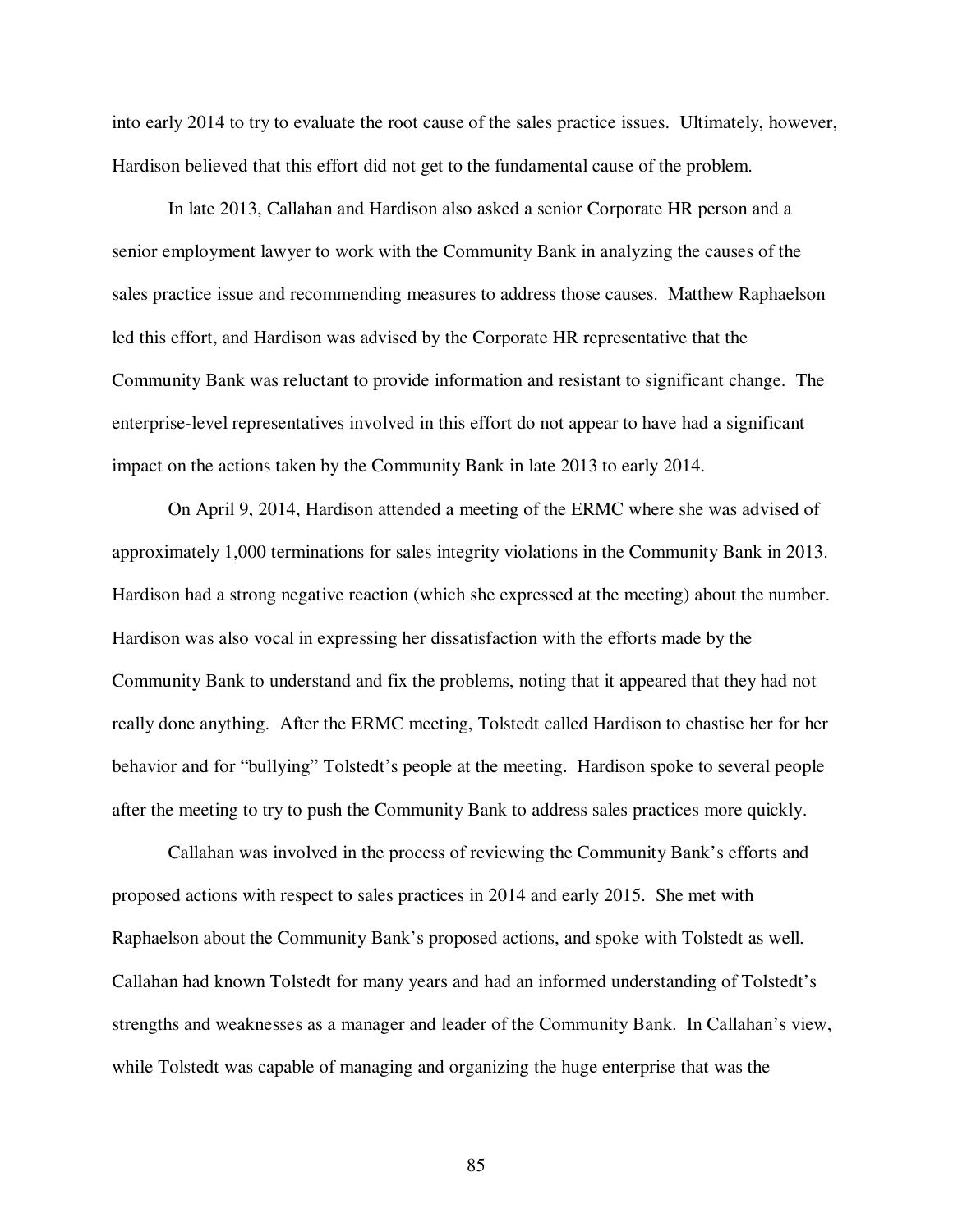into early 2014 to try to evaluate the root cause of the sales practice issues. Ultimately, however, Hardison believed that this effort did not get to the fundamental cause of the problem.

In late 2013, Callahan and Hardison also asked a senior Corporate HR person and a senior employment lawyer to work with the Community Bank in analyzing the causes of the sales practice issue and recommending measures to address those causes. Matthew Raphaelson led this effort, and Hardison was advised by the Corporate HR representative that the Community Bank was reluctant to provide information and resistant to significant change. The enterprise-level representatives involved in this effort do not appear to have had a significant impact on the actions taken by the Community Bank in late 2013 to early 2014.

On April 9, 2014, Hardison attended a meeting of the ERMC where she was advised of approximately 1,000 terminations for sales integrity violations in the Community Bank in 2013. Hardison had a strong negative reaction (which she expressed at the meeting) about the number. Hardison was also vocal in expressing her dissatisfaction with the efforts made by the Community Bank to understand and fix the problems, noting that it appeared that they had not really done anything. After the ERMC meeting, Tolstedt called Hardison to chastise her for her behavior and for "bullying" Tolstedt's people at the meeting. Hardison spoke to several people after the meeting to try to push the Community Bank to address sales practices more quickly.

Callahan was involved in the process of reviewing the Community Bank's efforts and proposed actions with respect to sales practices in 2014 and early 2015. She met with Raphaelson about the Community Bank's proposed actions, and spoke with Tolstedt as well. Callahan had known Tolstedt for many years and had an informed understanding of Tolstedt's strengths and weaknesses as a manager and leader of the Community Bank. In Callahan's view, while Tolstedt was capable of managing and organizing the huge enterprise that was the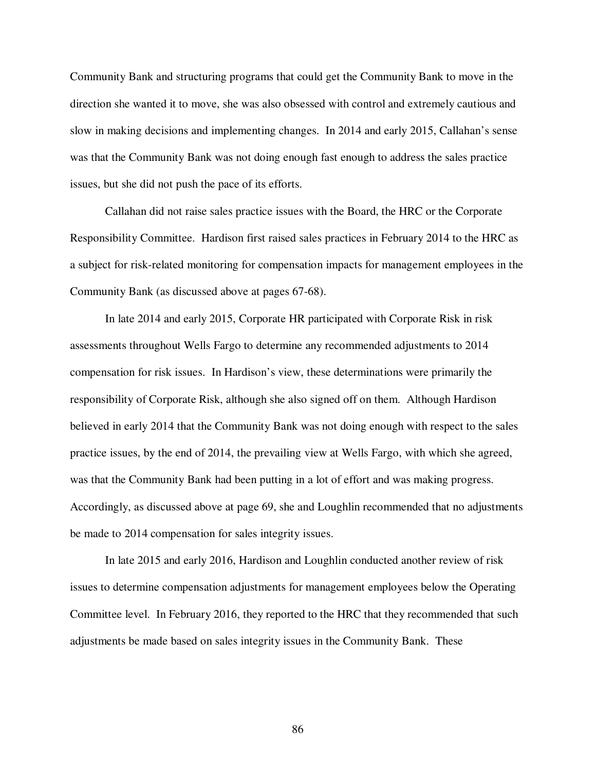Community Bank and structuring programs that could get the Community Bank to move in the direction she wanted it to move, she was also obsessed with control and extremely cautious and slow in making decisions and implementing changes. In 2014 and early 2015, Callahan's sense was that the Community Bank was not doing enough fast enough to address the sales practice issues, but she did not push the pace of its efforts.

Callahan did not raise sales practice issues with the Board, the HRC or the Corporate Responsibility Committee. Hardison first raised sales practices in February 2014 to the HRC as a subject for risk-related monitoring for compensation impacts for management employees in the Community Bank (as discussed above at pages 67-68).

In late 2014 and early 2015, Corporate HR participated with Corporate Risk in risk assessments throughout Wells Fargo to determine any recommended adjustments to 2014 compensation for risk issues. In Hardison's view, these determinations were primarily the responsibility of Corporate Risk, although she also signed off on them. Although Hardison believed in early 2014 that the Community Bank was not doing enough with respect to the sales practice issues, by the end of 2014, the prevailing view at Wells Fargo, with which she agreed, was that the Community Bank had been putting in a lot of effort and was making progress. Accordingly, as discussed above at page 69, she and Loughlin recommended that no adjustments be made to 2014 compensation for sales integrity issues.

In late 2015 and early 2016, Hardison and Loughlin conducted another review of risk issues to determine compensation adjustments for management employees below the Operating Committee level. In February 2016, they reported to the HRC that they recommended that such adjustments be made based on sales integrity issues in the Community Bank. These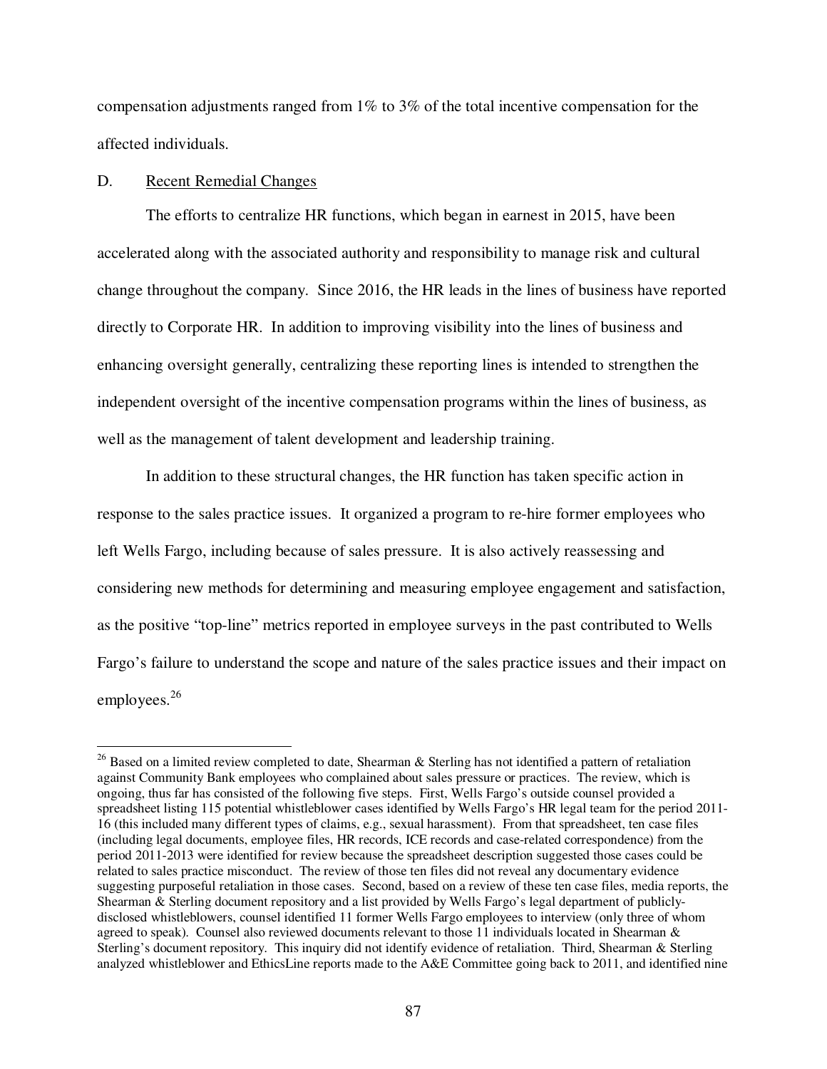compensation adjustments ranged from 1% to 3% of the total incentive compensation for the affected individuals.

D. Recent Remedial Changes

The efforts to centralize HR functions, which began in earnest in 2015, have been accelerated along with the associated authority and responsibility to manage risk and cultural change throughout the company. Since 2016, the HR leads in the lines of business have reported directly to Corporate HR. In addition to improving visibility into the lines of business and enhancing oversight generally, centralizing these reporting lines is intended to strengthen the independent oversight of the incentive compensation programs within the lines of business, as well as the management of talent development and leadership training.

In addition to these structural changes, the HR function has taken specific action in response to the sales practice issues. It organized a program to re-hire former employees who left Wells Fargo, including because of sales pressure. It is also actively reassessing and considering new methods for determining and measuring employee engagement and satisfaction, as the positive "top-line" metrics reported in employee surveys in the past contributed to Wells Fargo's failure to understand the scope and nature of the sales practice issues and their impact on employees.[26]

---

[26] Based on a limited review completed to date, Shearman & Sterling has not identified a pattern of retaliation against Community Bank employees who complained about sales pressure or practices. The review, which is ongoing, thus far has consisted of the following five steps. First, Wells Fargo's outside counsel provided a spreadsheet listing 115 potential whistleblower cases identified by Wells Fargo's HR legal team for the period 2011-16 (this included many different types of claims, e.g., sexual harassment). From that spreadsheet, ten case files (including legal documents, employee files, HR records, ICE records and case-related correspondence) from the period 2011-2013 were identified for review because the spreadsheet description suggested those cases could be related to sales practice misconduct. The review of those ten files did not reveal any documentary evidence suggesting purposeful retaliation in those cases. Second, based on a review of these ten case files, media reports, the Shearman & Sterling document repository and a list provided by Wells Fargo's legal department of publicly-disclosed whistleblowers, counsel identified 11 former Wells Fargo employees to interview (only three of whom agreed to speak). Counsel also reviewed documents relevant to those 11 individuals located in Shearman & Sterling's document repository. This inquiry did not identify evidence of retaliation. Third, Shearman & Sterling analyzed whistleblower and EthicsLine reports made to the A&E Committee going back to 2011, and identified nine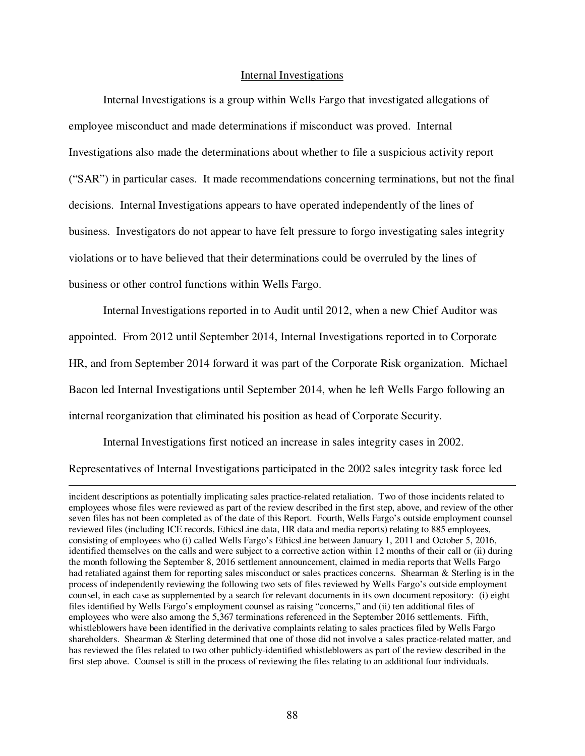## Internal Investigations

Internal Investigations is a group within Wells Fargo that investigated allegations of employee misconduct and made determinations if misconduct was proved. Internal Investigations also made the determinations about whether to file a suspicious activity report ("SAR") in particular cases. It made recommendations concerning terminations, but not the final decisions. Internal Investigations appears to have operated independently of the lines of business. Investigators do not appear to have felt pressure to forgo investigating sales integrity violations or to have believed that their determinations could be overruled by the lines of business or other control functions within Wells Fargo.

Internal Investigations reported in to Audit until 2012, when a new Chief Auditor was appointed. From 2012 until September 2014, Internal Investigations reported in to Corporate HR, and from September 2014 forward it was part of the Corporate Risk organization. Michael Bacon led Internal Investigations until September 2014, when he left Wells Fargo following an internal reorganization that eliminated his position as head of Corporate Security.

Internal Investigations first noticed an increase in sales integrity cases in 2002. Representatives of Internal Investigations participated in the 2002 sales integrity task force led

---

incident descriptions as potentially implicating sales practice-related retaliation. Two of those incidents related to employees whose files were reviewed as part of the review described in the first step, above, and review of the other seven files has not been completed as of the date of this Report. Fourth, Wells Fargo's outside employment counsel reviewed files (including ICE records, EthicsLine data, HR data and media reports) relating to 885 employees, consisting of employees who (i) called Wells Fargo's EthicsLine between January 1, 2011 and October 5, 2016, identified themselves on the calls and were subject to a corrective action within 12 months of their call or (ii) during the month following the September 8, 2016 settlement announcement, claimed in media reports that Wells Fargo had retaliated against them for reporting sales misconduct or sales practices concerns. Shearman & Sterling is in the process of independently reviewing the following two sets of files reviewed by Wells Fargo's outside employment counsel, in each case as supplemented by a search for relevant documents in its own document repository: (i) eight files identified by Wells Fargo's employment counsel as raising "concerns," and (ii) ten additional files of employees who were also among the 5,367 terminations referenced in the September 2016 settlements. Fifth, whistleblowers have been identified in the derivative complaints relating to sales practices filed by Wells Fargo shareholders. Shearman & Sterling determined that one of those did not involve a sales practice-related matter, and has reviewed the files related to two other publicly-identified whistleblowers as part of the review described in the first step above. Counsel is still in the process of reviewing the files relating to an additional four individuals.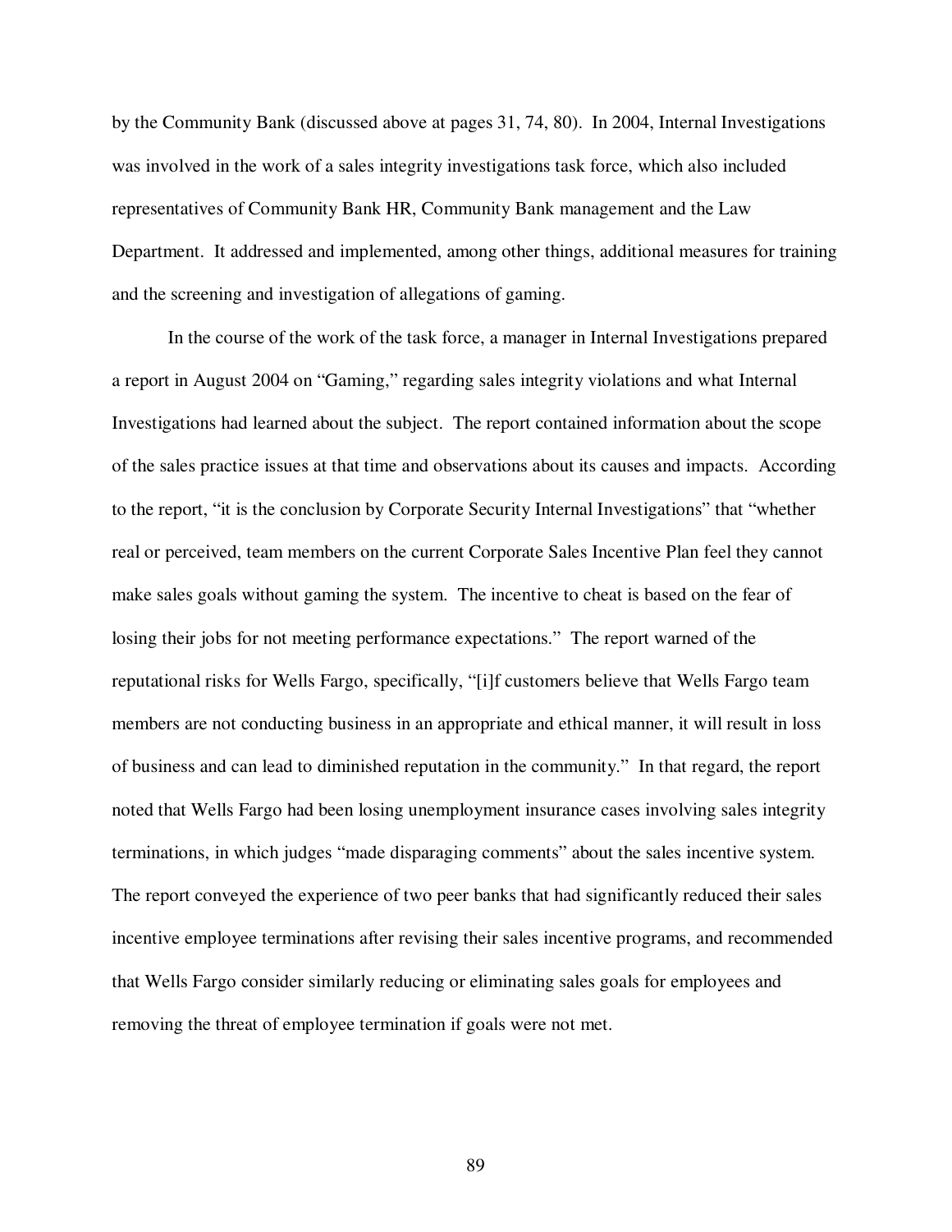by the Community Bank (discussed above at pages 31, 74, 80). In 2004, Internal Investigations was involved in the work of a sales integrity investigations task force, which also included representatives of Community Bank HR, Community Bank management and the Law Department. It addressed and implemented, among other things, additional measures for training and the screening and investigation of allegations of gaming.

In the course of the work of the task force, a manager in Internal Investigations prepared a report in August 2004 on "Gaming," regarding sales integrity violations and what Internal Investigations had learned about the subject. The report contained information about the scope of the sales practice issues at that time and observations about its causes and impacts. According to the report, "it is the conclusion by Corporate Security Internal Investigations" that "whether real or perceived, team members on the current Corporate Sales Incentive Plan feel they cannot make sales goals without gaming the system. The incentive to cheat is based on the fear of losing their jobs for not meeting performance expectations." The report warned of the reputational risks for Wells Fargo, specifically, "[i]f customers believe that Wells Fargo team members are not conducting business in an appropriate and ethical manner, it will result in loss of business and can lead to diminished reputation in the community." In that regard, the report noted that Wells Fargo had been losing unemployment insurance cases involving sales integrity terminations, in which judges "made disparaging comments" about the sales incentive system. The report conveyed the experience of two peer banks that had significantly reduced their sales incentive employee terminations after revising their sales incentive programs, and recommended that Wells Fargo consider similarly reducing or eliminating sales goals for employees and removing the threat of employee termination if goals were not met.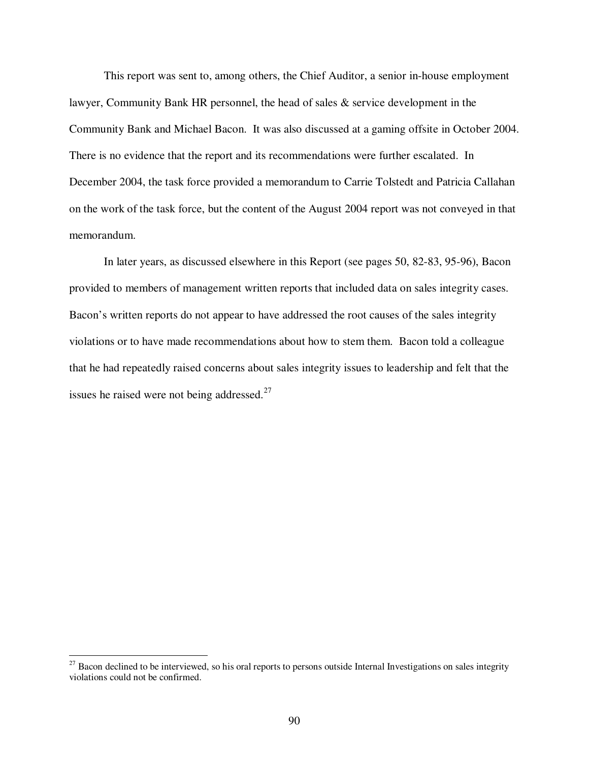This report was sent to, among others, the Chief Auditor, a senior in-house employment lawyer, Community Bank HR personnel, the head of sales & service development in the Community Bank and Michael Bacon. It was also discussed at a gaming offsite in October 2004. There is no evidence that the report and its recommendations were further escalated. In December 2004, the task force provided a memorandum to Carrie Tolstedt and Patricia Callahan on the work of the task force, but the content of the August 2004 report was not conveyed in that memorandum.

In later years, as discussed elsewhere in this Report (see pages 50, 82-83, 95-96), Bacon provided to members of management written reports that included data on sales integrity cases. Bacon's written reports do not appear to have addressed the root causes of the sales integrity violations or to have made recommendations about how to stem them. Bacon told a colleague that he had repeatedly raised concerns about sales integrity issues to leadership and felt that the issues he raised were not being addressed.[27]

[27] Bacon declined to be interviewed, so his oral reports to persons outside Internal Investigations on sales integrity violations could not be confirmed.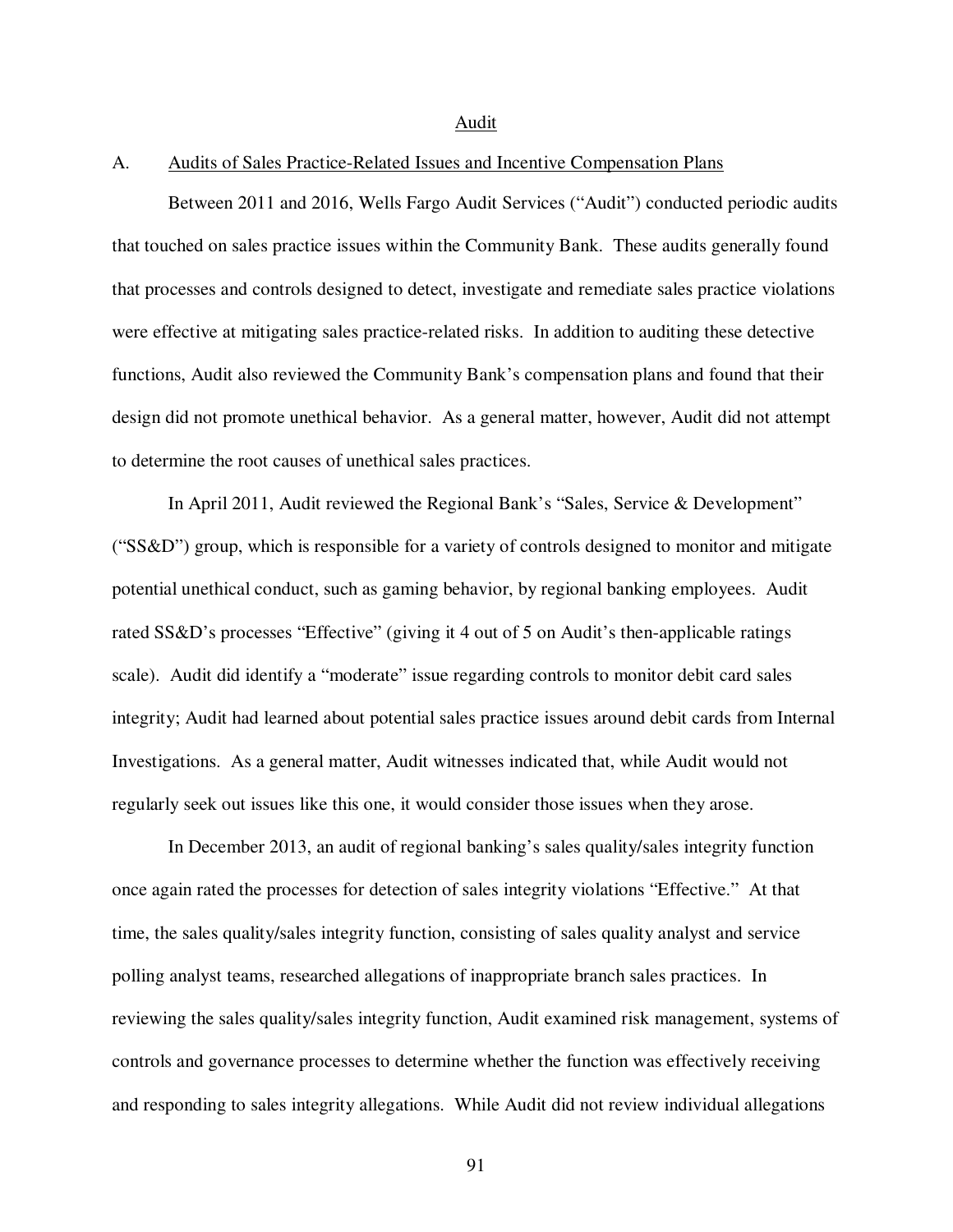## Audit

### A. Audits of Sales Practice-Related Issues and Incentive Compensation Plans

Between 2011 and 2016, Wells Fargo Audit Services ("Audit") conducted periodic audits that touched on sales practice issues within the Community Bank. These audits generally found that processes and controls designed to detect, investigate and remediate sales practice violations were effective at mitigating sales practice-related risks. In addition to auditing these detective functions, Audit also reviewed the Community Bank's compensation plans and found that their design did not promote unethical behavior. As a general matter, however, Audit did not attempt to determine the root causes of unethical sales practices.

In April 2011, Audit reviewed the Regional Bank's "Sales, Service & Development" ("SS&D") group, which is responsible for a variety of controls designed to monitor and mitigate potential unethical conduct, such as gaming behavior, by regional banking employees. Audit rated SS&D's processes "Effective" (giving it 4 out of 5 on Audit's then-applicable ratings scale). Audit did identify a "moderate" issue regarding controls to monitor debit card sales integrity; Audit had learned about potential sales practice issues around debit cards from Internal Investigations. As a general matter, Audit witnesses indicated that, while Audit would not regularly seek out issues like this one, it would consider those issues when they arose.

In December 2013, an audit of regional banking's sales quality/sales integrity function once again rated the processes for detection of sales integrity violations "Effective." At that time, the sales quality/sales integrity function, consisting of sales quality analyst and service polling analyst teams, researched allegations of inappropriate branch sales practices. In reviewing the sales quality/sales integrity function, Audit examined risk management, systems of controls and governance processes to determine whether the function was effectively receiving and responding to sales integrity allegations. While Audit did not review individual allegations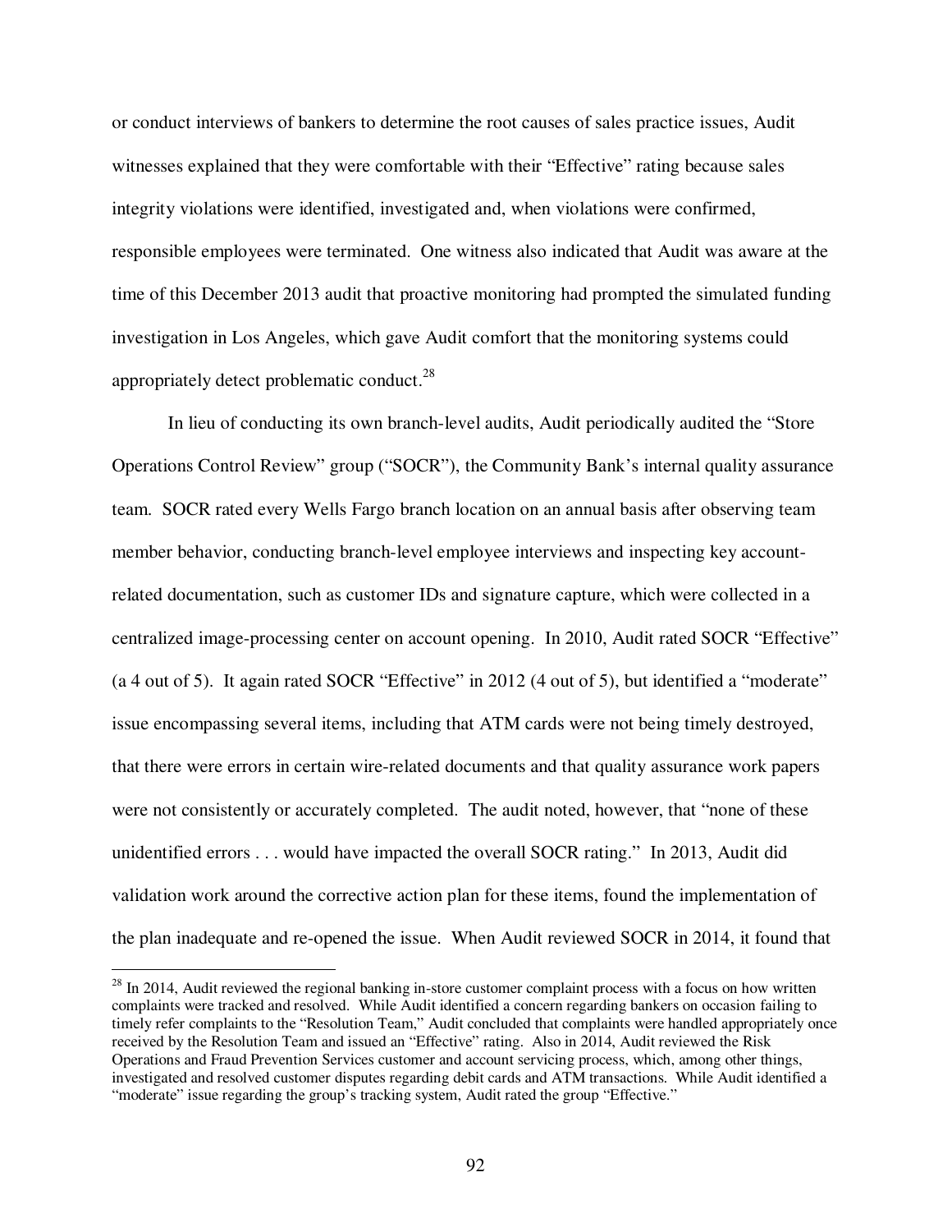or conduct interviews of bankers to determine the root causes of sales practice issues, Audit witnesses explained that they were comfortable with their "Effective" rating because sales integrity violations were identified, investigated and, when violations were confirmed, responsible employees were terminated. One witness also indicated that Audit was aware at the time of this December 2013 audit that proactive monitoring had prompted the simulated funding investigation in Los Angeles, which gave Audit comfort that the monitoring systems could appropriately detect problematic conduct.[28]

In lieu of conducting its own branch-level audits, Audit periodically audited the "Store Operations Control Review" group ("SOCR"), the Community Bank's internal quality assurance team. SOCR rated every Wells Fargo branch location on an annual basis after observing team member behavior, conducting branch-level employee interviews and inspecting key account-related documentation, such as customer IDs and signature capture, which were collected in a centralized image-processing center on account opening. In 2010, Audit rated SOCR "Effective" (a 4 out of 5). It again rated SOCR "Effective" in 2012 (4 out of 5), but identified a "moderate" issue encompassing several items, including that ATM cards were not being timely destroyed, that there were errors in certain wire-related documents and that quality assurance work papers were not consistently or accurately completed. The audit noted, however, that "none of these unidentified errors . . . would have impacted the overall SOCR rating." In 2013, Audit did validation work around the corrective action plan for these items, found the implementation of the plan inadequate and re-opened the issue. When Audit reviewed SOCR in 2014, it found that

---

[28] In 2014, Audit reviewed the regional banking in-store customer complaint process with a focus on how written complaints were tracked and resolved. While Audit identified a concern regarding bankers on occasion failing to timely refer complaints to the "Resolution Team," Audit concluded that complaints were handled appropriately once received by the Resolution Team and issued an "Effective" rating. Also in 2014, Audit reviewed the Risk Operations and Fraud Prevention Services customer and account servicing process, which, among other things, investigated and resolved customer disputes regarding debit cards and ATM transactions. While Audit identified a "moderate" issue regarding the group's tracking system, Audit rated the group "Effective."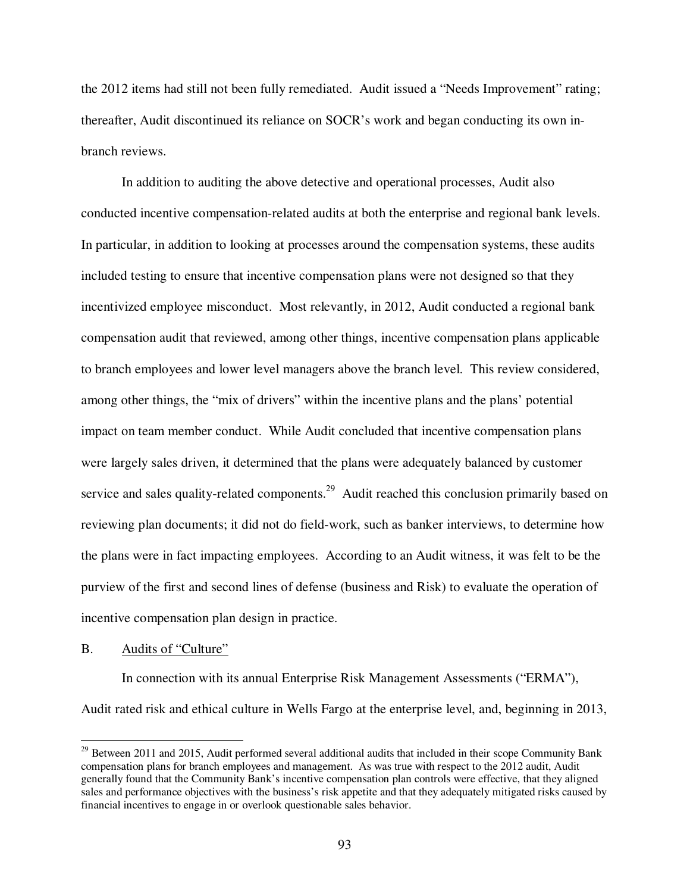the 2012 items had still not been fully remediated. Audit issued a "Needs Improvement" rating; thereafter, Audit discontinued its reliance on SOCR's work and began conducting its own in-branch reviews.

In addition to auditing the above detective and operational processes, Audit also conducted incentive compensation-related audits at both the enterprise and regional bank levels. In particular, in addition to looking at processes around the compensation systems, these audits included testing to ensure that incentive compensation plans were not designed so that they incentivized employee misconduct. Most relevantly, in 2012, Audit conducted a regional bank compensation audit that reviewed, among other things, incentive compensation plans applicable to branch employees and lower level managers above the branch level. This review considered, among other things, the "mix of drivers" within the incentive plans and the plans' potential impact on team member conduct. While Audit concluded that incentive compensation plans were largely sales driven, it determined that the plans were adequately balanced by customer service and sales quality-related components.[29] Audit reached this conclusion primarily based on reviewing plan documents; it did not do field-work, such as banker interviews, to determine how the plans were in fact impacting employees. According to an Audit witness, it was felt to be the purview of the first and second lines of defense (business and Risk) to evaluate the operation of incentive compensation plan design in practice.

B. <u>Audits of "Culture"</u>

In connection with its annual Enterprise Risk Management Assessments ("ERMA"), Audit rated risk and ethical culture in Wells Fargo at the enterprise level, and, beginning in 2013,

---

[29] Between 2011 and 2015, Audit performed several additional audits that included in their scope Community Bank compensation plans for branch employees and management. As was true with respect to the 2012 audit, Audit generally found that the Community Bank's incentive compensation plan controls were effective, that they aligned sales and performance objectives with the business's risk appetite and that they adequately mitigated risks caused by financial incentives to engage in or overlook questionable sales behavior.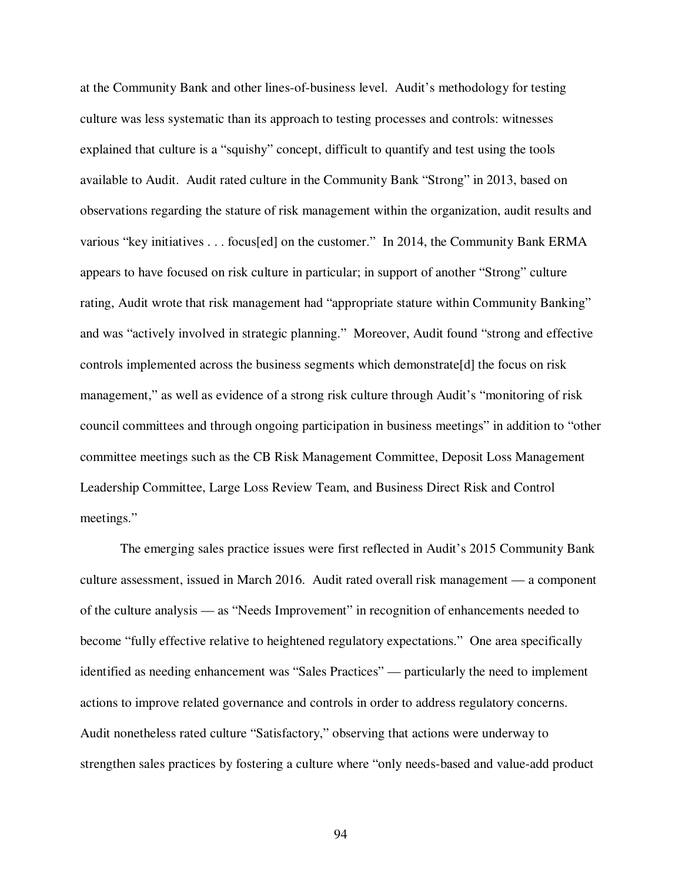at the Community Bank and other lines-of-business level. Audit's methodology for testing culture was less systematic than its approach to testing processes and controls: witnesses explained that culture is a "squishy" concept, difficult to quantify and test using the tools available to Audit. Audit rated culture in the Community Bank "Strong" in 2013, based on observations regarding the stature of risk management within the organization, audit results and various "key initiatives . . . focus[ed] on the customer." In 2014, the Community Bank ERMA appears to have focused on risk culture in particular; in support of another "Strong" culture rating, Audit wrote that risk management had "appropriate stature within Community Banking" and was "actively involved in strategic planning." Moreover, Audit found "strong and effective controls implemented across the business segments which demonstrate[d] the focus on risk management," as well as evidence of a strong risk culture through Audit's "monitoring of risk council committees and through ongoing participation in business meetings" in addition to "other committee meetings such as the CB Risk Management Committee, Deposit Loss Management Leadership Committee, Large Loss Review Team, and Business Direct Risk and Control meetings."

The emerging sales practice issues were first reflected in Audit's 2015 Community Bank culture assessment, issued in March 2016. Audit rated overall risk management — a component of the culture analysis — as "Needs Improvement" in recognition of enhancements needed to become "fully effective relative to heightened regulatory expectations." One area specifically identified as needing enhancement was "Sales Practices" — particularly the need to implement actions to improve related governance and controls in order to address regulatory concerns. Audit nonetheless rated culture "Satisfactory," observing that actions were underway to strengthen sales practices by fostering a culture where "only needs-based and value-add product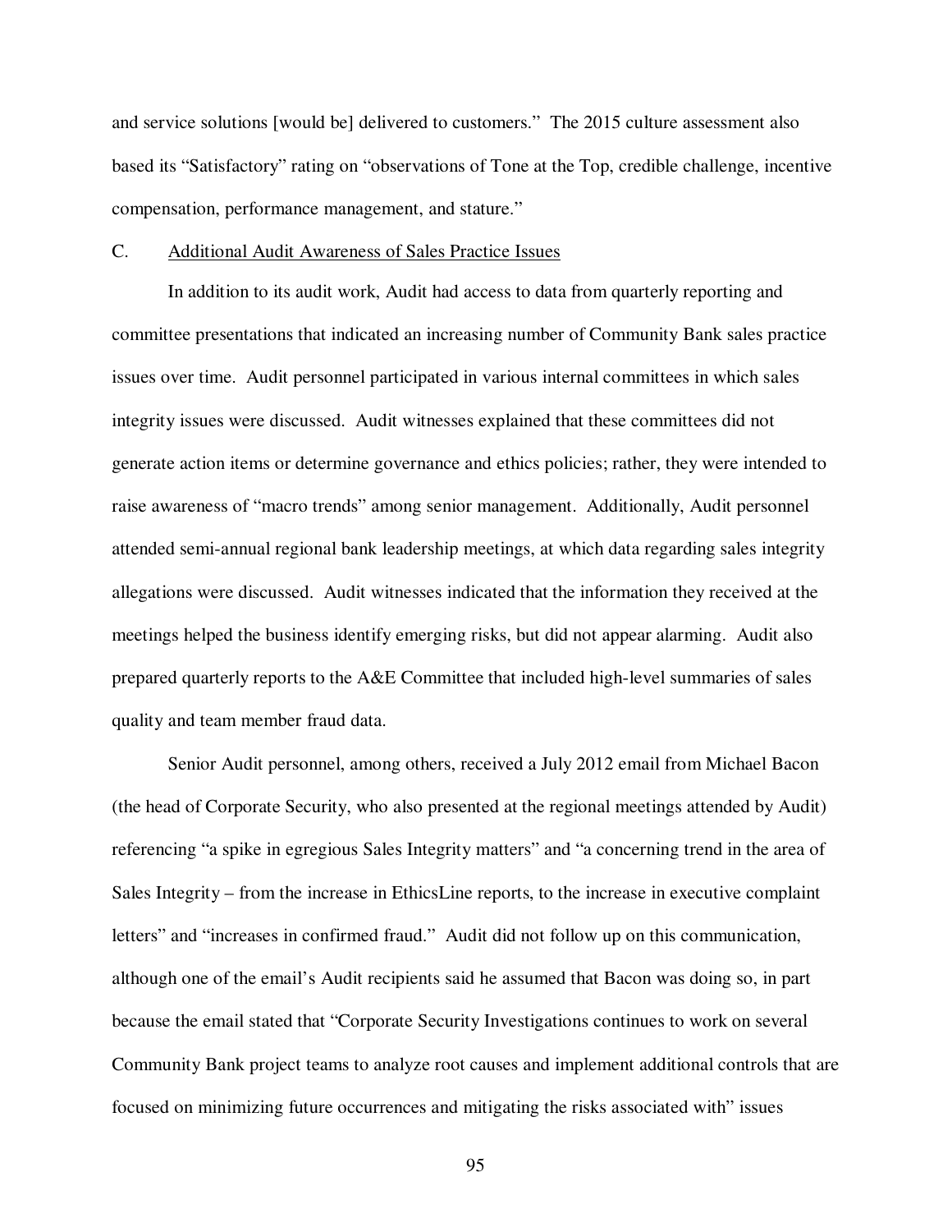and service solutions [would be] delivered to customers." The 2015 culture assessment also based its "Satisfactory" rating on "observations of Tone at the Top, credible challenge, incentive compensation, performance management, and stature."

### C. Additional Audit Awareness of Sales Practice Issues

In addition to its audit work, Audit had access to data from quarterly reporting and committee presentations that indicated an increasing number of Community Bank sales practice issues over time. Audit personnel participated in various internal committees in which sales integrity issues were discussed. Audit witnesses explained that these committees did not generate action items or determine governance and ethics policies; rather, they were intended to raise awareness of "macro trends" among senior management. Additionally, Audit personnel attended semi-annual regional bank leadership meetings, at which data regarding sales integrity allegations were discussed. Audit witnesses indicated that the information they received at the meetings helped the business identify emerging risks, but did not appear alarming. Audit also prepared quarterly reports to the A&E Committee that included high-level summaries of sales quality and team member fraud data.

Senior Audit personnel, among others, received a July 2012 email from Michael Bacon (the head of Corporate Security, who also presented at the regional meetings attended by Audit) referencing "a spike in egregious Sales Integrity matters" and "a concerning trend in the area of Sales Integrity – from the increase in EthicsLine reports, to the increase in executive complaint letters" and "increases in confirmed fraud." Audit did not follow up on this communication, although one of the email's Audit recipients said he assumed that Bacon was doing so, in part because the email stated that "Corporate Security Investigations continues to work on several Community Bank project teams to analyze root causes and implement additional controls that are focused on minimizing future occurrences and mitigating the risks associated with" issues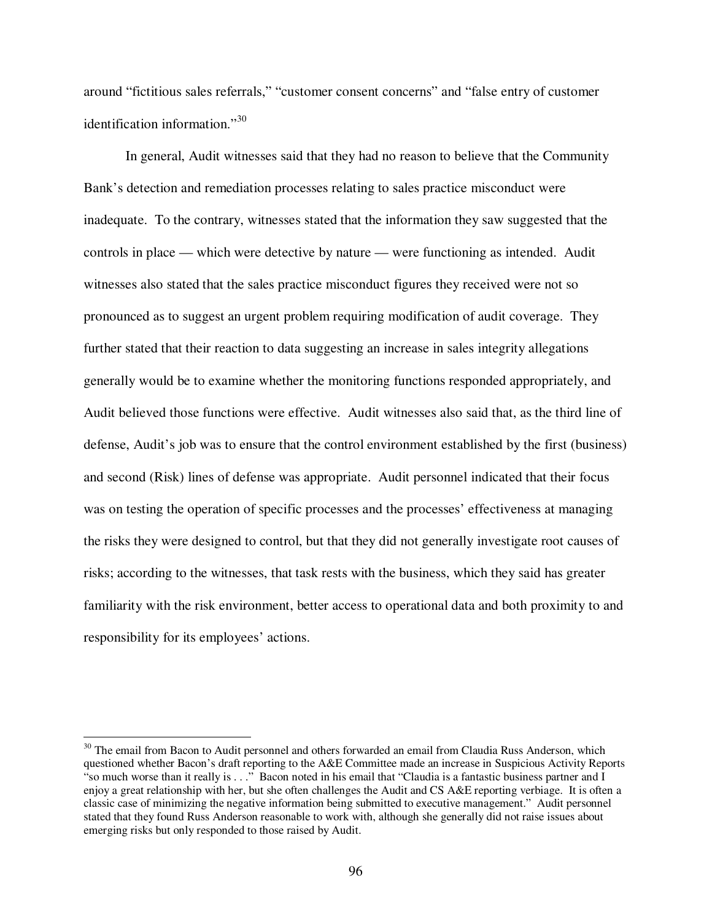around "fictitious sales referrals," "customer consent concerns" and "false entry of customer identification information."[30]

In general, Audit witnesses said that they had no reason to believe that the Community Bank's detection and remediation processes relating to sales practice misconduct were inadequate. To the contrary, witnesses stated that the information they saw suggested that the controls in place — which were detective by nature — were functioning as intended. Audit witnesses also stated that the sales practice misconduct figures they received were not so pronounced as to suggest an urgent problem requiring modification of audit coverage. They further stated that their reaction to data suggesting an increase in sales integrity allegations generally would be to examine whether the monitoring functions responded appropriately, and Audit believed those functions were effective. Audit witnesses also said that, as the third line of defense, Audit's job was to ensure that the control environment established by the first (business) and second (Risk) lines of defense was appropriate. Audit personnel indicated that their focus was on testing the operation of specific processes and the processes' effectiveness at managing the risks they were designed to control, but that they did not generally investigate root causes of risks; according to the witnesses, that task rests with the business, which they said has greater familiarity with the risk environment, better access to operational data and both proximity to and responsibility for its employees' actions.

---

[30] The email from Bacon to Audit personnel and others forwarded an email from Claudia Russ Anderson, which questioned whether Bacon's draft reporting to the A&E Committee made an increase in Suspicious Activity Reports "so much worse than it really is . . ." Bacon noted in his email that "Claudia is a fantastic business partner and I enjoy a great relationship with her, but she often challenges the Audit and CS A&E reporting verbiage. It is often a classic case of minimizing the negative information being submitted to executive management." Audit personnel stated that they found Russ Anderson reasonable to work with, although she generally did not raise issues about emerging risks but only responded to those raised by Audit.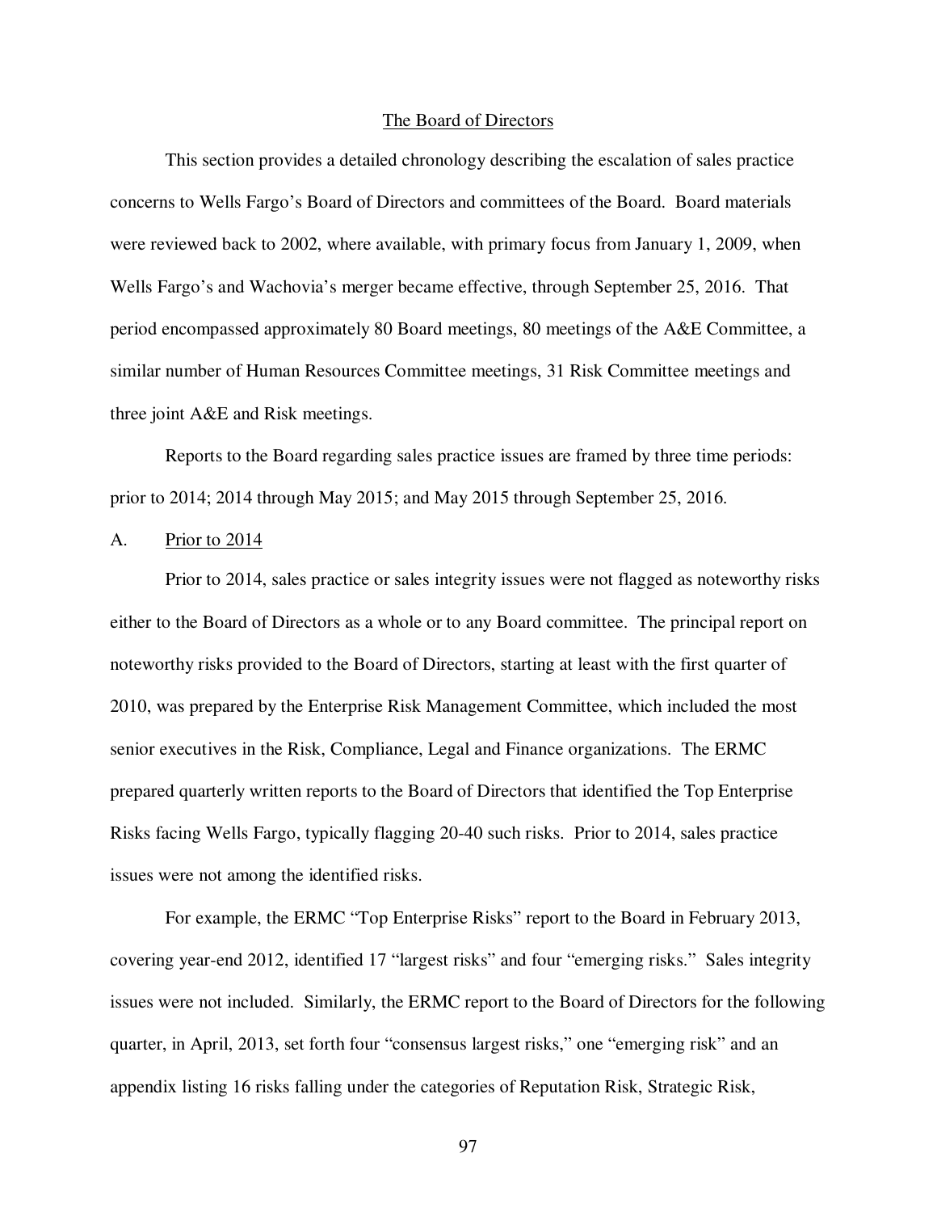## The Board of Directors

This section provides a detailed chronology describing the escalation of sales practice concerns to Wells Fargo's Board of Directors and committees of the Board. Board materials were reviewed back to 2002, where available, with primary focus from January 1, 2009, when Wells Fargo's and Wachovia's merger became effective, through September 25, 2016. That period encompassed approximately 80 Board meetings, 80 meetings of the A&E Committee, a similar number of Human Resources Committee meetings, 31 Risk Committee meetings and three joint A&E and Risk meetings.

Reports to the Board regarding sales practice issues are framed by three time periods: prior to 2014; 2014 through May 2015; and May 2015 through September 25, 2016.

### A. Prior to 2014

Prior to 2014, sales practice or sales integrity issues were not flagged as noteworthy risks either to the Board of Directors as a whole or to any Board committee. The principal report on noteworthy risks provided to the Board of Directors, starting at least with the first quarter of 2010, was prepared by the Enterprise Risk Management Committee, which included the most senior executives in the Risk, Compliance, Legal and Finance organizations. The ERMC prepared quarterly written reports to the Board of Directors that identified the Top Enterprise Risks facing Wells Fargo, typically flagging 20-40 such risks. Prior to 2014, sales practice issues were not among the identified risks.

For example, the ERMC "Top Enterprise Risks" report to the Board in February 2013, covering year-end 2012, identified 17 "largest risks" and four "emerging risks." Sales integrity issues were not included. Similarly, the ERMC report to the Board of Directors for the following quarter, in April, 2013, set forth four "consensus largest risks," one "emerging risk" and an appendix listing 16 risks falling under the categories of Reputation Risk, Strategic Risk,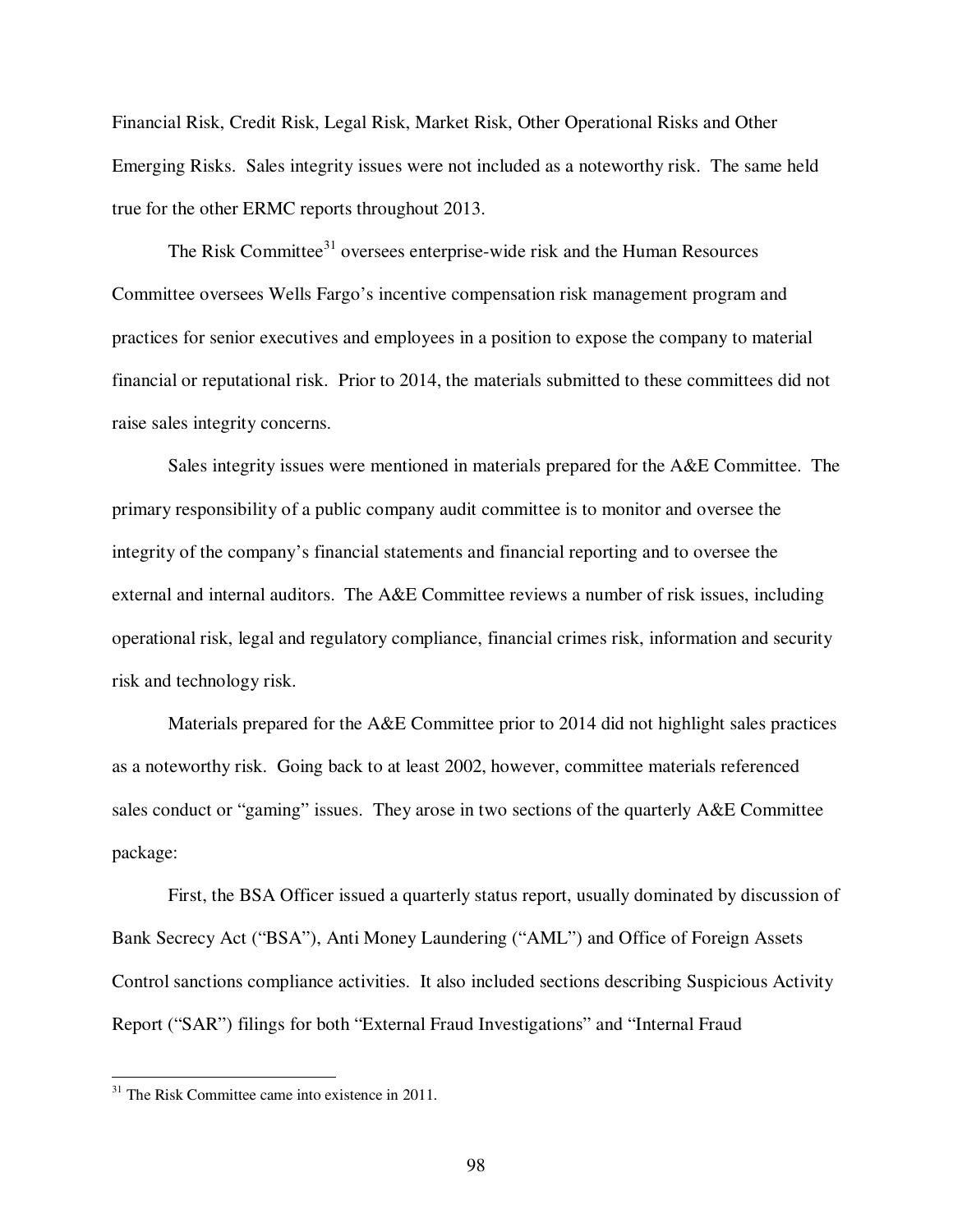Financial Risk, Credit Risk, Legal Risk, Market Risk, Other Operational Risks and Other Emerging Risks. Sales integrity issues were not included as a noteworthy risk. The same held true for the other ERMC reports throughout 2013.

The Risk Committee[31] oversees enterprise-wide risk and the Human Resources Committee oversees Wells Fargo's incentive compensation risk management program and practices for senior executives and employees in a position to expose the company to material financial or reputational risk. Prior to 2014, the materials submitted to these committees did not raise sales integrity concerns.

Sales integrity issues were mentioned in materials prepared for the A&E Committee. The primary responsibility of a public company audit committee is to monitor and oversee the integrity of the company's financial statements and financial reporting and to oversee the external and internal auditors. The A&E Committee reviews a number of risk issues, including operational risk, legal and regulatory compliance, financial crimes risk, information and security risk and technology risk.

Materials prepared for the A&E Committee prior to 2014 did not highlight sales practices as a noteworthy risk. Going back to at least 2002, however, committee materials referenced sales conduct or "gaming" issues. They arose in two sections of the quarterly A&E Committee package:

First, the BSA Officer issued a quarterly status report, usually dominated by discussion of Bank Secrecy Act ("BSA"), Anti Money Laundering ("AML") and Office of Foreign Assets Control sanctions compliance activities. It also included sections describing Suspicious Activity Report ("SAR") filings for both "External Fraud Investigations" and "Internal Fraud

---

[31] The Risk Committee came into existence in 2011.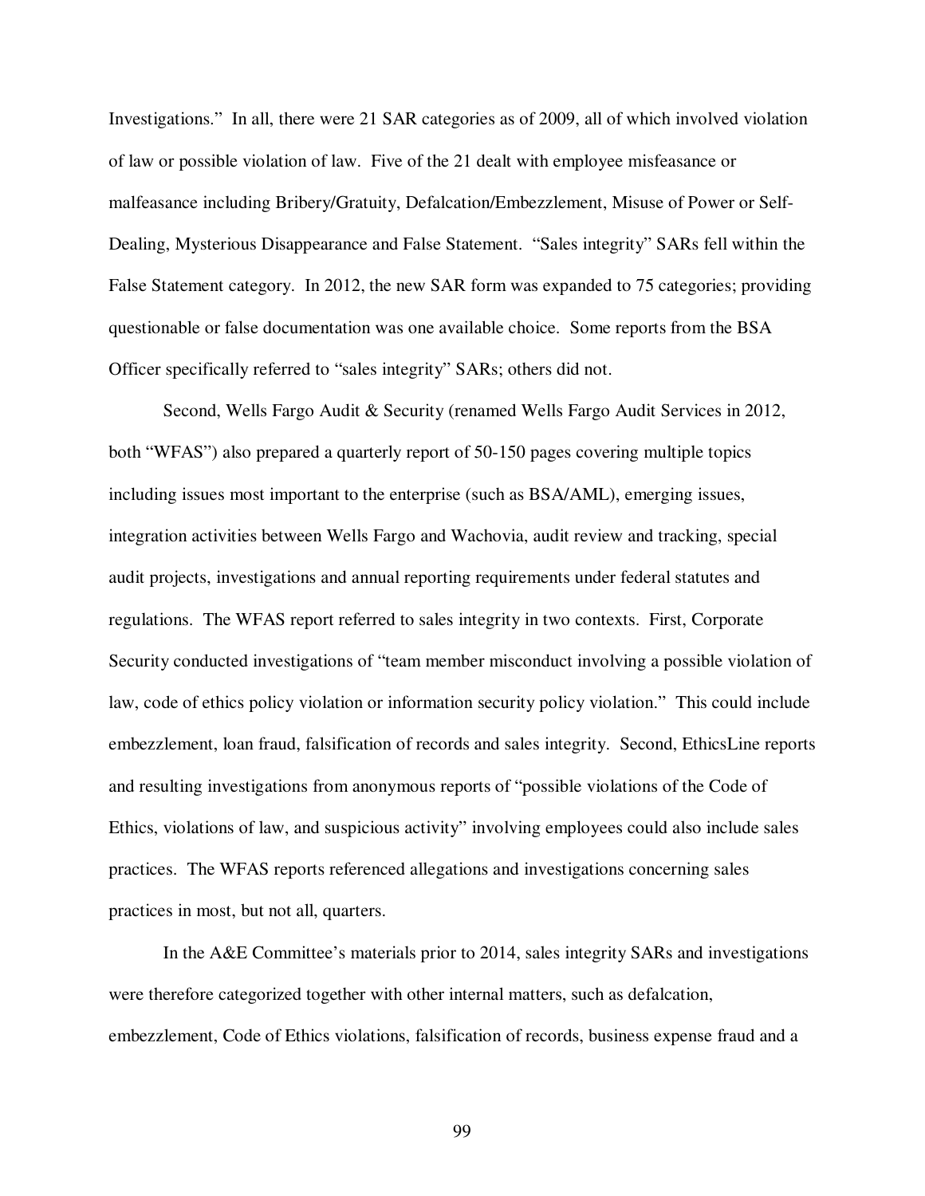Investigations." In all, there were 21 SAR categories as of 2009, all of which involved violation of law or possible violation of law. Five of the 21 dealt with employee misfeasance or malfeasance including Bribery/Gratuity, Defalcation/Embezzlement, Misuse of Power or Self-Dealing, Mysterious Disappearance and False Statement. "Sales integrity" SARs fell within the False Statement category. In 2012, the new SAR form was expanded to 75 categories; providing questionable or false documentation was one available choice. Some reports from the BSA Officer specifically referred to "sales integrity" SARs; others did not.

Second, Wells Fargo Audit & Security (renamed Wells Fargo Audit Services in 2012, both "WFAS") also prepared a quarterly report of 50-150 pages covering multiple topics including issues most important to the enterprise (such as BSA/AML), emerging issues, integration activities between Wells Fargo and Wachovia, audit review and tracking, special audit projects, investigations and annual reporting requirements under federal statutes and regulations. The WFAS report referred to sales integrity in two contexts. First, Corporate Security conducted investigations of "team member misconduct involving a possible violation of law, code of ethics policy violation or information security policy violation." This could include embezzlement, loan fraud, falsification of records and sales integrity. Second, EthicsLine reports and resulting investigations from anonymous reports of "possible violations of the Code of Ethics, violations of law, and suspicious activity" involving employees could also include sales practices. The WFAS reports referenced allegations and investigations concerning sales practices in most, but not all, quarters.

In the A&E Committee's materials prior to 2014, sales integrity SARs and investigations were therefore categorized together with other internal matters, such as defalcation, embezzlement, Code of Ethics violations, falsification of records, business expense fraud and a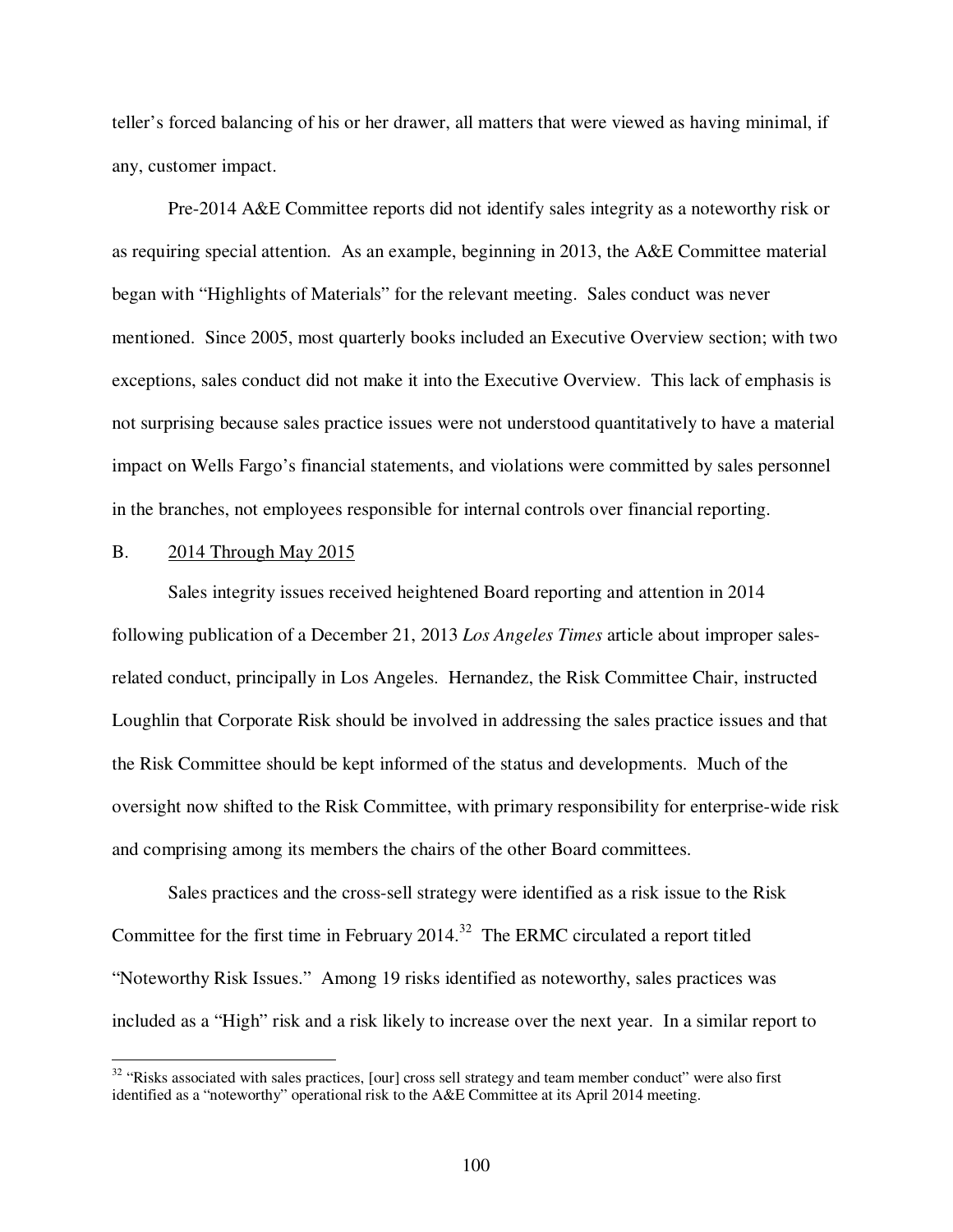teller's forced balancing of his or her drawer, all matters that were viewed as having minimal, if any, customer impact.

Pre-2014 A&E Committee reports did not identify sales integrity as a noteworthy risk or as requiring special attention. As an example, beginning in 2013, the A&E Committee material began with "Highlights of Materials" for the relevant meeting. Sales conduct was never mentioned. Since 2005, most quarterly books included an Executive Overview section; with two exceptions, sales conduct did not make it into the Executive Overview. This lack of emphasis is not surprising because sales practice issues were not understood quantitatively to have a material impact on Wells Fargo's financial statements, and violations were committed by sales personnel in the branches, not employees responsible for internal controls over financial reporting.

B. 2014 Through May 2015

Sales integrity issues received heightened Board reporting and attention in 2014 following publication of a December 21, 2013 *Los Angeles Times* article about improper sales-related conduct, principally in Los Angeles. Hernandez, the Risk Committee Chair, instructed Loughlin that Corporate Risk should be involved in addressing the sales practice issues and that the Risk Committee should be kept informed of the status and developments. Much of the oversight now shifted to the Risk Committee, with primary responsibility for enterprise-wide risk and comprising among its members the chairs of the other Board committees.

Sales practices and the cross-sell strategy were identified as a risk issue to the Risk Committee for the first time in February 2014.[32] The ERMC circulated a report titled "Noteworthy Risk Issues." Among 19 risks identified as noteworthy, sales practices was included as a "High" risk and a risk likely to increase over the next year. In a similar report to

---

[32] "Risks associated with sales practices, [our] cross sell strategy and team member conduct" were also first identified as a "noteworthy" operational risk to the A&E Committee at its April 2014 meeting.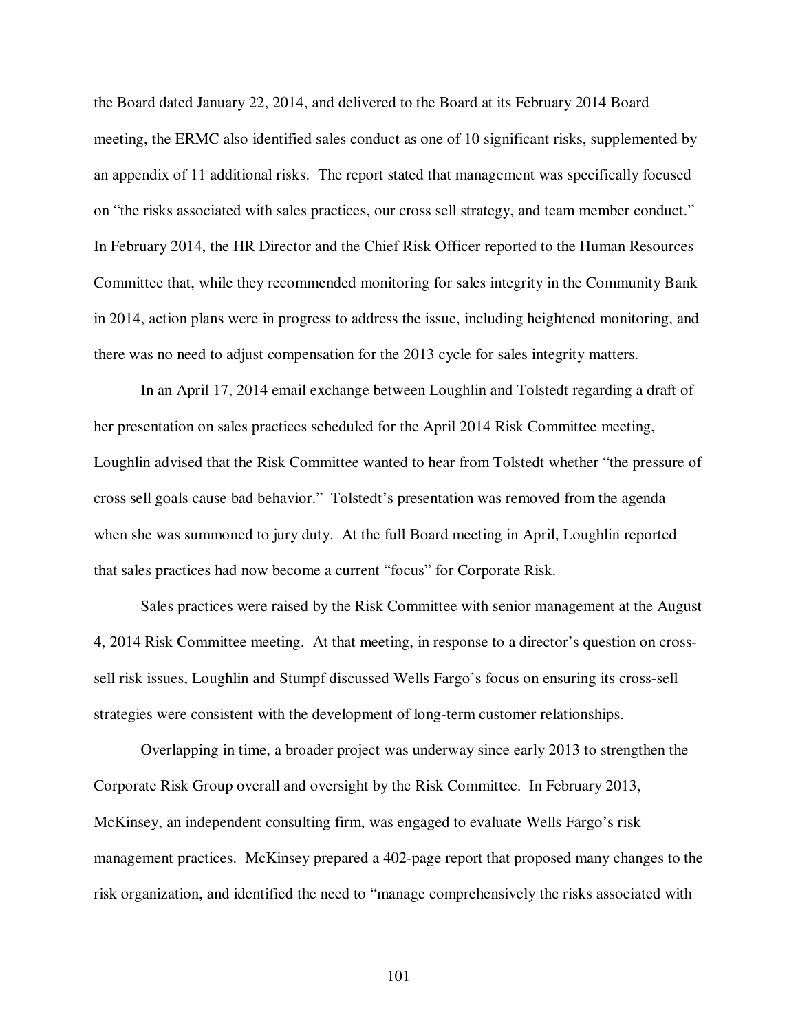the Board dated January 22, 2014, and delivered to the Board at its February 2014 Board meeting, the ERMC also identified sales conduct as one of 10 significant risks, supplemented by an appendix of 11 additional risks. The report stated that management was specifically focused on "the risks associated with sales practices, our cross sell strategy, and team member conduct." In February 2014, the HR Director and the Chief Risk Officer reported to the Human Resources Committee that, while they recommended monitoring for sales integrity in the Community Bank in 2014, action plans were in progress to address the issue, including heightened monitoring, and there was no need to adjust compensation for the 2013 cycle for sales integrity matters.

In an April 17, 2014 email exchange between Loughlin and Tolstedt regarding a draft of her presentation on sales practices scheduled for the April 2014 Risk Committee meeting, Loughlin advised that the Risk Committee wanted to hear from Tolstedt whether "the pressure of cross sell goals cause bad behavior." Tolstedt's presentation was removed from the agenda when she was summoned to jury duty. At the full Board meeting in April, Loughlin reported that sales practices had now become a current "focus" for Corporate Risk.

Sales practices were raised by the Risk Committee with senior management at the August 4, 2014 Risk Committee meeting. At that meeting, in response to a director's question on cross-sell risk issues, Loughlin and Stumpf discussed Wells Fargo's focus on ensuring its cross-sell strategies were consistent with the development of long-term customer relationships.

Overlapping in time, a broader project was underway since early 2013 to strengthen the Corporate Risk Group overall and oversight by the Risk Committee. In February 2013, McKinsey, an independent consulting firm, was engaged to evaluate Wells Fargo's risk management practices. McKinsey prepared a 402-page report that proposed many changes to the risk organization, and identified the need to "manage comprehensively the risks associated with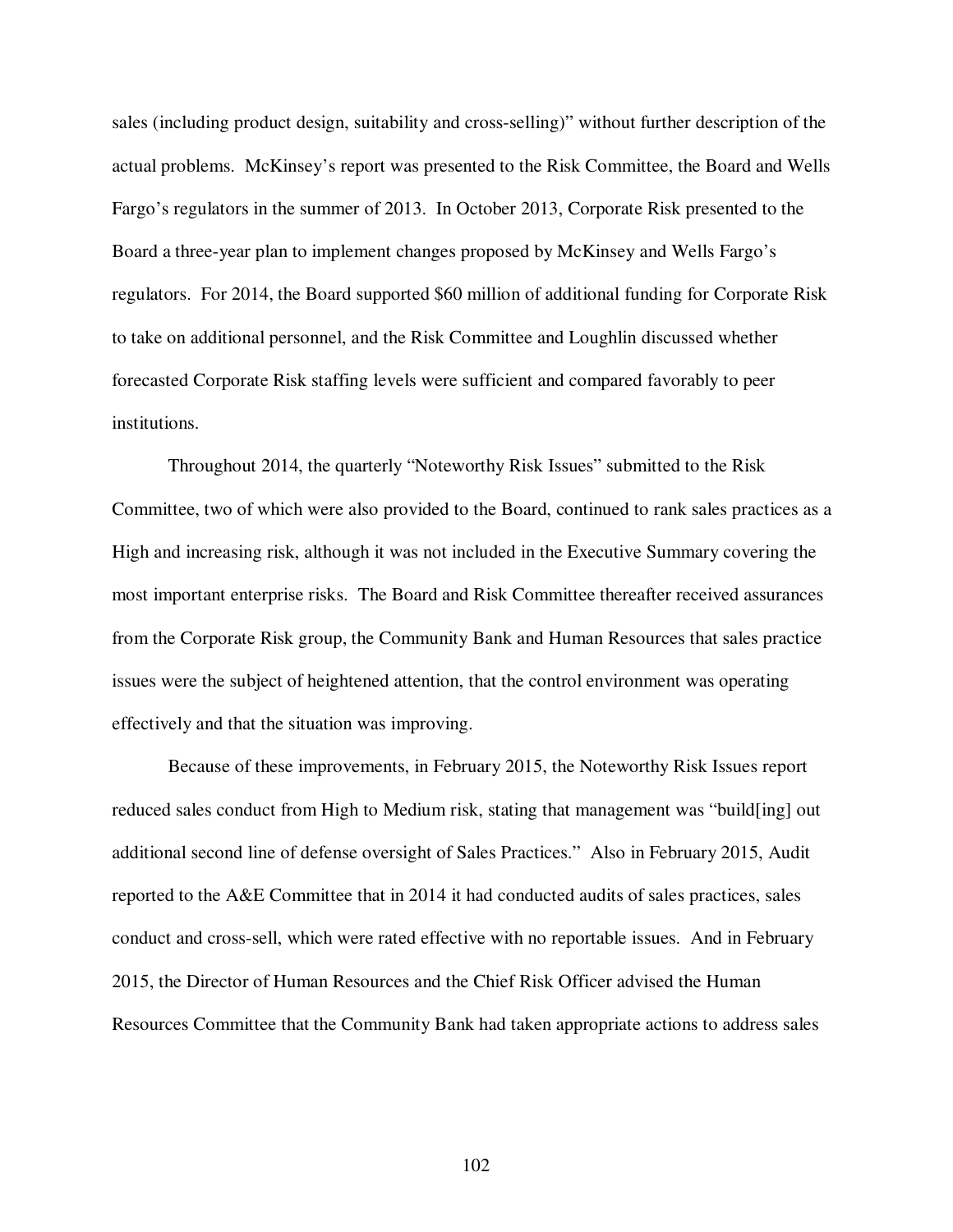sales (including product design, suitability and cross-selling)" without further description of the actual problems. McKinsey's report was presented to the Risk Committee, the Board and Wells Fargo's regulators in the summer of 2013. In October 2013, Corporate Risk presented to the Board a three-year plan to implement changes proposed by McKinsey and Wells Fargo's regulators. For 2014, the Board supported $60 million of additional funding for Corporate Risk to take on additional personnel, and the Risk Committee and Loughlin discussed whether forecasted Corporate Risk staffing levels were sufficient and compared favorably to peer institutions.

Throughout 2014, the quarterly "Noteworthy Risk Issues" submitted to the Risk Committee, two of which were also provided to the Board, continued to rank sales practices as a High and increasing risk, although it was not included in the Executive Summary covering the most important enterprise risks. The Board and Risk Committee thereafter received assurances from the Corporate Risk group, the Community Bank and Human Resources that sales practice issues were the subject of heightened attention, that the control environment was operating effectively and that the situation was improving.

Because of these improvements, in February 2015, the Noteworthy Risk Issues report reduced sales conduct from High to Medium risk, stating that management was "build[ing] out additional second line of defense oversight of Sales Practices." Also in February 2015, Audit reported to the A&E Committee that in 2014 it had conducted audits of sales practices, sales conduct and cross-sell, which were rated effective with no reportable issues. And in February 2015, the Director of Human Resources and the Chief Risk Officer advised the Human Resources Committee that the Community Bank had taken appropriate actions to address sales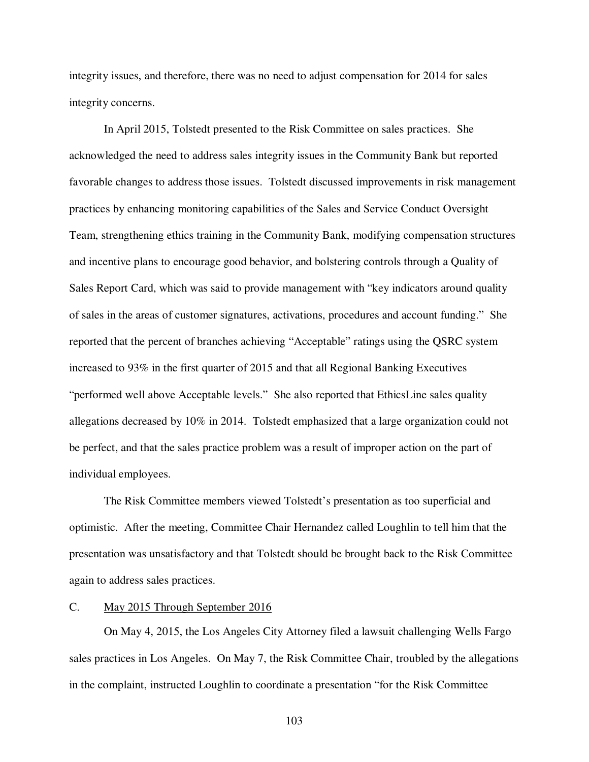integrity issues, and therefore, there was no need to adjust compensation for 2014 for sales integrity concerns.

In April 2015, Tolstedt presented to the Risk Committee on sales practices. She acknowledged the need to address sales integrity issues in the Community Bank but reported favorable changes to address those issues. Tolstedt discussed improvements in risk management practices by enhancing monitoring capabilities of the Sales and Service Conduct Oversight Team, strengthening ethics training in the Community Bank, modifying compensation structures and incentive plans to encourage good behavior, and bolstering controls through a Quality of Sales Report Card, which was said to provide management with "key indicators around quality of sales in the areas of customer signatures, activations, procedures and account funding." She reported that the percent of branches achieving "Acceptable" ratings using the QSRC system increased to 93% in the first quarter of 2015 and that all Regional Banking Executives "performed well above Acceptable levels." She also reported that EthicsLine sales quality allegations decreased by 10% in 2014. Tolstedt emphasized that a large organization could not be perfect, and that the sales practice problem was a result of improper action on the part of individual employees.

The Risk Committee members viewed Tolstedt's presentation as too superficial and optimistic. After the meeting, Committee Chair Hernandez called Loughlin to tell him that the presentation was unsatisfactory and that Tolstedt should be brought back to the Risk Committee again to address sales practices.

## C. May 2015 Through September 2016

On May 4, 2015, the Los Angeles City Attorney filed a lawsuit challenging Wells Fargo sales practices in Los Angeles. On May 7, the Risk Committee Chair, troubled by the allegations in the complaint, instructed Loughlin to coordinate a presentation "for the Risk Committee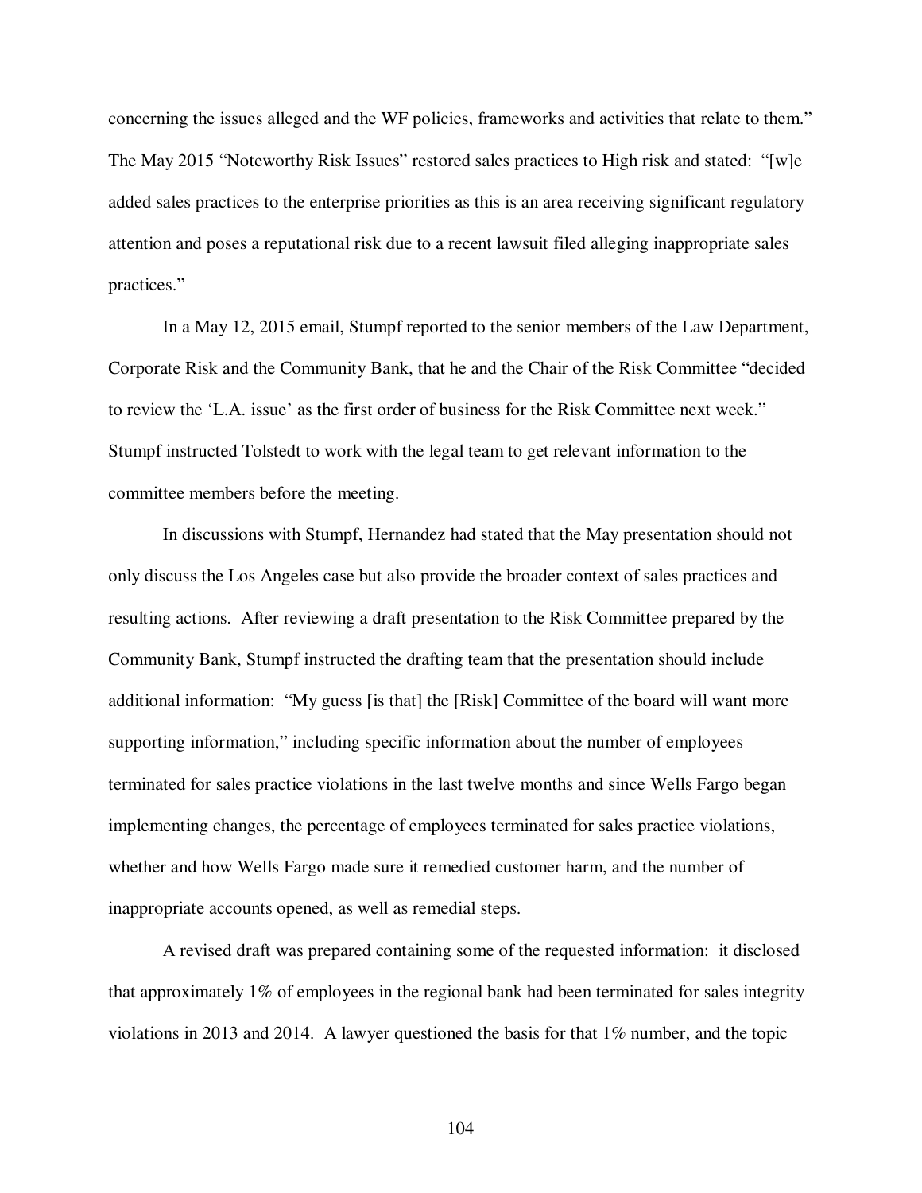concerning the issues alleged and the WF policies, frameworks and activities that relate to them." The May 2015 "Noteworthy Risk Issues" restored sales practices to High risk and stated: "[w]e added sales practices to the enterprise priorities as this is an area receiving significant regulatory attention and poses a reputational risk due to a recent lawsuit filed alleging inappropriate sales practices."

In a May 12, 2015 email, Stumpf reported to the senior members of the Law Department, Corporate Risk and the Community Bank, that he and the Chair of the Risk Committee "decided to review the 'L.A. issue' as the first order of business for the Risk Committee next week." Stumpf instructed Tolstedt to work with the legal team to get relevant information to the committee members before the meeting.

In discussions with Stumpf, Hernandez had stated that the May presentation should not only discuss the Los Angeles case but also provide the broader context of sales practices and resulting actions. After reviewing a draft presentation to the Risk Committee prepared by the Community Bank, Stumpf instructed the drafting team that the presentation should include additional information: "My guess [is that] the [Risk] Committee of the board will want more supporting information," including specific information about the number of employees terminated for sales practice violations in the last twelve months and since Wells Fargo began implementing changes, the percentage of employees terminated for sales practice violations, whether and how Wells Fargo made sure it remedied customer harm, and the number of inappropriate accounts opened, as well as remedial steps.

A revised draft was prepared containing some of the requested information: it disclosed that approximately 1% of employees in the regional bank had been terminated for sales integrity violations in 2013 and 2014. A lawyer questioned the basis for that 1% number, and the topic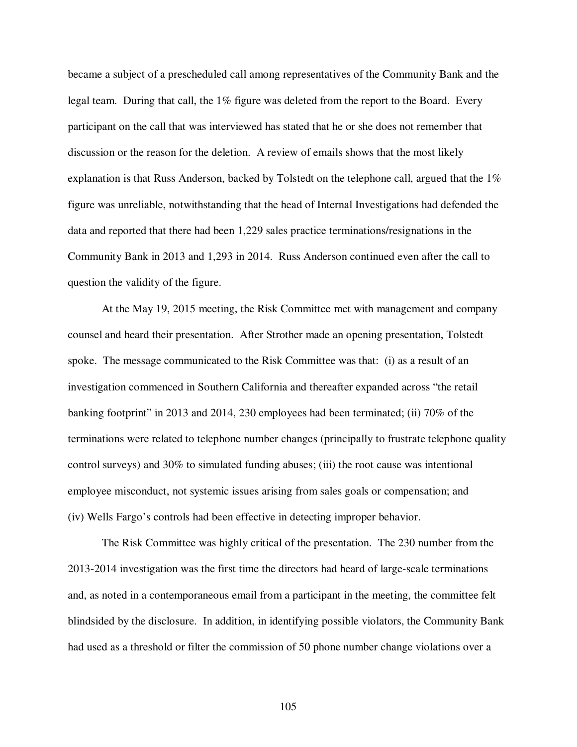became a subject of a prescheduled call among representatives of the Community Bank and the legal team. During that call, the 1% figure was deleted from the report to the Board. Every participant on the call that was interviewed has stated that he or she does not remember that discussion or the reason for the deletion. A review of emails shows that the most likely explanation is that Russ Anderson, backed by Tolstedt on the telephone call, argued that the 1% figure was unreliable, notwithstanding that the head of Internal Investigations had defended the data and reported that there had been 1,229 sales practice terminations/resignations in the Community Bank in 2013 and 1,293 in 2014. Russ Anderson continued even after the call to question the validity of the figure.

At the May 19, 2015 meeting, the Risk Committee met with management and company counsel and heard their presentation. After Strother made an opening presentation, Tolstedt spoke. The message communicated to the Risk Committee was that: (i) as a result of an investigation commenced in Southern California and thereafter expanded across "the retail banking footprint" in 2013 and 2014, 230 employees had been terminated; (ii) 70% of the terminations were related to telephone number changes (principally to frustrate telephone quality control surveys) and 30% to simulated funding abuses; (iii) the root cause was intentional employee misconduct, not systemic issues arising from sales goals or compensation; and (iv) Wells Fargo's controls had been effective in detecting improper behavior.

The Risk Committee was highly critical of the presentation. The 230 number from the 2013-2014 investigation was the first time the directors had heard of large-scale terminations and, as noted in a contemporaneous email from a participant in the meeting, the committee felt blindsided by the disclosure. In addition, in identifying possible violators, the Community Bank had used as a threshold or filter the commission of 50 phone number change violations over a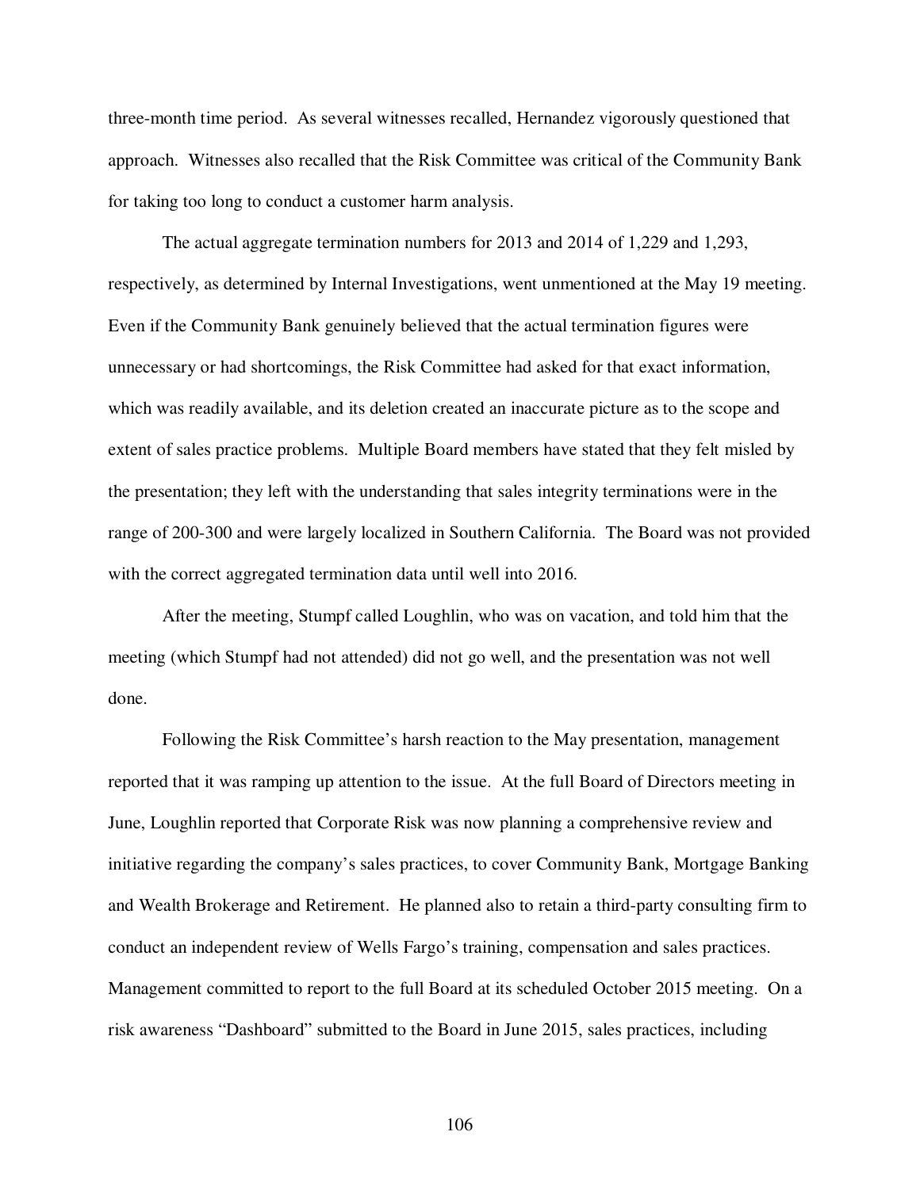three-month time period. As several witnesses recalled, Hernandez vigorously questioned that approach. Witnesses also recalled that the Risk Committee was critical of the Community Bank for taking too long to conduct a customer harm analysis.

The actual aggregate termination numbers for 2013 and 2014 of 1,229 and 1,293, respectively, as determined by Internal Investigations, went unmentioned at the May 19 meeting. Even if the Community Bank genuinely believed that the actual termination figures were unnecessary or had shortcomings, the Risk Committee had asked for that exact information, which was readily available, and its deletion created an inaccurate picture as to the scope and extent of sales practice problems. Multiple Board members have stated that they felt misled by the presentation; they left with the understanding that sales integrity terminations were in the range of 200-300 and were largely localized in Southern California. The Board was not provided with the correct aggregated termination data until well into 2016.

After the meeting, Stumpf called Loughlin, who was on vacation, and told him that the meeting (which Stumpf had not attended) did not go well, and the presentation was not well done.

Following the Risk Committee's harsh reaction to the May presentation, management reported that it was ramping up attention to the issue. At the full Board of Directors meeting in June, Loughlin reported that Corporate Risk was now planning a comprehensive review and initiative regarding the company's sales practices, to cover Community Bank, Mortgage Banking and Wealth Brokerage and Retirement. He planned also to retain a third-party consulting firm to conduct an independent review of Wells Fargo's training, compensation and sales practices. Management committed to report to the full Board at its scheduled October 2015 meeting. On a risk awareness "Dashboard" submitted to the Board in June 2015, sales practices, including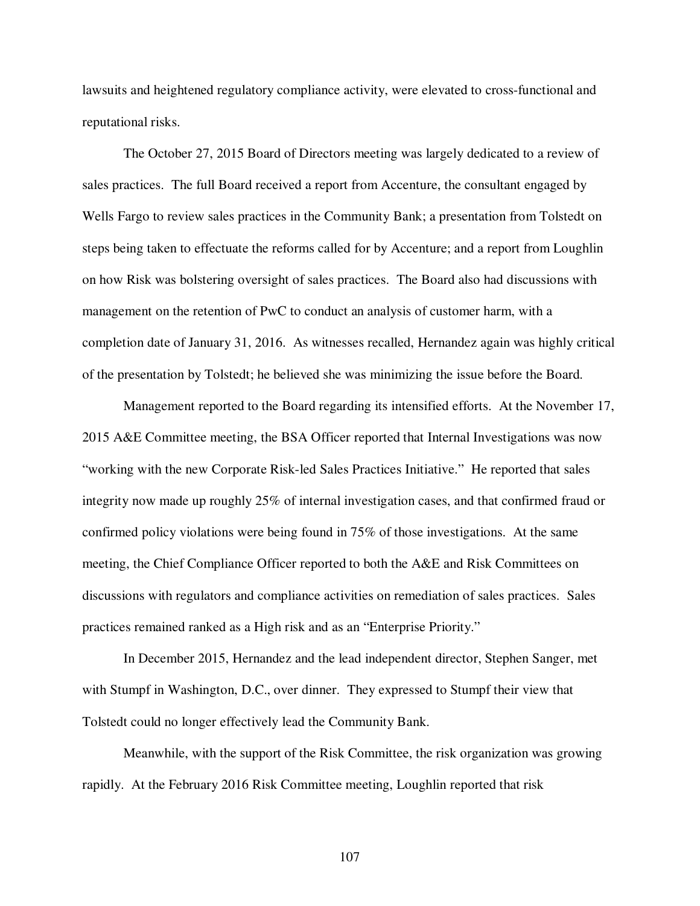lawsuits and heightened regulatory compliance activity, were elevated to cross-functional and reputational risks.

The October 27, 2015 Board of Directors meeting was largely dedicated to a review of sales practices. The full Board received a report from Accenture, the consultant engaged by Wells Fargo to review sales practices in the Community Bank; a presentation from Tolstedt on steps being taken to effectuate the reforms called for by Accenture; and a report from Loughlin on how Risk was bolstering oversight of sales practices. The Board also had discussions with management on the retention of PwC to conduct an analysis of customer harm, with a completion date of January 31, 2016. As witnesses recalled, Hernandez again was highly critical of the presentation by Tolstedt; he believed she was minimizing the issue before the Board.

Management reported to the Board regarding its intensified efforts. At the November 17, 2015 A&E Committee meeting, the BSA Officer reported that Internal Investigations was now "working with the new Corporate Risk-led Sales Practices Initiative." He reported that sales integrity now made up roughly 25% of internal investigation cases, and that confirmed fraud or confirmed policy violations were being found in 75% of those investigations. At the same meeting, the Chief Compliance Officer reported to both the A&E and Risk Committees on discussions with regulators and compliance activities on remediation of sales practices. Sales practices remained ranked as a High risk and as an "Enterprise Priority."

In December 2015, Hernandez and the lead independent director, Stephen Sanger, met with Stumpf in Washington, D.C., over dinner. They expressed to Stumpf their view that Tolstedt could no longer effectively lead the Community Bank.

Meanwhile, with the support of the Risk Committee, the risk organization was growing rapidly. At the February 2016 Risk Committee meeting, Loughlin reported that risk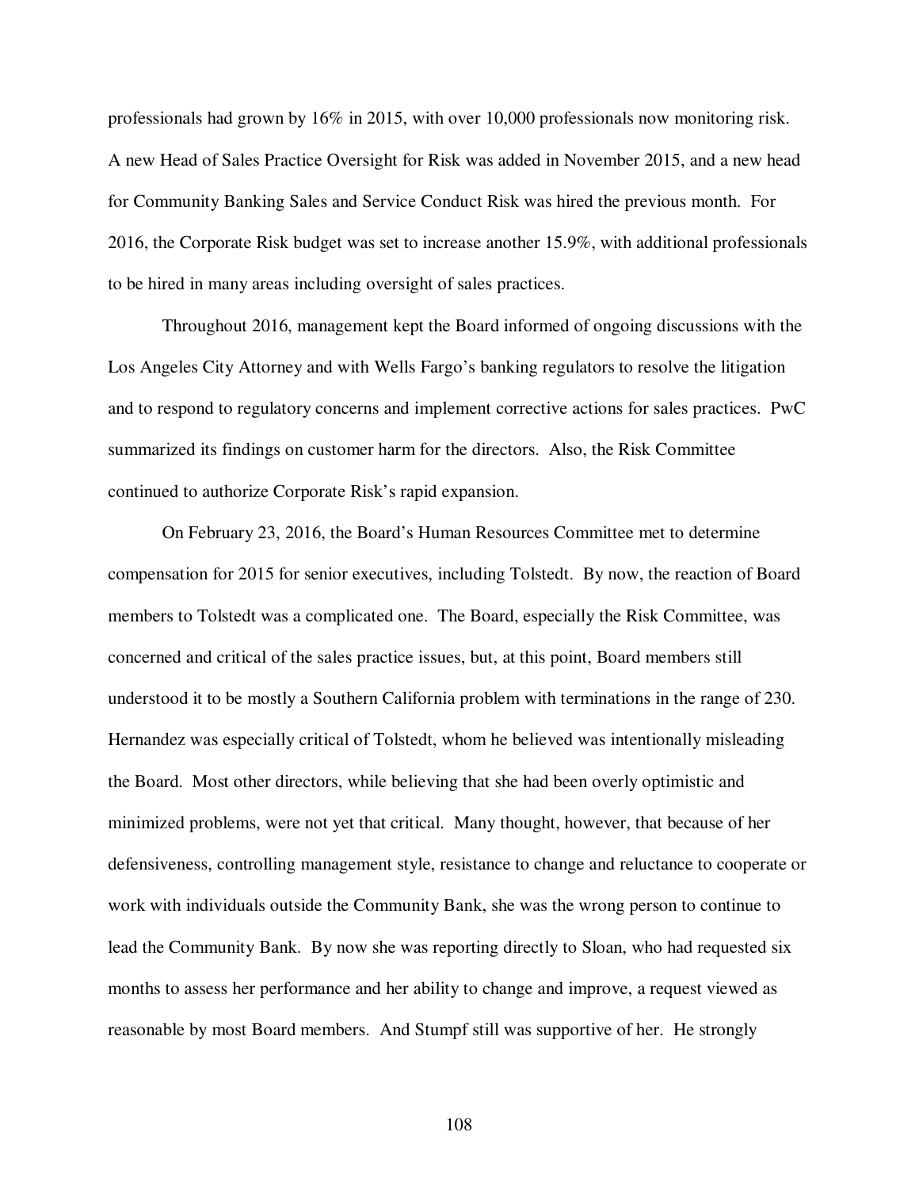professionals had grown by 16% in 2015, with over 10,000 professionals now monitoring risk. A new Head of Sales Practice Oversight for Risk was added in November 2015, and a new head for Community Banking Sales and Service Conduct Risk was hired the previous month. For 2016, the Corporate Risk budget was set to increase another 15.9%, with additional professionals to be hired in many areas including oversight of sales practices.

Throughout 2016, management kept the Board informed of ongoing discussions with the Los Angeles City Attorney and with Wells Fargo's banking regulators to resolve the litigation and to respond to regulatory concerns and implement corrective actions for sales practices. PwC summarized its findings on customer harm for the directors. Also, the Risk Committee continued to authorize Corporate Risk's rapid expansion.

On February 23, 2016, the Board's Human Resources Committee met to determine compensation for 2015 for senior executives, including Tolstedt. By now, the reaction of Board members to Tolstedt was a complicated one. The Board, especially the Risk Committee, was concerned and critical of the sales practice issues, but, at this point, Board members still understood it to be mostly a Southern California problem with terminations in the range of 230. Hernandez was especially critical of Tolstedt, whom he believed was intentionally misleading the Board. Most other directors, while believing that she had been overly optimistic and minimized problems, were not yet that critical. Many thought, however, that because of her defensiveness, controlling management style, resistance to change and reluctance to cooperate or work with individuals outside the Community Bank, she was the wrong person to continue to lead the Community Bank. By now she was reporting directly to Sloan, who had requested six months to assess her performance and her ability to change and improve, a request viewed as reasonable by most Board members. And Stumpf still was supportive of her. He strongly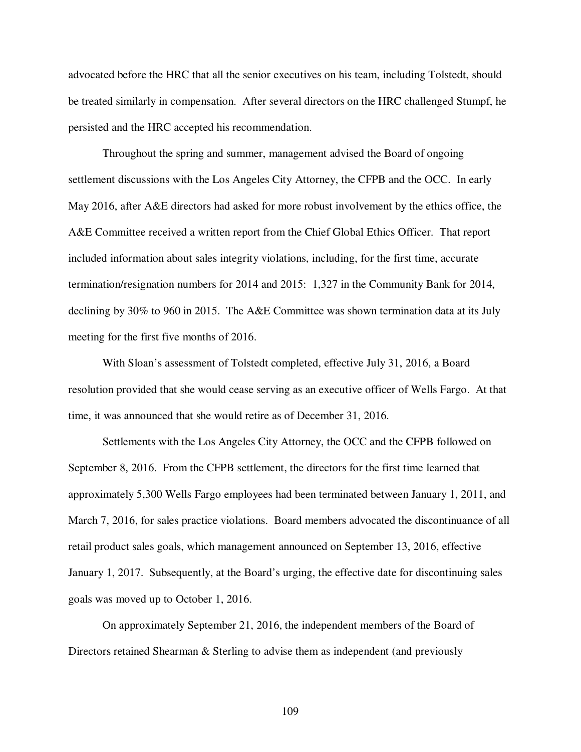advocated before the HRC that all the senior executives on his team, including Tolstedt, should be treated similarly in compensation. After several directors on the HRC challenged Stumpf, he persisted and the HRC accepted his recommendation.

Throughout the spring and summer, management advised the Board of ongoing settlement discussions with the Los Angeles City Attorney, the CFPB and the OCC. In early May 2016, after A&E directors had asked for more robust involvement by the ethics office, the A&E Committee received a written report from the Chief Global Ethics Officer. That report included information about sales integrity violations, including, for the first time, accurate termination/resignation numbers for 2014 and 2015: 1,327 in the Community Bank for 2014, declining by 30% to 960 in 2015. The A&E Committee was shown termination data at its July meeting for the first five months of 2016.

With Sloan's assessment of Tolstedt completed, effective July 31, 2016, a Board resolution provided that she would cease serving as an executive officer of Wells Fargo. At that time, it was announced that she would retire as of December 31, 2016.

Settlements with the Los Angeles City Attorney, the OCC and the CFPB followed on September 8, 2016. From the CFPB settlement, the directors for the first time learned that approximately 5,300 Wells Fargo employees had been terminated between January 1, 2011, and March 7, 2016, for sales practice violations. Board members advocated the discontinuance of all retail product sales goals, which management announced on September 13, 2016, effective January 1, 2017. Subsequently, at the Board's urging, the effective date for discontinuing sales goals was moved up to October 1, 2016.

On approximately September 21, 2016, the independent members of the Board of Directors retained Shearman & Sterling to advise them as independent (and previously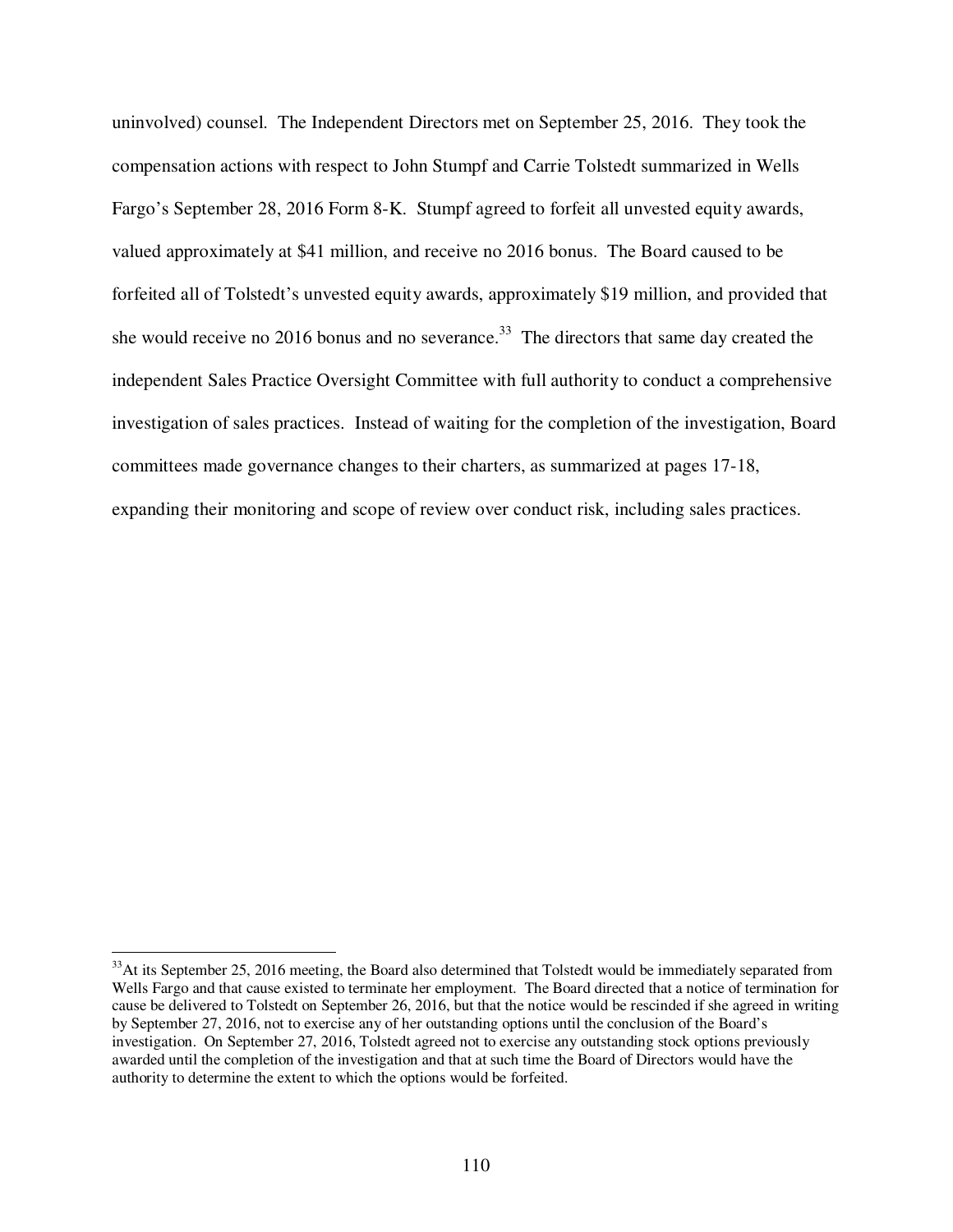uninvolved) counsel. The Independent Directors met on September 25, 2016. They took the compensation actions with respect to John Stumpf and Carrie Tolstedt summarized in Wells Fargo's September 28, 2016 Form 8-K. Stumpf agreed to forfeit all unvested equity awards, valued approximately at $41 million, and receive no 2016 bonus. The Board caused to be forfeited all of Tolstedt's unvested equity awards, approximately $19 million, and provided that she would receive no 2016 bonus and no severance.[33] The directors that same day created the independent Sales Practice Oversight Committee with full authority to conduct a comprehensive investigation of sales practices. Instead of waiting for the completion of the investigation, Board committees made governance changes to their charters, as summarized at pages 17-18, expanding their monitoring and scope of review over conduct risk, including sales practices.

---

[33] At its September 25, 2016 meeting, the Board also determined that Tolstedt would be immediately separated from Wells Fargo and that cause existed to terminate her employment. The Board directed that a notice of termination for cause be delivered to Tolstedt on September 26, 2016, but that the notice would be rescinded if she agreed in writing by September 27, 2016, not to exercise any of her outstanding options until the conclusion of the Board's investigation. On September 27, 2016, Tolstedt agreed not to exercise any outstanding stock options previously awarded until the completion of the investigation and that at such time the Board of Directors would have the authority to determine the extent to which the options would be forfeited.